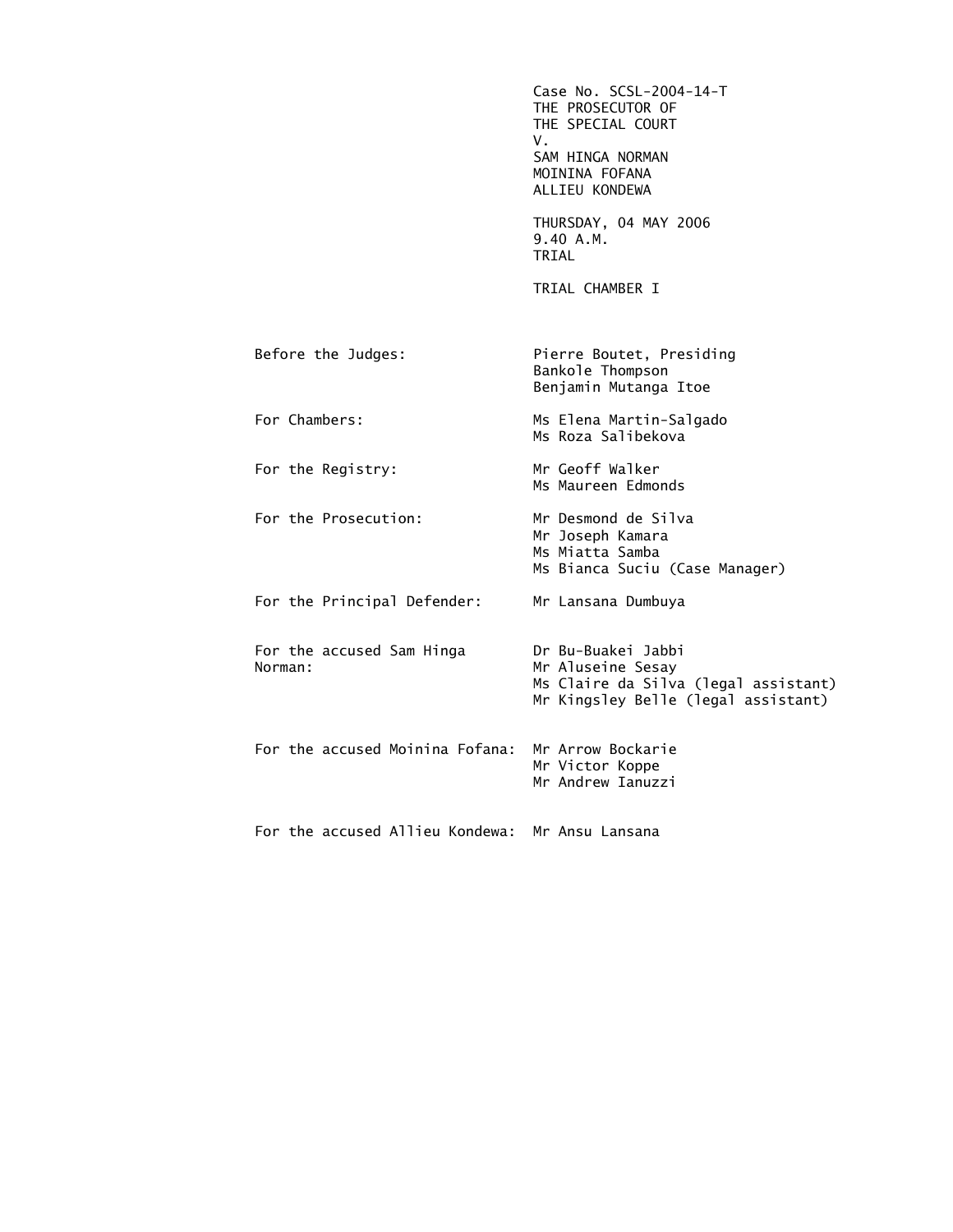Case No. SCSL-2004-14-T
THE PROSECUTOR OF
THE SPECIAL COURT
V.
SAM HINGA NORMAN
MOININA FOFANA
ALLIEU KONDEWA

THURSDAY, 04 MAY 2006
9.40 A.M.
TRIAL

TRIAL CHAMBER I

| | |
|---|---|
| Before the Judges: | Pierre Boutet, Presiding<br>Bankole Thompson<br>Benjamin Mutanga Itoe |
| For Chambers: | Ms Elena Martin-Salgado<br>Ms Roza Salibekova |
| For the Registry: | Mr Geoff Walker<br>Ms Maureen Edmonds |
| For the Prosecution: | Mr Desmond de Silva<br>Mr Joseph Kamara<br>Ms Miatta Samba<br>Ms Bianca Suciu (Case Manager) |
| For the Principal Defender: | Mr Lansana Dumbuya |
| For the accused Sam Hinga Norman: | Dr Bu-Buakei Jabbi<br>Mr Aluseine Sesay<br>Ms Claire da Silva (legal assistant)<br>Mr Kingsley Belle (legal assistant) |
| For the accused Moinina Fofana: | Mr Arrow Bockarie<br>Mr Victor Koppe<br>Mr Andrew Ianuzzi |
| For the accused Allieu Kondewa: | Mr Ansu Lansana |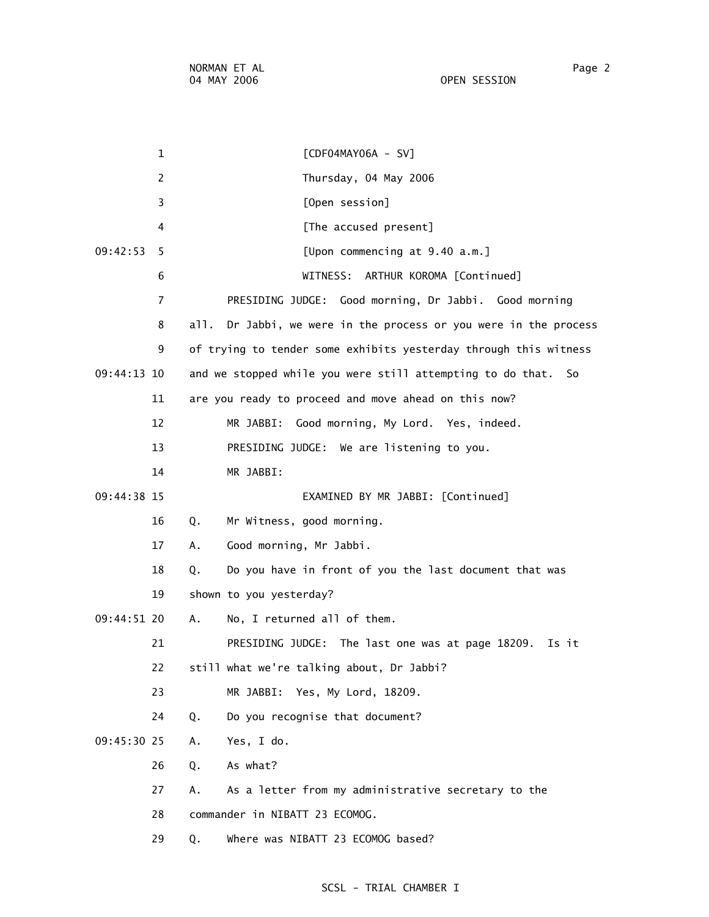[CDF04MAY06A - SV]

Thursday, 04 May 2006

[Open session]

[The accused present]

[Upon commencing at 9.40 a.m.]

WITNESS: ARTHUR KOROMA [Continued]

PRESIDING JUDGE: Good morning, Dr Jabbi. Good morning all. Dr Jabbi, we were in the process or you were in the process of trying to tender some exhibits yesterday through this witness and we stopped while you were still attempting to do that. So are you ready to proceed and move ahead on this now?

MR JABBI: Good morning, My Lord. Yes, indeed.

PRESIDING JUDGE: We are listening to you.

MR JABBI:

EXAMINED BY MR JABBI: [Continued]

Q. Mr Witness, good morning.

A. Good morning, Mr Jabbi.

Q. Do you have in front of you the last document that was shown to you yesterday?

A. No, I returned all of them.

PRESIDING JUDGE: The last one was at page 18209. Is it still what we're talking about, Dr Jabbi?

MR JABBI: Yes, My Lord, 18209.

Q. Do you recognise that document?

A. Yes, I do.

Q. As what?

A. As a letter from my administrative secretary to the commander in NIBATT 23 ECOMOG.

Q. Where was NIBATT 23 ECOMOG based?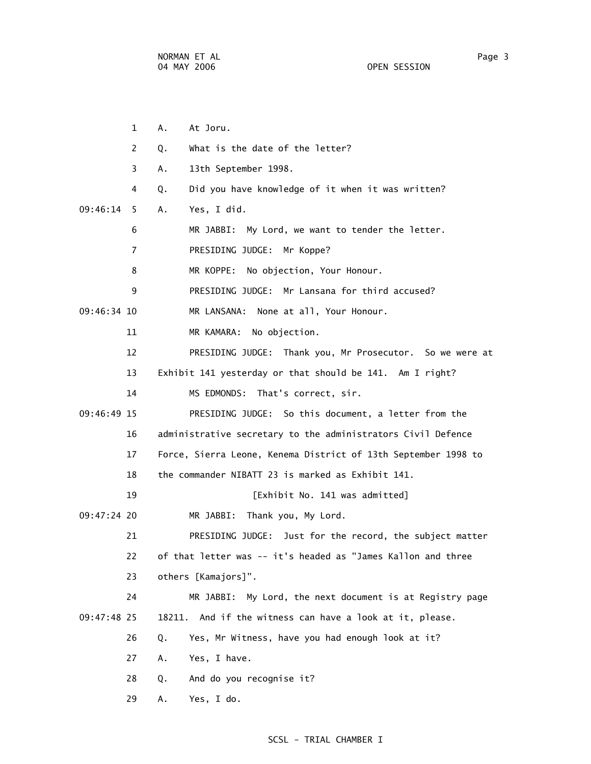1 A. At Joru.

2 Q. What is the date of the letter?

3 A. 13th September 1998.

4 Q. Did you have knowledge of it when it was written?

09:46:14 5 A. Yes, I did.

6 MR JABBI: My Lord, we want to tender the letter.

7 PRESIDING JUDGE: Mr Koppe?

8 MR KOPPE: No objection, Your Honour.

9 PRESIDING JUDGE: Mr Lansana for third accused?

09:46:34 10 MR LANSANA: None at all, Your Honour.

11 MR KAMARA: No objection.

12 PRESIDING JUDGE: Thank you, Mr Prosecutor. So we were at

13 Exhibit 141 yesterday or that should be 141. Am I right?

14 MS EDMONDS: That's correct, sir.

09:46:49 15 PRESIDING JUDGE: So this document, a letter from the

16 administrative secretary to the administrators Civil Defence

17 Force, Sierra Leone, Kenema District of 13th September 1998 to

18 the commander NIBATT 23 is marked as Exhibit 141.

19 [Exhibit No. 141 was admitted]

09:47:24 20 MR JABBI: Thank you, My Lord.

21 PRESIDING JUDGE: Just for the record, the subject matter

22 of that letter was -- it's headed as "James Kallon and three

23 others [Kamajors]".

24 MR JABBI: My Lord, the next document is at Registry page

09:47:48 25 18211. And if the witness can have a look at it, please.

26 Q. Yes, Mr Witness, have you had enough look at it?

27 A. Yes, I have.

28 Q. And do you recognise it?

29 A. Yes, I do.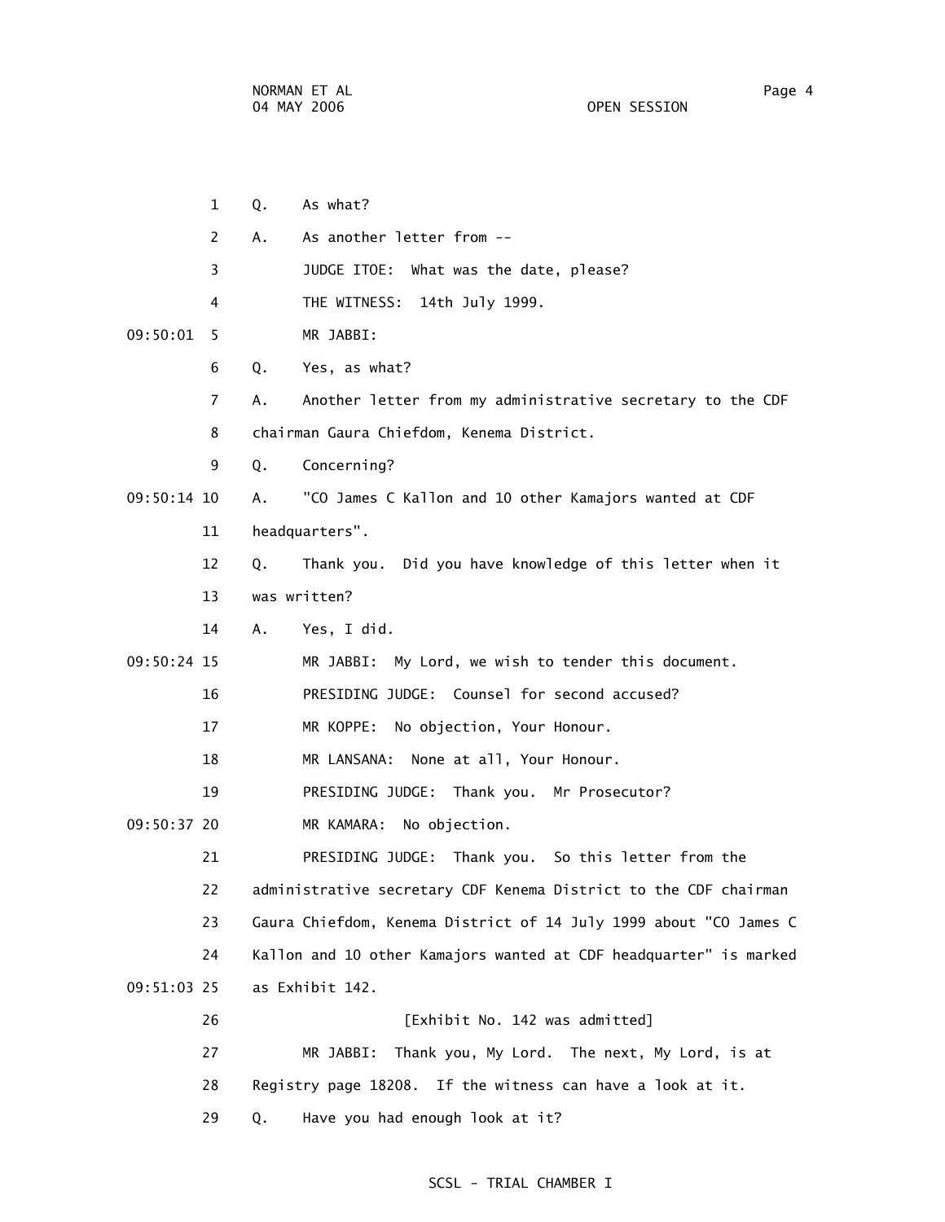1 Q. As what?

2 A. As another letter from --

3 JUDGE ITOE: What was the date, please?

4 THE WITNESS: 14th July 1999.

09:50:01 5 MR JABBI:

6 Q. Yes, as what?

7 A. Another letter from my administrative secretary to the CDF

8 chairman Gaura Chiefdom, Kenema District.

9 Q. Concerning?

09:50:14 10 A. "CO James C Kallon and 10 other Kamajors wanted at CDF

11 headquarters".

12 Q. Thank you. Did you have knowledge of this letter when it

13 was written?

14 A. Yes, I did.

09:50:24 15 MR JABBI: My Lord, we wish to tender this document.

16 PRESIDING JUDGE: Counsel for second accused?

17 MR KOPPE: No objection, Your Honour.

18 MR LANSANA: None at all, Your Honour.

19 PRESIDING JUDGE: Thank you. Mr Prosecutor?

09:50:37 20 MR KAMARA: No objection.

21 PRESIDING JUDGE: Thank you. So this letter from the

22 administrative secretary CDF Kenema District to the CDF chairman

23 Gaura Chiefdom, Kenema District of 14 July 1999 about "CO James C

24 Kallon and 10 other Kamajors wanted at CDF headquarter" is marked

09:51:03 25 as Exhibit 142.

26 [Exhibit No. 142 was admitted]

27 MR JABBI: Thank you, My Lord. The next, My Lord, is at

28 Registry page 18208. If the witness can have a look at it.

29 Q. Have you had enough look at it?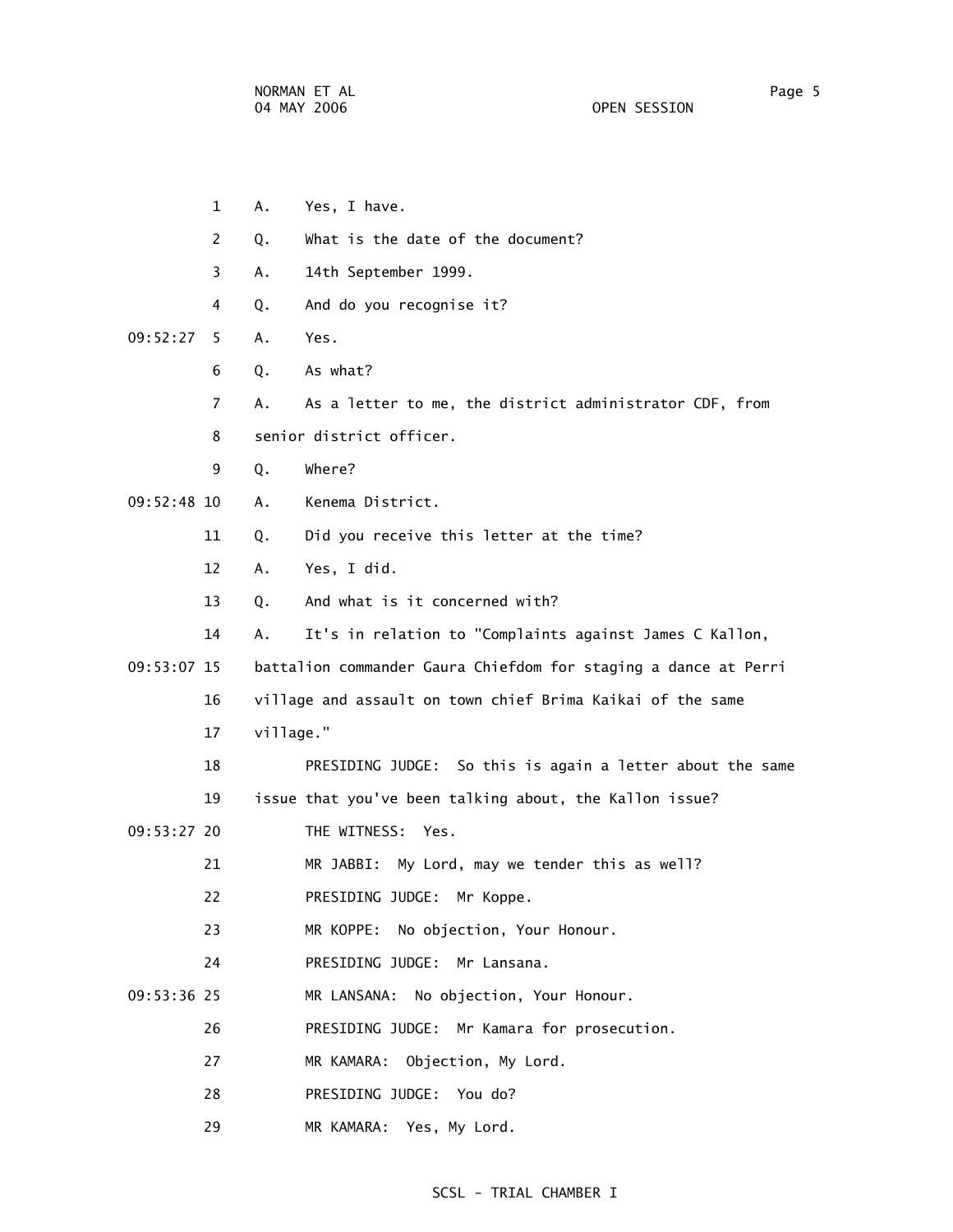1 A. Yes, I have.

2 Q. What is the date of the document?

3 A. 14th September 1999.

4 Q. And do you recognise it?

09:52:27 5 A. Yes.

6 Q. As what?

7 A. As a letter to me, the district administrator CDF, from

8 senior district officer.

9 Q. Where?

09:52:48 10 A. Kenema District.

11 Q. Did you receive this letter at the time?

12 A. Yes, I did.

13 Q. And what is it concerned with?

14 A. It's in relation to "Complaints against James C Kallon,

09:53:07 15 battalion commander Gaura Chiefdom for staging a dance at Perri

16 village and assault on town chief Brima Kaikai of the same

17 village."

18 PRESIDING JUDGE: So this is again a letter about the same

19 issue that you've been talking about, the Kallon issue?

09:53:27 20 THE WITNESS: Yes.

21 MR JABBI: My Lord, may we tender this as well?

22 PRESIDING JUDGE: Mr Koppe.

23 MR KOPPE: No objection, Your Honour.

24 PRESIDING JUDGE: Mr Lansana.

09:53:36 25 MR LANSANA: No objection, Your Honour.

26 PRESIDING JUDGE: Mr Kamara for prosecution.

27 MR KAMARA: Objection, My Lord.

28 PRESIDING JUDGE: You do?

29 MR KAMARA: Yes, My Lord.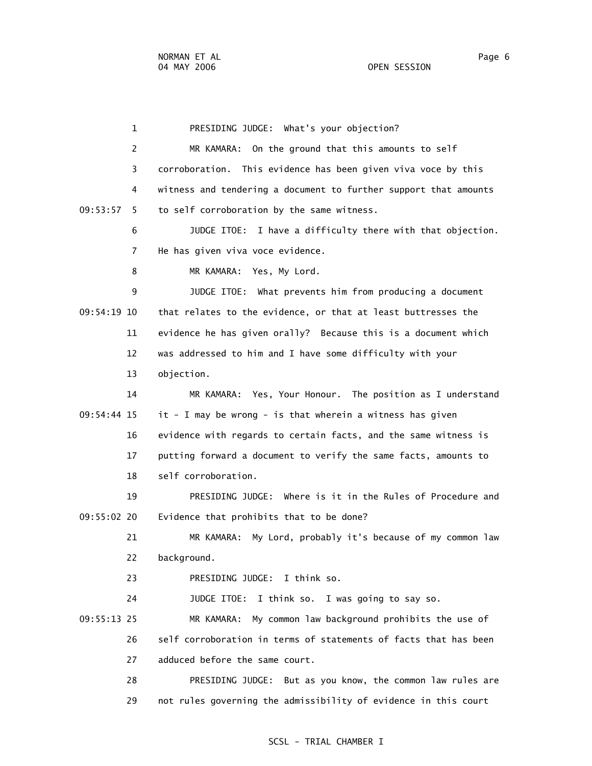PRESIDING JUDGE: What's your objection?

MR KAMARA: On the ground that this amounts to self corroboration. This evidence has been given viva voce by this witness and tendering a document to further support that amounts to self corroboration by the same witness.

JUDGE ITOE: I have a difficulty there with that objection. He has given viva voce evidence.

MR KAMARA: Yes, My Lord.

JUDGE ITOE: What prevents him from producing a document that relates to the evidence, or that at least buttresses the evidence he has given orally? Because this is a document which was addressed to him and I have some difficulty with your objection.

MR KAMARA: Yes, Your Honour. The position as I understand it - I may be wrong - is that wherein a witness has given evidence with regards to certain facts, and the same witness is putting forward a document to verify the same facts, amounts to self corroboration.

PRESIDING JUDGE: Where is it in the Rules of Procedure and Evidence that prohibits that to be done?

MR KAMARA: My Lord, probably it's because of my common law background.

PRESIDING JUDGE: I think so.

JUDGE ITOE: I think so. I was going to say so.

MR KAMARA: My common law background prohibits the use of self corroboration in terms of statements of facts that has been adduced before the same court.

PRESIDING JUDGE: But as you know, the common law rules are not rules governing the admissibility of evidence in this court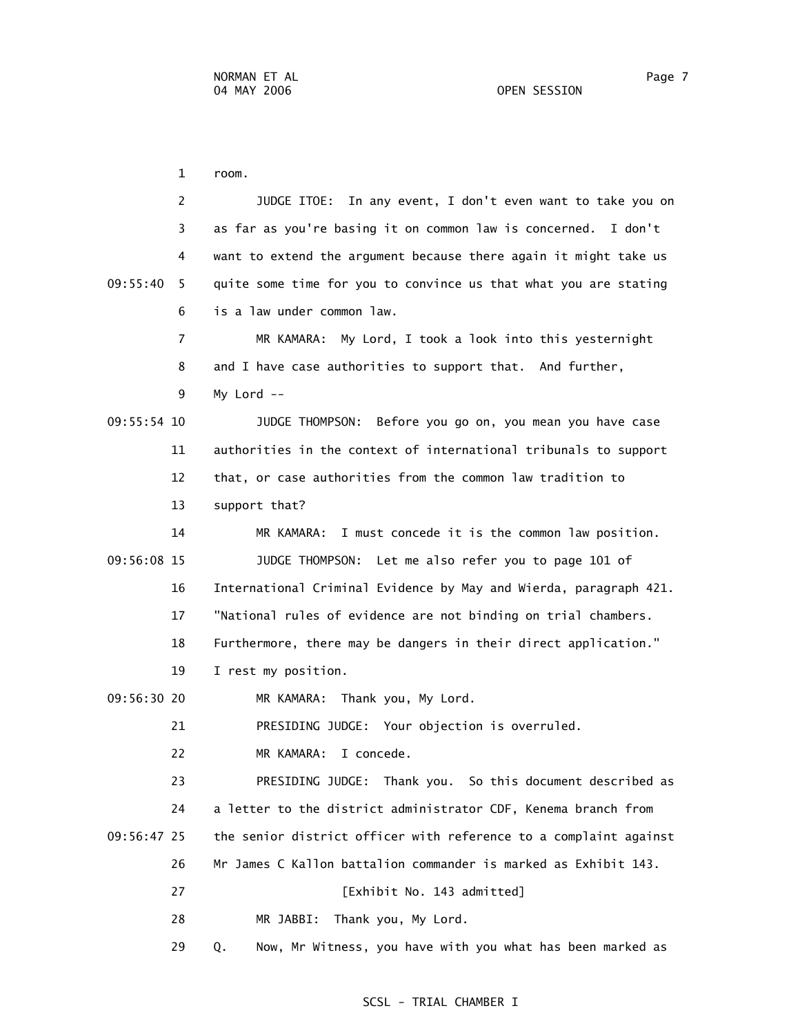room.

JUDGE ITOE: In any event, I don't even want to take you on as far as you're basing it on common law is concerned. I don't want to extend the argument because there again it might take us quite some time for you to convince us that what you are stating is a law under common law.

MR KAMARA: My Lord, I took a look into this yesternight and I have case authorities to support that. And further, My Lord --

JUDGE THOMPSON: Before you go on, you mean you have case authorities in the context of international tribunals to support that, or case authorities from the common law tradition to support that?

MR KAMARA: I must concede it is the common law position.

JUDGE THOMPSON: Let me also refer you to page 101 of International Criminal Evidence by May and Wierda, paragraph 421. "National rules of evidence are not binding on trial chambers. Furthermore, there may be dangers in their direct application." I rest my position.

MR KAMARA: Thank you, My Lord.

PRESIDING JUDGE: Your objection is overruled.

MR KAMARA: I concede.

PRESIDING JUDGE: Thank you. So this document described as a letter to the district administrator CDF, Kenema branch from the senior district officer with reference to a complaint against Mr James C Kallon battalion commander is marked as Exhibit 143.

[Exhibit No. 143 admitted]

MR JABBI: Thank you, My Lord.

Q. Now, Mr Witness, you have with you what has been marked as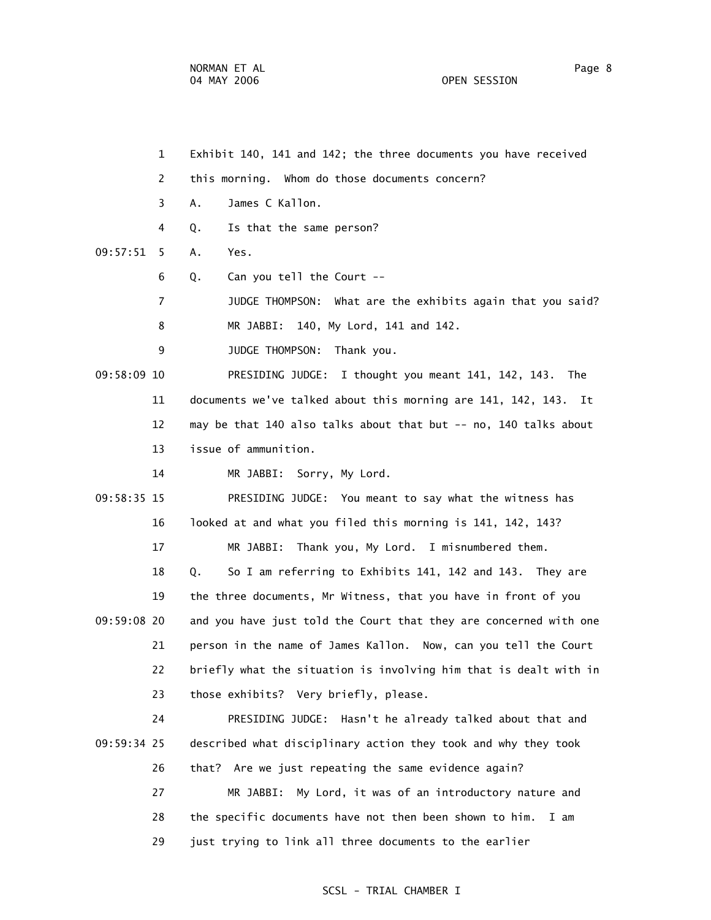1 Exhibit 140, 141 and 142; the three documents you have received

2 this morning. Whom do those documents concern?

3 A. James C Kallon.

4 Q. Is that the same person?

09:57:51 5 A. Yes.

6 Q. Can you tell the Court --

7 JUDGE THOMPSON: What are the exhibits again that you said?

8 MR JABBI: 140, My Lord, 141 and 142.

9 JUDGE THOMPSON: Thank you.

09:58:09 10 PRESIDING JUDGE: I thought you meant 141, 142, 143. The

11 documents we've talked about this morning are 141, 142, 143. It

12 may be that 140 also talks about that but -- no, 140 talks about

13 issue of ammunition.

14 MR JABBI: Sorry, My Lord.

09:58:35 15 PRESIDING JUDGE: You meant to say what the witness has

16 looked at and what you filed this morning is 141, 142, 143?

17 MR JABBI: Thank you, My Lord. I misnumbered them.

18 Q. So I am referring to Exhibits 141, 142 and 143. They are

19 the three documents, Mr Witness, that you have in front of you

09:59:08 20 and you have just told the Court that they are concerned with one

21 person in the name of James Kallon. Now, can you tell the Court

22 briefly what the situation is involving him that is dealt with in

23 those exhibits? Very briefly, please.

24 PRESIDING JUDGE: Hasn't he already talked about that and

09:59:34 25 described what disciplinary action they took and why they took

26 that? Are we just repeating the same evidence again?

27 MR JABBI: My Lord, it was of an introductory nature and

28 the specific documents have not then been shown to him. I am

29 just trying to link all three documents to the earlier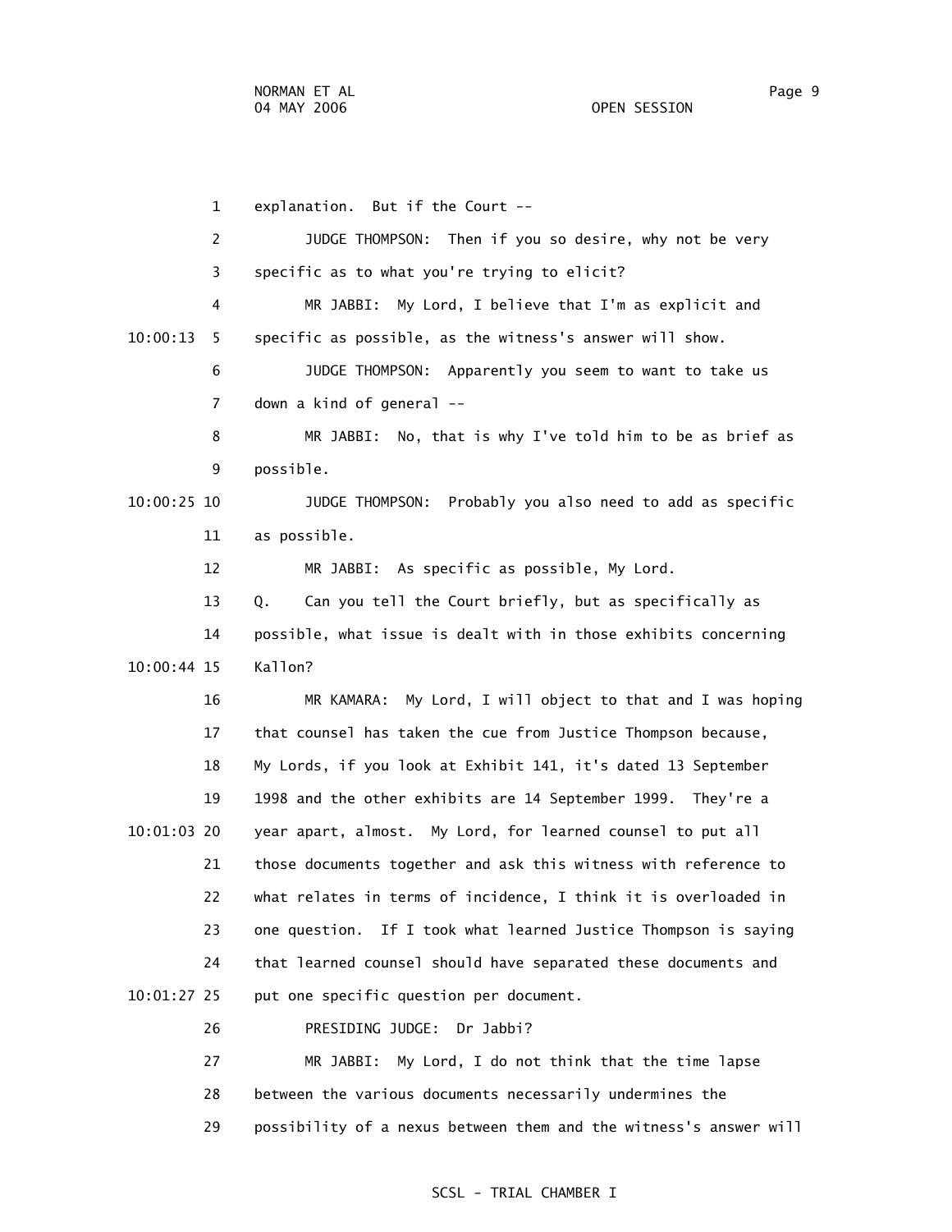explanation. But if the Court --

JUDGE THOMPSON: Then if you so desire, why not be very specific as to what you're trying to elicit?

MR JABBI: My Lord, I believe that I'm as explicit and specific as possible, as the witness's answer will show.

JUDGE THOMPSON: Apparently you seem to want to take us down a kind of general --

MR JABBI: No, that is why I've told him to be as brief as possible.

JUDGE THOMPSON: Probably you also need to add as specific as possible.

MR JABBI: As specific as possible, My Lord.

Q. Can you tell the Court briefly, but as specifically as possible, what issue is dealt with in those exhibits concerning Kallon?

MR KAMARA: My Lord, I will object to that and I was hoping that counsel has taken the cue from Justice Thompson because, My Lords, if you look at Exhibit 141, it's dated 13 September 1998 and the other exhibits are 14 September 1999. They're a year apart, almost. My Lord, for learned counsel to put all those documents together and ask this witness with reference to what relates in terms of incidence, I think it is overloaded in one question. If I took what learned Justice Thompson is saying that learned counsel should have separated these documents and put one specific question per document.

PRESIDING JUDGE: Dr Jabbi?

MR JABBI: My Lord, I do not think that the time lapse between the various documents necessarily undermines the possibility of a nexus between them and the witness's answer will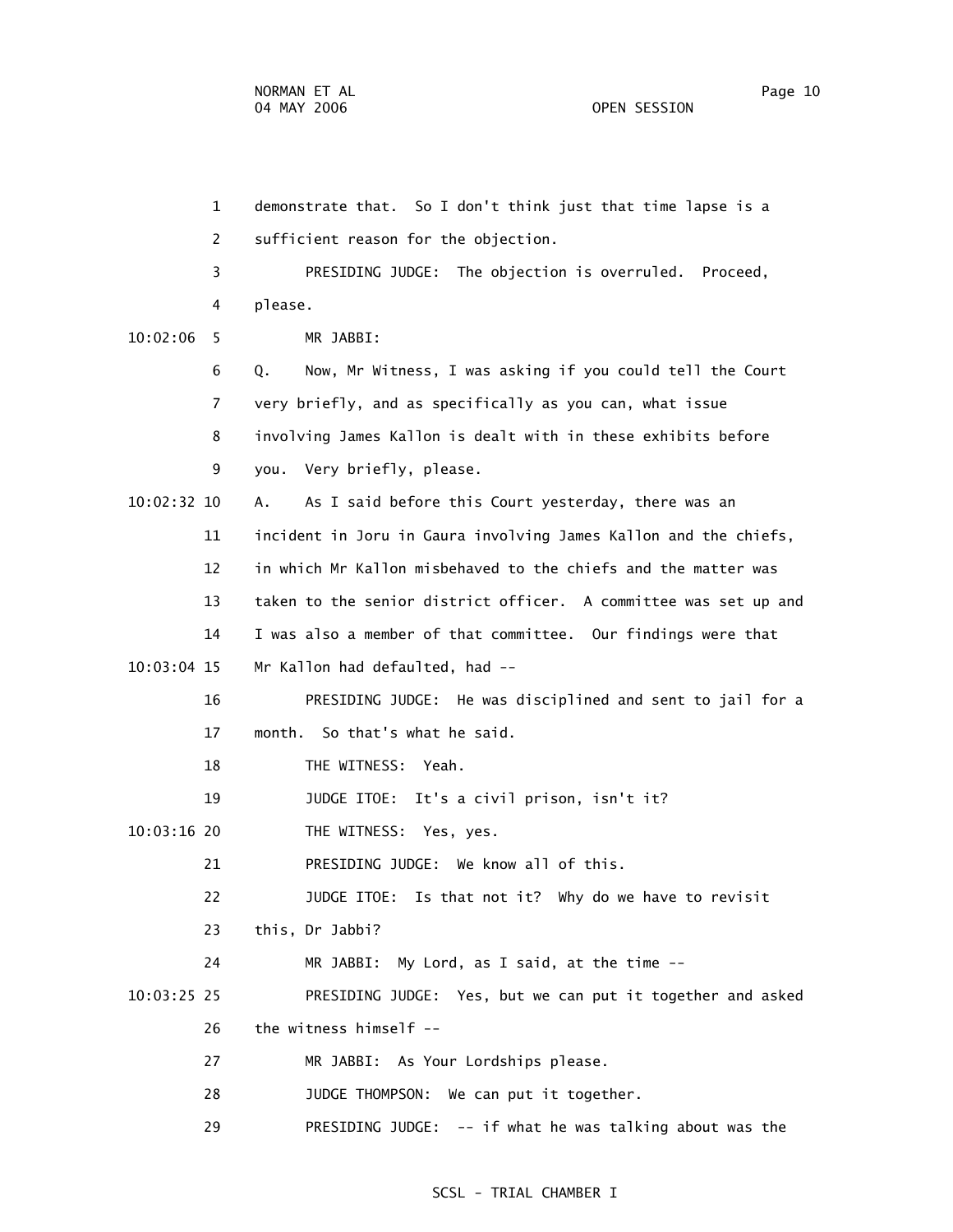1 demonstrate that. So I don't think just that time lapse is a

2 sufficient reason for the objection.

3 PRESIDING JUDGE: The objection is overruled. Proceed,

4 please.

10:02:06 5 MR JABBI:

6 Q. Now, Mr Witness, I was asking if you could tell the Court

7 very briefly, and as specifically as you can, what issue

8 involving James Kallon is dealt with in these exhibits before

9 you. Very briefly, please.

10:02:32 10 A. As I said before this Court yesterday, there was an

11 incident in Joru in Gaura involving James Kallon and the chiefs,

12 in which Mr Kallon misbehaved to the chiefs and the matter was

13 taken to the senior district officer. A committee was set up and

14 I was also a member of that committee. Our findings were that

10:03:04 15 Mr Kallon had defaulted, had --

16 PRESIDING JUDGE: He was disciplined and sent to jail for a

17 month. So that's what he said.

18 THE WITNESS: Yeah.

19 JUDGE ITOE: It's a civil prison, isn't it?

10:03:16 20 THE WITNESS: Yes, yes.

21 PRESIDING JUDGE: We know all of this.

22 JUDGE ITOE: Is that not it? Why do we have to revisit

23 this, Dr Jabbi?

24 MR JABBI: My Lord, as I said, at the time --

10:03:25 25 PRESIDING JUDGE: Yes, but we can put it together and asked

26 the witness himself --

27 MR JABBI: As Your Lordships please.

28 JUDGE THOMPSON: We can put it together.

29 PRESIDING JUDGE: -- if what he was talking about was the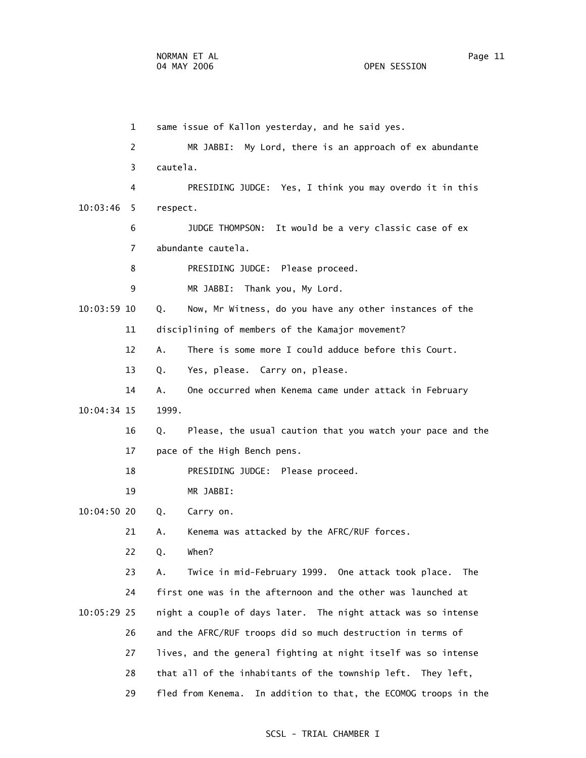1 same issue of Kallon yesterday, and he said yes.

2 MR JABBI: My Lord, there is an approach of ex abundante

3 cautela.

4 PRESIDING JUDGE: Yes, I think you may overdo it in this

10:03:46 5 respect.

6 JUDGE THOMPSON: It would be a very classic case of ex

7 abundante cautela.

8 PRESIDING JUDGE: Please proceed.

9 MR JABBI: Thank you, My Lord.

10:03:59 10 Q. Now, Mr Witness, do you have any other instances of the

11 disciplining of members of the Kamajor movement?

12 A. There is some more I could adduce before this Court.

13 Q. Yes, please. Carry on, please.

14 A. One occurred when Kenema came under attack in February

10:04:34 15 1999.

16 Q. Please, the usual caution that you watch your pace and the

17 pace of the High Bench pens.

18 PRESIDING JUDGE: Please proceed.

19 MR JABBI:

10:04:50 20 Q. Carry on.

21 A. Kenema was attacked by the AFRC/RUF forces.

22 Q. When?

23 A. Twice in mid-February 1999. One attack took place. The

24 first one was in the afternoon and the other was launched at

10:05:29 25 night a couple of days later. The night attack was so intense

26 and the AFRC/RUF troops did so much destruction in terms of

27 lives, and the general fighting at night itself was so intense

28 that all of the inhabitants of the township left. They left,

29 fled from Kenema. In addition to that, the ECOMOG troops in the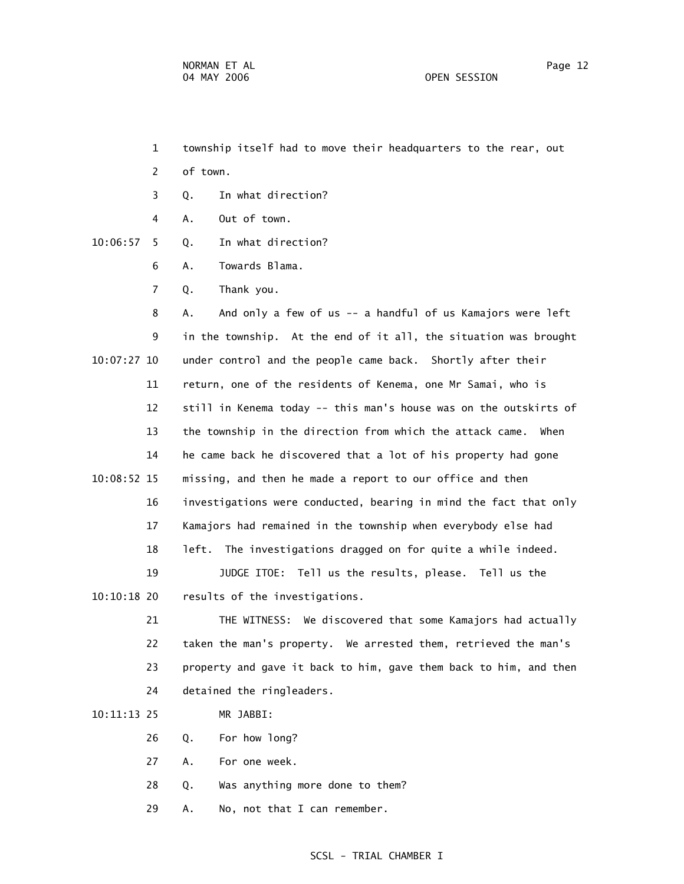1 township itself had to move their headquarters to the rear, out

2 of town.

3 Q. In what direction?

4 A. Out of town.

10:06:57 5 Q. In what direction?

6 A. Towards Blama.

7 Q. Thank you.

8 A. And only a few of us -- a handful of us Kamajors were left

9 in the township. At the end of it all, the situation was brought

10:07:27 10 under control and the people came back. Shortly after their

11 return, one of the residents of Kenema, one Mr Samai, who is

12 still in Kenema today -- this man's house was on the outskirts of

13 the township in the direction from which the attack came. When

14 he came back he discovered that a lot of his property had gone

10:08:52 15 missing, and then he made a report to our office and then

16 investigations were conducted, bearing in mind the fact that only

17 Kamajors had remained in the township when everybody else had

18 left. The investigations dragged on for quite a while indeed.

19 JUDGE ITOE: Tell us the results, please. Tell us the

10:10:18 20 results of the investigations.

21 THE WITNESS: We discovered that some Kamajors had actually

22 taken the man's property. We arrested them, retrieved the man's

23 property and gave it back to him, gave them back to him, and then

24 detained the ringleaders.

10:11:13 25 MR JABBI:

26 Q. For how long?

27 A. For one week.

28 Q. Was anything more done to them?

29 A. No, not that I can remember.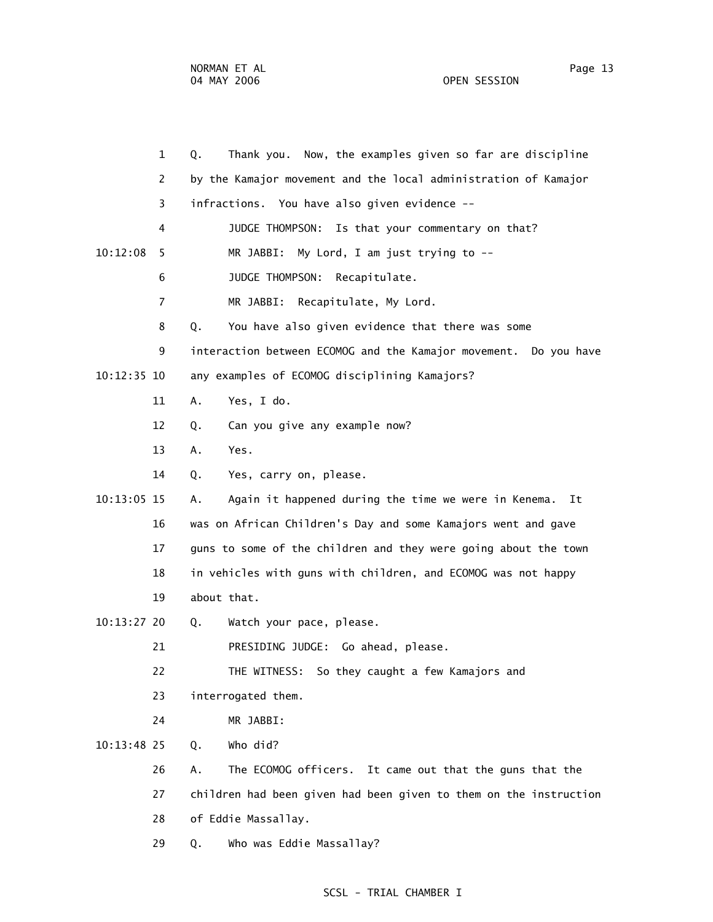1 Q. Thank you. Now, the examples given so far are discipline
2 by the Kamajor movement and the local administration of Kamajor
3 infractions. You have also given evidence --
4 JUDGE THOMPSON: Is that your commentary on that?
10:12:08 5 MR JABBI: My Lord, I am just trying to --
6 JUDGE THOMPSON: Recapitulate.
7 MR JABBI: Recapitulate, My Lord.
8 Q. You have also given evidence that there was some
9 interaction between ECOMOG and the Kamajor movement. Do you have
10:12:35 10 any examples of ECOMOG disciplining Kamajors?
11 A. Yes, I do.
12 Q. Can you give any example now?
13 A. Yes.
14 Q. Yes, carry on, please.
10:13:05 15 A. Again it happened during the time we were in Kenema. It
16 was on African Children's Day and some Kamajors went and gave
17 guns to some of the children and they were going about the town
18 in vehicles with guns with children, and ECOMOG was not happy
19 about that.
10:13:27 20 Q. Watch your pace, please.
21 PRESIDING JUDGE: Go ahead, please.
22 THE WITNESS: So they caught a few Kamajors and
23 interrogated them.
24 MR JABBI:
10:13:48 25 Q. Who did?
26 A. The ECOMOG officers. It came out that the guns that the
27 children had been given had been given to them on the instruction
28 of Eddie Massallay.
29 Q. Who was Eddie Massallay?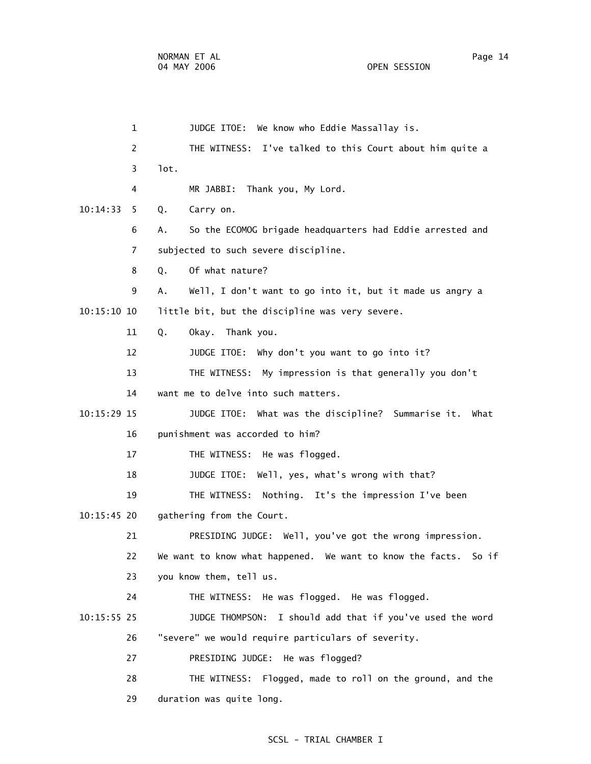1 JUDGE ITOE: We know who Eddie Massallay is.

2 THE WITNESS: I've talked to this Court about him quite a

3 lot.

4 MR JABBI: Thank you, My Lord.

10:14:33 5 Q. Carry on.

6 A. So the ECOMOG brigade headquarters had Eddie arrested and

7 subjected to such severe discipline.

8 Q. Of what nature?

9 A. Well, I don't want to go into it, but it made us angry a

10:15:10 10 little bit, but the discipline was very severe.

11 Q. Okay. Thank you.

12 JUDGE ITOE: Why don't you want to go into it?

13 THE WITNESS: My impression is that generally you don't

14 want me to delve into such matters.

10:15:29 15 JUDGE ITOE: What was the discipline? Summarise it. What

16 punishment was accorded to him?

17 THE WITNESS: He was flogged.

18 JUDGE ITOE: Well, yes, what's wrong with that?

19 THE WITNESS: Nothing. It's the impression I've been

10:15:45 20 gathering from the Court.

21 PRESIDING JUDGE: Well, you've got the wrong impression.

22 We want to know what happened. We want to know the facts. So if

23 you know them, tell us.

24 THE WITNESS: He was flogged. He was flogged.

10:15:55 25 JUDGE THOMPSON: I should add that if you've used the word

26 "severe" we would require particulars of severity.

27 PRESIDING JUDGE: He was flogged?

28 THE WITNESS: Flogged, made to roll on the ground, and the

29 duration was quite long.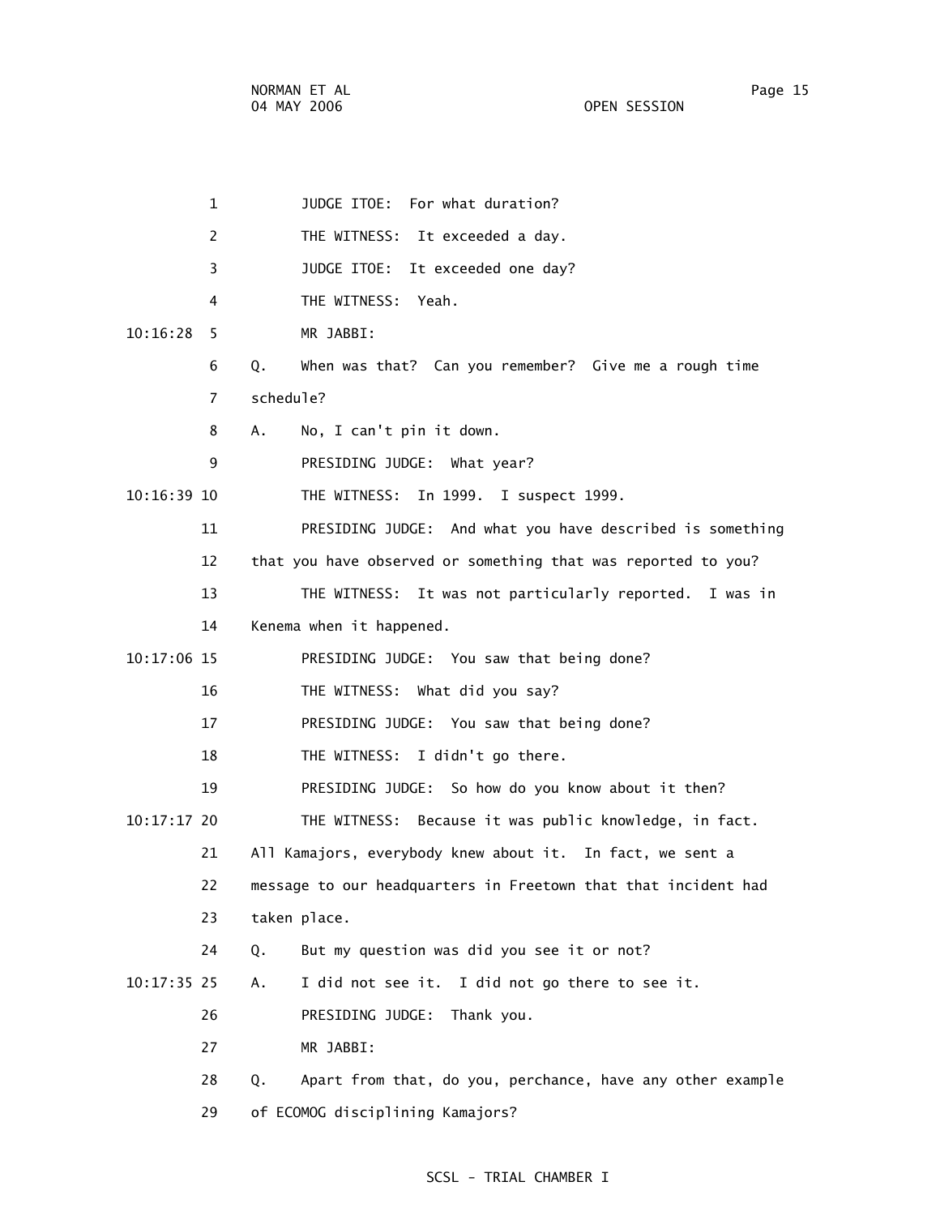JUDGE ITOE: For what duration?

THE WITNESS: It exceeded a day.

JUDGE ITOE: It exceeded one day?

THE WITNESS: Yeah.

MR JABBI:

Q. When was that? Can you remember? Give me a rough time schedule?

A. No, I can't pin it down.

PRESIDING JUDGE: What year?

THE WITNESS: In 1999. I suspect 1999.

PRESIDING JUDGE: And what you have described is something that you have observed or something that was reported to you?

THE WITNESS: It was not particularly reported. I was in Kenema when it happened.

PRESIDING JUDGE: You saw that being done?

THE WITNESS: What did you say?

PRESIDING JUDGE: You saw that being done?

THE WITNESS: I didn't go there.

PRESIDING JUDGE: So how do you know about it then?

THE WITNESS: Because it was public knowledge, in fact. All Kamajors, everybody knew about it. In fact, we sent a message to our headquarters in Freetown that that incident had taken place.

Q. But my question was did you see it or not?

A. I did not see it. I did not go there to see it.

PRESIDING JUDGE: Thank you.

MR JABBI:

Q. Apart from that, do you, perchance, have any other example of ECOMOG disciplining Kamajors?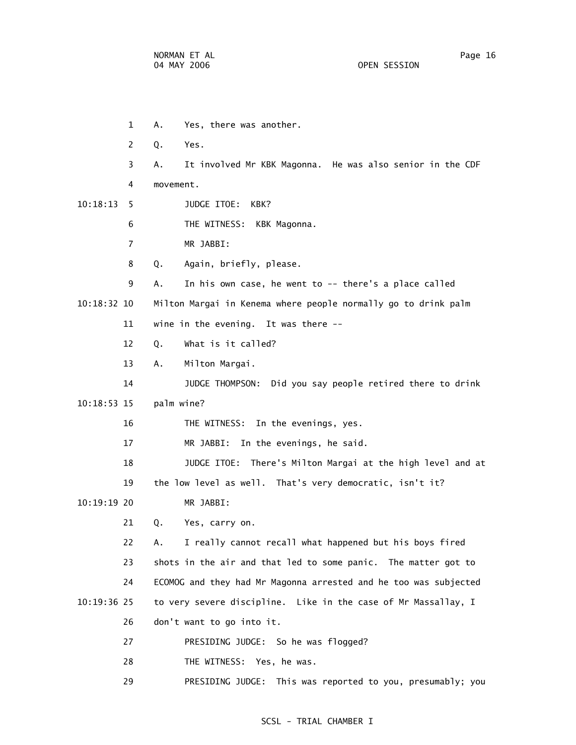A. Yes, there was another.

Q. Yes.

A. It involved Mr KBK Magonna. He was also senior in the CDF movement.

JUDGE ITOE: KBK?

THE WITNESS: KBK Magonna.

MR JABBI:

Q. Again, briefly, please.

A. In his own case, he went to -- there's a place called Milton Margai in Kenema where people normally go to drink palm wine in the evening. It was there --

Q. What is it called?

A. Milton Margai.

JUDGE THOMPSON: Did you say people retired there to drink palm wine?

THE WITNESS: In the evenings, yes.

MR JABBI: In the evenings, he said.

JUDGE ITOE: There's Milton Margai at the high level and at the low level as well. That's very democratic, isn't it?

MR JABBI:

Q. Yes, carry on.

A. I really cannot recall what happened but his boys fired shots in the air and that led to some panic. The matter got to ECOMOG and they had Mr Magonna arrested and he too was subjected to very severe discipline. Like in the case of Mr Massallay, I don't want to go into it.

PRESIDING JUDGE: So he was flogged?

THE WITNESS: Yes, he was.

PRESIDING JUDGE: This was reported to you, presumably; you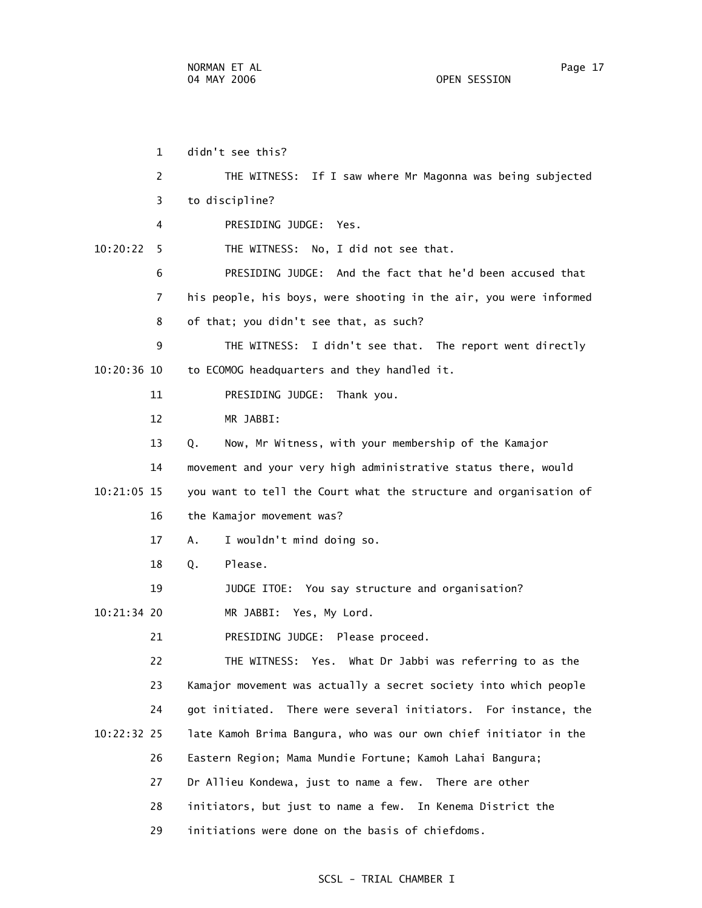didn't see this?

THE WITNESS: If I saw where Mr Magonna was being subjected to discipline?

PRESIDING JUDGE: Yes.

THE WITNESS: No, I did not see that.

PRESIDING JUDGE: And the fact that he'd been accused that his people, his boys, were shooting in the air, you were informed of that; you didn't see that, as such?

THE WITNESS: I didn't see that. The report went directly to ECOMOG headquarters and they handled it.

PRESIDING JUDGE: Thank you.

MR JABBI:

Q. Now, Mr Witness, with your membership of the Kamajor movement and your very high administrative status there, would you want to tell the Court what the structure and organisation of the Kamajor movement was?

A. I wouldn't mind doing so.

Q. Please.

JUDGE ITOE: You say structure and organisation?

MR JABBI: Yes, My Lord.

PRESIDING JUDGE: Please proceed.

THE WITNESS: Yes. What Dr Jabbi was referring to as the Kamajor movement was actually a secret society into which people got initiated. There were several initiators. For instance, the late Kamoh Brima Bangura, who was our own chief initiator in the Eastern Region; Mama Mundie Fortune; Kamoh Lahai Bangura; Dr Allieu Kondewa, just to name a few. There are other initiators, but just to name a few. In Kenema District the initiations were done on the basis of chiefdoms.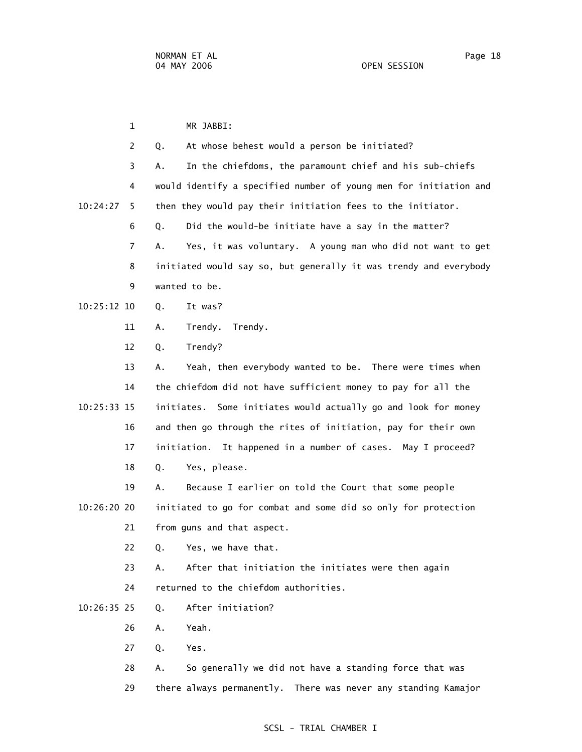MR JABBI:

Q. At whose behest would a person be initiated?

A. In the chiefdoms, the paramount chief and his sub-chiefs would identify a specified number of young men for initiation and then they would pay their initiation fees to the initiator.

Q. Did the would-be initiate have a say in the matter?

A. Yes, it was voluntary. A young man who did not want to get initiated would say so, but generally it was trendy and everybody wanted to be.

Q. It was?

A. Trendy. Trendy.

Q. Trendy?

A. Yeah, then everybody wanted to be. There were times when the chiefdom did not have sufficient money to pay for all the initiates. Some initiates would actually go and look for money and then go through the rites of initiation, pay for their own initiation. It happened in a number of cases. May I proceed?

Q. Yes, please.

A. Because I earlier on told the Court that some people initiated to go for combat and some did so only for protection from guns and that aspect.

Q. Yes, we have that.

A. After that initiation the initiates were then again returned to the chiefdom authorities.

Q. After initiation?

A. Yeah.

Q. Yes.

A. So generally we did not have a standing force that was there always permanently. There was never any standing Kamajor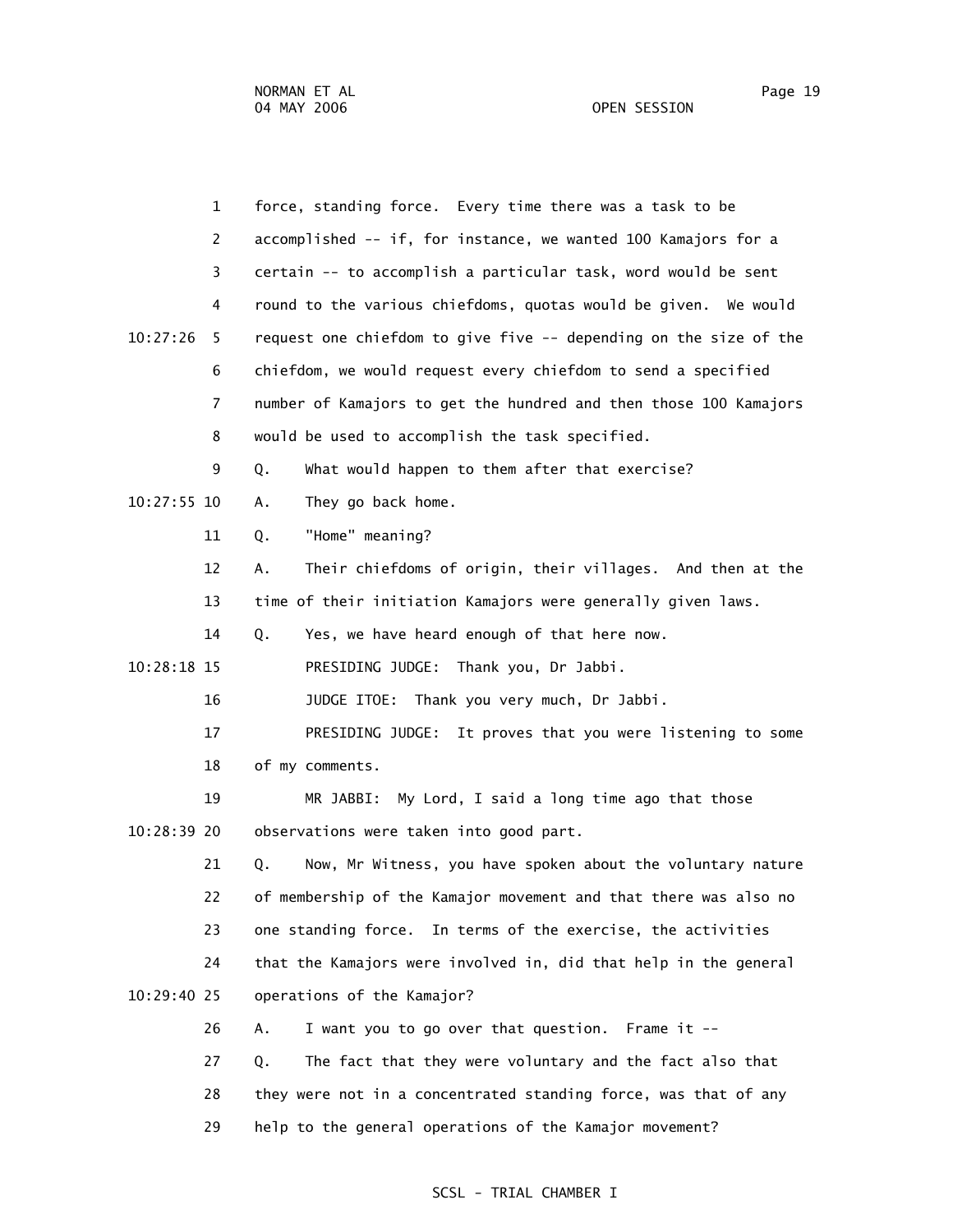force, standing force. Every time there was a task to be accomplished -- if, for instance, we wanted 100 Kamajors for a certain -- to accomplish a particular task, word would be sent round to the various chiefdoms, quotas would be given. We would request one chiefdom to give five -- depending on the size of the chiefdom, we would request every chiefdom to send a specified number of Kamajors to get the hundred and then those 100 Kamajors would be used to accomplish the task specified.

Q. What would happen to them after that exercise?

A. They go back home.

Q. "Home" meaning?

A. Their chiefdoms of origin, their villages. And then at the time of their initiation Kamajors were generally given laws.

Q. Yes, we have heard enough of that here now.

PRESIDING JUDGE: Thank you, Dr Jabbi.

JUDGE ITOE: Thank you very much, Dr Jabbi.

PRESIDING JUDGE: It proves that you were listening to some of my comments.

MR JABBI: My Lord, I said a long time ago that those observations were taken into good part.

Q. Now, Mr Witness, you have spoken about the voluntary nature of membership of the Kamajor movement and that there was also no one standing force. In terms of the exercise, the activities that the Kamajors were involved in, did that help in the general operations of the Kamajor?

A. I want you to go over that question. Frame it --

Q. The fact that they were voluntary and the fact also that they were not in a concentrated standing force, was that of any help to the general operations of the Kamajor movement?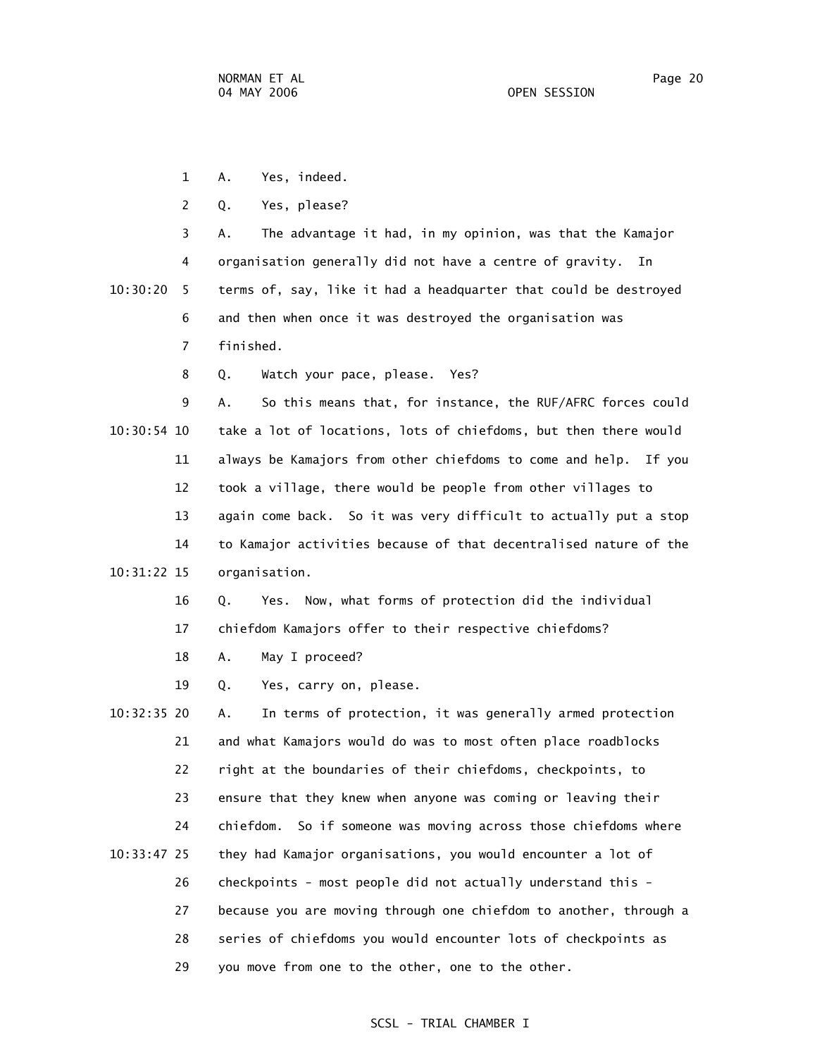1 A. Yes, indeed.

2 Q. Yes, please?

3 A. The advantage it had, in my opinion, was that the Kamajor

4 organisation generally did not have a centre of gravity. In

10:30:20 5 terms of, say, like it had a headquarter that could be destroyed

6 and then when once it was destroyed the organisation was

7 finished.

8 Q. Watch your pace, please. Yes?

9 A. So this means that, for instance, the RUF/AFRC forces could

10:30:54 10 take a lot of locations, lots of chiefdoms, but then there would

11 always be Kamajors from other chiefdoms to come and help. If you

12 took a village, there would be people from other villages to

13 again come back. So it was very difficult to actually put a stop

14 to Kamajor activities because of that decentralised nature of the

10:31:22 15 organisation.

16 Q. Yes. Now, what forms of protection did the individual

17 chiefdom Kamajors offer to their respective chiefdoms?

18 A. May I proceed?

19 Q. Yes, carry on, please.

10:32:35 20 A. In terms of protection, it was generally armed protection

21 and what Kamajors would do was to most often place roadblocks

22 right at the boundaries of their chiefdoms, checkpoints, to

23 ensure that they knew when anyone was coming or leaving their

24 chiefdom. So if someone was moving across those chiefdoms where

10:33:47 25 they had Kamajor organisations, you would encounter a lot of

26 checkpoints - most people did not actually understand this -

27 because you are moving through one chiefdom to another, through a

28 series of chiefdoms you would encounter lots of checkpoints as

29 you move from one to the other, one to the other.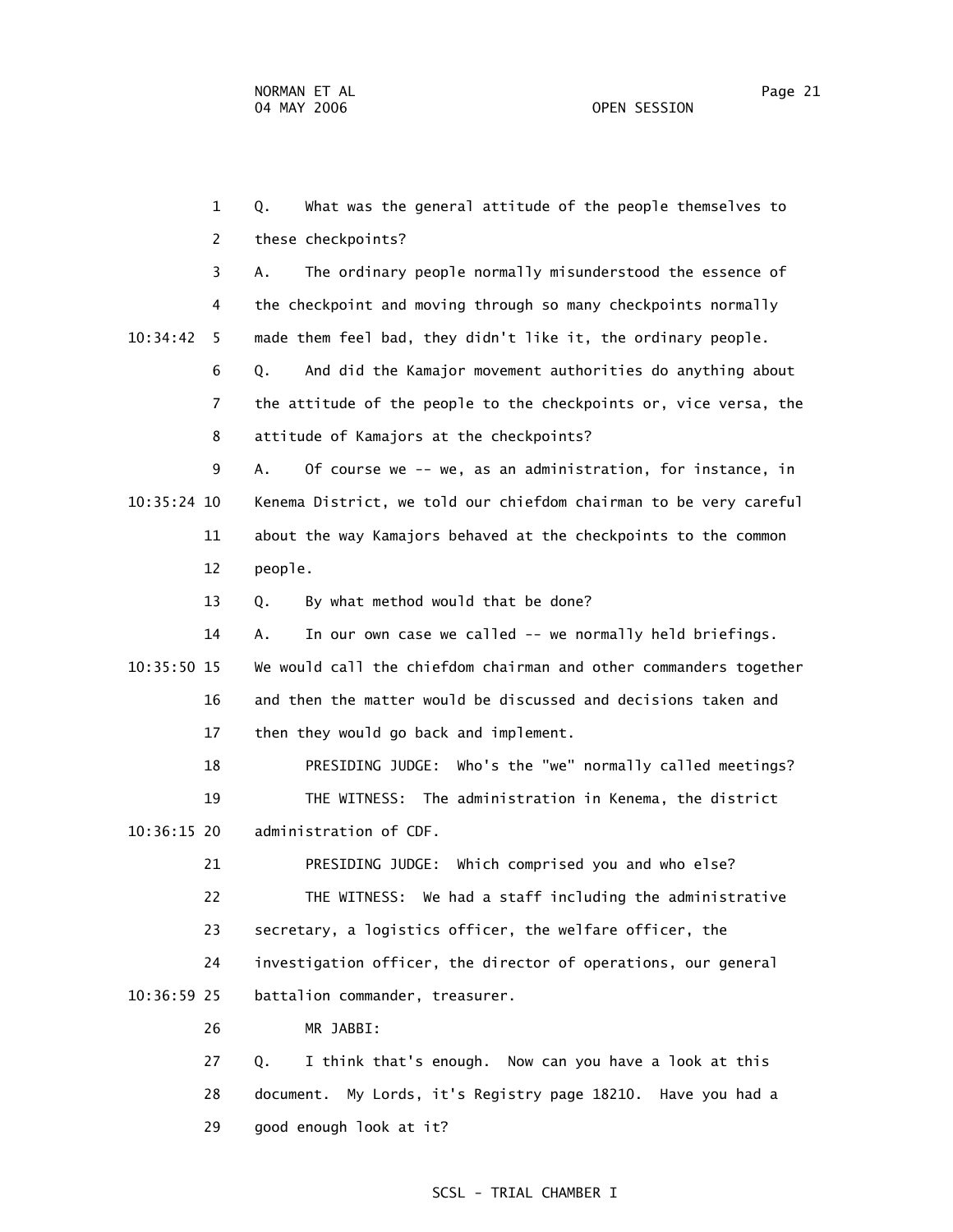Q. What was the general attitude of the people themselves to these checkpoints?

A. The ordinary people normally misunderstood the essence of the checkpoint and moving through so many checkpoints normally made them feel bad, they didn't like it, the ordinary people.

Q. And did the Kamajor movement authorities do anything about the attitude of the people to the checkpoints or, vice versa, the attitude of Kamajors at the checkpoints?

A. Of course we -- we, as an administration, for instance, in Kenema District, we told our chiefdom chairman to be very careful about the way Kamajors behaved at the checkpoints to the common people.

Q. By what method would that be done?

A. In our own case we called -- we normally held briefings. We would call the chiefdom chairman and other commanders together and then the matter would be discussed and decisions taken and then they would go back and implement.

PRESIDING JUDGE: Who's the "we" normally called meetings?

THE WITNESS: The administration in Kenema, the district administration of CDF.

PRESIDING JUDGE: Which comprised you and who else?

THE WITNESS: We had a staff including the administrative secretary, a logistics officer, the welfare officer, the investigation officer, the director of operations, our general battalion commander, treasurer.

MR JABBI:

Q. I think that's enough. Now can you have a look at this document. My Lords, it's Registry page 18210. Have you had a good enough look at it?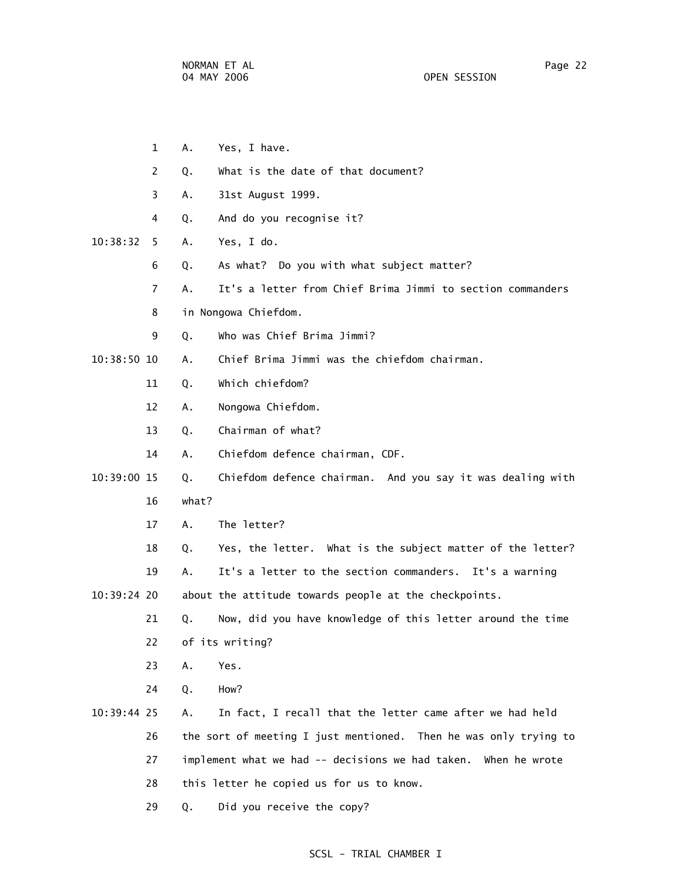1 A. Yes, I have.

2 Q. What is the date of that document?

3 A. 31st August 1999.

4 Q. And do you recognise it?

10:38:32 5 A. Yes, I do.

6 Q. As what? Do you with what subject matter?

7 A. It's a letter from Chief Brima Jimmi to section commanders

8 in Nongowa Chiefdom.

9 Q. Who was Chief Brima Jimmi?

10:38:50 10 A. Chief Brima Jimmi was the chiefdom chairman.

11 Q. Which chiefdom?

12 A. Nongowa Chiefdom.

13 Q. Chairman of what?

14 A. Chiefdom defence chairman, CDF.

10:39:00 15 Q. Chiefdom defence chairman. And you say it was dealing with

16 what?

17 A. The letter?

18 Q. Yes, the letter. What is the subject matter of the letter?

19 A. It's a letter to the section commanders. It's a warning

10:39:24 20 about the attitude towards people at the checkpoints.

21 Q. Now, did you have knowledge of this letter around the time

22 of its writing?

23 A. Yes.

24 Q. How?

10:39:44 25 A. In fact, I recall that the letter came after we had held

26 the sort of meeting I just mentioned. Then he was only trying to

27 implement what we had -- decisions we had taken. When he wrote

28 this letter he copied us for us to know.

29 Q. Did you receive the copy?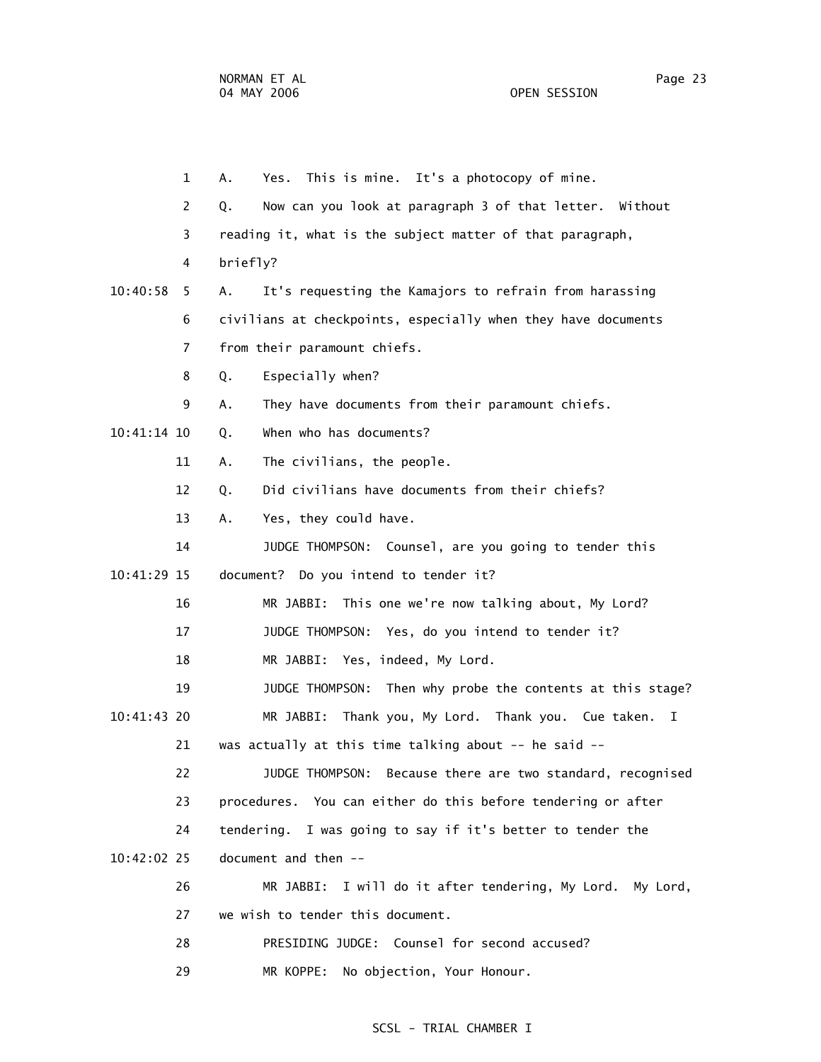A. Yes. This is mine. It's a photocopy of mine.

Q. Now can you look at paragraph 3 of that letter. Without reading it, what is the subject matter of that paragraph, briefly?

A. It's requesting the Kamajors to refrain from harassing civilians at checkpoints, especially when they have documents from their paramount chiefs.

Q. Especially when?

A. They have documents from their paramount chiefs.

Q. When who has documents?

A. The civilians, the people.

Q. Did civilians have documents from their chiefs?

A. Yes, they could have.

JUDGE THOMPSON: Counsel, are you going to tender this document? Do you intend to tender it?

MR JABBI: This one we're now talking about, My Lord?

JUDGE THOMPSON: Yes, do you intend to tender it?

MR JABBI: Yes, indeed, My Lord.

JUDGE THOMPSON: Then why probe the contents at this stage?

MR JABBI: Thank you, My Lord. Thank you. Cue taken. I was actually at this time talking about -- he said --

JUDGE THOMPSON: Because there are two standard, recognised procedures. You can either do this before tendering or after tendering. I was going to say if it's better to tender the document and then --

MR JABBI: I will do it after tendering, My Lord. My Lord, we wish to tender this document.

PRESIDING JUDGE: Counsel for second accused?

MR KOPPE: No objection, Your Honour.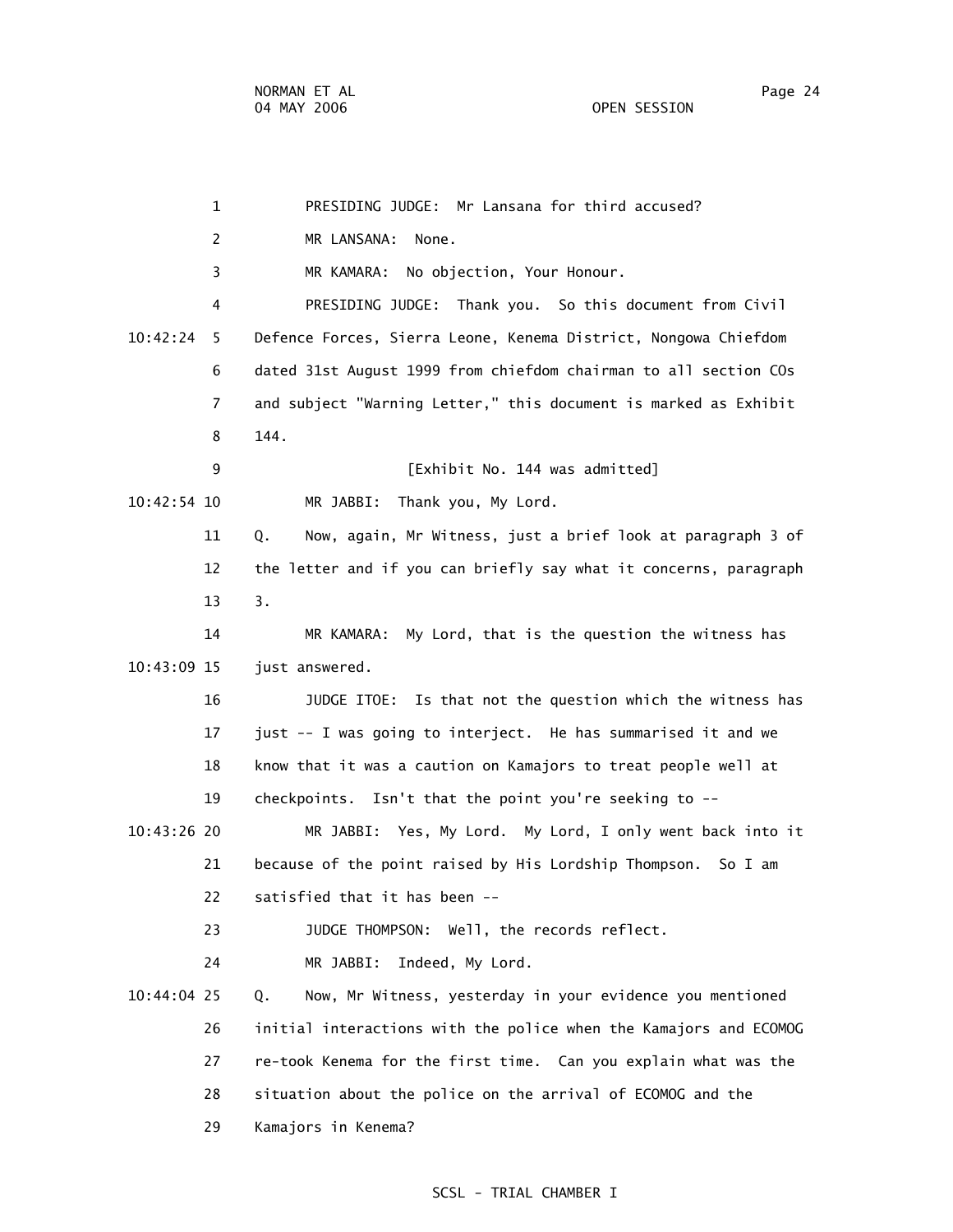PRESIDING JUDGE: Mr Lansana for third accused?

MR LANSANA: None.

MR KAMARA: No objection, Your Honour.

PRESIDING JUDGE: Thank you. So this document from Civil Defence Forces, Sierra Leone, Kenema District, Nongowa Chiefdom dated 31st August 1999 from chiefdom chairman to all section COs and subject "Warning Letter," this document is marked as Exhibit 144.

[Exhibit No. 144 was admitted]

MR JABBI: Thank you, My Lord.

Q. Now, again, Mr Witness, just a brief look at paragraph 3 of the letter and if you can briefly say what it concerns, paragraph 3.

MR KAMARA: My Lord, that is the question the witness has just answered.

JUDGE ITOE: Is that not the question which the witness has just -- I was going to interject. He has summarised it and we know that it was a caution on Kamajors to treat people well at checkpoints. Isn't that the point you're seeking to --

MR JABBI: Yes, My Lord. My Lord, I only went back into it because of the point raised by His Lordship Thompson. So I am satisfied that it has been --

JUDGE THOMPSON: Well, the records reflect.

MR JABBI: Indeed, My Lord.

Q. Now, Mr Witness, yesterday in your evidence you mentioned initial interactions with the police when the Kamajors and ECOMOG re-took Kenema for the first time. Can you explain what was the situation about the police on the arrival of ECOMOG and the Kamajors in Kenema?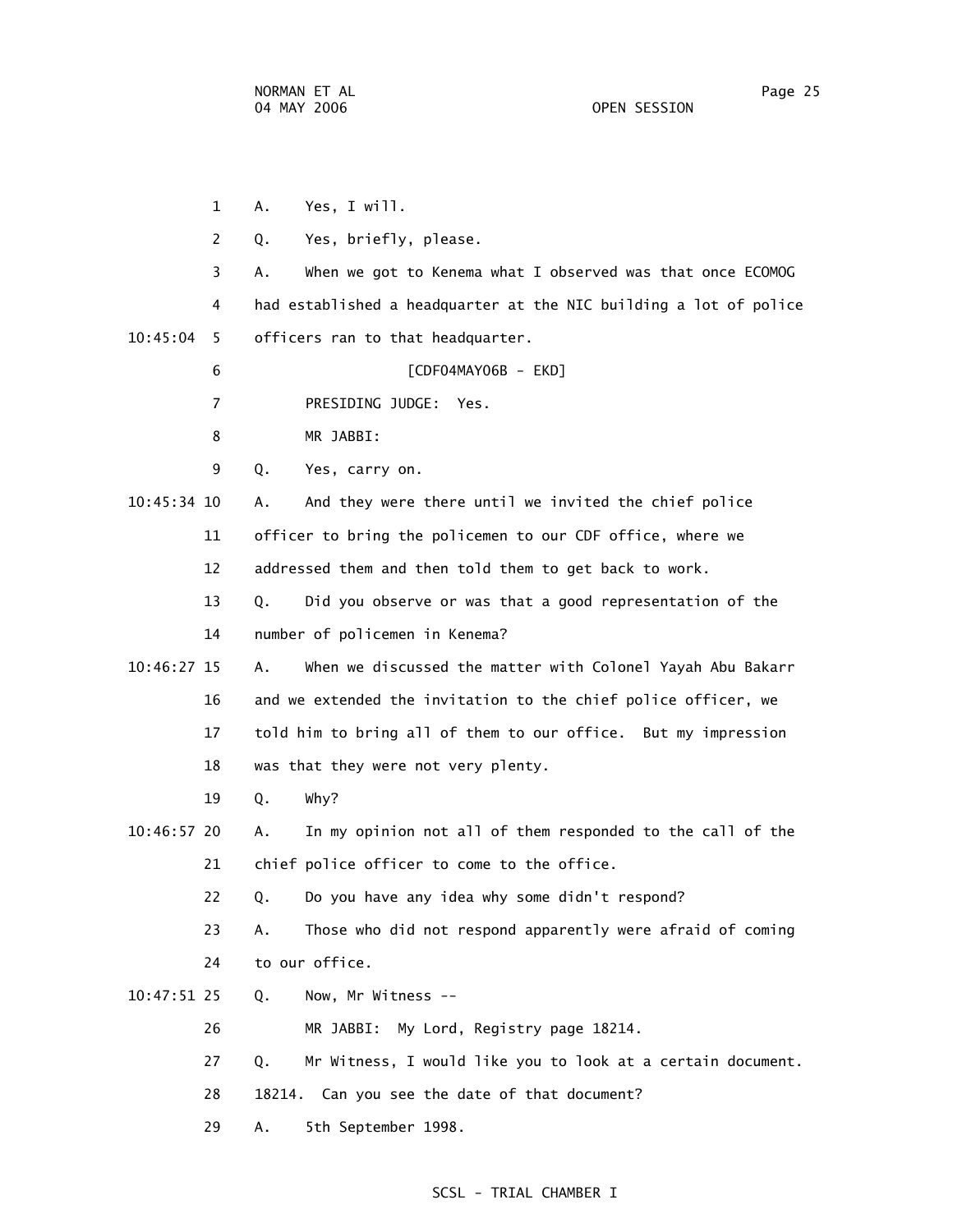1 A. Yes, I will.

2 Q. Yes, briefly, please.

3 A. When we got to Kenema what I observed was that once ECOMOG

4 had established a headquarter at the NIC building a lot of police

10:45:04 5 officers ran to that headquarter.

6 [CDF04MAY06B - EKD]

7 PRESIDING JUDGE: Yes.

8 MR JABBI:

9 Q. Yes, carry on.

10:45:34 10 A. And they were there until we invited the chief police

11 officer to bring the policemen to our CDF office, where we

12 addressed them and then told them to get back to work.

13 Q. Did you observe or was that a good representation of the

14 number of policemen in Kenema?

10:46:27 15 A. When we discussed the matter with Colonel Yayah Abu Bakarr

16 and we extended the invitation to the chief police officer, we

17 told him to bring all of them to our office. But my impression

18 was that they were not very plenty.

19 Q. Why?

10:46:57 20 A. In my opinion not all of them responded to the call of the

21 chief police officer to come to the office.

22 Q. Do you have any idea why some didn't respond?

23 A. Those who did not respond apparently were afraid of coming

24 to our office.

10:47:51 25 Q. Now, Mr Witness --

26 MR JABBI: My Lord, Registry page 18214.

27 Q. Mr Witness, I would like you to look at a certain document.

28 18214. Can you see the date of that document?

29 A. 5th September 1998.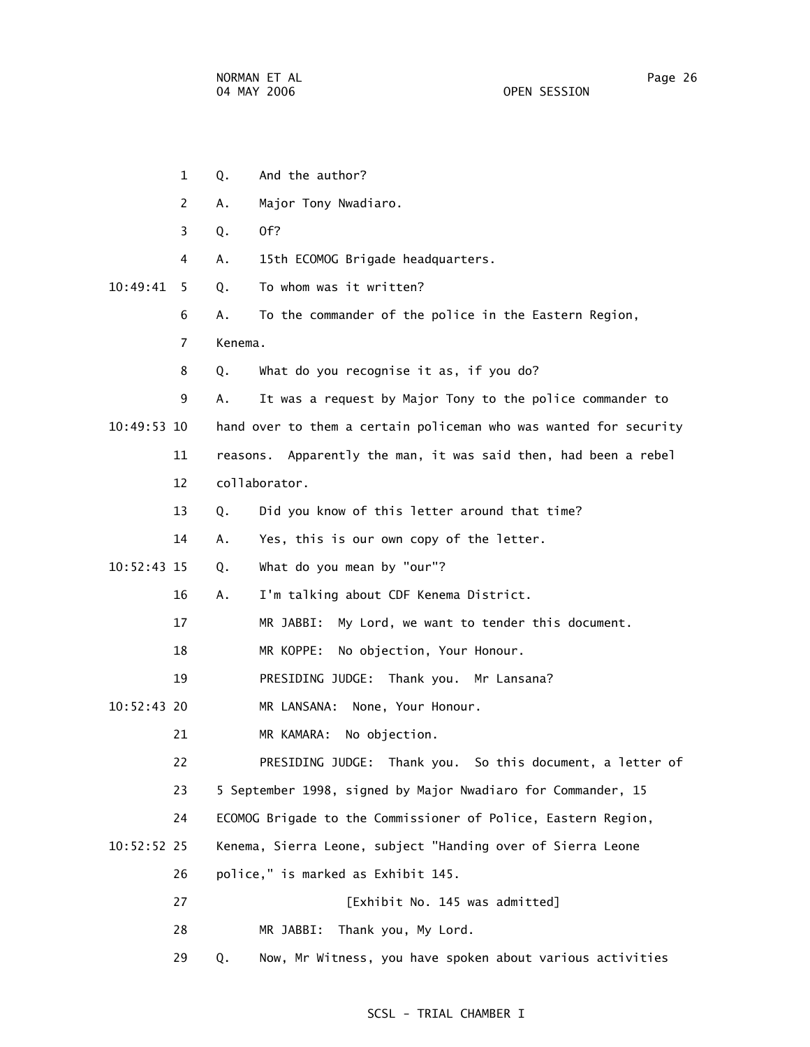1 Q. And the author?

2 A. Major Tony Nwadiaro.

3 Q. Of?

4 A. 15th ECOMOG Brigade headquarters.

10:49:41 5 Q. To whom was it written?

6 A. To the commander of the police in the Eastern Region,

7 Kenema.

8 Q. What do you recognise it as, if you do?

9 A. It was a request by Major Tony to the police commander to

10:49:53 10 hand over to them a certain policeman who was wanted for security

11 reasons. Apparently the man, it was said then, had been a rebel

12 collaborator.

13 Q. Did you know of this letter around that time?

14 A. Yes, this is our own copy of the letter.

10:52:43 15 Q. What do you mean by "our"?

16 A. I'm talking about CDF Kenema District.

17 MR JABBI: My Lord, we want to tender this document.

18 MR KOPPE: No objection, Your Honour.

19 PRESIDING JUDGE: Thank you. Mr Lansana?

10:52:43 20 MR LANSANA: None, Your Honour.

21 MR KAMARA: No objection.

22 PRESIDING JUDGE: Thank you. So this document, a letter of

23 5 September 1998, signed by Major Nwadiaro for Commander, 15

24 ECOMOG Brigade to the Commissioner of Police, Eastern Region,

10:52:52 25 Kenema, Sierra Leone, subject "Handing over of Sierra Leone

26 police," is marked as Exhibit 145.

27 [Exhibit No. 145 was admitted]

28 MR JABBI: Thank you, My Lord.

29 Q. Now, Mr Witness, you have spoken about various activities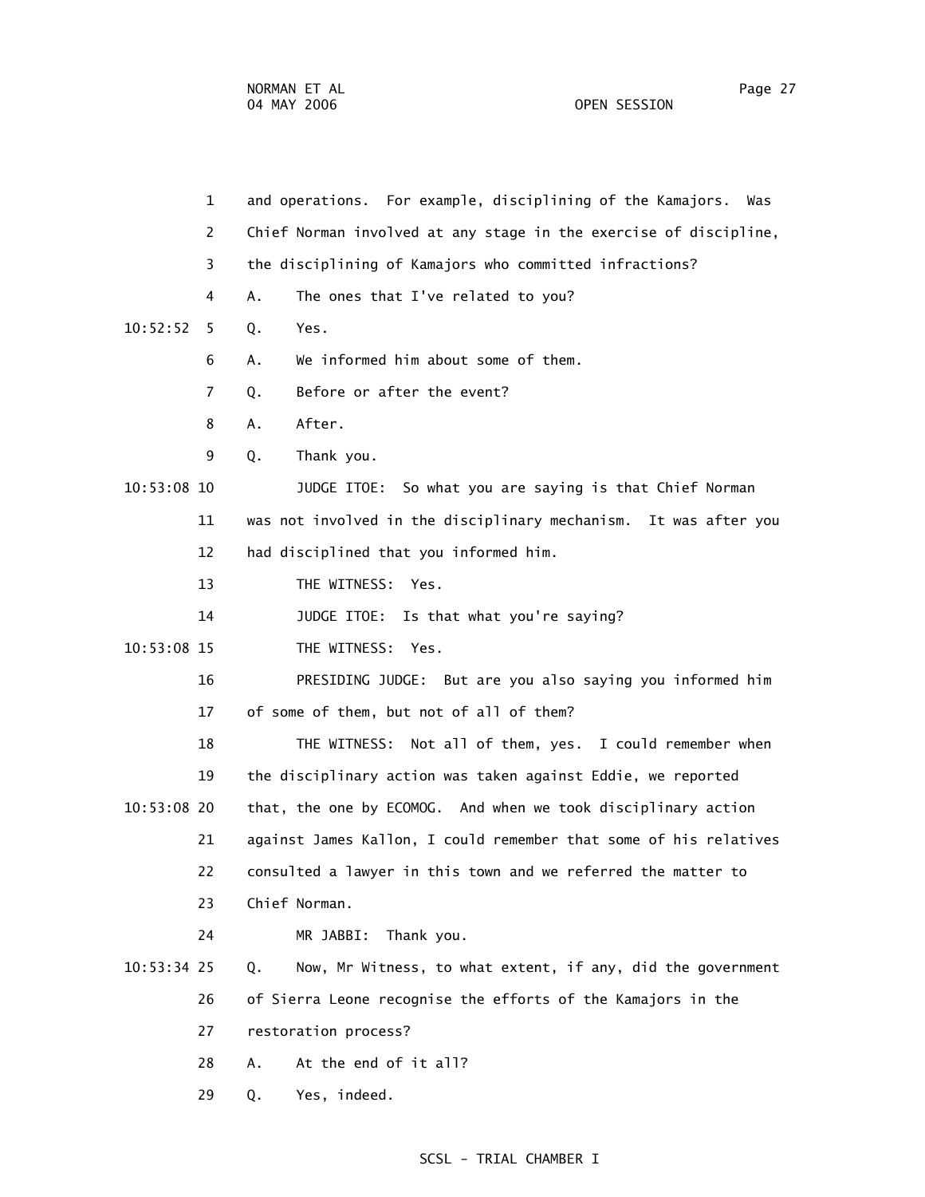1 and operations. For example, disciplining of the Kamajors. Was
2 Chief Norman involved at any stage in the exercise of discipline,
3 the disciplining of Kamajors who committed infractions?
4 A. The ones that I've related to you?
10:52:52 5 Q. Yes.
6 A. We informed him about some of them.
7 Q. Before or after the event?
8 A. After.
9 Q. Thank you.
10:53:08 10 JUDGE ITOE: So what you are saying is that Chief Norman
11 was not involved in the disciplinary mechanism. It was after you
12 had disciplined that you informed him.
13 THE WITNESS: Yes.
14 JUDGE ITOE: Is that what you're saying?
10:53:08 15 THE WITNESS: Yes.
16 PRESIDING JUDGE: But are you also saying you informed him
17 of some of them, but not of all of them?
18 THE WITNESS: Not all of them, yes. I could remember when
19 the disciplinary action was taken against Eddie, we reported
10:53:08 20 that, the one by ECOMOG. And when we took disciplinary action
21 against James Kallon, I could remember that some of his relatives
22 consulted a lawyer in this town and we referred the matter to
23 Chief Norman.
24 MR JABBI: Thank you.
10:53:34 25 Q. Now, Mr Witness, to what extent, if any, did the government
26 of Sierra Leone recognise the efforts of the Kamajors in the
27 restoration process?
28 A. At the end of it all?
29 Q. Yes, indeed.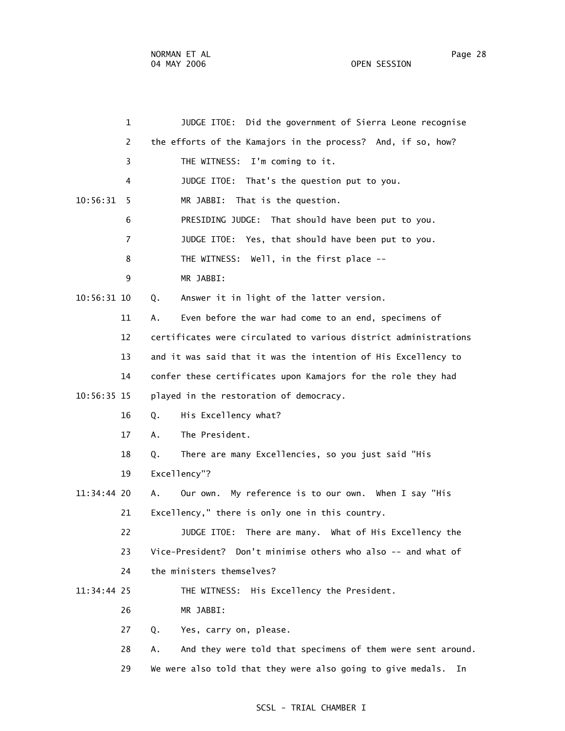1 JUDGE ITOE: Did the government of Sierra Leone recognise

2 the efforts of the Kamajors in the process? And, if so, how?

3 THE WITNESS: I'm coming to it.

4 JUDGE ITOE: That's the question put to you.

10:56:31 5 MR JABBI: That is the question.

6 PRESIDING JUDGE: That should have been put to you.

7 JUDGE ITOE: Yes, that should have been put to you.

8 THE WITNESS: Well, in the first place --

9 MR JABBI:

10:56:31 10 Q. Answer it in light of the latter version.

11 A. Even before the war had come to an end, specimens of

12 certificates were circulated to various district administrations

13 and it was said that it was the intention of His Excellency to

14 confer these certificates upon Kamajors for the role they had

10:56:35 15 played in the restoration of democracy.

16 Q. His Excellency what?

17 A. The President.

18 Q. There are many Excellencies, so you just said "His

19 Excellency"?

11:34:44 20 A. Our own. My reference is to our own. When I say "His

21 Excellency," there is only one in this country.

22 JUDGE ITOE: There are many. What of His Excellency the

23 Vice-President? Don't minimise others who also -- and what of

24 the ministers themselves?

11:34:44 25 THE WITNESS: His Excellency the President.

26 MR JABBI:

27 Q. Yes, carry on, please.

28 A. And they were told that specimens of them were sent around.

29 We were also told that they were also going to give medals. In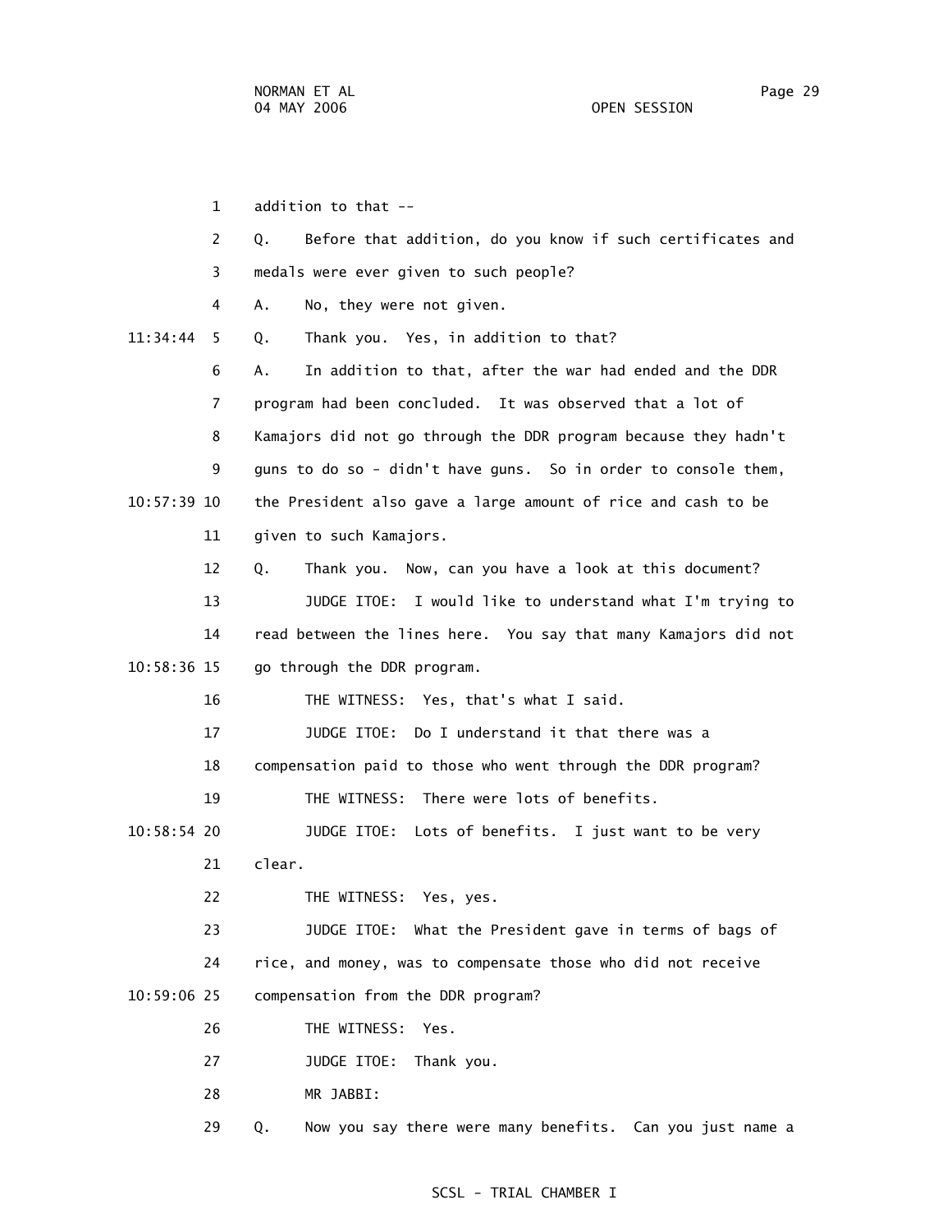1 addition to that --

2 Q. Before that addition, do you know if such certificates and

3 medals were ever given to such people?

4 A. No, they were not given.

11:34:44 5 Q. Thank you. Yes, in addition to that?

6 A. In addition to that, after the war had ended and the DDR

7 program had been concluded. It was observed that a lot of

8 Kamajors did not go through the DDR program because they hadn't

9 guns to do so - didn't have guns. So in order to console them,

10:57:39 10 the President also gave a large amount of rice and cash to be

11 given to such Kamajors.

12 Q. Thank you. Now, can you have a look at this document?

13 JUDGE ITOE: I would like to understand what I'm trying to

14 read between the lines here. You say that many Kamajors did not

10:58:36 15 go through the DDR program.

16 THE WITNESS: Yes, that's what I said.

17 JUDGE ITOE: Do I understand it that there was a

18 compensation paid to those who went through the DDR program?

19 THE WITNESS: There were lots of benefits.

10:58:54 20 JUDGE ITOE: Lots of benefits. I just want to be very

21 clear.

22 THE WITNESS: Yes, yes.

23 JUDGE ITOE: What the President gave in terms of bags of

24 rice, and money, was to compensate those who did not receive

10:59:06 25 compensation from the DDR program?

26 THE WITNESS: Yes.

27 JUDGE ITOE: Thank you.

28 MR JABBI:

29 Q. Now you say there were many benefits. Can you just name a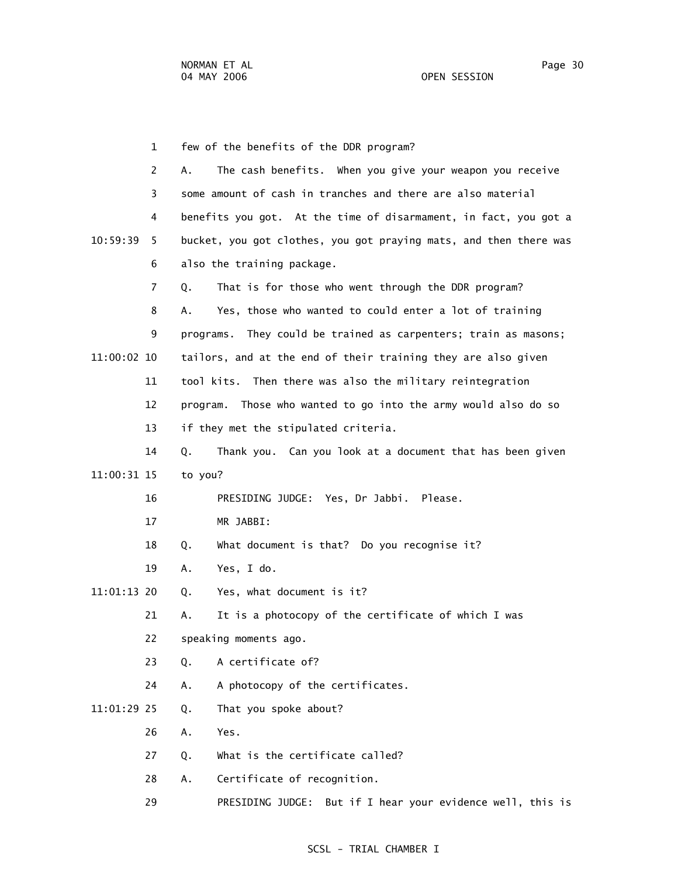few of the benefits of the DDR program?

A. The cash benefits. When you give your weapon you receive some amount of cash in tranches and there are also material benefits you got. At the time of disarmament, in fact, you got a bucket, you got clothes, you got praying mats, and then there was also the training package.

Q. That is for those who went through the DDR program?

A. Yes, those who wanted to could enter a lot of training programs. They could be trained as carpenters; train as masons; tailors, and at the end of their training they are also given tool kits. Then there was also the military reintegration program. Those who wanted to go into the army would also do so if they met the stipulated criteria.

Q. Thank you. Can you look at a document that has been given to you?

PRESIDING JUDGE: Yes, Dr Jabbi. Please.

MR JABBI:

Q. What document is that? Do you recognise it?

A. Yes, I do.

Q. Yes, what document is it?

A. It is a photocopy of the certificate of which I was speaking moments ago.

Q. A certificate of?

A. A photocopy of the certificates.

Q. That you spoke about?

A. Yes.

Q. What is the certificate called?

A. Certificate of recognition.

PRESIDING JUDGE: But if I hear your evidence well, this is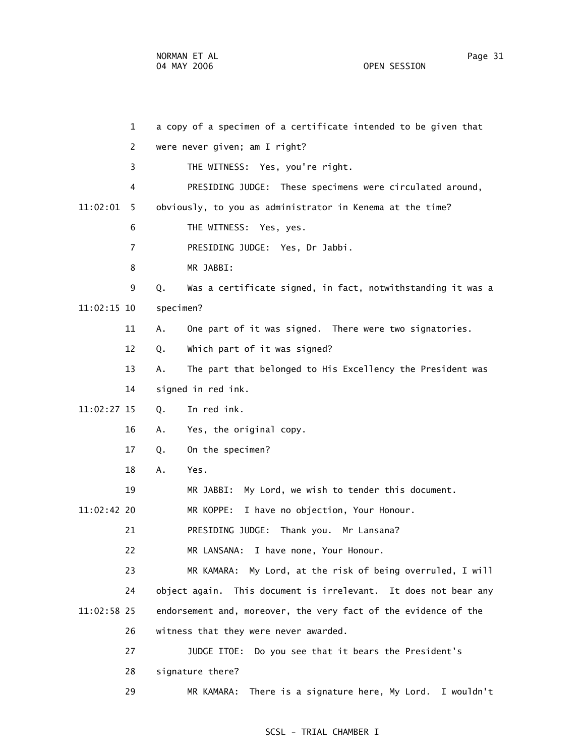a copy of a specimen of a certificate intended to be given that were never given; am I right?

THE WITNESS: Yes, you're right.

PRESIDING JUDGE: These specimens were circulated around, obviously, to you as administrator in Kenema at the time?

THE WITNESS: Yes, yes.

PRESIDING JUDGE: Yes, Dr Jabbi.

MR JABBI:

Q. Was a certificate signed, in fact, notwithstanding it was a specimen?

A. One part of it was signed. There were two signatories.

Q. Which part of it was signed?

A. The part that belonged to His Excellency the President was signed in red ink.

Q. In red ink.

A. Yes, the original copy.

Q. On the specimen?

A. Yes.

MR JABBI: My Lord, we wish to tender this document.

MR KOPPE: I have no objection, Your Honour.

PRESIDING JUDGE: Thank you. Mr Lansana?

MR LANSANA: I have none, Your Honour.

MR KAMARA: My Lord, at the risk of being overruled, I will object again. This document is irrelevant. It does not bear any endorsement and, moreover, the very fact of the evidence of the witness that they were never awarded.

JUDGE ITOE: Do you see that it bears the President's signature there?

MR KAMARA: There is a signature here, My Lord. I wouldn't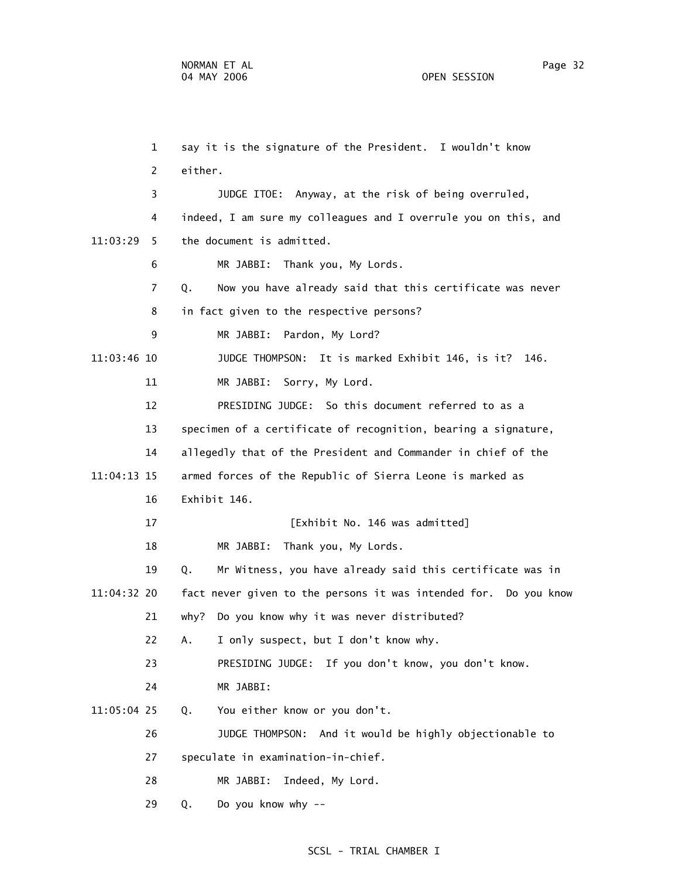say it is the signature of the President. I wouldn't know either.

JUDGE ITOE: Anyway, at the risk of being overruled, indeed, I am sure my colleagues and I overrule you on this, and the document is admitted.

MR JABBI: Thank you, My Lords.

Q. Now you have already said that this certificate was never in fact given to the respective persons?

MR JABBI: Pardon, My Lord?

JUDGE THOMPSON: It is marked Exhibit 146, is it? 146.

MR JABBI: Sorry, My Lord.

PRESIDING JUDGE: So this document referred to as a specimen of a certificate of recognition, bearing a signature, allegedly that of the President and Commander in chief of the armed forces of the Republic of Sierra Leone is marked as Exhibit 146.

[Exhibit No. 146 was admitted]

MR JABBI: Thank you, My Lords.

Q. Mr Witness, you have already said this certificate was in fact never given to the persons it was intended for. Do you know why? Do you know why it was never distributed?

A. I only suspect, but I don't know why.

PRESIDING JUDGE: If you don't know, you don't know.

MR JABBI:

Q. You either know or you don't.

JUDGE THOMPSON: And it would be highly objectionable to speculate in examination-in-chief.

MR JABBI: Indeed, My Lord.

Q. Do you know why --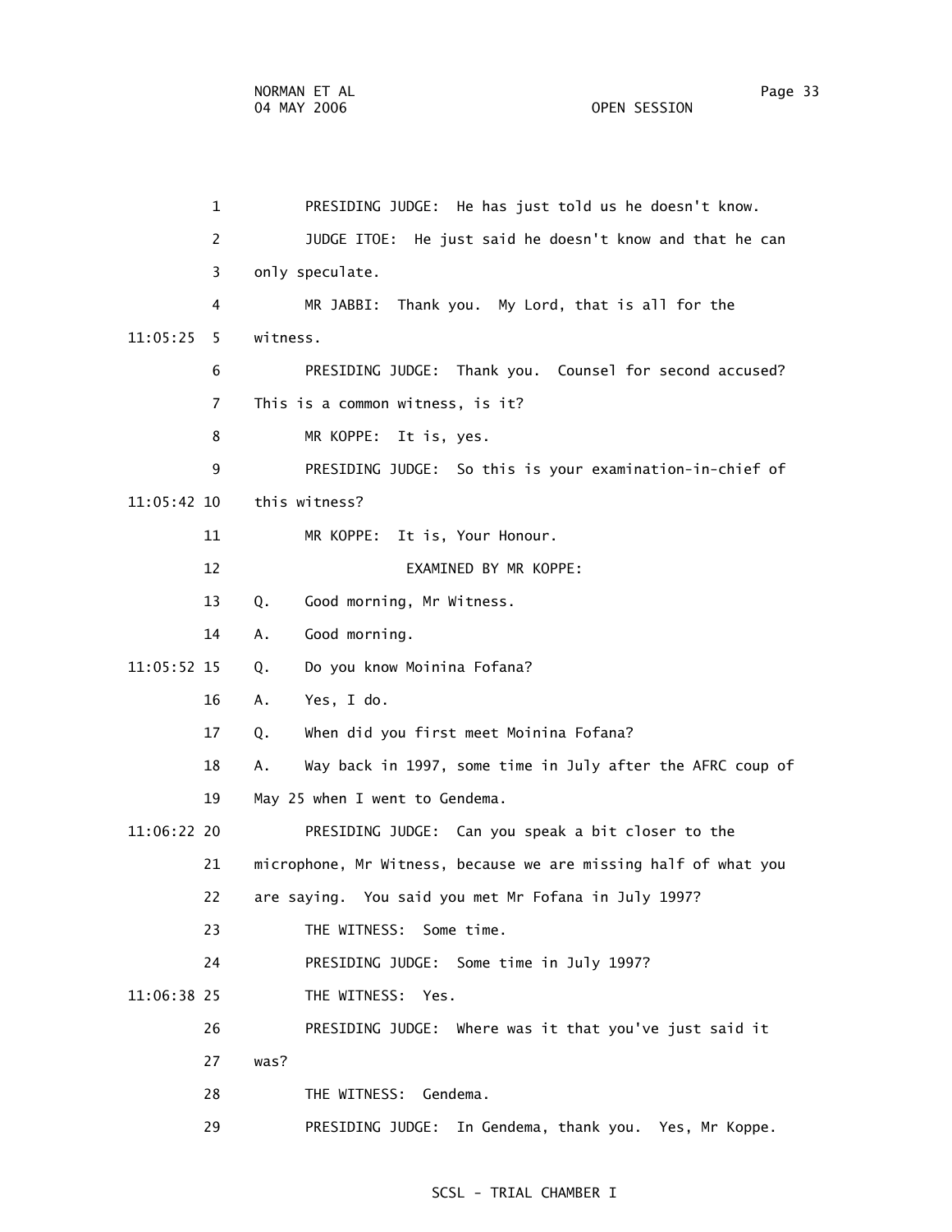1 PRESIDING JUDGE: He has just told us he doesn't know.

2 JUDGE ITOE: He just said he doesn't know and that he can

3 only speculate.

4 MR JABBI: Thank you. My Lord, that is all for the

11:05:25 5 witness.

6 PRESIDING JUDGE: Thank you. Counsel for second accused?

7 This is a common witness, is it?

8 MR KOPPE: It is, yes.

9 PRESIDING JUDGE: So this is your examination-in-chief of

11:05:42 10 this witness?

11 MR KOPPE: It is, Your Honour.

12 EXAMINED BY MR KOPPE:

13 Q. Good morning, Mr Witness.

14 A. Good morning.

11:05:52 15 Q. Do you know Moinina Fofana?

16 A. Yes, I do.

17 Q. When did you first meet Moinina Fofana?

18 A. Way back in 1997, some time in July after the AFRC coup of

19 May 25 when I went to Gendema.

11:06:22 20 PRESIDING JUDGE: Can you speak a bit closer to the

21 microphone, Mr Witness, because we are missing half of what you

22 are saying. You said you met Mr Fofana in July 1997?

23 THE WITNESS: Some time.

24 PRESIDING JUDGE: Some time in July 1997?

11:06:38 25 THE WITNESS: Yes.

26 PRESIDING JUDGE: Where was it that you've just said it

27 was?

28 THE WITNESS: Gendema.

29 PRESIDING JUDGE: In Gendema, thank you. Yes, Mr Koppe.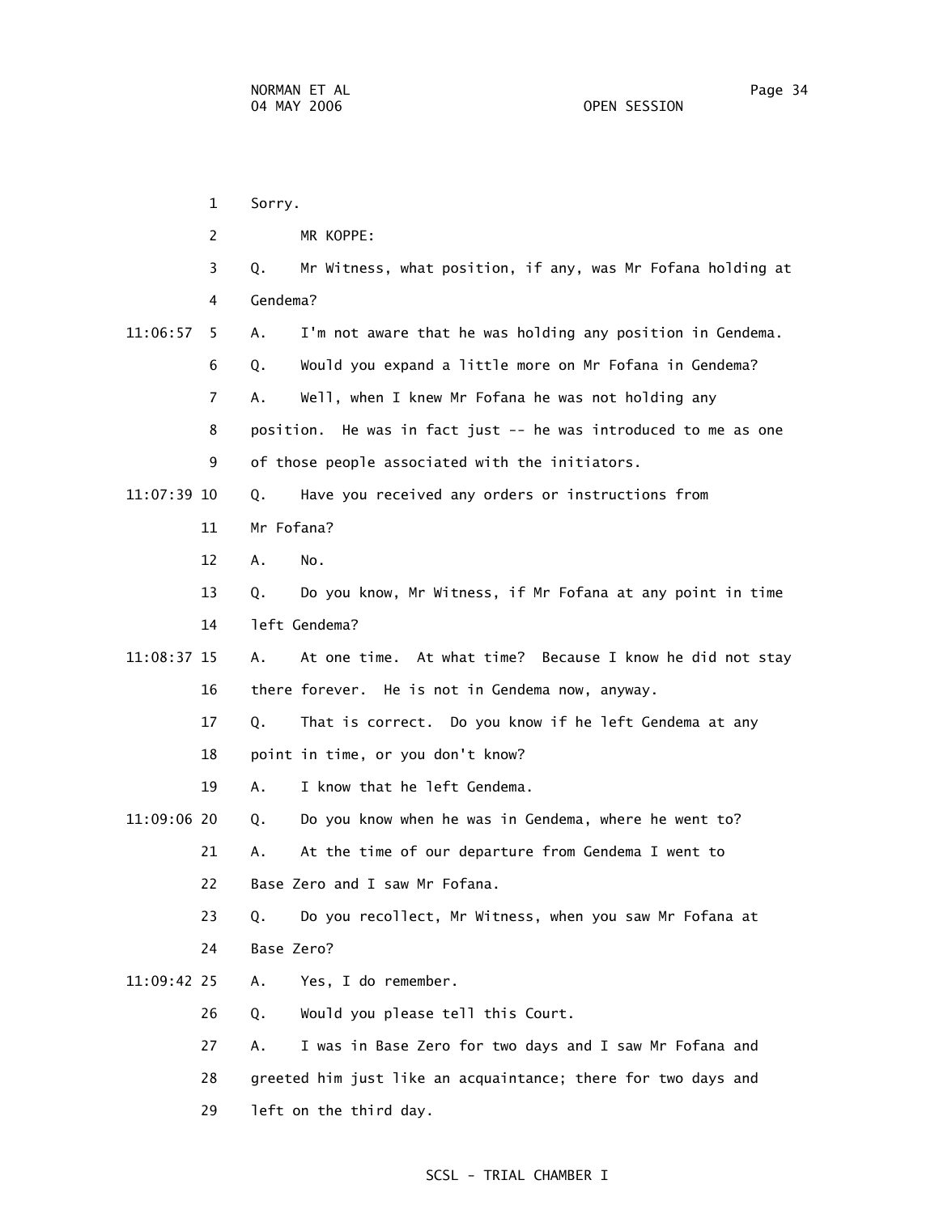1 Sorry.

2 MR KOPPE:

3 Q. Mr Witness, what position, if any, was Mr Fofana holding at

4 Gendema?

11:06:57 5 A. I'm not aware that he was holding any position in Gendema.

6 Q. Would you expand a little more on Mr Fofana in Gendema?

7 A. Well, when I knew Mr Fofana he was not holding any

8 position. He was in fact just -- he was introduced to me as one

9 of those people associated with the initiators.

11:07:39 10 Q. Have you received any orders or instructions from

11 Mr Fofana?

12 A. No.

13 Q. Do you know, Mr Witness, if Mr Fofana at any point in time

14 left Gendema?

11:08:37 15 A. At one time. At what time? Because I know he did not stay

16 there forever. He is not in Gendema now, anyway.

17 Q. That is correct. Do you know if he left Gendema at any

18 point in time, or you don't know?

19 A. I know that he left Gendema.

11:09:06 20 Q. Do you know when he was in Gendema, where he went to?

21 A. At the time of our departure from Gendema I went to

22 Base Zero and I saw Mr Fofana.

23 Q. Do you recollect, Mr Witness, when you saw Mr Fofana at

24 Base Zero?

11:09:42 25 A. Yes, I do remember.

26 Q. Would you please tell this Court.

27 A. I was in Base Zero for two days and I saw Mr Fofana and

28 greeted him just like an acquaintance; there for two days and

29 left on the third day.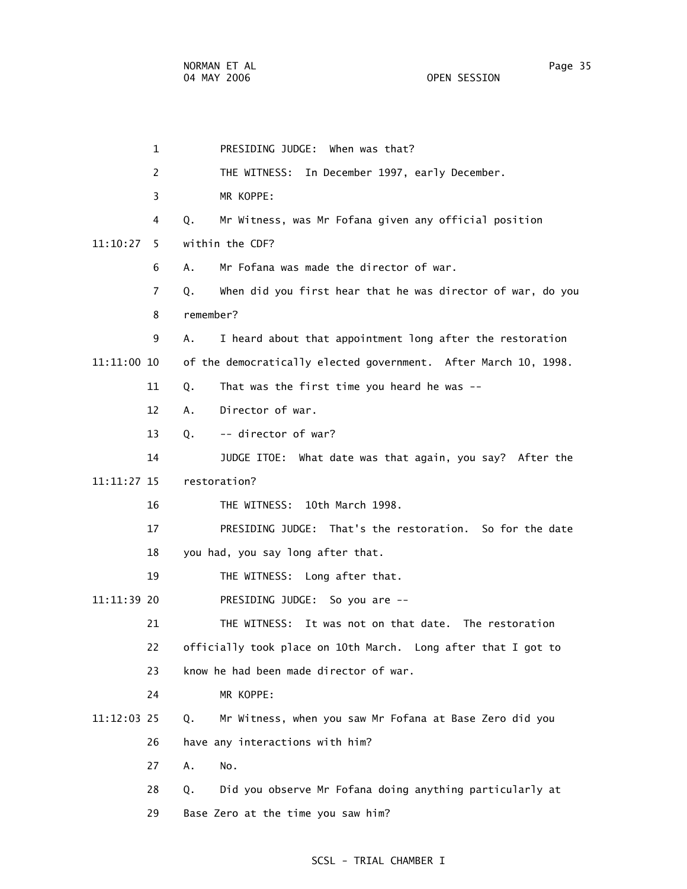PRESIDING JUDGE: When was that?

THE WITNESS: In December 1997, early December.

MR KOPPE:

Q. Mr Witness, was Mr Fofana given any official position within the CDF?

A. Mr Fofana was made the director of war.

Q. When did you first hear that he was director of war, do you remember?

A. I heard about that appointment long after the restoration of the democratically elected government. After March 10, 1998.

Q. That was the first time you heard he was --

A. Director of war.

Q. -- director of war?

JUDGE ITOE: What date was that again, you say? After the restoration?

THE WITNESS: 10th March 1998.

PRESIDING JUDGE: That's the restoration. So for the date you had, you say long after that.

THE WITNESS: Long after that.

PRESIDING JUDGE: So you are --

THE WITNESS: It was not on that date. The restoration officially took place on 10th March. Long after that I got to know he had been made director of war.

MR KOPPE:

Q. Mr Witness, when you saw Mr Fofana at Base Zero did you have any interactions with him?

A. No.

Q. Did you observe Mr Fofana doing anything particularly at Base Zero at the time you saw him?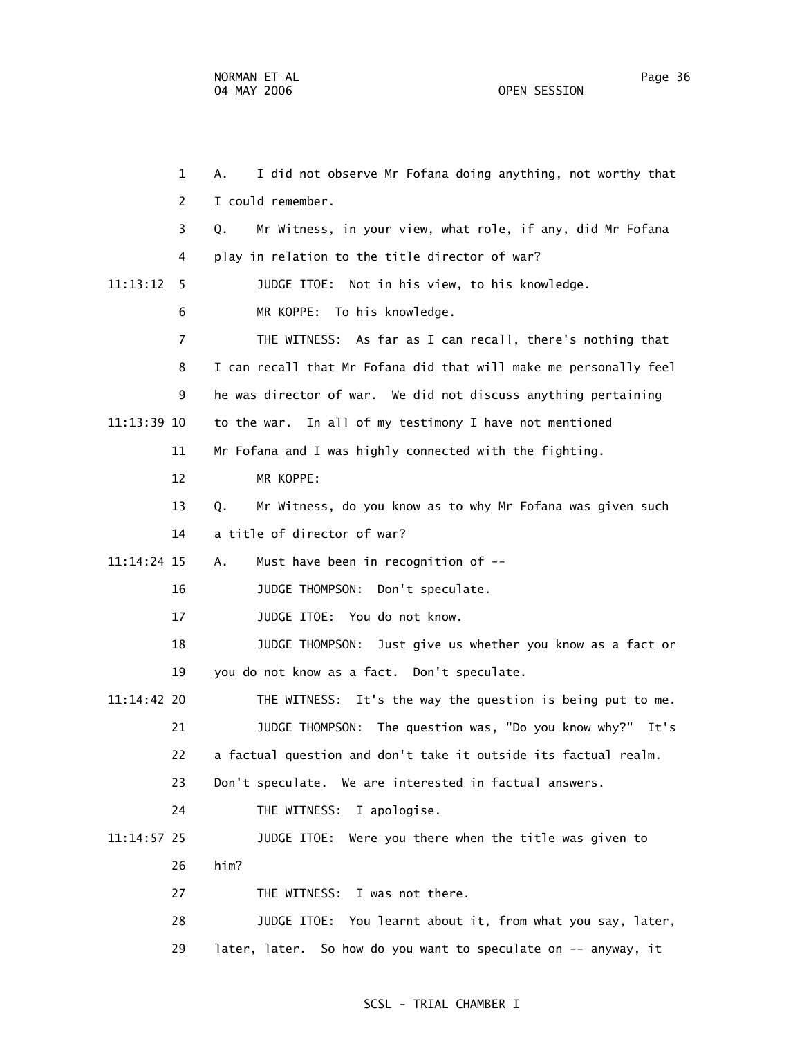1 A. I did not observe Mr Fofana doing anything, not worthy that

2 I could remember.

3 Q. Mr Witness, in your view, what role, if any, did Mr Fofana

4 play in relation to the title director of war?

11:13:12 5 JUDGE ITOE: Not in his view, to his knowledge.

6 MR KOPPE: To his knowledge.

7 THE WITNESS: As far as I can recall, there's nothing that

8 I can recall that Mr Fofana did that will make me personally feel

9 he was director of war. We did not discuss anything pertaining

11:13:39 10 to the war. In all of my testimony I have not mentioned

11 Mr Fofana and I was highly connected with the fighting.

12 MR KOPPE:

13 Q. Mr Witness, do you know as to why Mr Fofana was given such

14 a title of director of war?

11:14:24 15 A. Must have been in recognition of --

16 JUDGE THOMPSON: Don't speculate.

17 JUDGE ITOE: You do not know.

18 JUDGE THOMPSON: Just give us whether you know as a fact or

19 you do not know as a fact. Don't speculate.

11:14:42 20 THE WITNESS: It's the way the question is being put to me.

21 JUDGE THOMPSON: The question was, "Do you know why?" It's

22 a factual question and don't take it outside its factual realm.

23 Don't speculate. We are interested in factual answers.

24 THE WITNESS: I apologise.

11:14:57 25 JUDGE ITOE: Were you there when the title was given to

26 him?

27 THE WITNESS: I was not there.

28 JUDGE ITOE: You learnt about it, from what you say, later,

29 later, later. So how do you want to speculate on -- anyway, it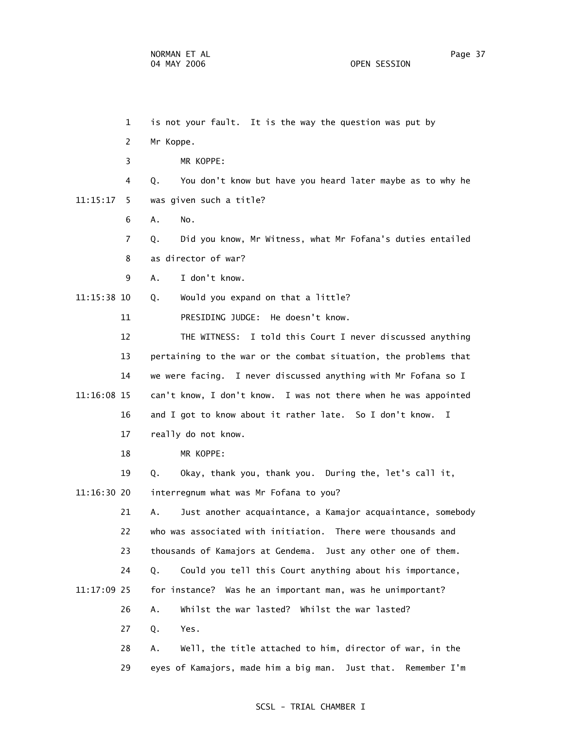is not your fault. It is the way the question was put by Mr Koppe.

MR KOPPE:

Q. You don't know but have you heard later maybe as to why he was given such a title?

A. No.

Q. Did you know, Mr Witness, what Mr Fofana's duties entailed as director of war?

A. I don't know.

Q. Would you expand on that a little?

PRESIDING JUDGE: He doesn't know.

THE WITNESS: I told this Court I never discussed anything pertaining to the war or the combat situation, the problems that we were facing. I never discussed anything with Mr Fofana so I can't know, I don't know. I was not there when he was appointed and I got to know about it rather late. So I don't know. I really do not know.

MR KOPPE:

Q. Okay, thank you, thank you. During the, let's call it, interregnum what was Mr Fofana to you?

A. Just another acquaintance, a Kamajor acquaintance, somebody who was associated with initiation. There were thousands and thousands of Kamajors at Gendema. Just any other one of them.

Q. Could you tell this Court anything about his importance, for instance? Was he an important man, was he unimportant?

A. Whilst the war lasted? Whilst the war lasted?

Q. Yes.

A. Well, the title attached to him, director of war, in the eyes of Kamajors, made him a big man. Just that. Remember I'm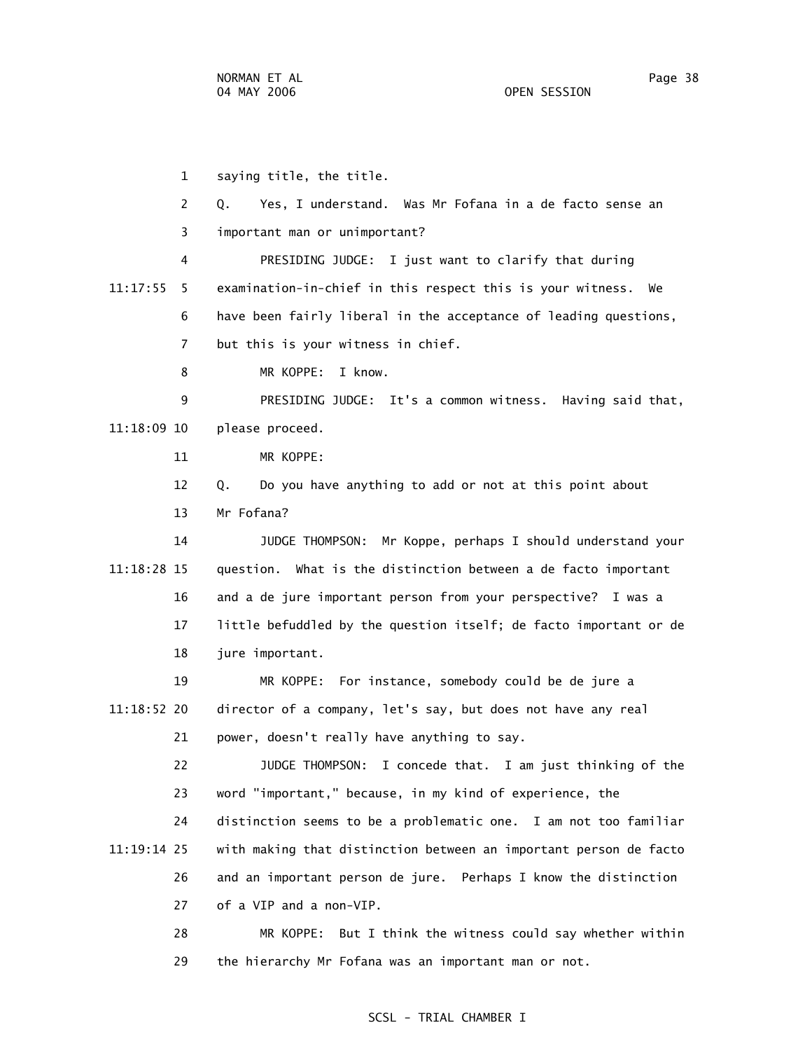1 saying title, the title.

2 Q. Yes, I understand. Was Mr Fofana in a de facto sense an

3 important man or unimportant?

4 PRESIDING JUDGE: I just want to clarify that during

11:17:55 5 examination-in-chief in this respect this is your witness. We

6 have been fairly liberal in the acceptance of leading questions,

7 but this is your witness in chief.

8 MR KOPPE: I know.

9 PRESIDING JUDGE: It's a common witness. Having said that,

11:18:09 10 please proceed.

11 MR KOPPE:

12 Q. Do you have anything to add or not at this point about

13 Mr Fofana?

14 JUDGE THOMPSON: Mr Koppe, perhaps I should understand your

11:18:28 15 question. What is the distinction between a de facto important

16 and a de jure important person from your perspective? I was a

17 little befuddled by the question itself; de facto important or de

18 jure important.

19 MR KOPPE: For instance, somebody could be de jure a

11:18:52 20 director of a company, let's say, but does not have any real

21 power, doesn't really have anything to say.

22 JUDGE THOMPSON: I concede that. I am just thinking of the

23 word "important," because, in my kind of experience, the

24 distinction seems to be a problematic one. I am not too familiar

11:19:14 25 with making that distinction between an important person de facto

26 and an important person de jure. Perhaps I know the distinction

27 of a VIP and a non-VIP.

28 MR KOPPE: But I think the witness could say whether within

29 the hierarchy Mr Fofana was an important man or not.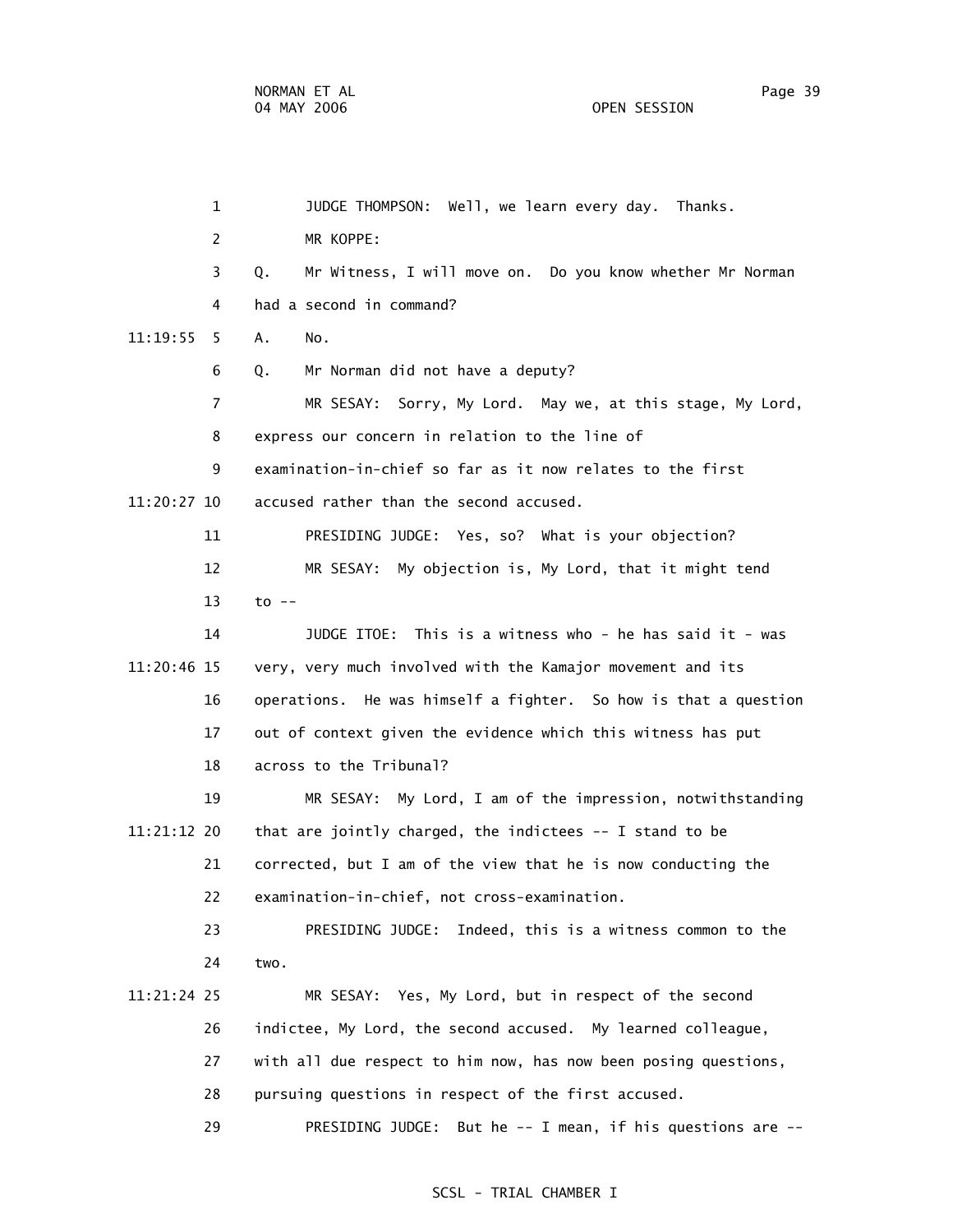JUDGE THOMPSON: Well, we learn every day. Thanks.

MR KOPPE:

Q. Mr Witness, I will move on. Do you know whether Mr Norman had a second in command?

A. No.

Q. Mr Norman did not have a deputy?

MR SESAY: Sorry, My Lord. May we, at this stage, My Lord, express our concern in relation to the line of examination-in-chief so far as it now relates to the first accused rather than the second accused.

PRESIDING JUDGE: Yes, so? What is your objection?

MR SESAY: My objection is, My Lord, that it might tend to --

JUDGE ITOE: This is a witness who - he has said it - was very, very much involved with the Kamajor movement and its operations. He was himself a fighter. So how is that a question out of context given the evidence which this witness has put across to the Tribunal?

MR SESAY: My Lord, I am of the impression, notwithstanding that are jointly charged, the indictees -- I stand to be corrected, but I am of the view that he is now conducting the examination-in-chief, not cross-examination.

PRESIDING JUDGE: Indeed, this is a witness common to the two.

MR SESAY: Yes, My Lord, but in respect of the second indictee, My Lord, the second accused. My learned colleague, with all due respect to him now, has now been posing questions, pursuing questions in respect of the first accused.

PRESIDING JUDGE: But he -- I mean, if his questions are --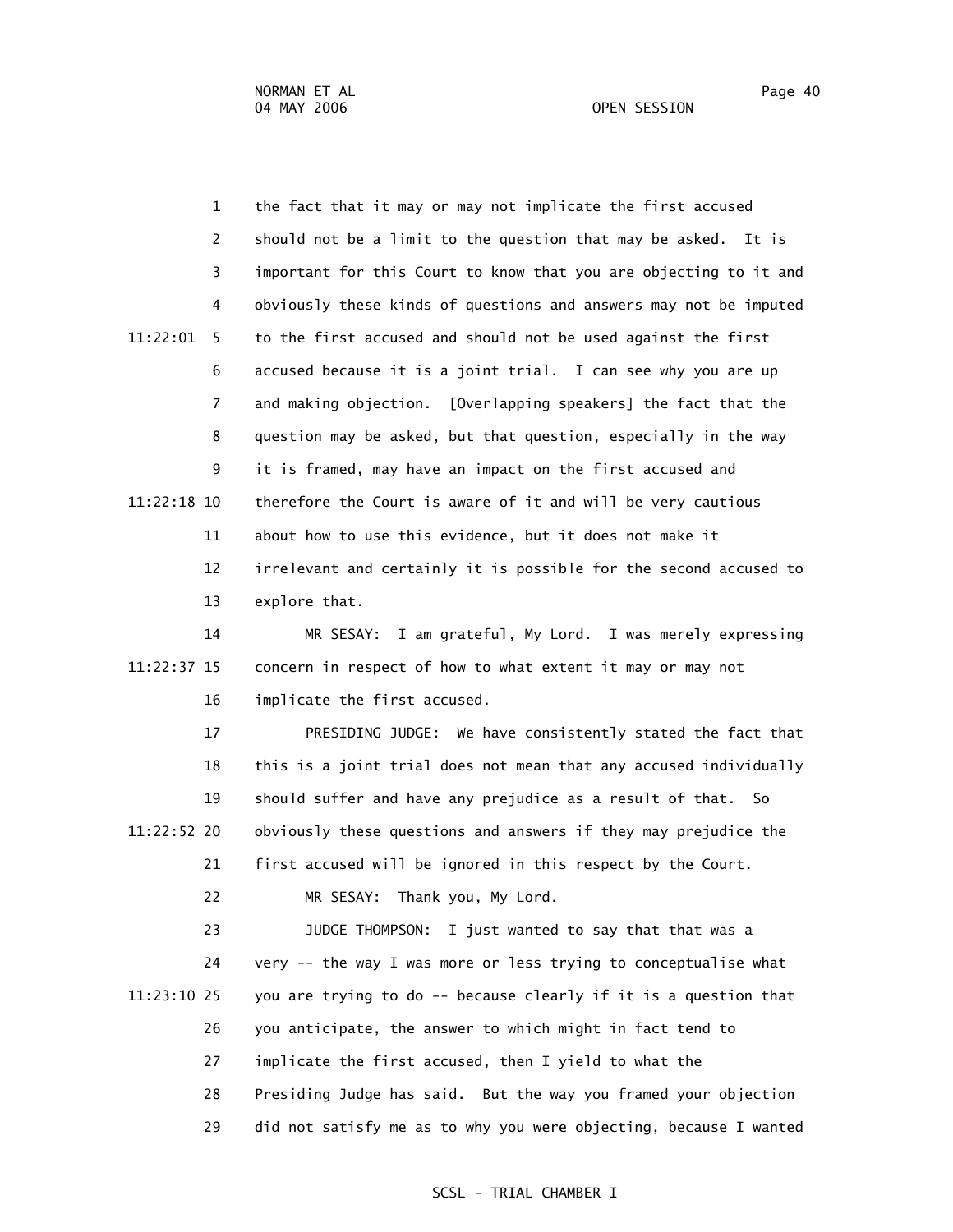the fact that it may or may not implicate the first accused should not be a limit to the question that may be asked. It is important for this Court to know that you are objecting to it and obviously these kinds of questions and answers may not be imputed to the first accused and should not be used against the first accused because it is a joint trial. I can see why you are up and making objection. [Overlapping speakers] the fact that the question may be asked, but that question, especially in the way it is framed, may have an impact on the first accused and therefore the Court is aware of it and will be very cautious about how to use this evidence, but it does not make it irrelevant and certainly it is possible for the second accused to explore that.

MR SESAY: I am grateful, My Lord. I was merely expressing concern in respect of how to what extent it may or may not implicate the first accused.

PRESIDING JUDGE: We have consistently stated the fact that this is a joint trial does not mean that any accused individually should suffer and have any prejudice as a result of that. So obviously these questions and answers if they may prejudice the first accused will be ignored in this respect by the Court.

MR SESAY: Thank you, My Lord.

JUDGE THOMPSON: I just wanted to say that that was a very -- the way I was more or less trying to conceptualise what you are trying to do -- because clearly if it is a question that you anticipate, the answer to which might in fact tend to implicate the first accused, then I yield to what the Presiding Judge has said. But the way you framed your objection did not satisfy me as to why you were objecting, because I wanted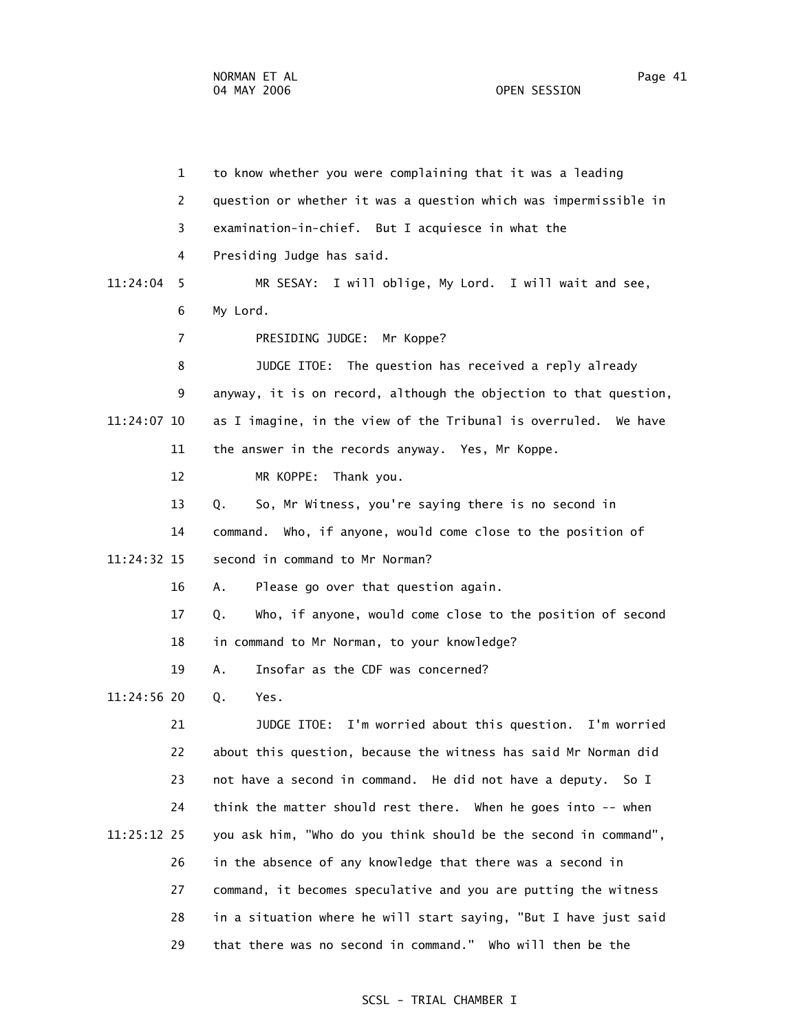to know whether you were complaining that it was a leading question or whether it was a question which was impermissible in examination-in-chief. But I acquiesce in what the Presiding Judge has said.

MR SESAY: I will oblige, My Lord. I will wait and see, My Lord.

PRESIDING JUDGE: Mr Koppe?

JUDGE ITOE: The question has received a reply already anyway, it is on record, although the objection to that question, as I imagine, in the view of the Tribunal is overruled. We have the answer in the records anyway. Yes, Mr Koppe.

MR KOPPE: Thank you.

Q. So, Mr Witness, you're saying there is no second in command. Who, if anyone, would come close to the position of second in command to Mr Norman?

A. Please go over that question again.

Q. Who, if anyone, would come close to the position of second in command to Mr Norman, to your knowledge?

A. Insofar as the CDF was concerned?

Q. Yes.

JUDGE ITOE: I'm worried about this question. I'm worried about this question, because the witness has said Mr Norman did not have a second in command. He did not have a deputy. So I think the matter should rest there. When he goes into -- when you ask him, "Who do you think should be the second in command", in the absence of any knowledge that there was a second in command, it becomes speculative and you are putting the witness in a situation where he will start saying, "But I have just said that there was no second in command." Who will then be the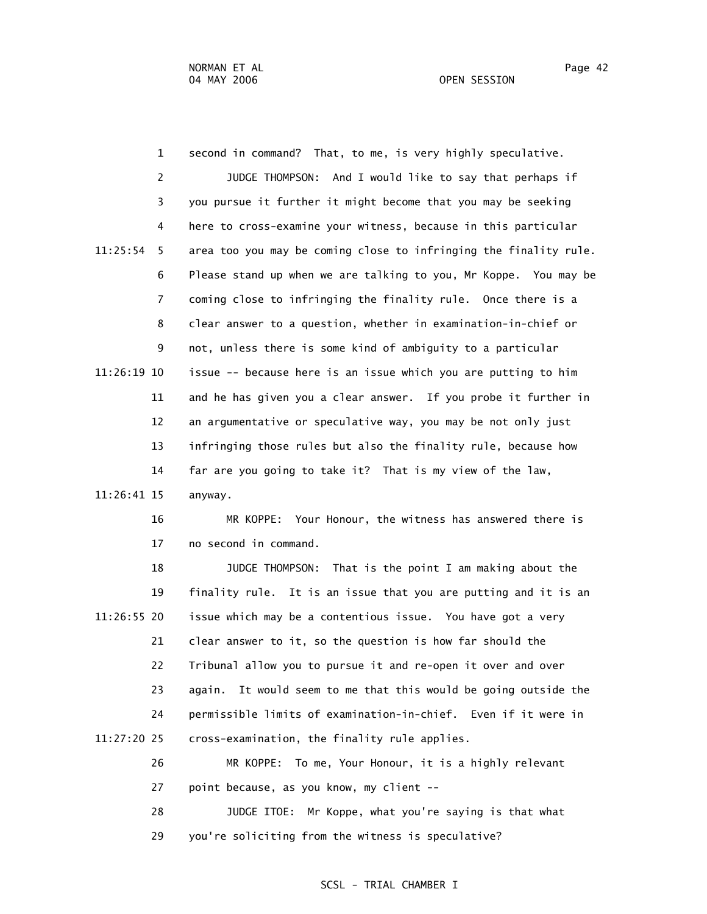second in command? That, to me, is very highly speculative.

JUDGE THOMPSON: And I would like to say that perhaps if you pursue it further it might become that you may be seeking here to cross-examine your witness, because in this particular area too you may be coming close to infringing the finality rule. Please stand up when we are talking to you, Mr Koppe. You may be coming close to infringing the finality rule. Once there is a clear answer to a question, whether in examination-in-chief or not, unless there is some kind of ambiguity to a particular issue -- because here is an issue which you are putting to him and he has given you a clear answer. If you probe it further in an argumentative or speculative way, you may be not only just infringing those rules but also the finality rule, because how far are you going to take it? That is my view of the law, anyway.

MR KOPPE: Your Honour, the witness has answered there is no second in command.

JUDGE THOMPSON: That is the point I am making about the finality rule. It is an issue that you are putting and it is an issue which may be a contentious issue. You have got a very clear answer to it, so the question is how far should the Tribunal allow you to pursue it and re-open it over and over again. It would seem to me that this would be going outside the permissible limits of examination-in-chief. Even if it were in cross-examination, the finality rule applies.

MR KOPPE: To me, Your Honour, it is a highly relevant point because, as you know, my client --

JUDGE ITOE: Mr Koppe, what you're saying is that what you're soliciting from the witness is speculative?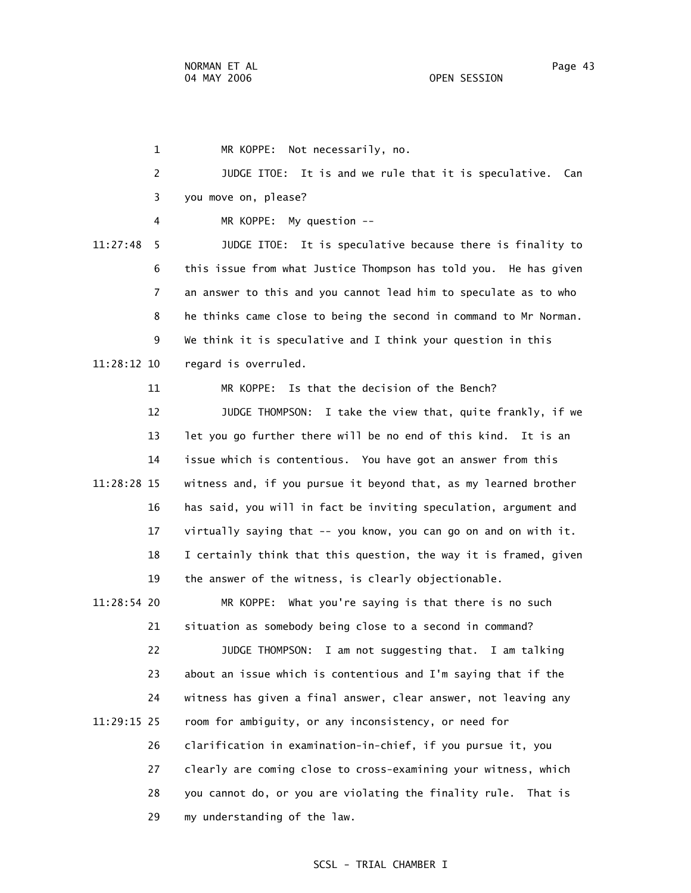MR KOPPE: Not necessarily, no.

JUDGE ITOE: It is and we rule that it is speculative. Can you move on, please?

MR KOPPE: My question --

JUDGE ITOE: It is speculative because there is finality to this issue from what Justice Thompson has told you. He has given an answer to this and you cannot lead him to speculate as to who he thinks came close to being the second in command to Mr Norman. We think it is speculative and I think your question in this regard is overruled.

MR KOPPE: Is that the decision of the Bench?

JUDGE THOMPSON: I take the view that, quite frankly, if we let you go further there will be no end of this kind. It is an issue which is contentious. You have got an answer from this witness and, if you pursue it beyond that, as my learned brother has said, you will in fact be inviting speculation, argument and virtually saying that -- you know, you can go on and on with it. I certainly think that this question, the way it is framed, given the answer of the witness, is clearly objectionable.

MR KOPPE: What you're saying is that there is no such situation as somebody being close to a second in command?

JUDGE THOMPSON: I am not suggesting that. I am talking about an issue which is contentious and I'm saying that if the witness has given a final answer, clear answer, not leaving any room for ambiguity, or any inconsistency, or need for clarification in examination-in-chief, if you pursue it, you clearly are coming close to cross-examining your witness, which you cannot do, or you are violating the finality rule. That is my understanding of the law.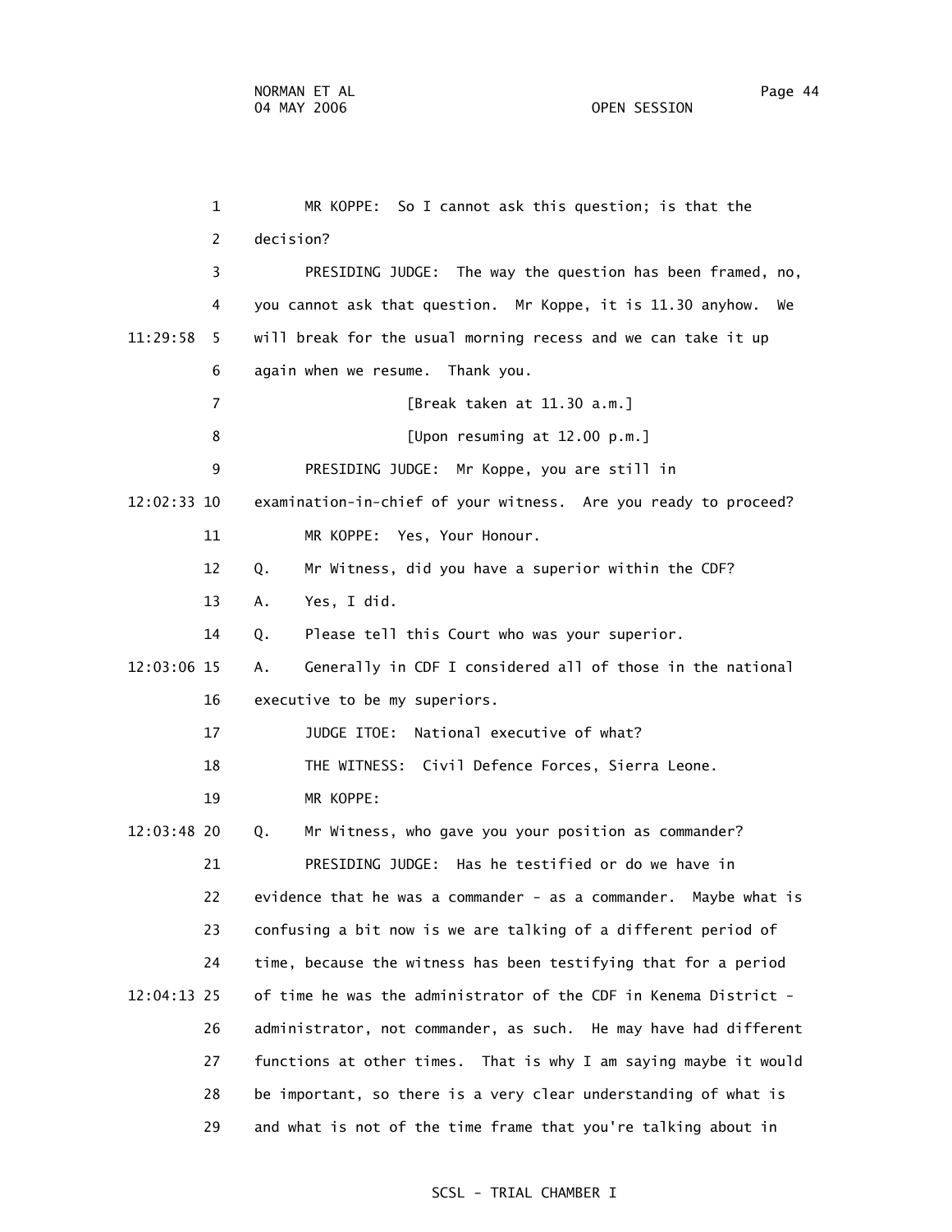MR KOPPE: So I cannot ask this question; is that the decision?

PRESIDING JUDGE: The way the question has been framed, no, you cannot ask that question. Mr Koppe, it is 11.30 anyhow. We will break for the usual morning recess and we can take it up again when we resume. Thank you.

[Break taken at 11.30 a.m.]

[Upon resuming at 12.00 p.m.]

PRESIDING JUDGE: Mr Koppe, you are still in examination-in-chief of your witness. Are you ready to proceed?

MR KOPPE: Yes, Your Honour.

Q. Mr Witness, did you have a superior within the CDF?

A. Yes, I did.

Q. Please tell this Court who was your superior.

A. Generally in CDF I considered all of those in the national executive to be my superiors.

JUDGE ITOE: National executive of what?

THE WITNESS: Civil Defence Forces, Sierra Leone.

MR KOPPE:

Q. Mr Witness, who gave you your position as commander?

PRESIDING JUDGE: Has he testified or do we have in evidence that he was a commander - as a commander. Maybe what is confusing a bit now is we are talking of a different period of time, because the witness has been testifying that for a period of time he was the administrator of the CDF in Kenema District - administrator, not commander, as such. He may have had different functions at other times. That is why I am saying maybe it would be important, so there is a very clear understanding of what is and what is not of the time frame that you're talking about in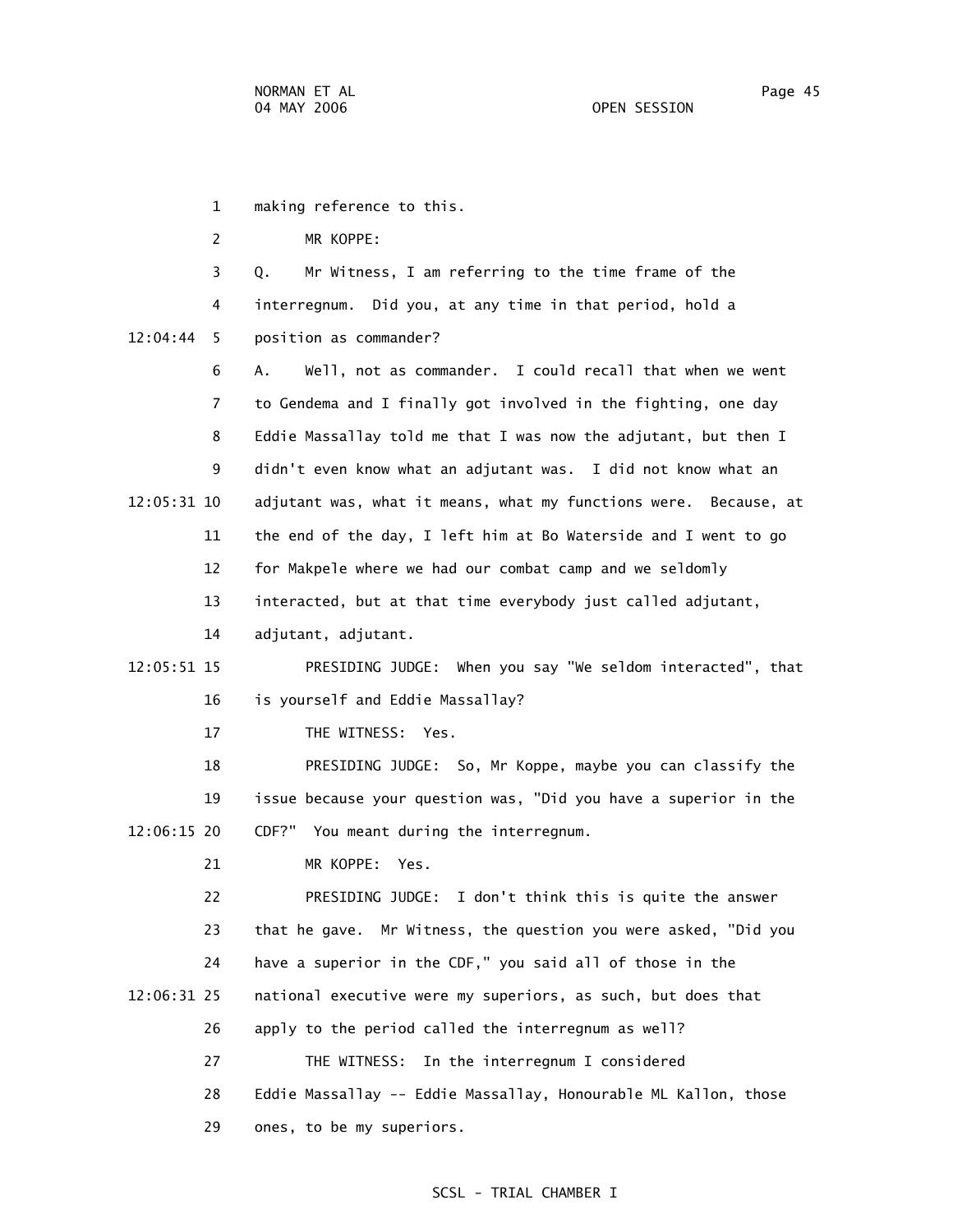making reference to this.

MR KOPPE:

Q. Mr Witness, I am referring to the time frame of the interregnum. Did you, at any time in that period, hold a position as commander?

A. Well, not as commander. I could recall that when we went to Gendema and I finally got involved in the fighting, one day Eddie Massallay told me that I was now the adjutant, but then I didn't even know what an adjutant was. I did not know what an adjutant was, what it means, what my functions were. Because, at the end of the day, I left him at Bo Waterside and I went to go for Makpele where we had our combat camp and we seldomly interacted, but at that time everybody just called adjutant, adjutant, adjutant.

PRESIDING JUDGE: When you say "We seldom interacted", that is yourself and Eddie Massallay?

THE WITNESS: Yes.

PRESIDING JUDGE: So, Mr Koppe, maybe you can classify the issue because your question was, "Did you have a superior in the CDF?" You meant during the interregnum.

MR KOPPE: Yes.

PRESIDING JUDGE: I don't think this is quite the answer that he gave. Mr Witness, the question you were asked, "Did you have a superior in the CDF," you said all of those in the national executive were my superiors, as such, but does that apply to the period called the interregnum as well?

THE WITNESS: In the interregnum I considered Eddie Massallay -- Eddie Massallay, Honourable ML Kallon, those ones, to be my superiors.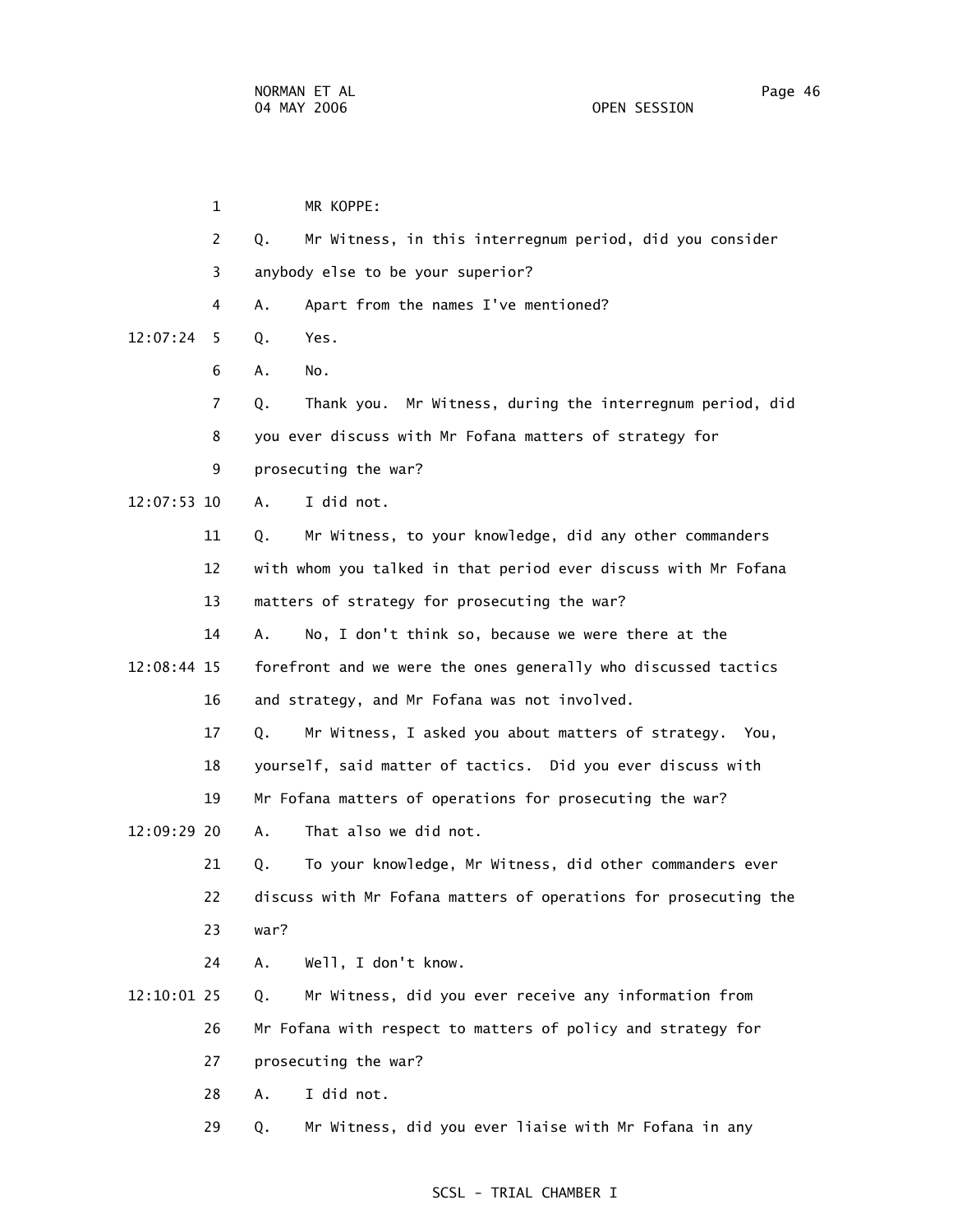MR KOPPE:

Q. Mr Witness, in this interregnum period, did you consider anybody else to be your superior?

A. Apart from the names I've mentioned?

Q. Yes.

A. No.

Q. Thank you. Mr Witness, during the interregnum period, did you ever discuss with Mr Fofana matters of strategy for prosecuting the war?

A. I did not.

Q. Mr Witness, to your knowledge, did any other commanders with whom you talked in that period ever discuss with Mr Fofana matters of strategy for prosecuting the war?

A. No, I don't think so, because we were there at the forefront and we were the ones generally who discussed tactics and strategy, and Mr Fofana was not involved.

Q. Mr Witness, I asked you about matters of strategy. You, yourself, said matter of tactics. Did you ever discuss with Mr Fofana matters of operations for prosecuting the war?

A. That also we did not.

Q. To your knowledge, Mr Witness, did other commanders ever discuss with Mr Fofana matters of operations for prosecuting the war?

A. Well, I don't know.

Q. Mr Witness, did you ever receive any information from Mr Fofana with respect to matters of policy and strategy for prosecuting the war?

A. I did not.

Q. Mr Witness, did you ever liaise with Mr Fofana in any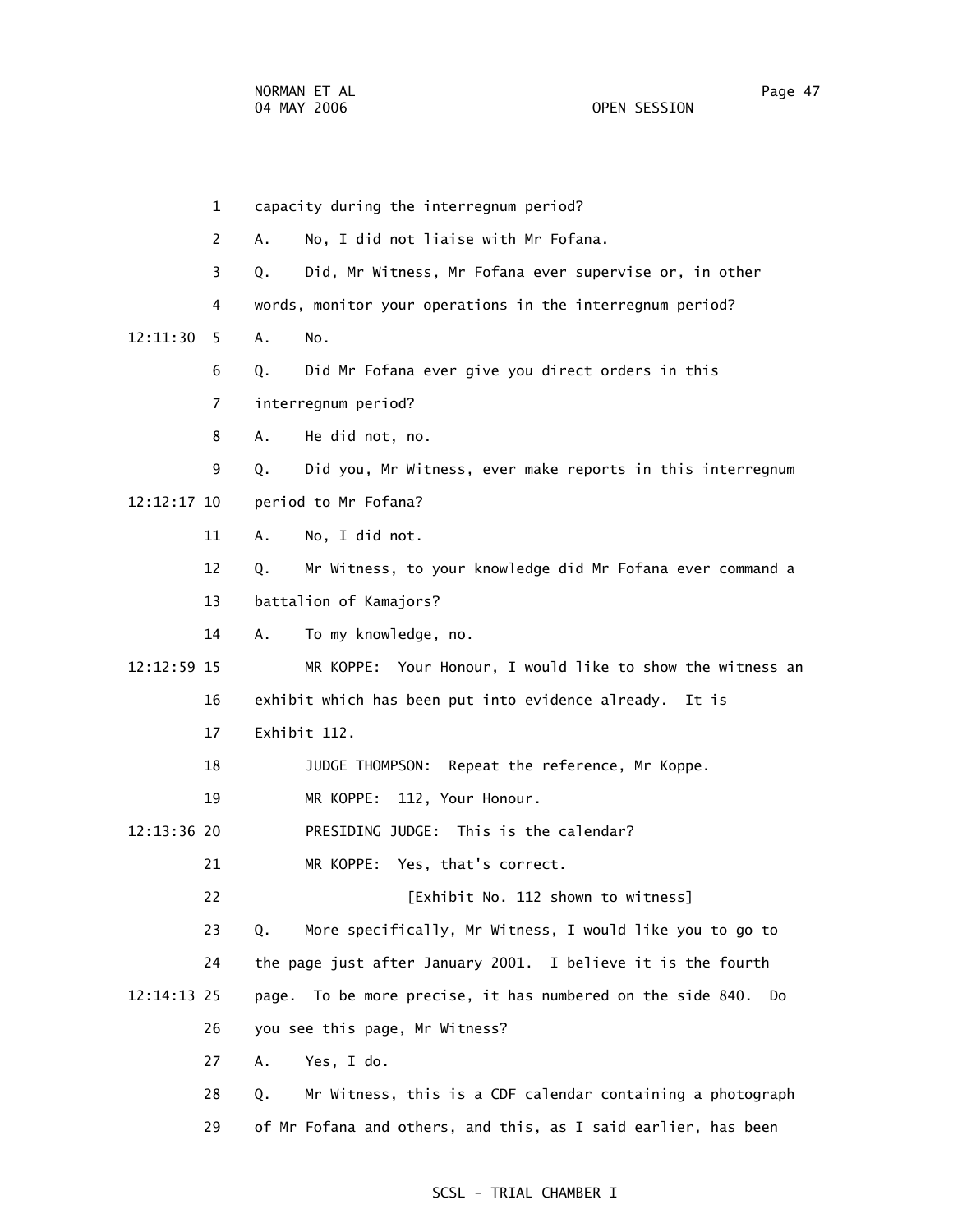capacity during the interregnum period?

A. No, I did not liaise with Mr Fofana.

Q. Did, Mr Witness, Mr Fofana ever supervise or, in other words, monitor your operations in the interregnum period?

A. No.

Q. Did Mr Fofana ever give you direct orders in this interregnum period?

A. He did not, no.

Q. Did you, Mr Witness, ever make reports in this interregnum period to Mr Fofana?

A. No, I did not.

Q. Mr Witness, to your knowledge did Mr Fofana ever command a battalion of Kamajors?

A. To my knowledge, no.

MR KOPPE: Your Honour, I would like to show the witness an exhibit which has been put into evidence already. It is Exhibit 112.

JUDGE THOMPSON: Repeat the reference, Mr Koppe.

MR KOPPE: 112, Your Honour.

PRESIDING JUDGE: This is the calendar?

MR KOPPE: Yes, that's correct.

[Exhibit No. 112 shown to witness]

Q. More specifically, Mr Witness, I would like you to go to the page just after January 2001. I believe it is the fourth page. To be more precise, it has numbered on the side 840. Do you see this page, Mr Witness?

A. Yes, I do.

Q. Mr Witness, this is a CDF calendar containing a photograph of Mr Fofana and others, and this, as I said earlier, has been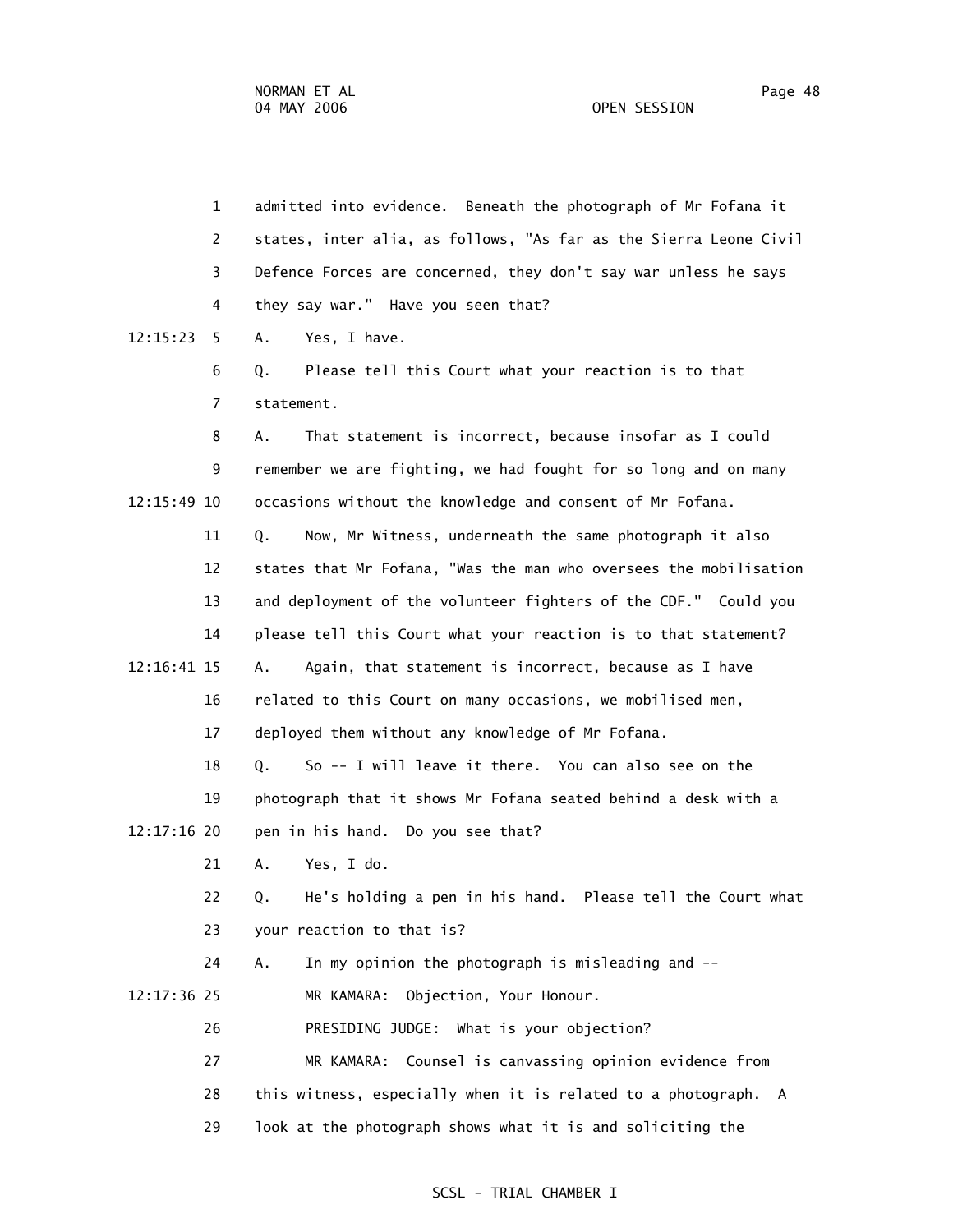admitted into evidence. Beneath the photograph of Mr Fofana it states, inter alia, as follows, "As far as the Sierra Leone Civil Defence Forces are concerned, they don't say war unless he says they say war." Have you seen that?

A. Yes, I have.

Q. Please tell this Court what your reaction is to that statement.

A. That statement is incorrect, because insofar as I could remember we are fighting, we had fought for so long and on many occasions without the knowledge and consent of Mr Fofana.

Q. Now, Mr Witness, underneath the same photograph it also states that Mr Fofana, "Was the man who oversees the mobilisation and deployment of the volunteer fighters of the CDF." Could you please tell this Court what your reaction is to that statement?

A. Again, that statement is incorrect, because as I have related to this Court on many occasions, we mobilised men, deployed them without any knowledge of Mr Fofana.

Q. So -- I will leave it there. You can also see on the photograph that it shows Mr Fofana seated behind a desk with a pen in his hand. Do you see that?

A. Yes, I do.

Q. He's holding a pen in his hand. Please tell the Court what your reaction to that is?

A. In my opinion the photograph is misleading and --

MR KAMARA: Objection, Your Honour.

PRESIDING JUDGE: What is your objection?

MR KAMARA: Counsel is canvassing opinion evidence from this witness, especially when it is related to a photograph. A look at the photograph shows what it is and soliciting the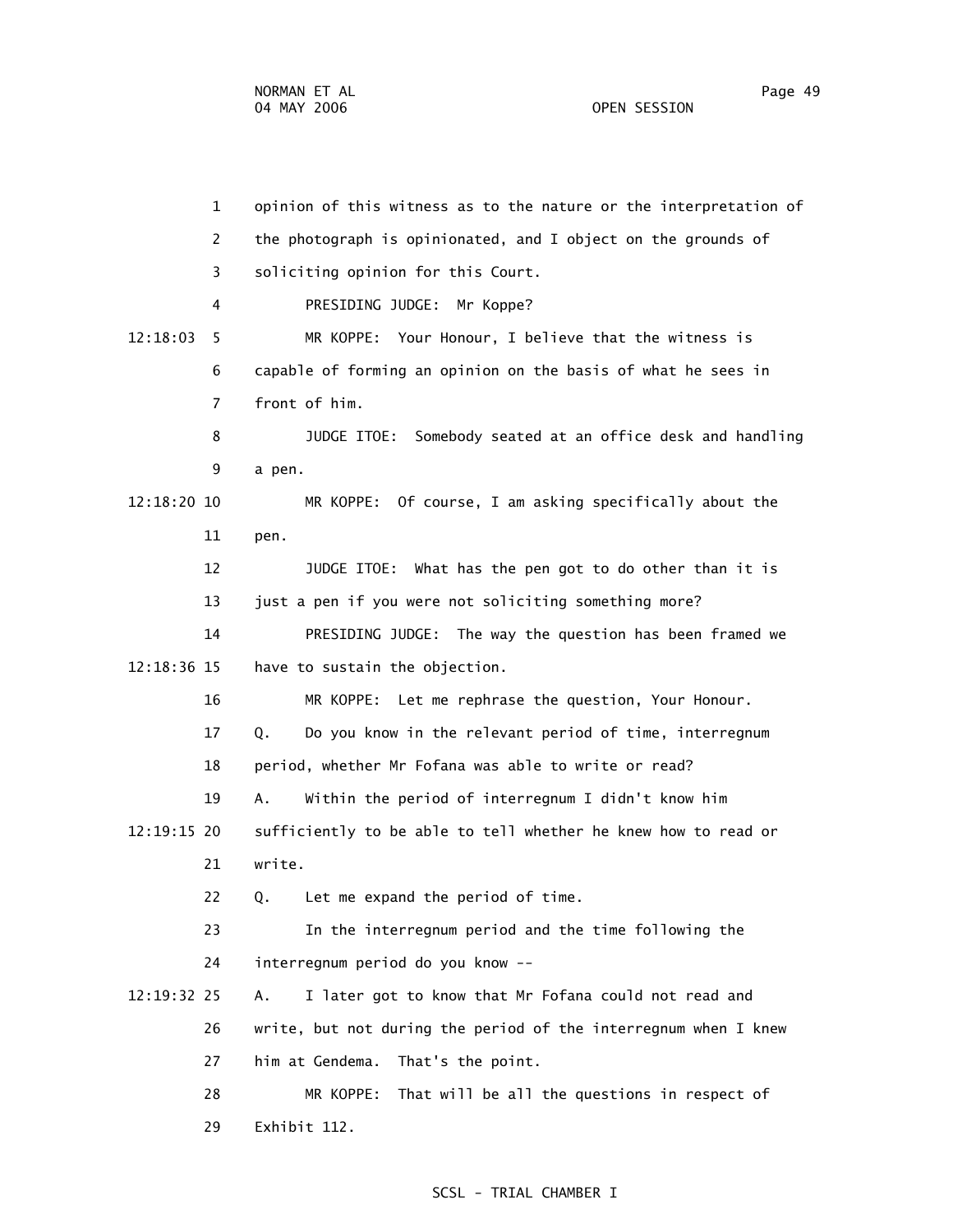opinion of this witness as to the nature or the interpretation of the photograph is opinionated, and I object on the grounds of soliciting opinion for this Court.

PRESIDING JUDGE: Mr Koppe?

12:18:03 MR KOPPE: Your Honour, I believe that the witness is capable of forming an opinion on the basis of what he sees in front of him.

JUDGE ITOE: Somebody seated at an office desk and handling a pen.

12:18:20 MR KOPPE: Of course, I am asking specifically about the pen.

JUDGE ITOE: What has the pen got to do other than it is just a pen if you were not soliciting something more?

PRESIDING JUDGE: The way the question has been framed we

12:18:36 have to sustain the objection.

MR KOPPE: Let me rephrase the question, Your Honour.

Q. Do you know in the relevant period of time, interregnum period, whether Mr Fofana was able to write or read?

A. Within the period of interregnum I didn't know him

12:19:15 sufficiently to be able to tell whether he knew how to read or write.

Q. Let me expand the period of time.

In the interregnum period and the time following the interregnum period do you know --

12:19:32 A. I later got to know that Mr Fofana could not read and write, but not during the period of the interregnum when I knew him at Gendema. That's the point.

MR KOPPE: That will be all the questions in respect of Exhibit 112.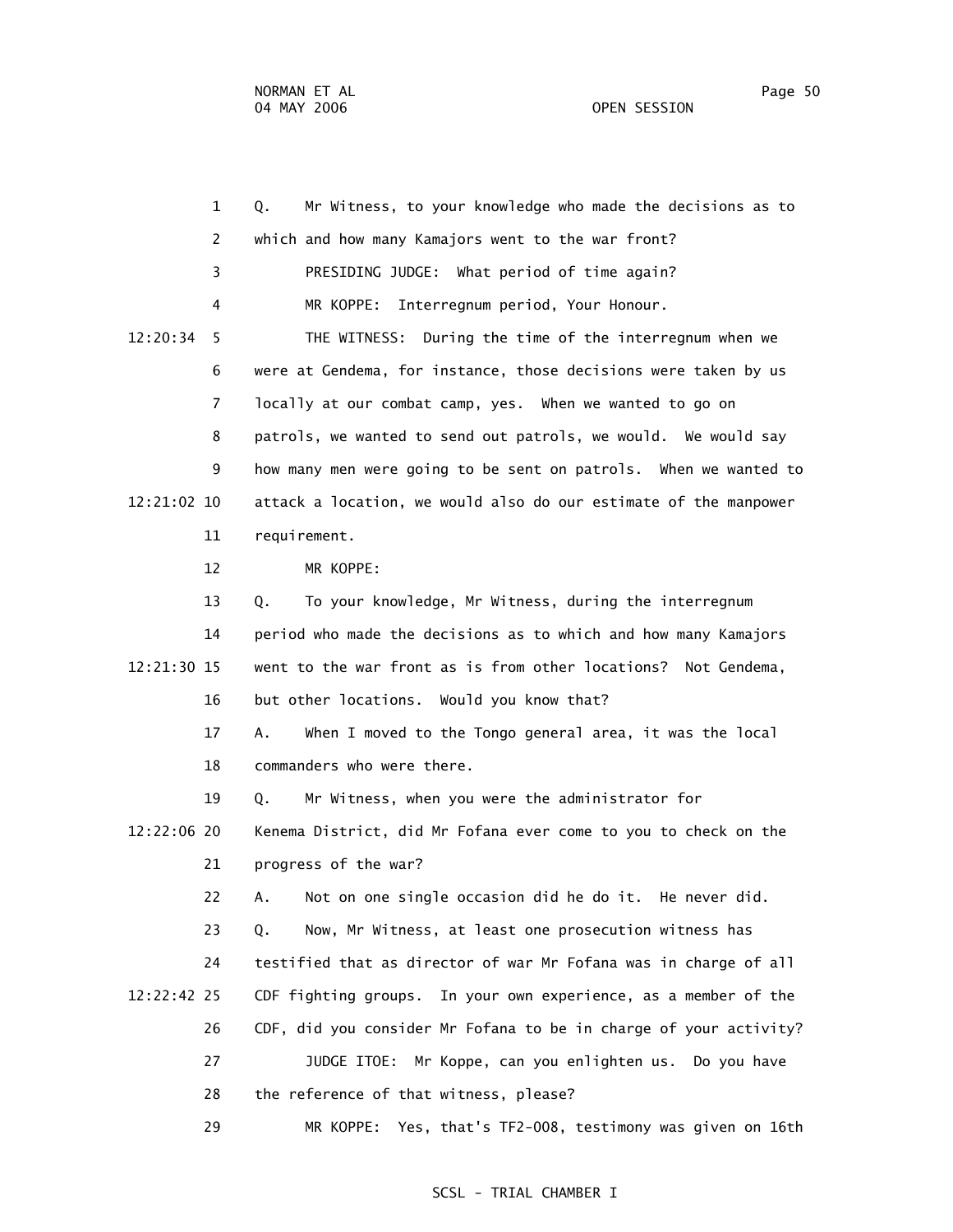Q. Mr Witness, to your knowledge who made the decisions as to which and how many Kamajors went to the war front?

PRESIDING JUDGE: What period of time again?

MR KOPPE: Interregnum period, Your Honour.

THE WITNESS: During the time of the interregnum when we were at Gendema, for instance, those decisions were taken by us locally at our combat camp, yes. When we wanted to go on patrols, we wanted to send out patrols, we would. We would say how many men were going to be sent on patrols. When we wanted to attack a location, we would also do our estimate of the manpower requirement.

MR KOPPE:

Q. To your knowledge, Mr Witness, during the interregnum period who made the decisions as to which and how many Kamajors went to the war front as is from other locations? Not Gendema, but other locations. Would you know that?

A. When I moved to the Tongo general area, it was the local commanders who were there.

Q. Mr Witness, when you were the administrator for Kenema District, did Mr Fofana ever come to you to check on the progress of the war?

A. Not on one single occasion did he do it. He never did.

Q. Now, Mr Witness, at least one prosecution witness has testified that as director of war Mr Fofana was in charge of all CDF fighting groups. In your own experience, as a member of the CDF, did you consider Mr Fofana to be in charge of your activity?

JUDGE ITOE: Mr Koppe, can you enlighten us. Do you have the reference of that witness, please?

MR KOPPE: Yes, that's TF2-008, testimony was given on 16th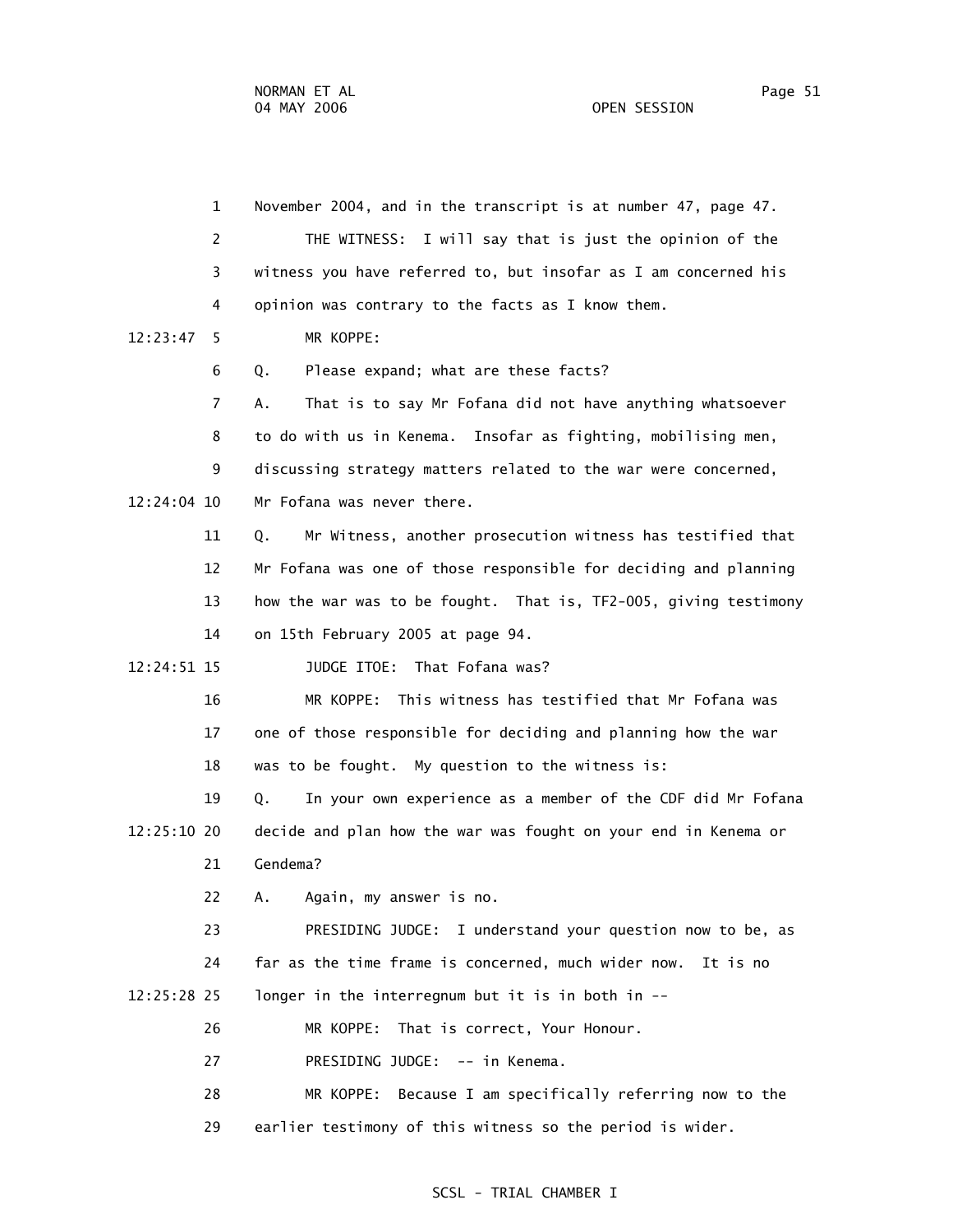November 2004, and in the transcript is at number 47, page 47.

THE WITNESS: I will say that is just the opinion of the witness you have referred to, but insofar as I am concerned his opinion was contrary to the facts as I know them.

MR KOPPE:

Q. Please expand; what are these facts?

A. That is to say Mr Fofana did not have anything whatsoever to do with us in Kenema. Insofar as fighting, mobilising men, discussing strategy matters related to the war were concerned, Mr Fofana was never there.

Q. Mr Witness, another prosecution witness has testified that Mr Fofana was one of those responsible for deciding and planning how the war was to be fought. That is, TF2-005, giving testimony on 15th February 2005 at page 94.

JUDGE ITOE: That Fofana was?

MR KOPPE: This witness has testified that Mr Fofana was one of those responsible for deciding and planning how the war was to be fought. My question to the witness is:

Q. In your own experience as a member of the CDF did Mr Fofana decide and plan how the war was fought on your end in Kenema or Gendema?

A. Again, my answer is no.

PRESIDING JUDGE: I understand your question now to be, as far as the time frame is concerned, much wider now. It is no longer in the interregnum but it is in both in --

MR KOPPE: That is correct, Your Honour.

PRESIDING JUDGE: -- in Kenema.

MR KOPPE: Because I am specifically referring now to the earlier testimony of this witness so the period is wider.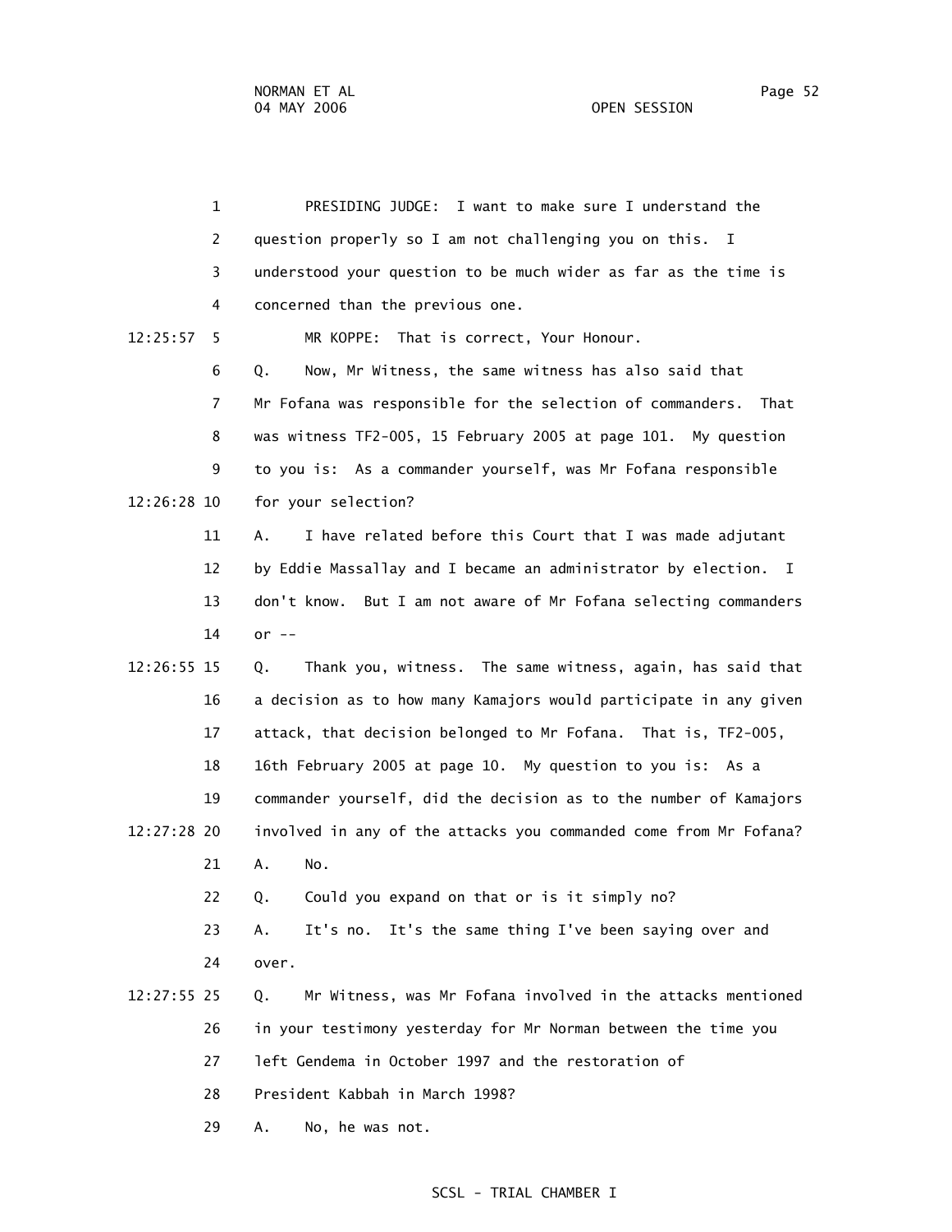PRESIDING JUDGE: I want to make sure I understand the question properly so I am not challenging you on this. I understood your question to be much wider as far as the time is concerned than the previous one.

MR KOPPE: That is correct, Your Honour.

Q. Now, Mr Witness, the same witness has also said that Mr Fofana was responsible for the selection of commanders. That was witness TF2-005, 15 February 2005 at page 101. My question to you is: As a commander yourself, was Mr Fofana responsible for your selection?

A. I have related before this Court that I was made adjutant by Eddie Massallay and I became an administrator by election. I don't know. But I am not aware of Mr Fofana selecting commanders or --

Q. Thank you, witness. The same witness, again, has said that a decision as to how many Kamajors would participate in any given attack, that decision belonged to Mr Fofana. That is, TF2-005, 16th February 2005 at page 10. My question to you is: As a commander yourself, did the decision as to the number of Kamajors involved in any of the attacks you commanded come from Mr Fofana?

A. No.

Q. Could you expand on that or is it simply no?

A. It's no. It's the same thing I've been saying over and over.

Q. Mr Witness, was Mr Fofana involved in the attacks mentioned in your testimony yesterday for Mr Norman between the time you left Gendema in October 1997 and the restoration of President Kabbah in March 1998?

A. No, he was not.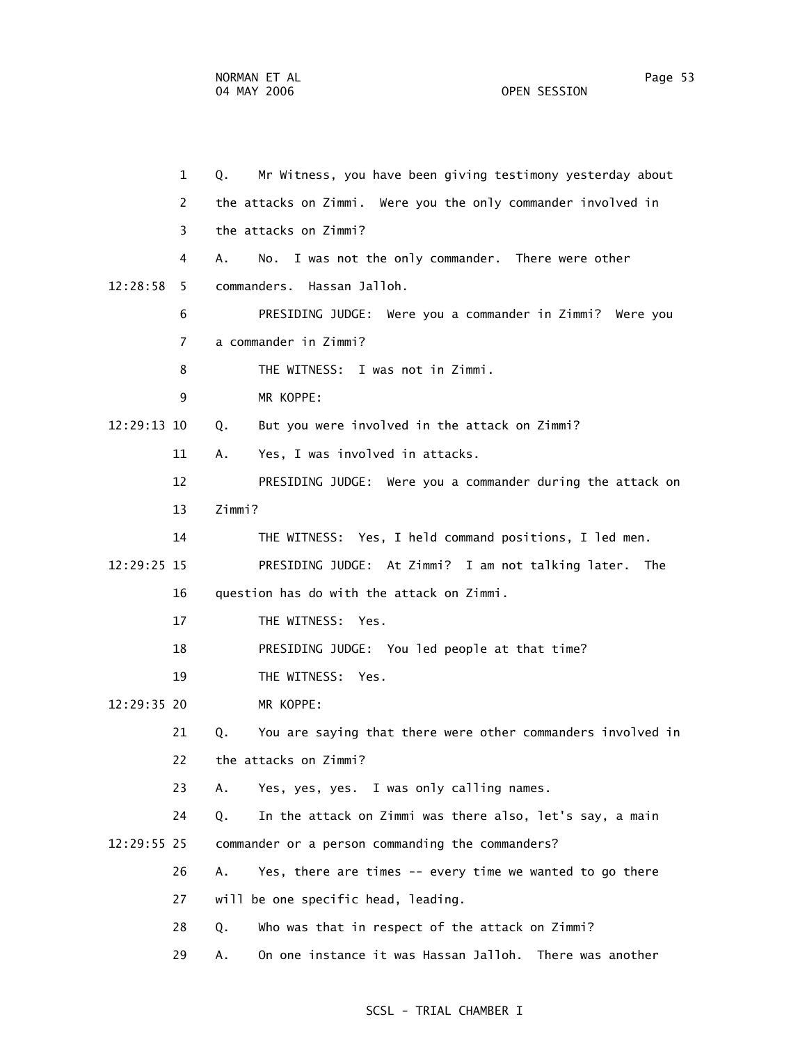1 Q. Mr Witness, you have been giving testimony yesterday about
2 the attacks on Zimmi. Were you the only commander involved in
3 the attacks on Zimmi?
4 A. No. I was not the only commander. There were other
12:28:58 5 commanders. Hassan Jalloh.
6 PRESIDING JUDGE: Were you a commander in Zimmi? Were you
7 a commander in Zimmi?
8 THE WITNESS: I was not in Zimmi.
9 MR KOPPE:
12:29:13 10 Q. But you were involved in the attack on Zimmi?
11 A. Yes, I was involved in attacks.
12 PRESIDING JUDGE: Were you a commander during the attack on
13 Zimmi?
14 THE WITNESS: Yes, I held command positions, I led men.
12:29:25 15 PRESIDING JUDGE: At Zimmi? I am not talking later. The
16 question has do with the attack on Zimmi.
17 THE WITNESS: Yes.
18 PRESIDING JUDGE: You led people at that time?
19 THE WITNESS: Yes.
12:29:35 20 MR KOPPE:
21 Q. You are saying that there were other commanders involved in
22 the attacks on Zimmi?
23 A. Yes, yes, yes. I was only calling names.
24 Q. In the attack on Zimmi was there also, let's say, a main
12:29:55 25 commander or a person commanding the commanders?
26 A. Yes, there are times -- every time we wanted to go there
27 will be one specific head, leading.
28 Q. Who was that in respect of the attack on Zimmi?
29 A. On one instance it was Hassan Jalloh. There was another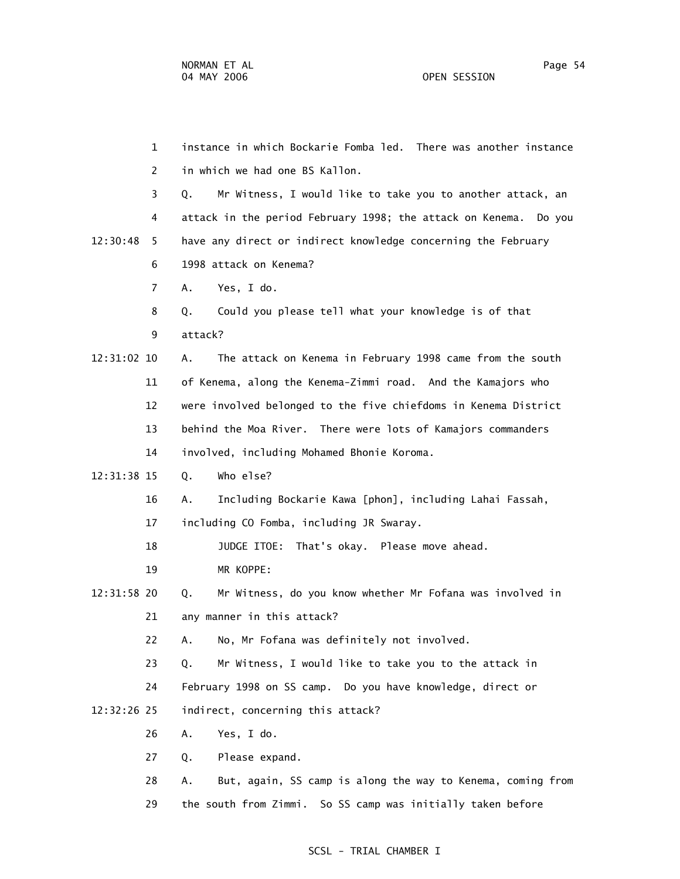instance in which Bockarie Fomba led. There was another instance in which we had one BS Kallon.

Q. Mr Witness, I would like to take you to another attack, an attack in the period February 1998; the attack on Kenema. Do you have any direct or indirect knowledge concerning the February 1998 attack on Kenema?

A. Yes, I do.

Q. Could you please tell what your knowledge is of that attack?

A. The attack on Kenema in February 1998 came from the south of Kenema, along the Kenema-Zimmi road. And the Kamajors who were involved belonged to the five chiefdoms in Kenema District behind the Moa River. There were lots of Kamajors commanders involved, including Mohamed Bhonie Koroma.

Q. Who else?

A. Including Bockarie Kawa [phon], including Lahai Fassah, including CO Fomba, including JR Swaray.

JUDGE ITOE: That's okay. Please move ahead.

MR KOPPE:

Q. Mr Witness, do you know whether Mr Fofana was involved in any manner in this attack?

A. No, Mr Fofana was definitely not involved.

Q. Mr Witness, I would like to take you to the attack in February 1998 on SS camp. Do you have knowledge, direct or indirect, concerning this attack?

A. Yes, I do.

Q. Please expand.

A. But, again, SS camp is along the way to Kenema, coming from the south from Zimmi. So SS camp was initially taken before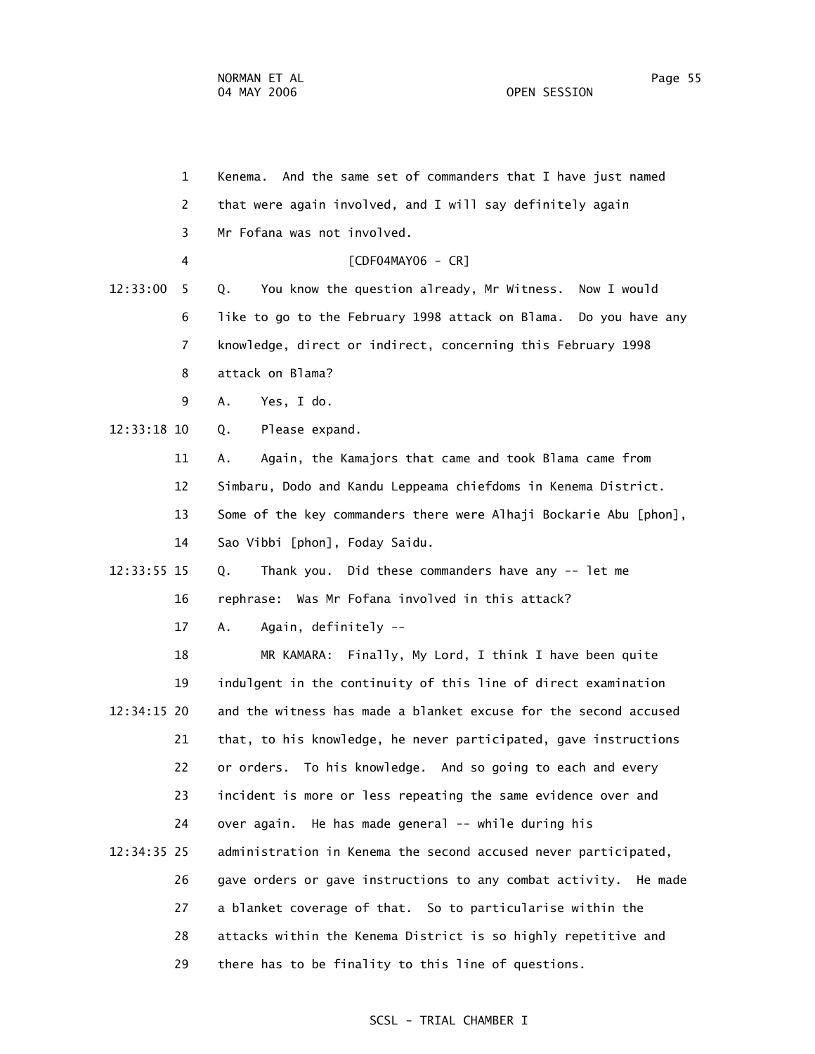1 Kenema. And the same set of commanders that I have just named
2 that were again involved, and I will say definitely again
3 Mr Fofana was not involved.
4 [CDF04MAY06 - CR]
12:33:00 5 Q. You know the question already, Mr Witness. Now I would
6 like to go to the February 1998 attack on Blama. Do you have any
7 knowledge, direct or indirect, concerning this February 1998
8 attack on Blama?
9 A. Yes, I do.
12:33:18 10 Q. Please expand.
11 A. Again, the Kamajors that came and took Blama came from
12 Simbaru, Dodo and Kandu Leppeama chiefdoms in Kenema District.
13 Some of the key commanders there were Alhaji Bockarie Abu [phon],
14 Sao Vibbi [phon], Foday Saidu.
12:33:55 15 Q. Thank you. Did these commanders have any -- let me
16 rephrase: Was Mr Fofana involved in this attack?
17 A. Again, definitely --
18 MR KAMARA: Finally, My Lord, I think I have been quite
19 indulgent in the continuity of this line of direct examination
12:34:15 20 and the witness has made a blanket excuse for the second accused
21 that, to his knowledge, he never participated, gave instructions
22 or orders. To his knowledge. And so going to each and every
23 incident is more or less repeating the same evidence over and
24 over again. He has made general -- while during his
12:34:35 25 administration in Kenema the second accused never participated,
26 gave orders or gave instructions to any combat activity. He made
27 a blanket coverage of that. So to particularise within the
28 attacks within the Kenema District is so highly repetitive and
29 there has to be finality to this line of questions.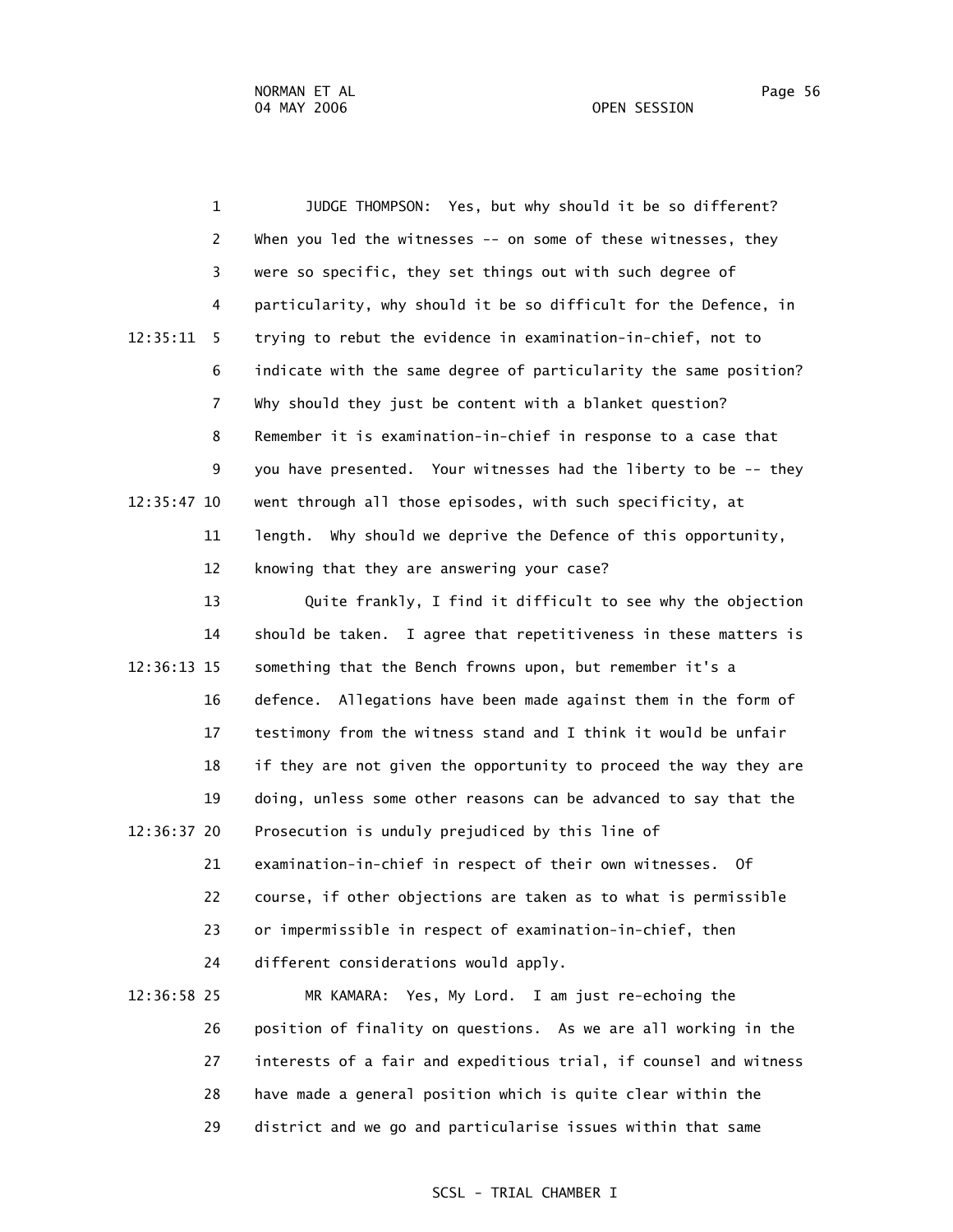JUDGE THOMPSON: Yes, but why should it be so different? When you led the witnesses -- on some of these witnesses, they were so specific, they set things out with such degree of particularity, why should it be so difficult for the Defence, in trying to rebut the evidence in examination-in-chief, not to indicate with the same degree of particularity the same position? Why should they just be content with a blanket question? Remember it is examination-in-chief in response to a case that you have presented. Your witnesses had the liberty to be -- they went through all those episodes, with such specificity, at length. Why should we deprive the Defence of this opportunity, knowing that they are answering your case?

Quite frankly, I find it difficult to see why the objection should be taken. I agree that repetitiveness in these matters is something that the Bench frowns upon, but remember it's a defence. Allegations have been made against them in the form of testimony from the witness stand and I think it would be unfair if they are not given the opportunity to proceed the way they are doing, unless some other reasons can be advanced to say that the Prosecution is unduly prejudiced by this line of examination-in-chief in respect of their own witnesses. Of course, if other objections are taken as to what is permissible or impermissible in respect of examination-in-chief, then different considerations would apply.

MR KAMARA: Yes, My Lord. I am just re-echoing the position of finality on questions. As we are all working in the interests of a fair and expeditious trial, if counsel and witness have made a general position which is quite clear within the district and we go and particularise issues within that same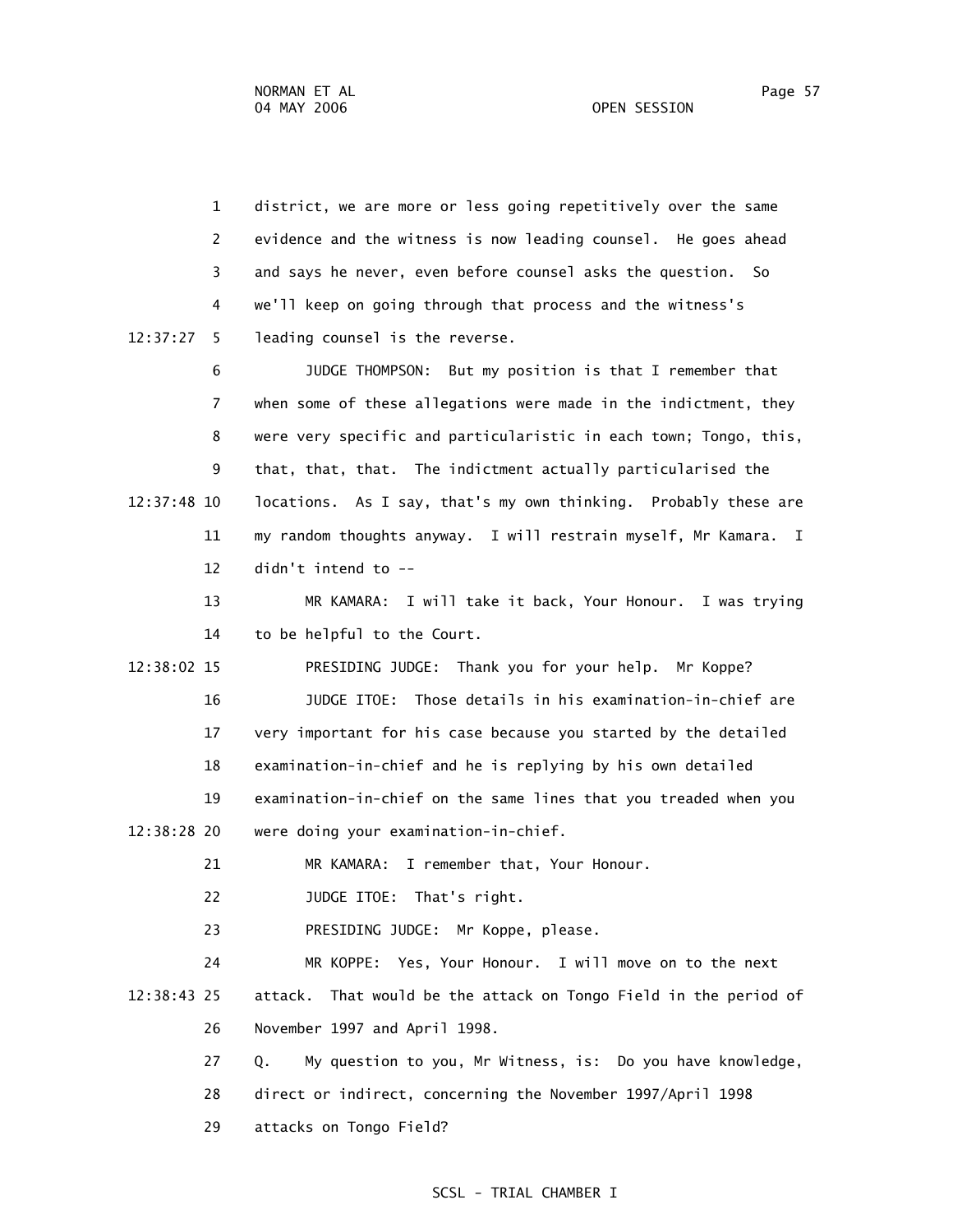1 district, we are more or less going repetitively over the same
2 evidence and the witness is now leading counsel. He goes ahead
3 and says he never, even before counsel asks the question. So
4 we'll keep on going through that process and the witness's
12:37:27 5 leading counsel is the reverse.

6 JUDGE THOMPSON: But my position is that I remember that
7 when some of these allegations were made in the indictment, they
8 were very specific and particularistic in each town; Tongo, this,
9 that, that, that. The indictment actually particularised the
12:37:48 10 locations. As I say, that's my own thinking. Probably these are
11 my random thoughts anyway. I will restrain myself, Mr Kamara. I
12 didn't intend to --

13 MR KAMARA: I will take it back, Your Honour. I was trying
14 to be helpful to the Court.

12:38:02 15 PRESIDING JUDGE: Thank you for your help. Mr Koppe?

16 JUDGE ITOE: Those details in his examination-in-chief are
17 very important for his case because you started by the detailed
18 examination-in-chief and he is replying by his own detailed
19 examination-in-chief on the same lines that you treaded when you
12:38:28 20 were doing your examination-in-chief.

21 MR KAMARA: I remember that, Your Honour.

22 JUDGE ITOE: That's right.

23 PRESIDING JUDGE: Mr Koppe, please.

24 MR KOPPE: Yes, Your Honour. I will move on to the next
12:38:43 25 attack. That would be the attack on Tongo Field in the period of
26 November 1997 and April 1998.

27 Q. My question to you, Mr Witness, is: Do you have knowledge,
28 direct or indirect, concerning the November 1997/April 1998
29 attacks on Tongo Field?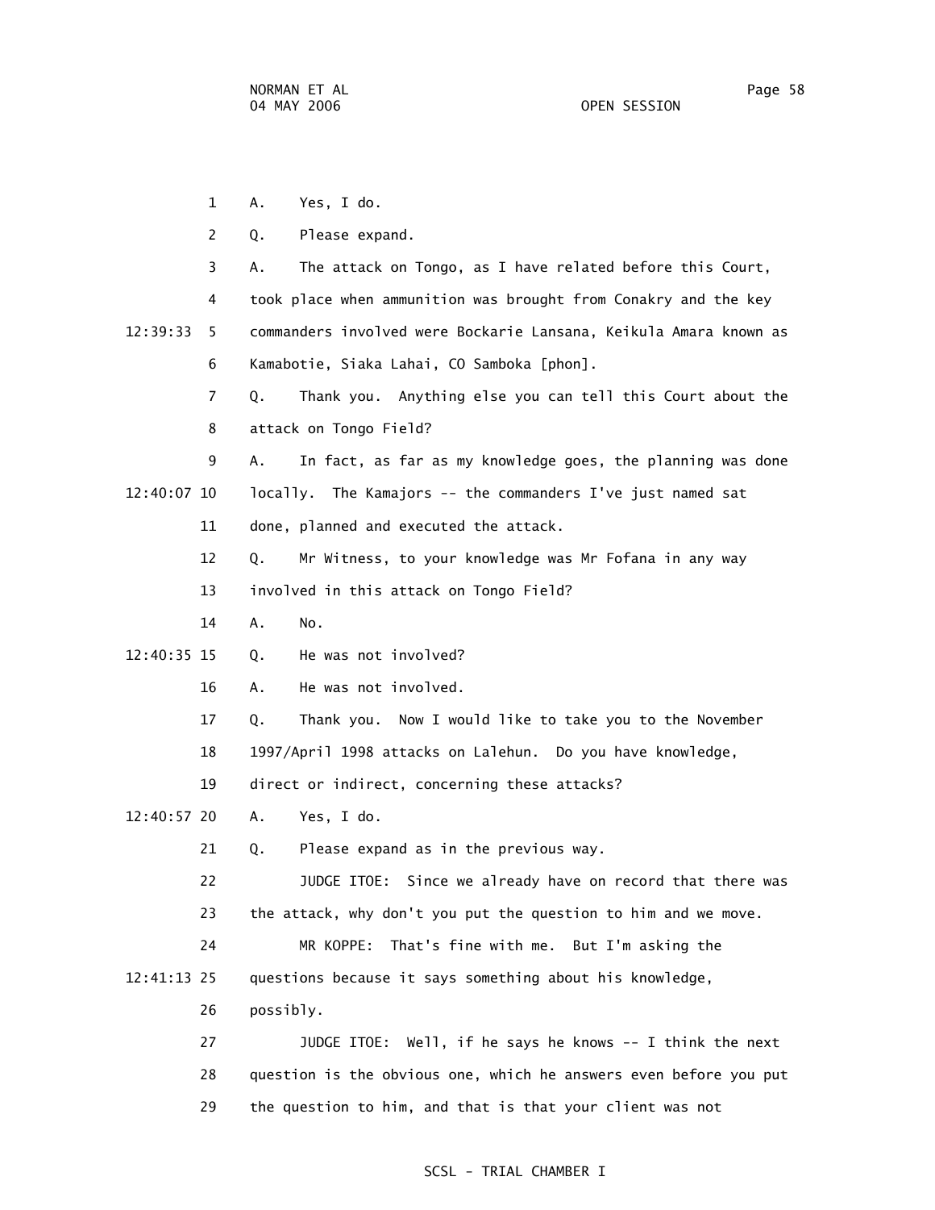1 A. Yes, I do.

2 Q. Please expand.

3 A. The attack on Tongo, as I have related before this Court,

4 took place when ammunition was brought from Conakry and the key

12:39:33 5 commanders involved were Bockarie Lansana, Keikula Amara known as

6 Kamabotie, Siaka Lahai, CO Samboka [phon].

7 Q. Thank you. Anything else you can tell this Court about the

8 attack on Tongo Field?

9 A. In fact, as far as my knowledge goes, the planning was done

12:40:07 10 locally. The Kamajors -- the commanders I've just named sat

11 done, planned and executed the attack.

12 Q. Mr Witness, to your knowledge was Mr Fofana in any way

13 involved in this attack on Tongo Field?

14 A. No.

12:40:35 15 Q. He was not involved?

16 A. He was not involved.

17 Q. Thank you. Now I would like to take you to the November

18 1997/April 1998 attacks on Lalehun. Do you have knowledge,

19 direct or indirect, concerning these attacks?

12:40:57 20 A. Yes, I do.

21 Q. Please expand as in the previous way.

22 JUDGE ITOE: Since we already have on record that there was

23 the attack, why don't you put the question to him and we move.

24 MR KOPPE: That's fine with me. But I'm asking the

12:41:13 25 questions because it says something about his knowledge,

26 possibly.

27 JUDGE ITOE: Well, if he says he knows -- I think the next

28 question is the obvious one, which he answers even before you put

29 the question to him, and that is that your client was not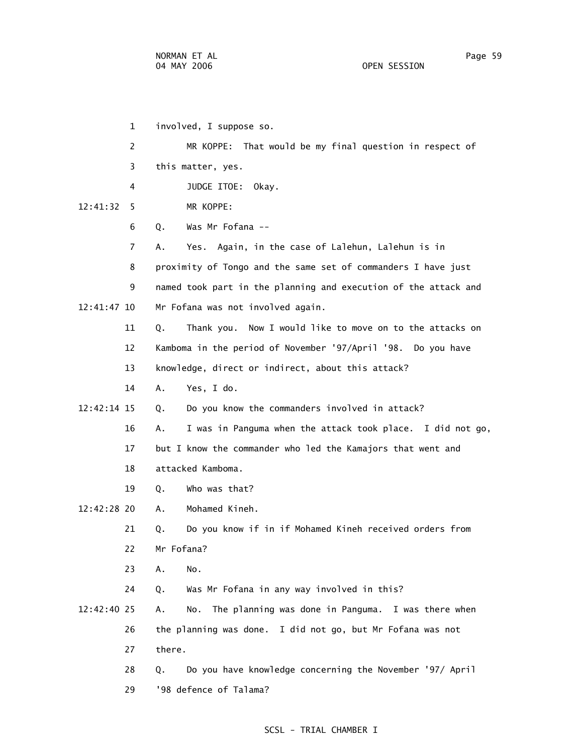involved, I suppose so.

MR KOPPE: That would be my final question in respect of this matter, yes.

JUDGE ITOE: Okay.

MR KOPPE:

Q. Was Mr Fofana --

A. Yes. Again, in the case of Lalehun, Lalehun is in proximity of Tongo and the same set of commanders I have just named took part in the planning and execution of the attack and Mr Fofana was not involved again.

Q. Thank you. Now I would like to move on to the attacks on Kamboma in the period of November '97/April '98. Do you have knowledge, direct or indirect, about this attack?

A. Yes, I do.

Q. Do you know the commanders involved in attack?

A. I was in Panguma when the attack took place. I did not go, but I know the commander who led the Kamajors that went and attacked Kamboma.

Q. Who was that?

A. Mohamed Kineh.

Q. Do you know if in if Mohamed Kineh received orders from Mr Fofana?

A. No.

Q. Was Mr Fofana in any way involved in this?

A. No. The planning was done in Panguma. I was there when the planning was done. I did not go, but Mr Fofana was not there.

Q. Do you have knowledge concerning the November '97/ April '98 defence of Talama?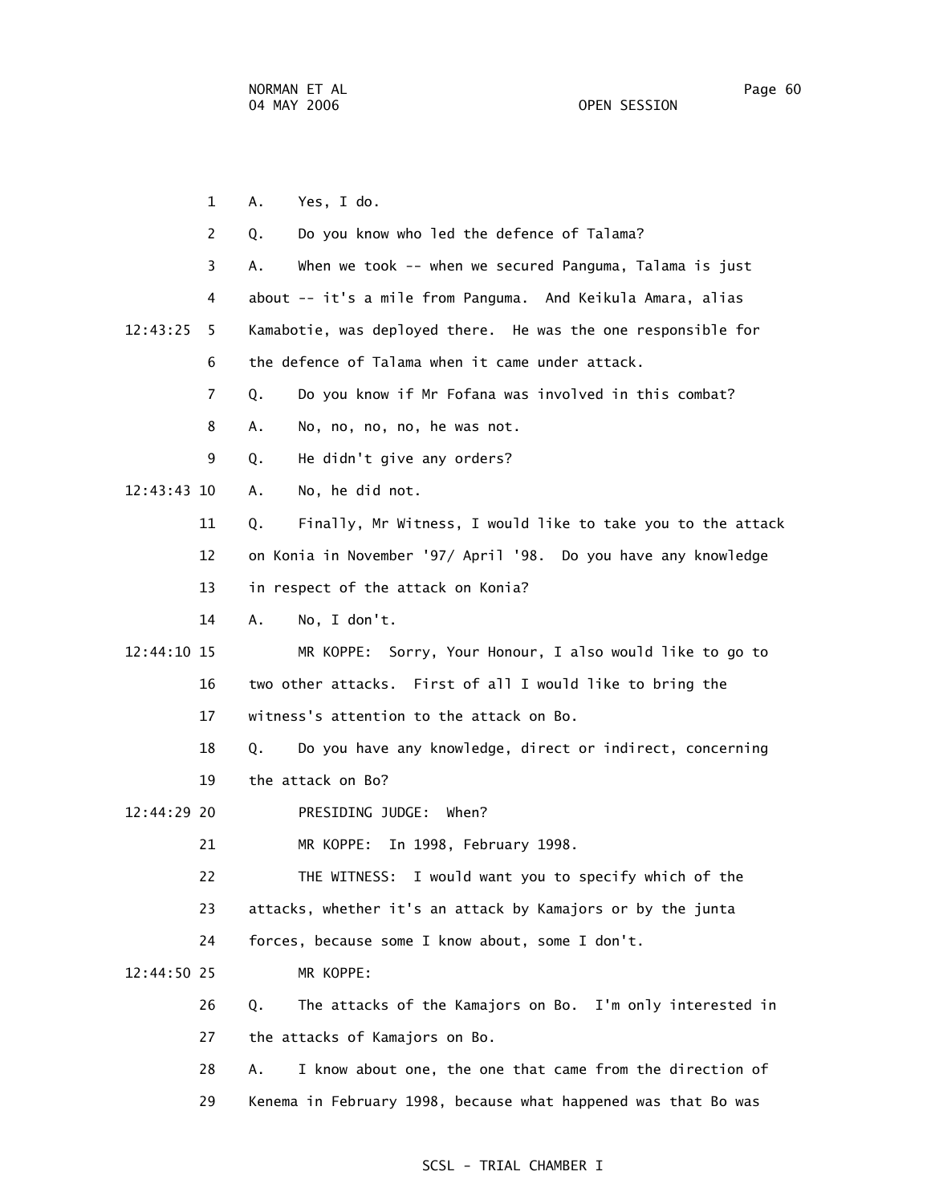1 A. Yes, I do.

2 Q. Do you know who led the defence of Talama?

3 A. When we took -- when we secured Panguma, Talama is just

4 about -- it's a mile from Panguma. And Keikula Amara, alias

12:43:25 5 Kamabotie, was deployed there. He was the one responsible for

6 the defence of Talama when it came under attack.

7 Q. Do you know if Mr Fofana was involved in this combat?

8 A. No, no, no, no, he was not.

9 Q. He didn't give any orders?

12:43:43 10 A. No, he did not.

11 Q. Finally, Mr Witness, I would like to take you to the attack

12 on Konia in November '97/ April '98. Do you have any knowledge

13 in respect of the attack on Konia?

14 A. No, I don't.

12:44:10 15 MR KOPPE: Sorry, Your Honour, I also would like to go to

16 two other attacks. First of all I would like to bring the

17 witness's attention to the attack on Bo.

18 Q. Do you have any knowledge, direct or indirect, concerning

19 the attack on Bo?

12:44:29 20 PRESIDING JUDGE: When?

21 MR KOPPE: In 1998, February 1998.

22 THE WITNESS: I would want you to specify which of the

23 attacks, whether it's an attack by Kamajors or by the junta

24 forces, because some I know about, some I don't.

12:44:50 25 MR KOPPE:

26 Q. The attacks of the Kamajors on Bo. I'm only interested in

27 the attacks of Kamajors on Bo.

28 A. I know about one, the one that came from the direction of

29 Kenema in February 1998, because what happened was that Bo was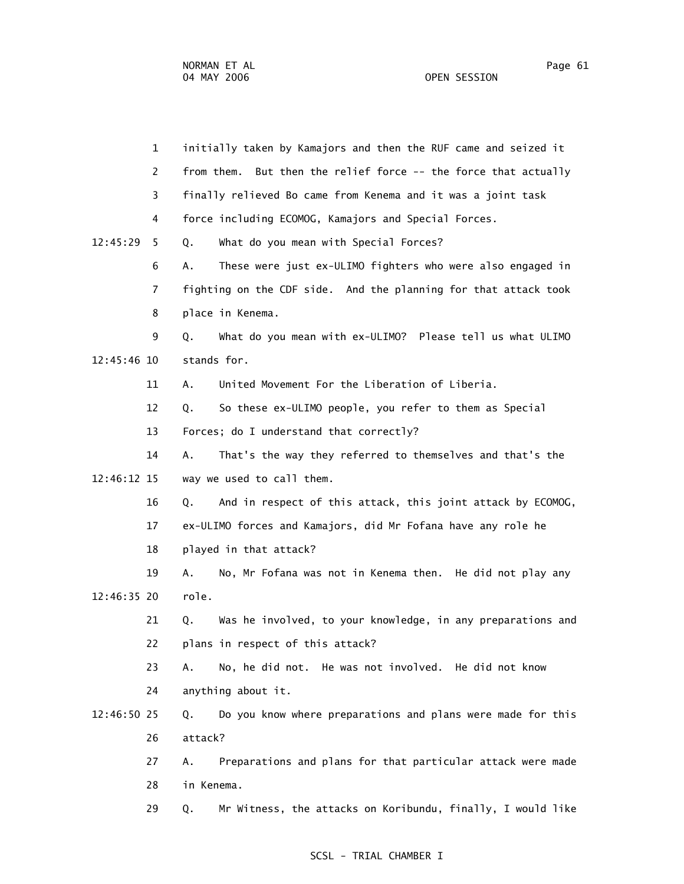initially taken by Kamajors and then the RUF came and seized it from them. But then the relief force -- the force that actually finally relieved Bo came from Kenema and it was a joint task force including ECOMOG, Kamajors and Special Forces.

Q. What do you mean with Special Forces?

A. These were just ex-ULIMO fighters who were also engaged in fighting on the CDF side. And the planning for that attack took place in Kenema.

Q. What do you mean with ex-ULIMO? Please tell us what ULIMO stands for.

A. United Movement For the Liberation of Liberia.

Q. So these ex-ULIMO people, you refer to them as Special Forces; do I understand that correctly?

A. That's the way they referred to themselves and that's the way we used to call them.

Q. And in respect of this attack, this joint attack by ECOMOG, ex-ULIMO forces and Kamajors, did Mr Fofana have any role he played in that attack?

A. No, Mr Fofana was not in Kenema then. He did not play any role.

Q. Was he involved, to your knowledge, in any preparations and plans in respect of this attack?

A. No, he did not. He was not involved. He did not know anything about it.

Q. Do you know where preparations and plans were made for this attack?

A. Preparations and plans for that particular attack were made in Kenema.

Q. Mr Witness, the attacks on Koribundu, finally, I would like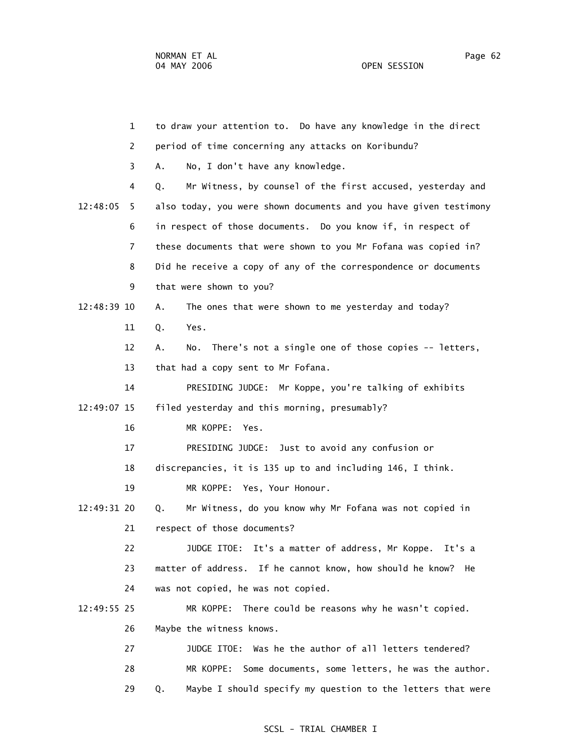1 to draw your attention to. Do have any knowledge in the direct

2 period of time concerning any attacks on Koribundu?

3 A. No, I don't have any knowledge.

4 Q. Mr Witness, by counsel of the first accused, yesterday and

12:48:05 5 also today, you were shown documents and you have given testimony

6 in respect of those documents. Do you know if, in respect of

7 these documents that were shown to you Mr Fofana was copied in?

8 Did he receive a copy of any of the correspondence or documents

9 that were shown to you?

12:48:39 10 A. The ones that were shown to me yesterday and today?

11 Q. Yes.

12 A. No. There's not a single one of those copies -- letters,

13 that had a copy sent to Mr Fofana.

14 PRESIDING JUDGE: Mr Koppe, you're talking of exhibits

12:49:07 15 filed yesterday and this morning, presumably?

16 MR KOPPE: Yes.

17 PRESIDING JUDGE: Just to avoid any confusion or

18 discrepancies, it is 135 up to and including 146, I think.

19 MR KOPPE: Yes, Your Honour.

12:49:31 20 Q. Mr Witness, do you know why Mr Fofana was not copied in

21 respect of those documents?

22 JUDGE ITOE: It's a matter of address, Mr Koppe. It's a

23 matter of address. If he cannot know, how should he know? He

24 was not copied, he was not copied.

12:49:55 25 MR KOPPE: There could be reasons why he wasn't copied.

26 Maybe the witness knows.

27 JUDGE ITOE: Was he the author of all letters tendered?

28 MR KOPPE: Some documents, some letters, he was the author.

29 Q. Maybe I should specify my question to the letters that were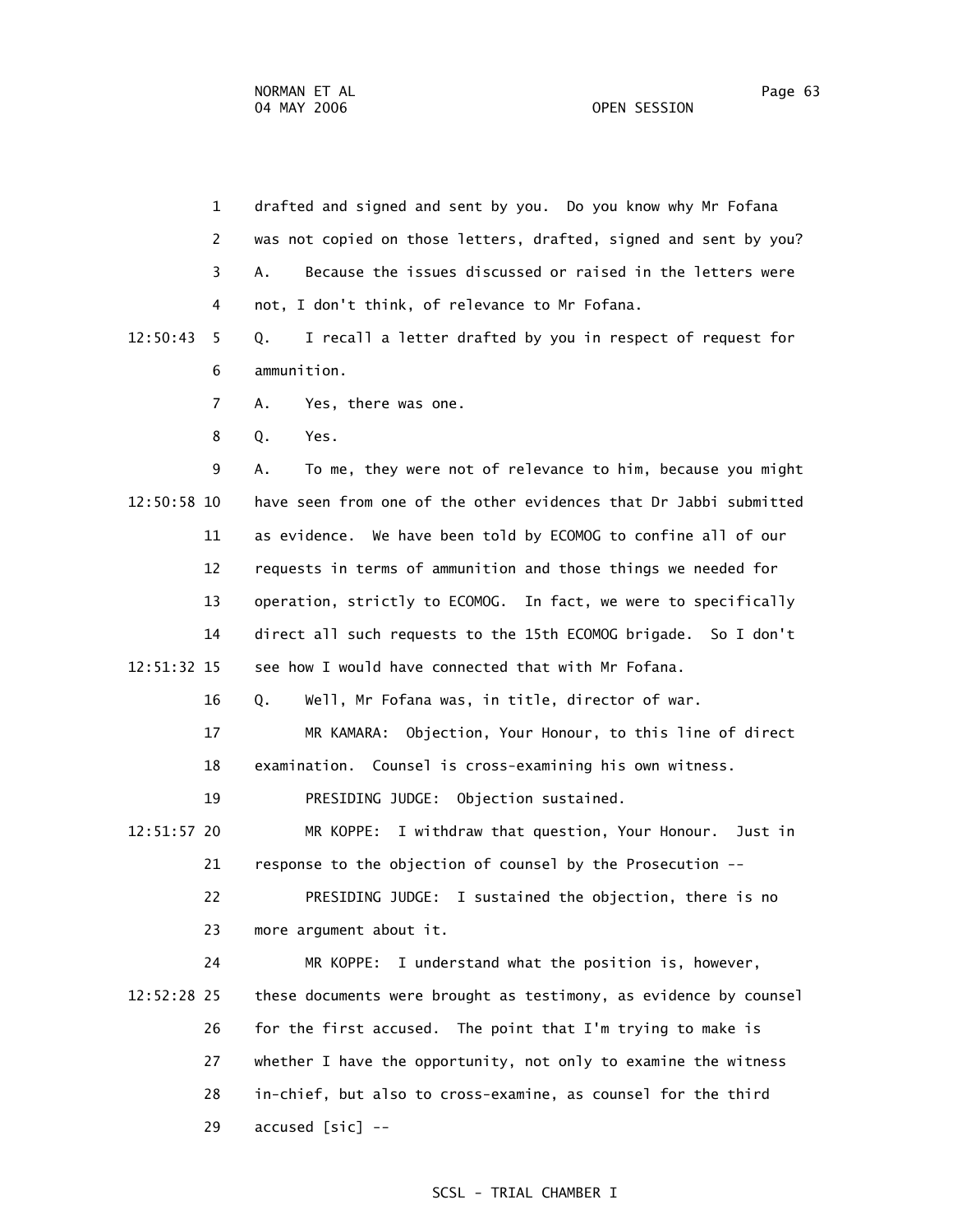1 drafted and signed and sent by you. Do you know why Mr Fofana

2 was not copied on those letters, drafted, signed and sent by you?

3 A. Because the issues discussed or raised in the letters were

4 not, I don't think, of relevance to Mr Fofana.

12:50:43 5 Q. I recall a letter drafted by you in respect of request for

6 ammunition.

7 A. Yes, there was one.

8 Q. Yes.

9 A. To me, they were not of relevance to him, because you might

12:50:58 10 have seen from one of the other evidences that Dr Jabbi submitted

11 as evidence. We have been told by ECOMOG to confine all of our

12 requests in terms of ammunition and those things we needed for

13 operation, strictly to ECOMOG. In fact, we were to specifically

14 direct all such requests to the 15th ECOMOG brigade. So I don't

12:51:32 15 see how I would have connected that with Mr Fofana.

16 Q. Well, Mr Fofana was, in title, director of war.

17 MR KAMARA: Objection, Your Honour, to this line of direct

18 examination. Counsel is cross-examining his own witness.

19 PRESIDING JUDGE: Objection sustained.

12:51:57 20 MR KOPPE: I withdraw that question, Your Honour. Just in

21 response to the objection of counsel by the Prosecution --

22 PRESIDING JUDGE: I sustained the objection, there is no

23 more argument about it.

24 MR KOPPE: I understand what the position is, however,

12:52:28 25 these documents were brought as testimony, as evidence by counsel

26 for the first accused. The point that I'm trying to make is

27 whether I have the opportunity, not only to examine the witness

28 in-chief, but also to cross-examine, as counsel for the third

29 accused [sic] --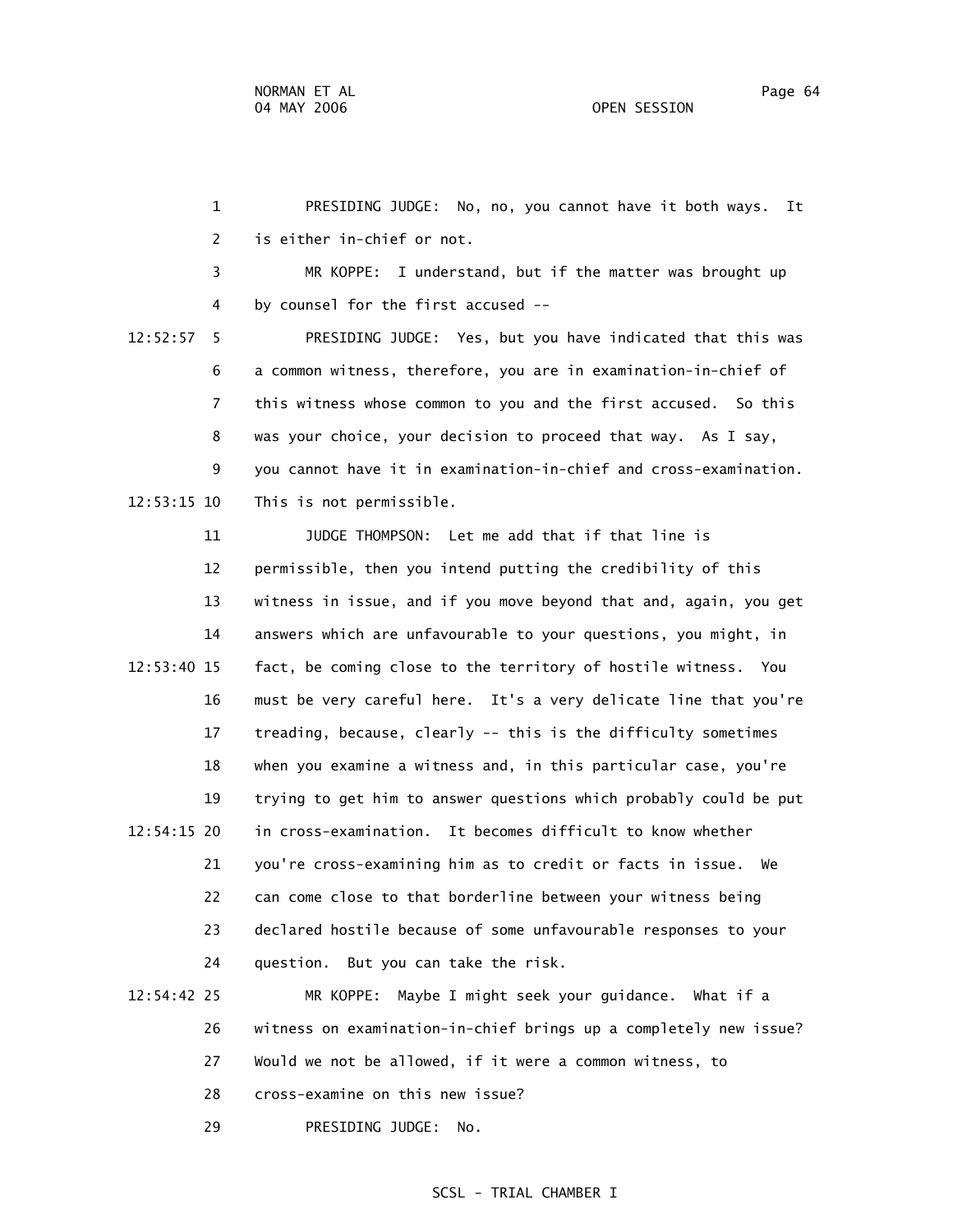PRESIDING JUDGE: No, no, you cannot have it both ways. It is either in-chief or not.

MR KOPPE: I understand, but if the matter was brought up by counsel for the first accused --

PRESIDING JUDGE: Yes, but you have indicated that this was a common witness, therefore, you are in examination-in-chief of this witness whose common to you and the first accused. So this was your choice, your decision to proceed that way. As I say, you cannot have it in examination-in-chief and cross-examination. This is not permissible.

JUDGE THOMPSON: Let me add that if that line is permissible, then you intend putting the credibility of this witness in issue, and if you move beyond that and, again, you get answers which are unfavourable to your questions, you might, in fact, be coming close to the territory of hostile witness. You must be very careful here. It's a very delicate line that you're treading, because, clearly -- this is the difficulty sometimes when you examine a witness and, in this particular case, you're trying to get him to answer questions which probably could be put in cross-examination. It becomes difficult to know whether you're cross-examining him as to credit or facts in issue. We can come close to that borderline between your witness being declared hostile because of some unfavourable responses to your question. But you can take the risk.

MR KOPPE: Maybe I might seek your guidance. What if a witness on examination-in-chief brings up a completely new issue? Would we not be allowed, if it were a common witness, to cross-examine on this new issue?

PRESIDING JUDGE: No.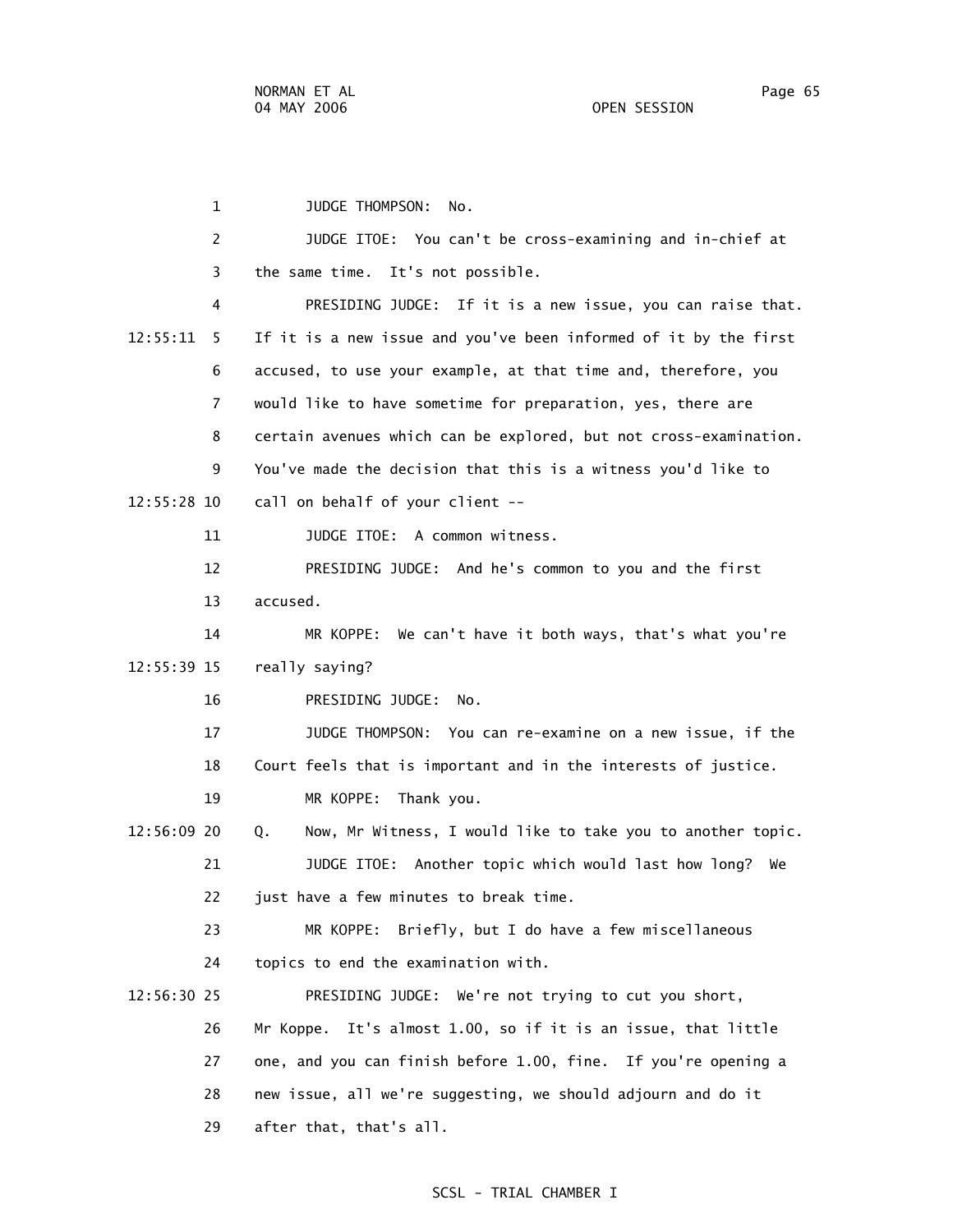1 JUDGE THOMPSON: No.

2 JUDGE ITOE: You can't be cross-examining and in-chief at

3 the same time. It's not possible.

4 PRESIDING JUDGE: If it is a new issue, you can raise that.

12:55:11 5 If it is a new issue and you've been informed of it by the first

6 accused, to use your example, at that time and, therefore, you

7 would like to have sometime for preparation, yes, there are

8 certain avenues which can be explored, but not cross-examination.

9 You've made the decision that this is a witness you'd like to

12:55:28 10 call on behalf of your client --

11 JUDGE ITOE: A common witness.

12 PRESIDING JUDGE: And he's common to you and the first

13 accused.

14 MR KOPPE: We can't have it both ways, that's what you're

12:55:39 15 really saying?

16 PRESIDING JUDGE: No.

17 JUDGE THOMPSON: You can re-examine on a new issue, if the

18 Court feels that is important and in the interests of justice.

19 MR KOPPE: Thank you.

12:56:09 20 Q. Now, Mr Witness, I would like to take you to another topic.

21 JUDGE ITOE: Another topic which would last how long? We

22 just have a few minutes to break time.

23 MR KOPPE: Briefly, but I do have a few miscellaneous

24 topics to end the examination with.

12:56:30 25 PRESIDING JUDGE: We're not trying to cut you short,

26 Mr Koppe. It's almost 1.00, so if it is an issue, that little

27 one, and you can finish before 1.00, fine. If you're opening a

28 new issue, all we're suggesting, we should adjourn and do it

29 after that, that's all.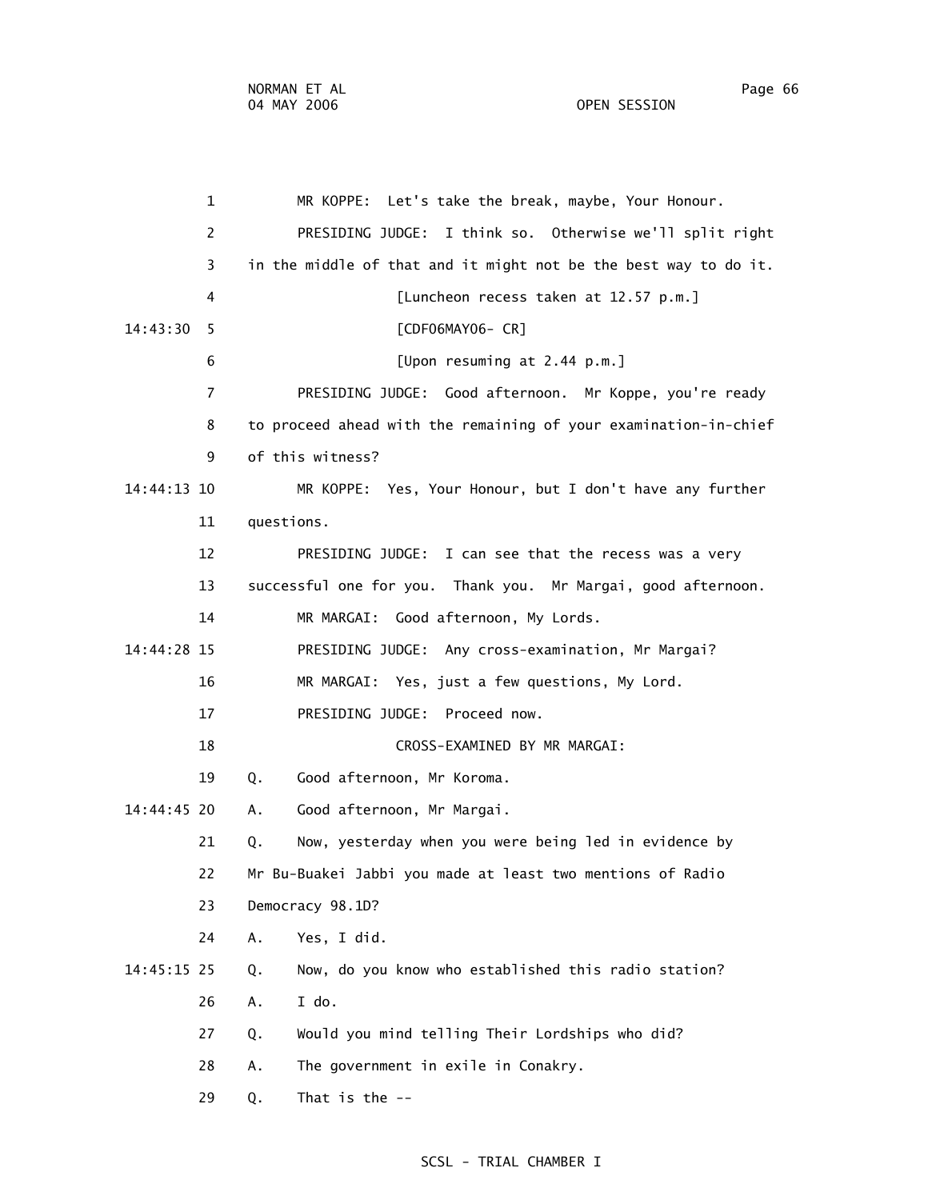1 MR KOPPE: Let's take the break, maybe, Your Honour.

2 PRESIDING JUDGE: I think so. Otherwise we'll split right

3 in the middle of that and it might not be the best way to do it.

4 [Luncheon recess taken at 12.57 p.m.]

14:43:30 5 [CDF06MAY06- CR]

6 [Upon resuming at 2.44 p.m.]

7 PRESIDING JUDGE: Good afternoon. Mr Koppe, you're ready

8 to proceed ahead with the remaining of your examination-in-chief

9 of this witness?

14:44:13 10 MR KOPPE: Yes, Your Honour, but I don't have any further

11 questions.

12 PRESIDING JUDGE: I can see that the recess was a very

13 successful one for you. Thank you. Mr Margai, good afternoon.

14 MR MARGAI: Good afternoon, My Lords.

14:44:28 15 PRESIDING JUDGE: Any cross-examination, Mr Margai?

16 MR MARGAI: Yes, just a few questions, My Lord.

17 PRESIDING JUDGE: Proceed now.

18 CROSS-EXAMINED BY MR MARGAI:

19 Q. Good afternoon, Mr Koroma.

14:44:45 20 A. Good afternoon, Mr Margai.

21 Q. Now, yesterday when you were being led in evidence by

22 Mr Bu-Buakei Jabbi you made at least two mentions of Radio

23 Democracy 98.1D?

24 A. Yes, I did.

14:45:15 25 Q. Now, do you know who established this radio station?

26 A. I do.

27 Q. Would you mind telling Their Lordships who did?

28 A. The government in exile in Conakry.

29 Q. That is the --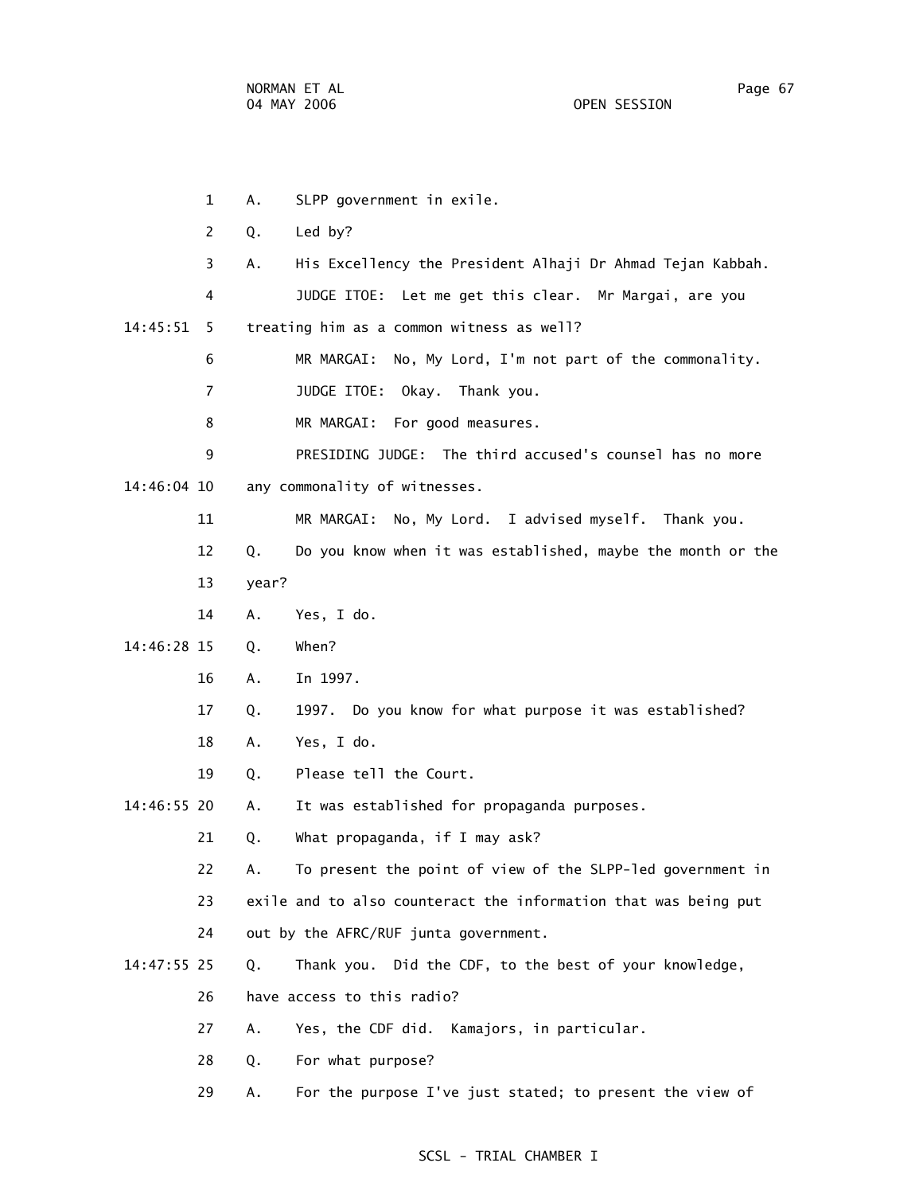1 A. SLPP government in exile.

2 Q. Led by?

3 A. His Excellency the President Alhaji Dr Ahmad Tejan Kabbah.

4 JUDGE ITOE: Let me get this clear. Mr Margai, are you

14:45:51 5 treating him as a common witness as well?

6 MR MARGAI: No, My Lord, I'm not part of the commonality.

7 JUDGE ITOE: Okay. Thank you.

8 MR MARGAI: For good measures.

9 PRESIDING JUDGE: The third accused's counsel has no more

14:46:04 10 any commonality of witnesses.

11 MR MARGAI: No, My Lord. I advised myself. Thank you.

12 Q. Do you know when it was established, maybe the month or the

13 year?

14 A. Yes, I do.

14:46:28 15 Q. When?

16 A. In 1997.

17 Q. 1997. Do you know for what purpose it was established?

18 A. Yes, I do.

19 Q. Please tell the Court.

14:46:55 20 A. It was established for propaganda purposes.

21 Q. What propaganda, if I may ask?

22 A. To present the point of view of the SLPP-led government in

23 exile and to also counteract the information that was being put

24 out by the AFRC/RUF junta government.

14:47:55 25 Q. Thank you. Did the CDF, to the best of your knowledge,

26 have access to this radio?

27 A. Yes, the CDF did. Kamajors, in particular.

28 Q. For what purpose?

29 A. For the purpose I've just stated; to present the view of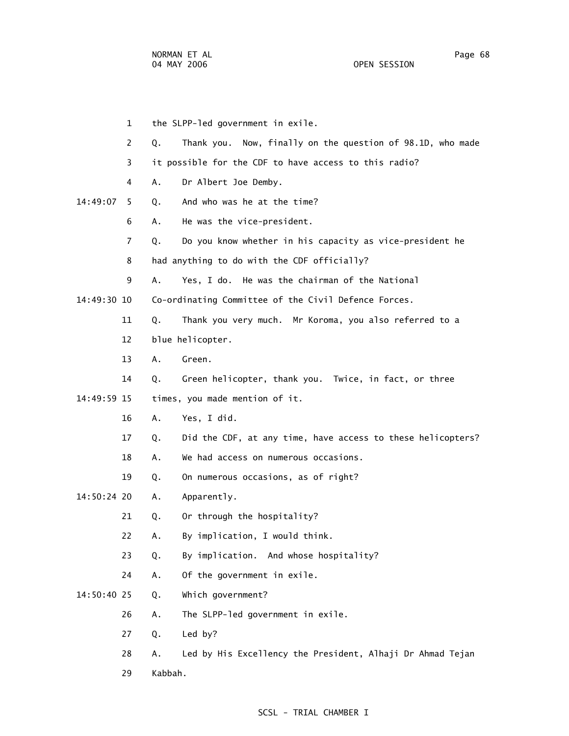1 the SLPP-led government in exile.

2 Q. Thank you. Now, finally on the question of 98.1D, who made

3 it possible for the CDF to have access to this radio?

4 A. Dr Albert Joe Demby.

14:49:07 5 Q. And who was he at the time?

6 A. He was the vice-president.

7 Q. Do you know whether in his capacity as vice-president he

8 had anything to do with the CDF officially?

9 A. Yes, I do. He was the chairman of the National

14:49:30 10 Co-ordinating Committee of the Civil Defence Forces.

11 Q. Thank you very much. Mr Koroma, you also referred to a

12 blue helicopter.

13 A. Green.

14 Q. Green helicopter, thank you. Twice, in fact, or three

14:49:59 15 times, you made mention of it.

16 A. Yes, I did.

17 Q. Did the CDF, at any time, have access to these helicopters?

18 A. We had access on numerous occasions.

19 Q. On numerous occasions, as of right?

14:50:24 20 A. Apparently.

21 Q. Or through the hospitality?

22 A. By implication, I would think.

23 Q. By implication. And whose hospitality?

24 A. Of the government in exile.

14:50:40 25 Q. Which government?

26 A. The SLPP-led government in exile.

27 Q. Led by?

28 A. Led by His Excellency the President, Alhaji Dr Ahmad Tejan

29 Kabbah.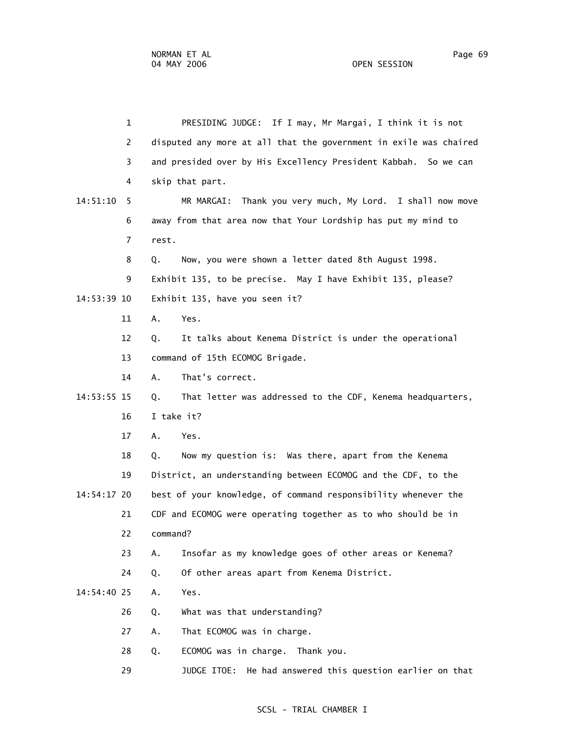1 PRESIDING JUDGE: If I may, Mr Margai, I think it is not

2 disputed any more at all that the government in exile was chaired

3 and presided over by His Excellency President Kabbah. So we can

4 skip that part.

14:51:10 5 MR MARGAI: Thank you very much, My Lord. I shall now move

6 away from that area now that Your Lordship has put my mind to

7 rest.

8 Q. Now, you were shown a letter dated 8th August 1998.

9 Exhibit 135, to be precise. May I have Exhibit 135, please?

14:53:39 10 Exhibit 135, have you seen it?

11 A. Yes.

12 Q. It talks about Kenema District is under the operational

13 command of 15th ECOMOG Brigade.

14 A. That's correct.

14:53:55 15 Q. That letter was addressed to the CDF, Kenema headquarters,

16 I take it?

17 A. Yes.

18 Q. Now my question is: Was there, apart from the Kenema

19 District, an understanding between ECOMOG and the CDF, to the

14:54:17 20 best of your knowledge, of command responsibility whenever the

21 CDF and ECOMOG were operating together as to who should be in

22 command?

23 A. Insofar as my knowledge goes of other areas or Kenema?

24 Q. Of other areas apart from Kenema District.

14:54:40 25 A. Yes.

26 Q. What was that understanding?

27 A. That ECOMOG was in charge.

28 Q. ECOMOG was in charge. Thank you.

29 JUDGE ITOE: He had answered this question earlier on that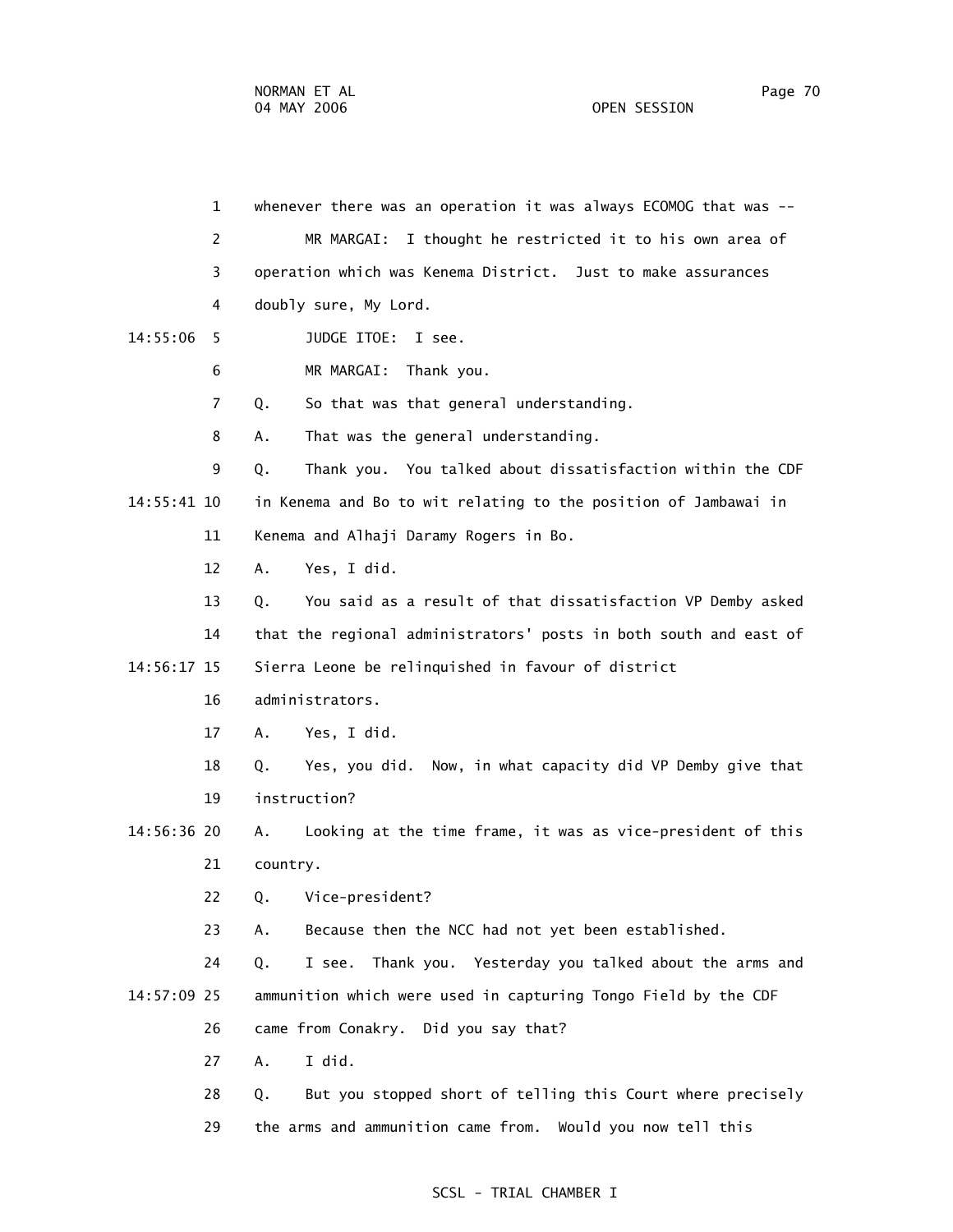whenever there was an operation it was always ECOMOG that was --

MR MARGAI: I thought he restricted it to his own area of operation which was Kenema District. Just to make assurances doubly sure, My Lord.

JUDGE ITOE: I see.

MR MARGAI: Thank you.

Q. So that was that general understanding.

A. That was the general understanding.

Q. Thank you. You talked about dissatisfaction within the CDF in Kenema and Bo to wit relating to the position of Jambawai in Kenema and Alhaji Daramy Rogers in Bo.

A. Yes, I did.

Q. You said as a result of that dissatisfaction VP Demby asked that the regional administrators' posts in both south and east of Sierra Leone be relinquished in favour of district administrators.

A. Yes, I did.

Q. Yes, you did. Now, in what capacity did VP Demby give that instruction?

A. Looking at the time frame, it was as vice-president of this country.

Q. Vice-president?

A. Because then the NCC had not yet been established.

Q. I see. Thank you. Yesterday you talked about the arms and ammunition which were used in capturing Tongo Field by the CDF came from Conakry. Did you say that?

A. I did.

Q. But you stopped short of telling this Court where precisely the arms and ammunition came from. Would you now tell this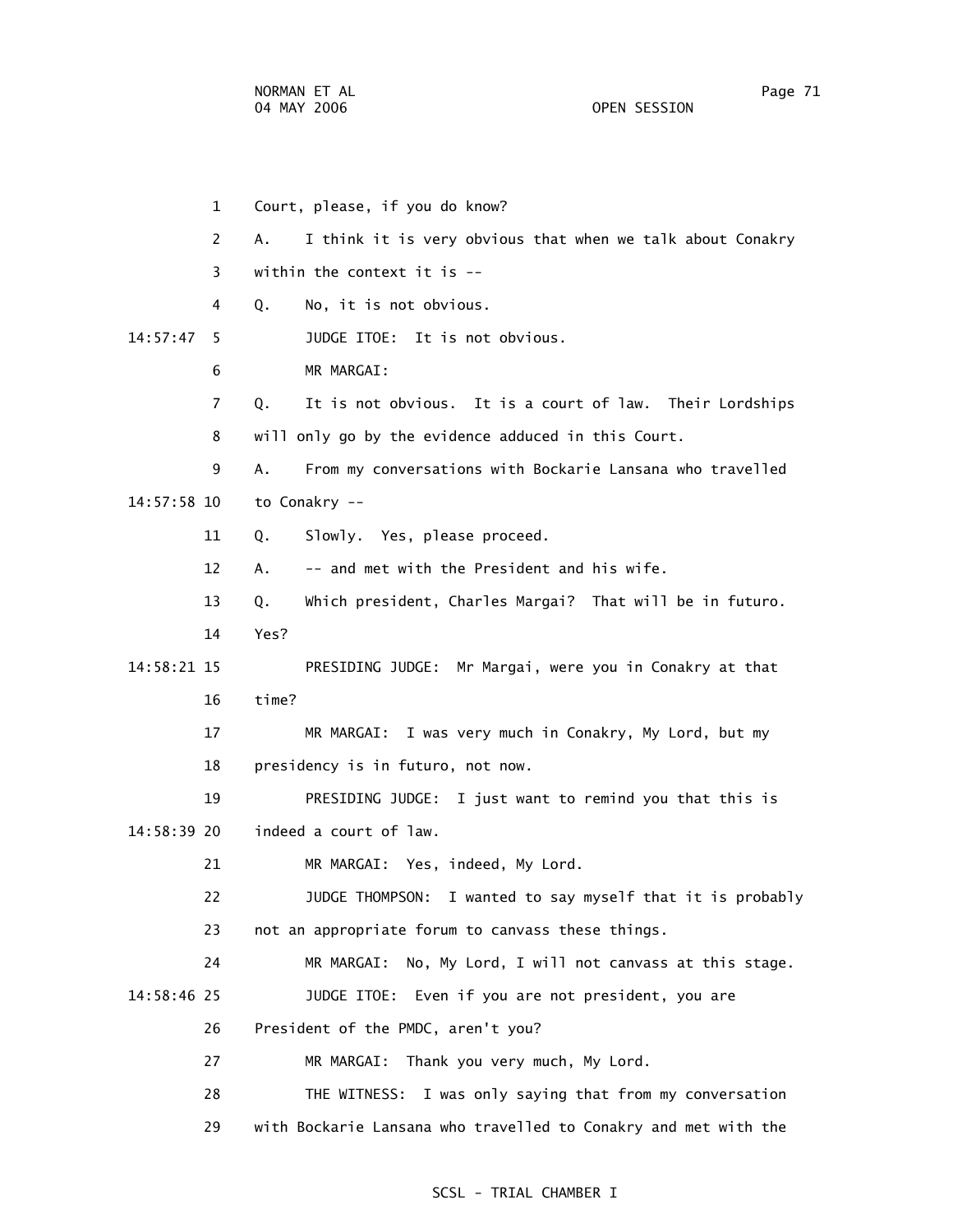1 Court, please, if you do know?

2 A. I think it is very obvious that when we talk about Conakry

3 within the context it is --

4 Q. No, it is not obvious.

14:57:47 5 JUDGE ITOE: It is not obvious.

6 MR MARGAI:

7 Q. It is not obvious. It is a court of law. Their Lordships

8 will only go by the evidence adduced in this Court.

9 A. From my conversations with Bockarie Lansana who travelled

14:57:58 10 to Conakry --

11 Q. Slowly. Yes, please proceed.

12 A. -- and met with the President and his wife.

13 Q. Which president, Charles Margai? That will be in futuro.

14 Yes?

14:58:21 15 PRESIDING JUDGE: Mr Margai, were you in Conakry at that

16 time?

17 MR MARGAI: I was very much in Conakry, My Lord, but my

18 presidency is in futuro, not now.

19 PRESIDING JUDGE: I just want to remind you that this is

14:58:39 20 indeed a court of law.

21 MR MARGAI: Yes, indeed, My Lord.

22 JUDGE THOMPSON: I wanted to say myself that it is probably

23 not an appropriate forum to canvass these things.

24 MR MARGAI: No, My Lord, I will not canvass at this stage.

14:58:46 25 JUDGE ITOE: Even if you are not president, you are

26 President of the PMDC, aren't you?

27 MR MARGAI: Thank you very much, My Lord.

28 THE WITNESS: I was only saying that from my conversation

29 with Bockarie Lansana who travelled to Conakry and met with the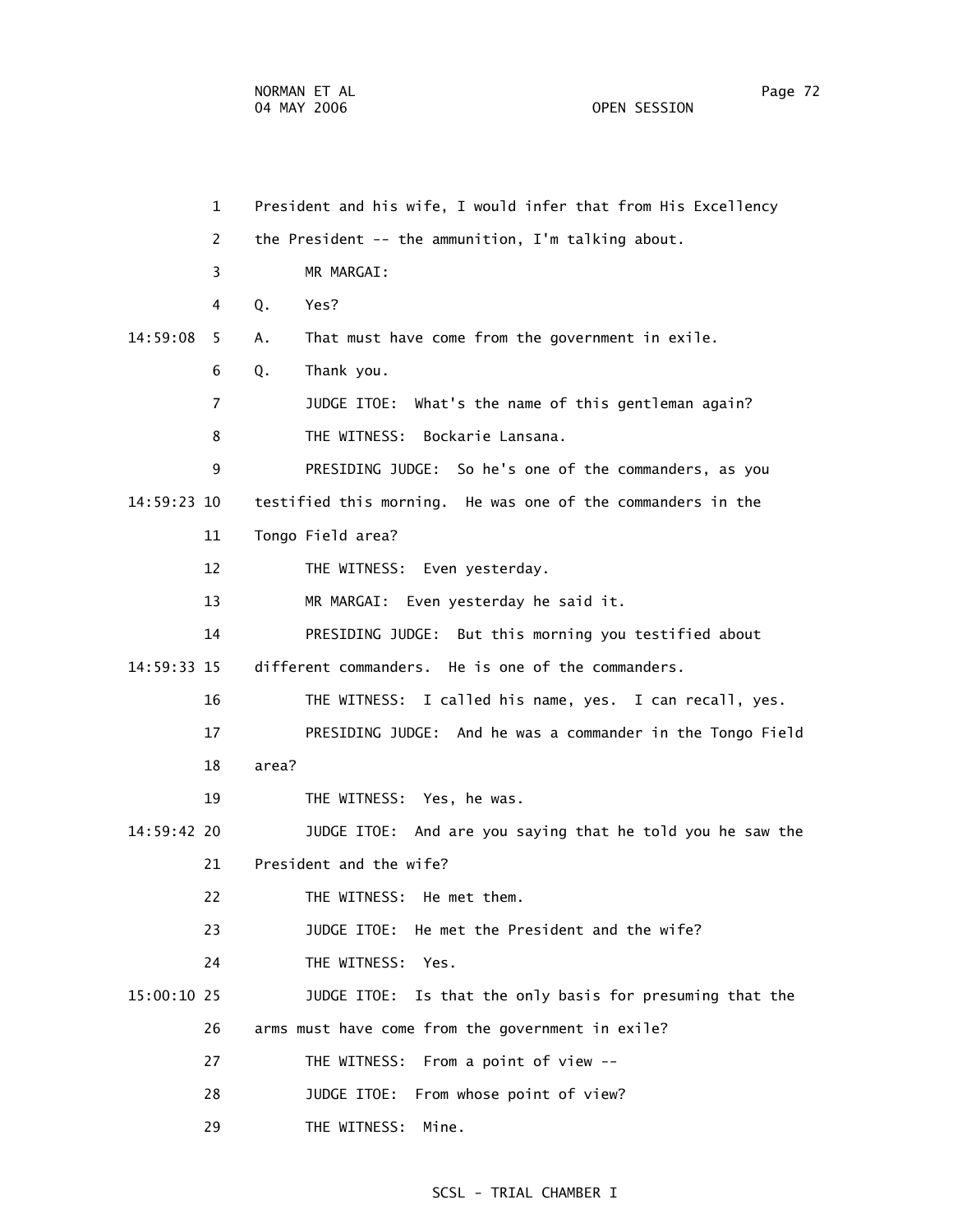President and his wife, I would infer that from His Excellency the President -- the ammunition, I'm talking about.

MR MARGAI:

Q. Yes?

A. That must have come from the government in exile.

Q. Thank you.

JUDGE ITOE: What's the name of this gentleman again?

THE WITNESS: Bockarie Lansana.

PRESIDING JUDGE: So he's one of the commanders, as you testified this morning. He was one of the commanders in the Tongo Field area?

THE WITNESS: Even yesterday.

MR MARGAI: Even yesterday he said it.

PRESIDING JUDGE: But this morning you testified about different commanders. He is one of the commanders.

THE WITNESS: I called his name, yes. I can recall, yes.

PRESIDING JUDGE: And he was a commander in the Tongo Field area?

THE WITNESS: Yes, he was.

JUDGE ITOE: And are you saying that he told you he saw the President and the wife?

THE WITNESS: He met them.

JUDGE ITOE: He met the President and the wife?

THE WITNESS: Yes.

JUDGE ITOE: Is that the only basis for presuming that the arms must have come from the government in exile?

THE WITNESS: From a point of view --

JUDGE ITOE: From whose point of view?

THE WITNESS: Mine.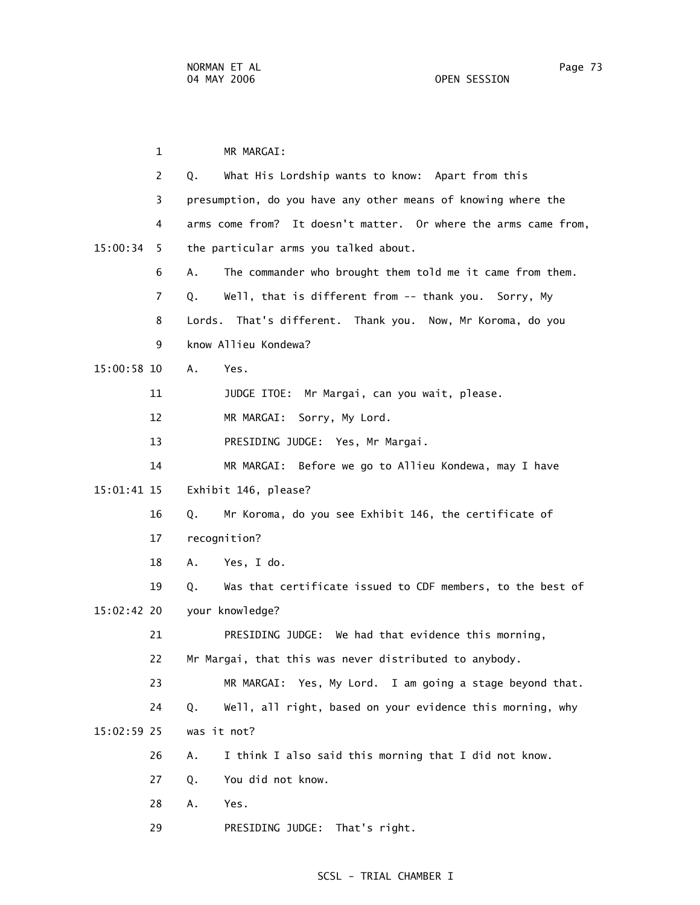1 MR MARGAI:

2 Q. What His Lordship wants to know: Apart from this

3 presumption, do you have any other means of knowing where the

4 arms come from? It doesn't matter. Or where the arms came from,

15:00:34 5 the particular arms you talked about.

6 A. The commander who brought them told me it came from them.

7 Q. Well, that is different from -- thank you. Sorry, My

8 Lords. That's different. Thank you. Now, Mr Koroma, do you

9 know Allieu Kondewa?

15:00:58 10 A. Yes.

11 JUDGE ITOE: Mr Margai, can you wait, please.

12 MR MARGAI: Sorry, My Lord.

13 PRESIDING JUDGE: Yes, Mr Margai.

14 MR MARGAI: Before we go to Allieu Kondewa, may I have

15:01:41 15 Exhibit 146, please?

16 Q. Mr Koroma, do you see Exhibit 146, the certificate of

17 recognition?

18 A. Yes, I do.

19 Q. Was that certificate issued to CDF members, to the best of

15:02:42 20 your knowledge?

21 PRESIDING JUDGE: We had that evidence this morning,

22 Mr Margai, that this was never distributed to anybody.

23 MR MARGAI: Yes, My Lord. I am going a stage beyond that.

24 Q. Well, all right, based on your evidence this morning, why

15:02:59 25 was it not?

26 A. I think I also said this morning that I did not know.

27 Q. You did not know.

28 A. Yes.

29 PRESIDING JUDGE: That's right.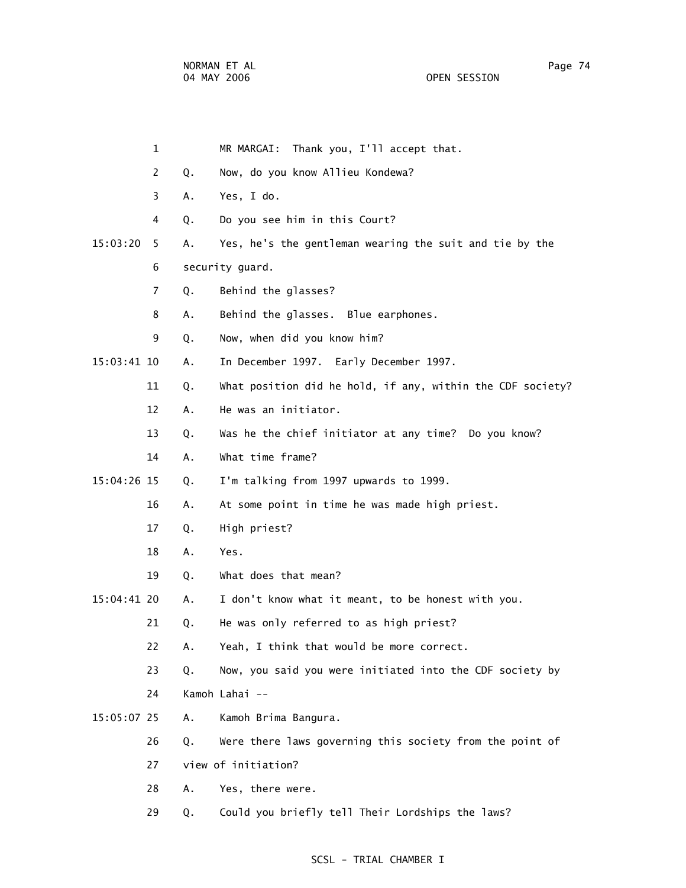1 MR MARGAI: Thank you, I'll accept that.

2 Q. Now, do you know Allieu Kondewa?

3 A. Yes, I do.

4 Q. Do you see him in this Court?

15:03:20 5 A. Yes, he's the gentleman wearing the suit and tie by the

6 security guard.

7 Q. Behind the glasses?

8 A. Behind the glasses. Blue earphones.

9 Q. Now, when did you know him?

15:03:41 10 A. In December 1997. Early December 1997.

11 Q. What position did he hold, if any, within the CDF society?

12 A. He was an initiator.

13 Q. Was he the chief initiator at any time? Do you know?

14 A. What time frame?

15:04:26 15 Q. I'm talking from 1997 upwards to 1999.

16 A. At some point in time he was made high priest.

17 Q. High priest?

18 A. Yes.

19 Q. What does that mean?

15:04:41 20 A. I don't know what it meant, to be honest with you.

21 Q. He was only referred to as high priest?

22 A. Yeah, I think that would be more correct.

23 Q. Now, you said you were initiated into the CDF society by

24 Kamoh Lahai --

15:05:07 25 A. Kamoh Brima Bangura.

26 Q. Were there laws governing this society from the point of

27 view of initiation?

28 A. Yes, there were.

29 Q. Could you briefly tell Their Lordships the laws?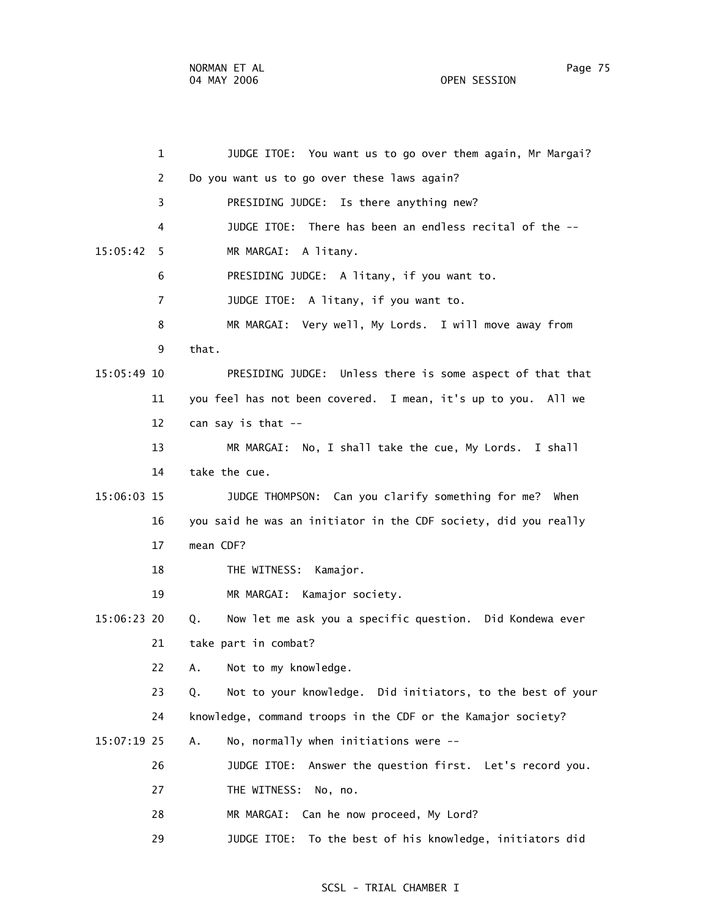JUDGE ITOE: You want us to go over them again, Mr Margai? Do you want us to go over these laws again?

PRESIDING JUDGE: Is there anything new?

JUDGE ITOE: There has been an endless recital of the --

MR MARGAI: A litany.

PRESIDING JUDGE: A litany, if you want to.

JUDGE ITOE: A litany, if you want to.

MR MARGAI: Very well, My Lords. I will move away from that.

PRESIDING JUDGE: Unless there is some aspect of that that you feel has not been covered. I mean, it's up to you. All we can say is that --

MR MARGAI: No, I shall take the cue, My Lords. I shall take the cue.

JUDGE THOMPSON: Can you clarify something for me? When you said he was an initiator in the CDF society, did you really mean CDF?

THE WITNESS: Kamajor.

MR MARGAI: Kamajor society.

Q. Now let me ask you a specific question. Did Kondewa ever take part in combat?

A. Not to my knowledge.

Q. Not to your knowledge. Did initiators, to the best of your knowledge, command troops in the CDF or the Kamajor society?

A. No, normally when initiations were --

JUDGE ITOE: Answer the question first. Let's record you.

THE WITNESS: No, no.

MR MARGAI: Can he now proceed, My Lord?

JUDGE ITOE: To the best of his knowledge, initiators did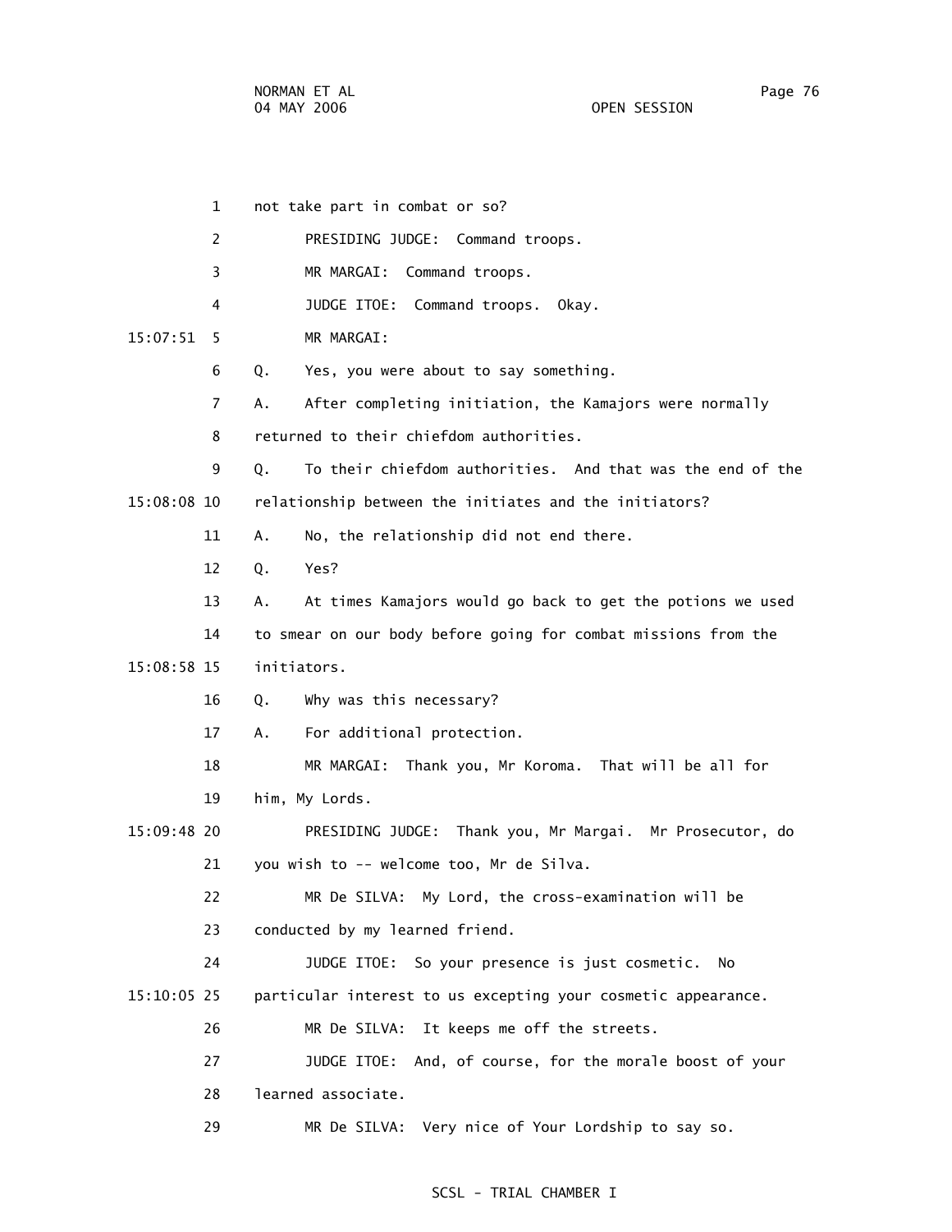not take part in combat or so?

PRESIDING JUDGE: Command troops.

MR MARGAI: Command troops.

JUDGE ITOE: Command troops. Okay.

MR MARGAI:

Q. Yes, you were about to say something.

A. After completing initiation, the Kamajors were normally returned to their chiefdom authorities.

Q. To their chiefdom authorities. And that was the end of the relationship between the initiates and the initiators?

A. No, the relationship did not end there.

Q. Yes?

A. At times Kamajors would go back to get the potions we used to smear on our body before going for combat missions from the initiators.

Q. Why was this necessary?

A. For additional protection.

MR MARGAI: Thank you, Mr Koroma. That will be all for him, My Lords.

PRESIDING JUDGE: Thank you, Mr Margai. Mr Prosecutor, do you wish to -- welcome too, Mr de Silva.

MR De SILVA: My Lord, the cross-examination will be conducted by my learned friend.

JUDGE ITOE: So your presence is just cosmetic. No particular interest to us excepting your cosmetic appearance.

MR De SILVA: It keeps me off the streets.

JUDGE ITOE: And, of course, for the morale boost of your learned associate.

MR De SILVA: Very nice of Your Lordship to say so.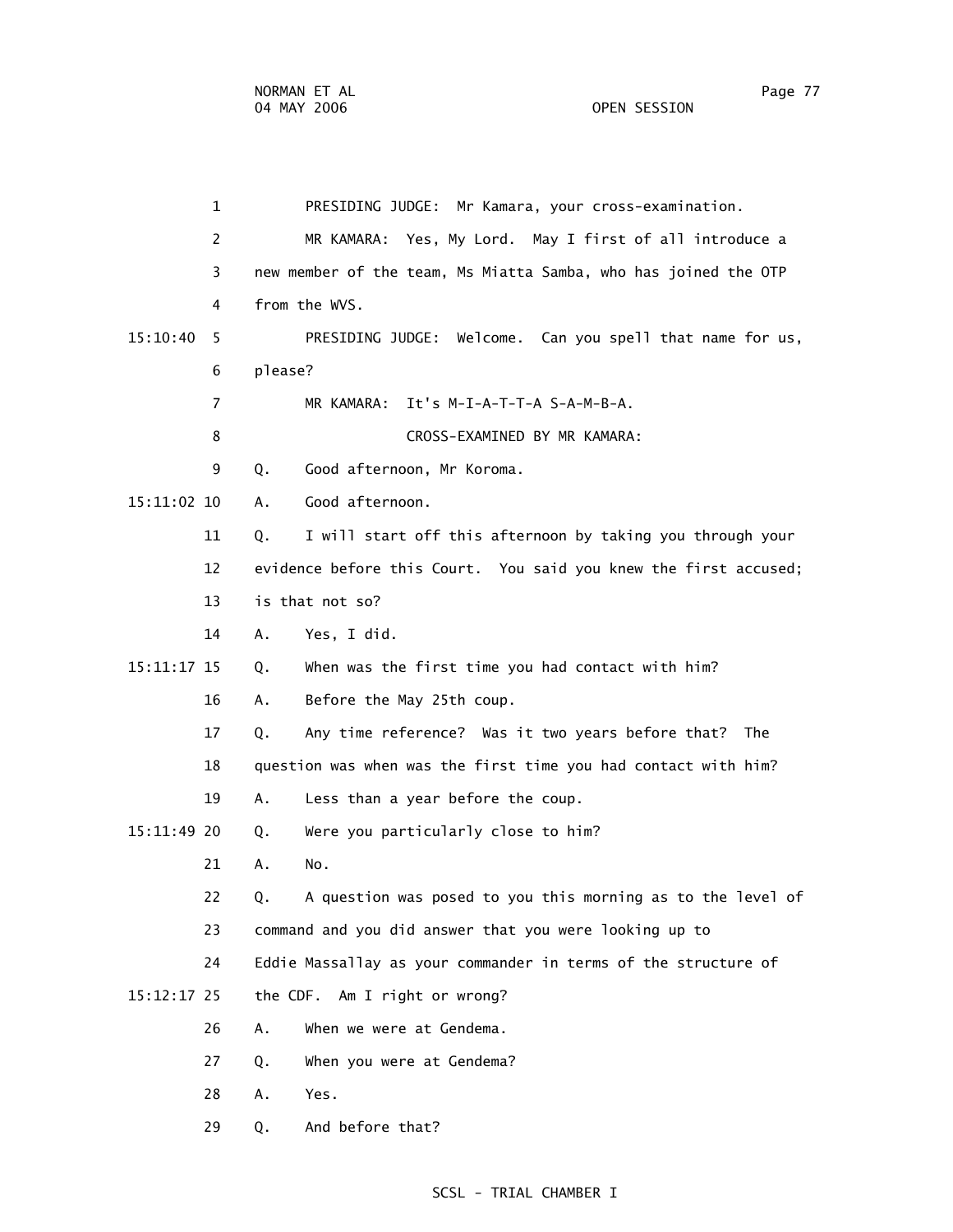1 PRESIDING JUDGE: Mr Kamara, your cross-examination.

2 MR KAMARA: Yes, My Lord. May I first of all introduce a

3 new member of the team, Ms Miatta Samba, who has joined the OTP

4 from the WVS.

15:10:40 5 PRESIDING JUDGE: Welcome. Can you spell that name for us,

6 please?

7 MR KAMARA: It's M-I-A-T-T-A S-A-M-B-A.

8 CROSS-EXAMINED BY MR KAMARA:

9 Q. Good afternoon, Mr Koroma.

15:11:02 10 A. Good afternoon.

11 Q. I will start off this afternoon by taking you through your

12 evidence before this Court. You said you knew the first accused;

13 is that not so?

14 A. Yes, I did.

15:11:17 15 Q. When was the first time you had contact with him?

16 A. Before the May 25th coup.

17 Q. Any time reference? Was it two years before that? The

18 question was when was the first time you had contact with him?

19 A. Less than a year before the coup.

15:11:49 20 Q. Were you particularly close to him?

21 A. No.

22 Q. A question was posed to you this morning as to the level of

23 command and you did answer that you were looking up to

24 Eddie Massallay as your commander in terms of the structure of

15:12:17 25 the CDF. Am I right or wrong?

26 A. When we were at Gendema.

27 Q. When you were at Gendema?

28 A. Yes.

29 Q. And before that?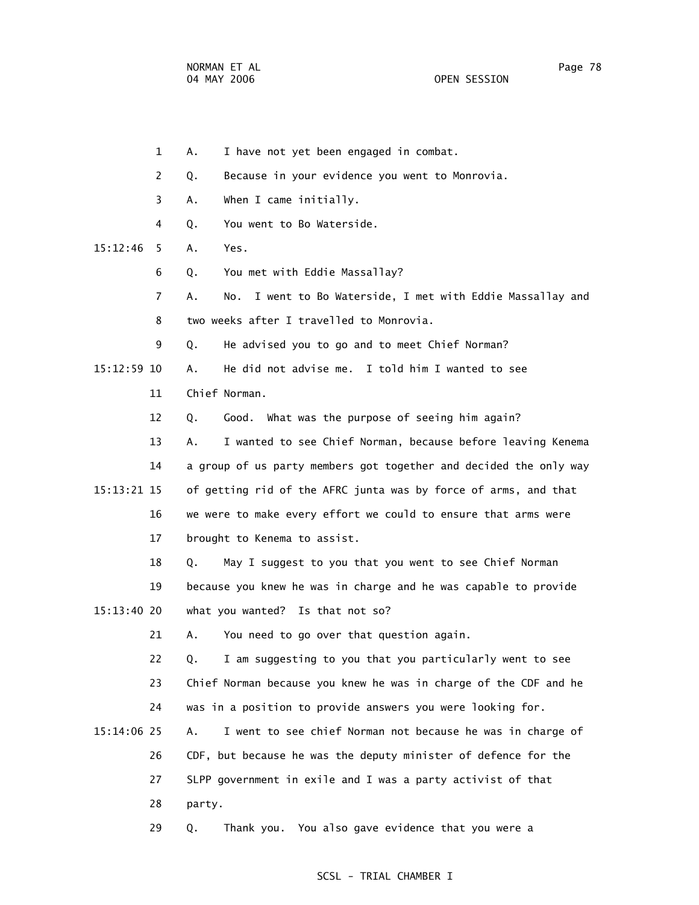A. I have not yet been engaged in combat.

Q. Because in your evidence you went to Monrovia.

A. When I came initially.

Q. You went to Bo Waterside.

A. Yes.

Q. You met with Eddie Massallay?

A. No. I went to Bo Waterside, I met with Eddie Massallay and two weeks after I travelled to Monrovia.

Q. He advised you to go and to meet Chief Norman?

A. He did not advise me. I told him I wanted to see Chief Norman.

Q. Good. What was the purpose of seeing him again?

A. I wanted to see Chief Norman, because before leaving Kenema a group of us party members got together and decided the only way of getting rid of the AFRC junta was by force of arms, and that we were to make every effort we could to ensure that arms were brought to Kenema to assist.

Q. May I suggest to you that you went to see Chief Norman because you knew he was in charge and he was capable to provide what you wanted? Is that not so?

A. You need to go over that question again.

Q. I am suggesting to you that you particularly went to see Chief Norman because you knew he was in charge of the CDF and he was in a position to provide answers you were looking for.

A. I went to see chief Norman not because he was in charge of CDF, but because he was the deputy minister of defence for the SLPP government in exile and I was a party activist of that party.

Q. Thank you. You also gave evidence that you were a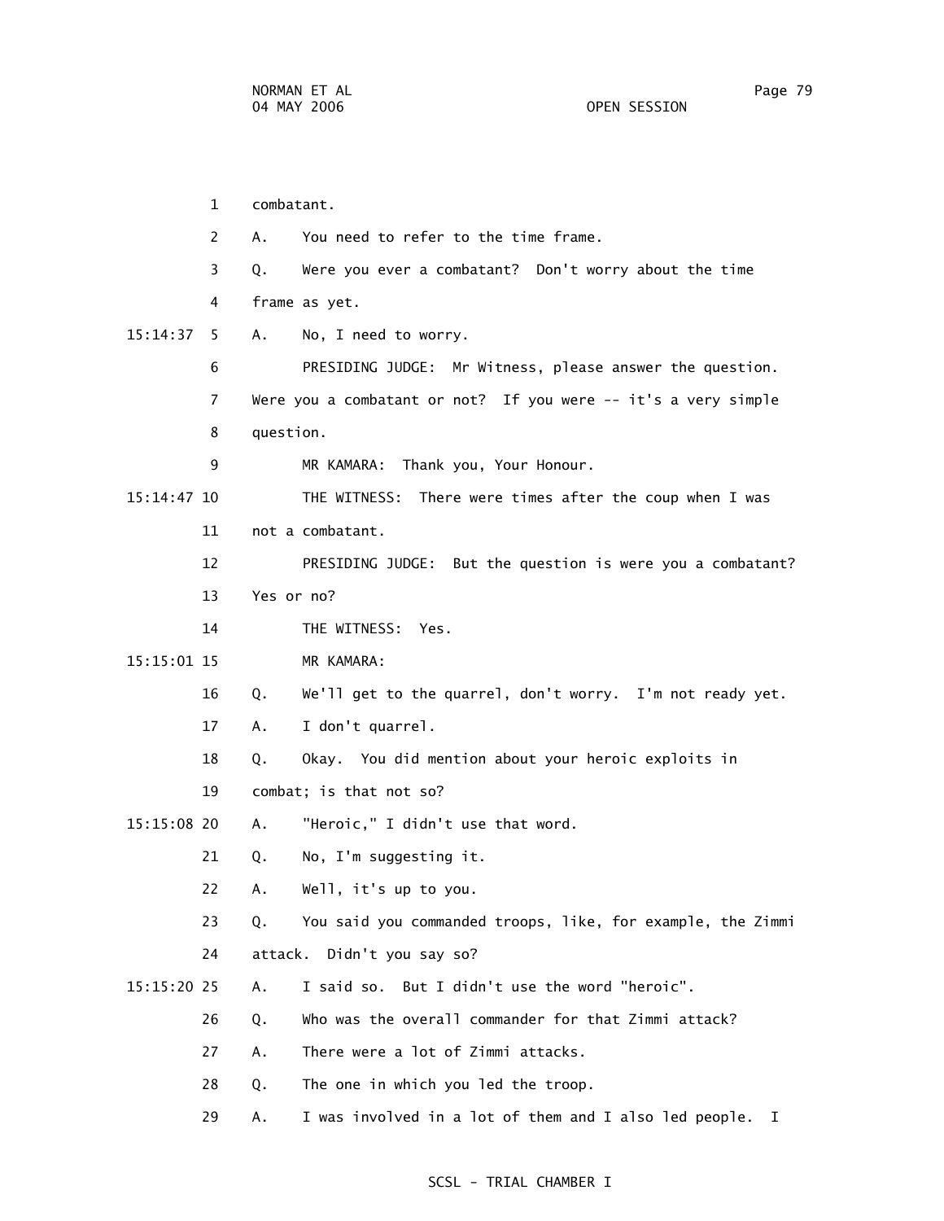1 combatant.

2 A. You need to refer to the time frame.

3 Q. Were you ever a combatant? Don't worry about the time

4 frame as yet.

15:14:37 5 A. No, I need to worry.

6 PRESIDING JUDGE: Mr Witness, please answer the question.

7 Were you a combatant or not? If you were -- it's a very simple

8 question.

9 MR KAMARA: Thank you, Your Honour.

15:14:47 10 THE WITNESS: There were times after the coup when I was

11 not a combatant.

12 PRESIDING JUDGE: But the question is were you a combatant?

13 Yes or no?

14 THE WITNESS: Yes.

15:15:01 15 MR KAMARA:

16 Q. We'll get to the quarrel, don't worry. I'm not ready yet.

17 A. I don't quarrel.

18 Q. Okay. You did mention about your heroic exploits in

19 combat; is that not so?

15:15:08 20 A. "Heroic," I didn't use that word.

21 Q. No, I'm suggesting it.

22 A. Well, it's up to you.

23 Q. You said you commanded troops, like, for example, the Zimmi

24 attack. Didn't you say so?

15:15:20 25 A. I said so. But I didn't use the word "heroic".

26 Q. Who was the overall commander for that Zimmi attack?

27 A. There were a lot of Zimmi attacks.

28 Q. The one in which you led the troop.

29 A. I was involved in a lot of them and I also led people. I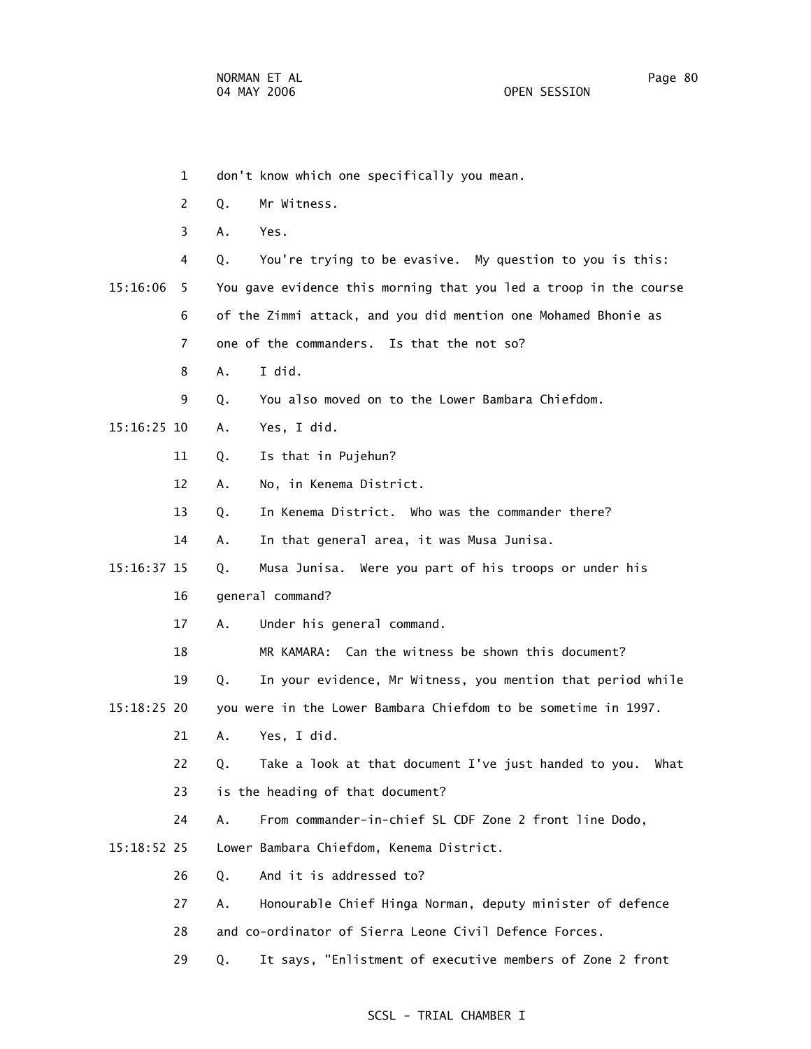1 don't know which one specifically you mean.

2 Q. Mr Witness.

3 A. Yes.

4 Q. You're trying to be evasive. My question to you is this:

15:16:06 5 You gave evidence this morning that you led a troop in the course

6 of the Zimmi attack, and you did mention one Mohamed Bhonie as

7 one of the commanders. Is that the not so?

8 A. I did.

9 Q. You also moved on to the Lower Bambara Chiefdom.

15:16:25 10 A. Yes, I did.

11 Q. Is that in Pujehun?

12 A. No, in Kenema District.

13 Q. In Kenema District. Who was the commander there?

14 A. In that general area, it was Musa Junisa.

15:16:37 15 Q. Musa Junisa. Were you part of his troops or under his

16 general command?

17 A. Under his general command.

18 MR KAMARA: Can the witness be shown this document?

19 Q. In your evidence, Mr Witness, you mention that period while

15:18:25 20 you were in the Lower Bambara Chiefdom to be sometime in 1997.

21 A. Yes, I did.

22 Q. Take a look at that document I've just handed to you. What

23 is the heading of that document?

24 A. From commander-in-chief SL CDF Zone 2 front line Dodo,

15:18:52 25 Lower Bambara Chiefdom, Kenema District.

26 Q. And it is addressed to?

27 A. Honourable Chief Hinga Norman, deputy minister of defence

28 and co-ordinator of Sierra Leone Civil Defence Forces.

29 Q. It says, "Enlistment of executive members of Zone 2 front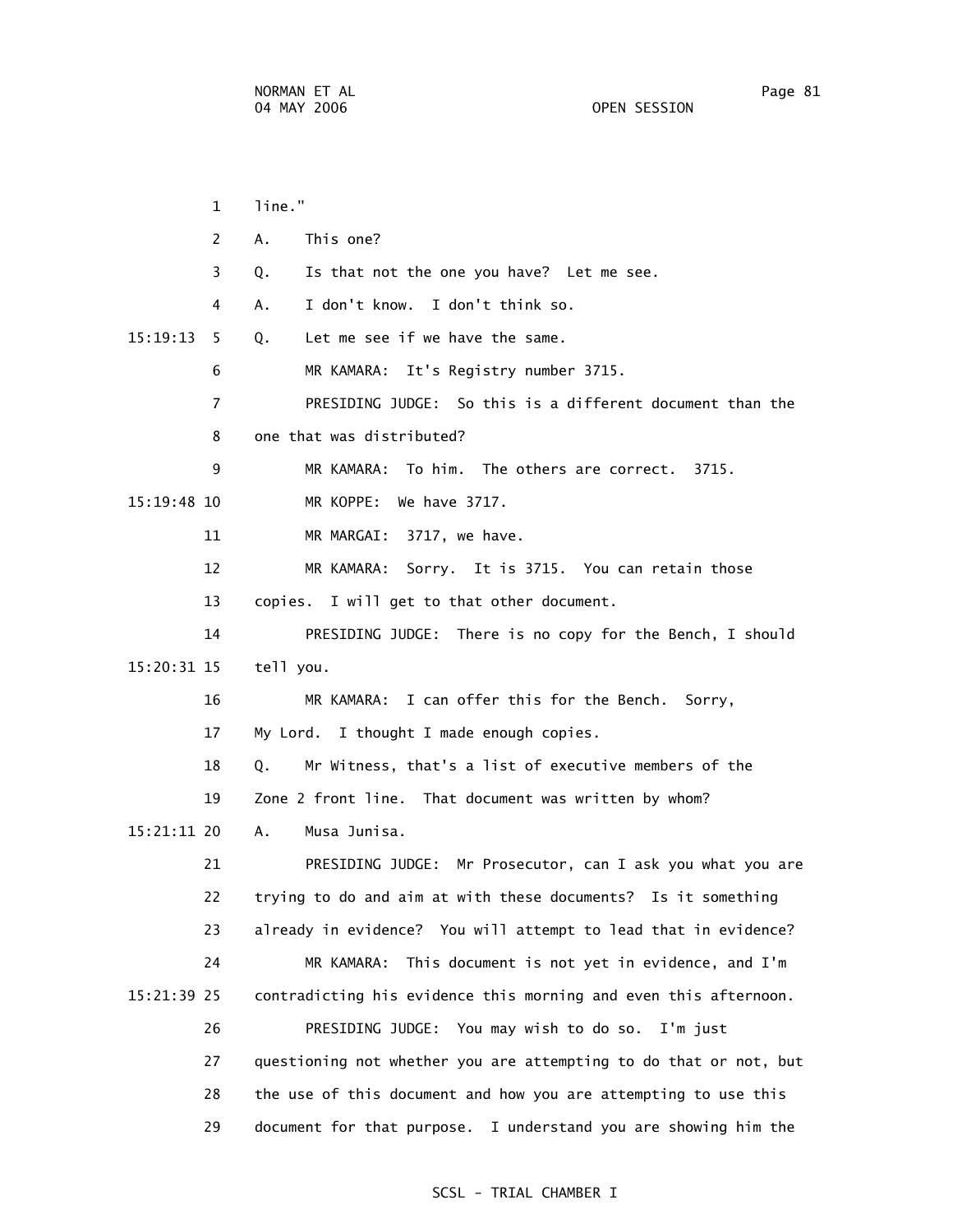1 line."

2 A. This one?

3 Q. Is that not the one you have? Let me see.

4 A. I don't know. I don't think so.

15:19:13 5 Q. Let me see if we have the same.

6 MR KAMARA: It's Registry number 3715.

7 PRESIDING JUDGE: So this is a different document than the

8 one that was distributed?

9 MR KAMARA: To him. The others are correct. 3715.

15:19:48 10 MR KOPPE: We have 3717.

11 MR MARGAI: 3717, we have.

12 MR KAMARA: Sorry. It is 3715. You can retain those

13 copies. I will get to that other document.

14 PRESIDING JUDGE: There is no copy for the Bench, I should

15:20:31 15 tell you.

16 MR KAMARA: I can offer this for the Bench. Sorry,

17 My Lord. I thought I made enough copies.

18 Q. Mr Witness, that's a list of executive members of the

19 Zone 2 front line. That document was written by whom?

15:21:11 20 A. Musa Junisa.

21 PRESIDING JUDGE: Mr Prosecutor, can I ask you what you are

22 trying to do and aim at with these documents? Is it something

23 already in evidence? You will attempt to lead that in evidence?

24 MR KAMARA: This document is not yet in evidence, and I'm

15:21:39 25 contradicting his evidence this morning and even this afternoon.

26 PRESIDING JUDGE: You may wish to do so. I'm just

27 questioning not whether you are attempting to do that or not, but

28 the use of this document and how you are attempting to use this

29 document for that purpose. I understand you are showing him the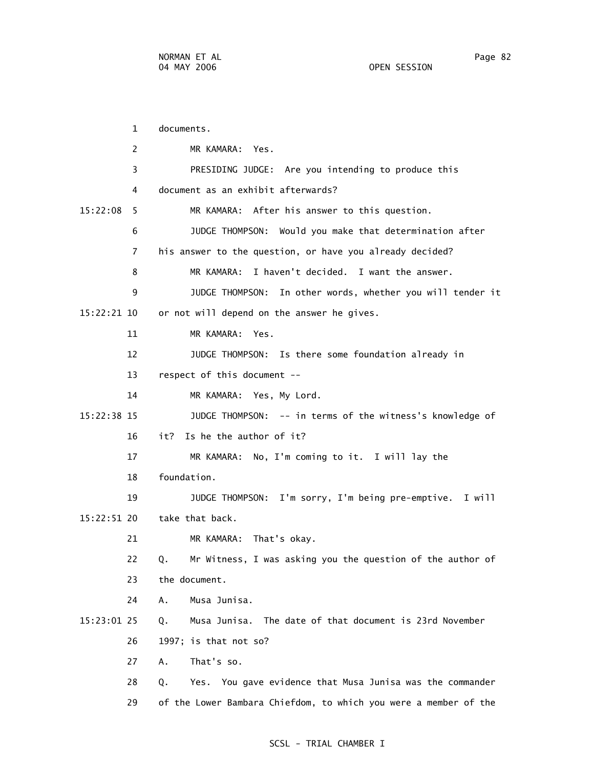1 documents.

2 MR KAMARA: Yes.

3 PRESIDING JUDGE: Are you intending to produce this

4 document as an exhibit afterwards?

15:22:08 5 MR KAMARA: After his answer to this question.

6 JUDGE THOMPSON: Would you make that determination after

7 his answer to the question, or have you already decided?

8 MR KAMARA: I haven't decided. I want the answer.

9 JUDGE THOMPSON: In other words, whether you will tender it

15:22:21 10 or not will depend on the answer he gives.

11 MR KAMARA: Yes.

12 JUDGE THOMPSON: Is there some foundation already in

13 respect of this document --

14 MR KAMARA: Yes, My Lord.

15:22:38 15 JUDGE THOMPSON: -- in terms of the witness's knowledge of

16 it? Is he the author of it?

17 MR KAMARA: No, I'm coming to it. I will lay the

18 foundation.

19 JUDGE THOMPSON: I'm sorry, I'm being pre-emptive. I will

15:22:51 20 take that back.

21 MR KAMARA: That's okay.

22 Q. Mr Witness, I was asking you the question of the author of

23 the document.

24 A. Musa Junisa.

15:23:01 25 Q. Musa Junisa. The date of that document is 23rd November

26 1997; is that not so?

27 A. That's so.

28 Q. Yes. You gave evidence that Musa Junisa was the commander

29 of the Lower Bambara Chiefdom, to which you were a member of the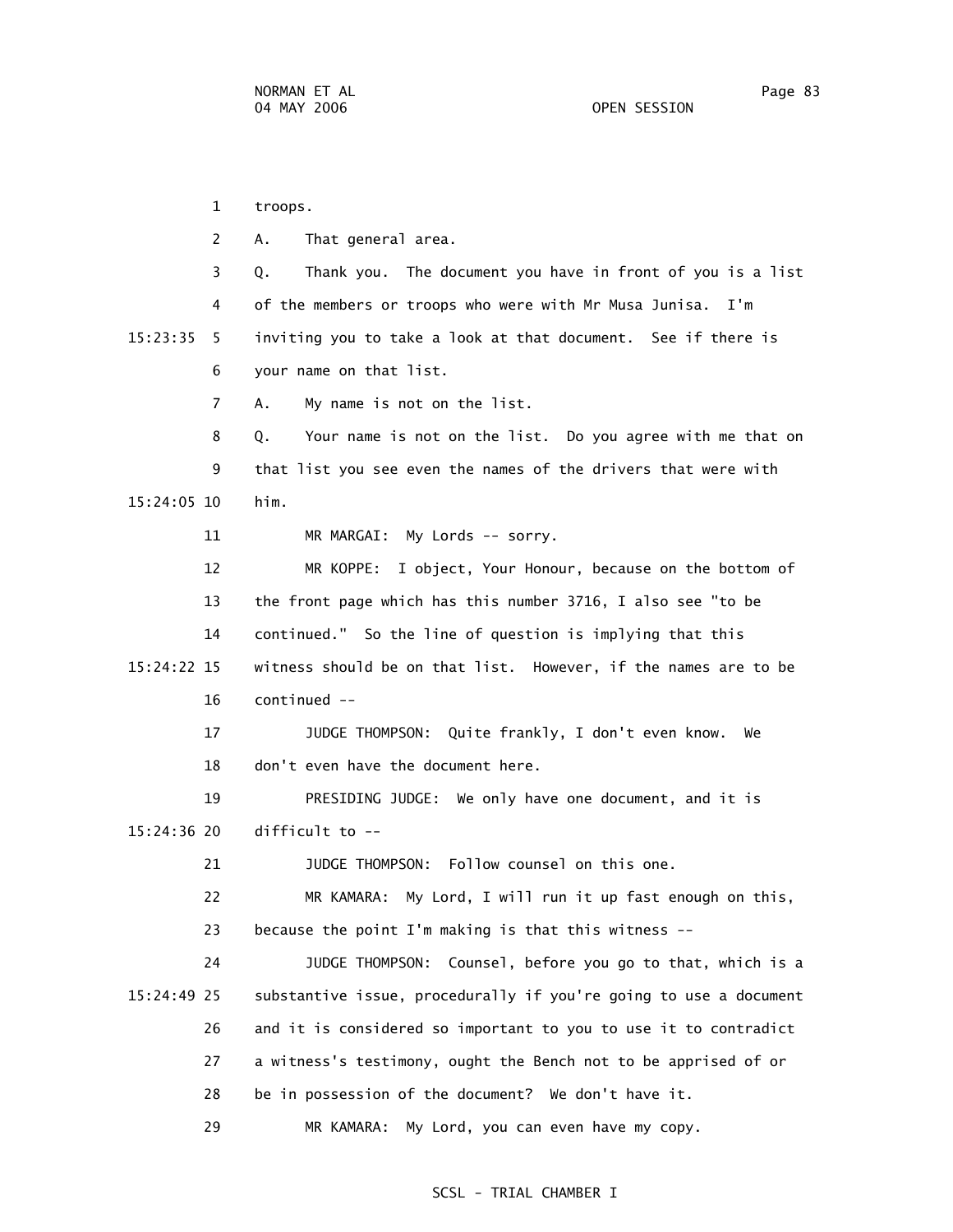1 troops.

2 A. That general area.

3 Q. Thank you. The document you have in front of you is a list

4 of the members or troops who were with Mr Musa Junisa. I'm

15:23:35 5 inviting you to take a look at that document. See if there is

6 your name on that list.

7 A. My name is not on the list.

8 Q. Your name is not on the list. Do you agree with me that on

9 that list you see even the names of the drivers that were with

15:24:05 10 him.

11 MR MARGAI: My Lords -- sorry.

12 MR KOPPE: I object, Your Honour, because on the bottom of

13 the front page which has this number 3716, I also see "to be

14 continued." So the line of question is implying that this

15:24:22 15 witness should be on that list. However, if the names are to be

16 continued --

17 JUDGE THOMPSON: Quite frankly, I don't even know. We

18 don't even have the document here.

19 PRESIDING JUDGE: We only have one document, and it is

15:24:36 20 difficult to --

21 JUDGE THOMPSON: Follow counsel on this one.

22 MR KAMARA: My Lord, I will run it up fast enough on this,

23 because the point I'm making is that this witness --

24 JUDGE THOMPSON: Counsel, before you go to that, which is a

15:24:49 25 substantive issue, procedurally if you're going to use a document

26 and it is considered so important to you to use it to contradict

27 a witness's testimony, ought the Bench not to be apprised of or

28 be in possession of the document? We don't have it.

29 MR KAMARA: My Lord, you can even have my copy.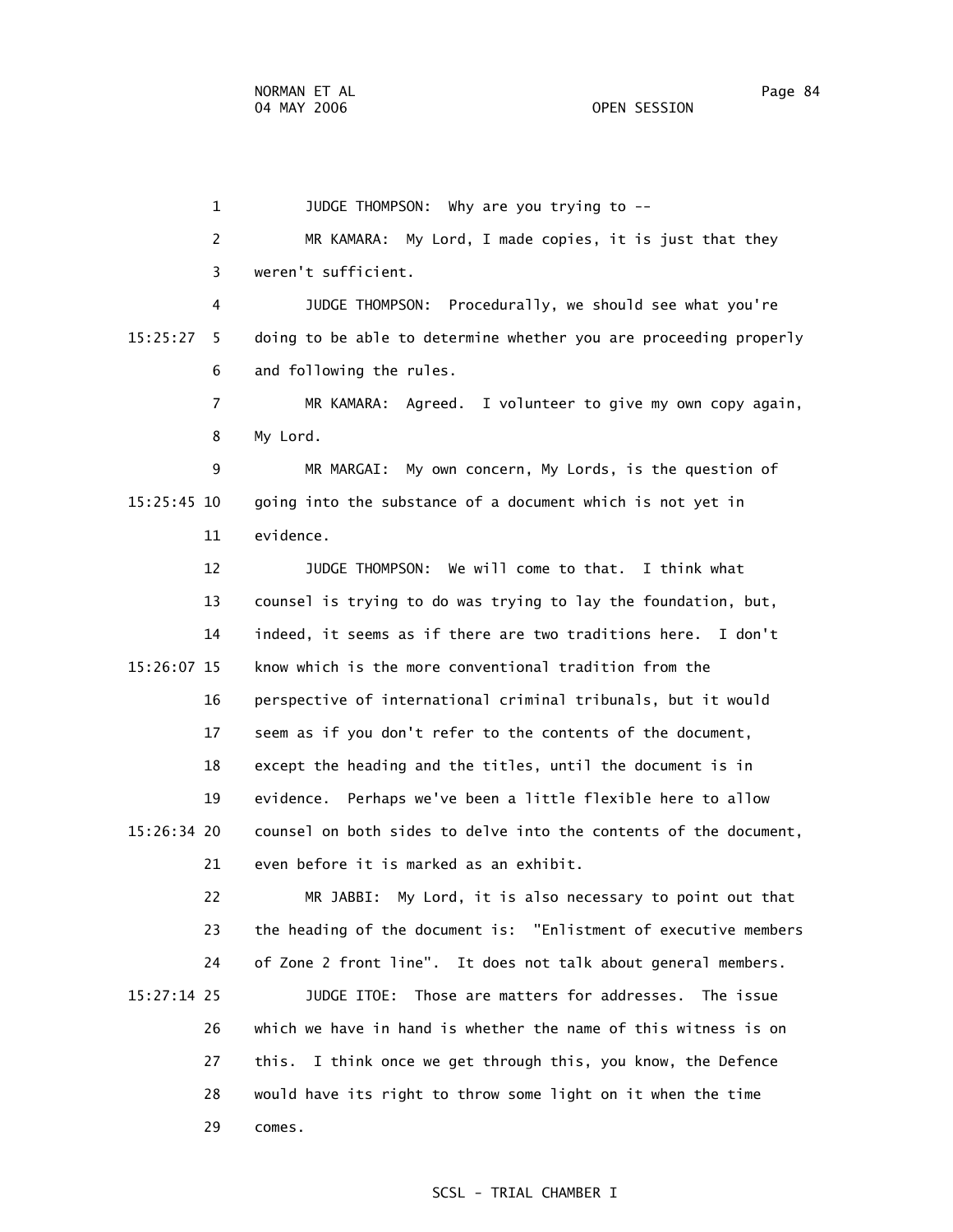JUDGE THOMPSON: Why are you trying to --

MR KAMARA: My Lord, I made copies, it is just that they weren't sufficient.

JUDGE THOMPSON: Procedurally, we should see what you're doing to be able to determine whether you are proceeding properly and following the rules.

MR KAMARA: Agreed. I volunteer to give my own copy again, My Lord.

MR MARGAI: My own concern, My Lords, is the question of going into the substance of a document which is not yet in evidence.

JUDGE THOMPSON: We will come to that. I think what counsel is trying to do was trying to lay the foundation, but, indeed, it seems as if there are two traditions here. I don't know which is the more conventional tradition from the perspective of international criminal tribunals, but it would seem as if you don't refer to the contents of the document, except the heading and the titles, until the document is in evidence. Perhaps we've been a little flexible here to allow counsel on both sides to delve into the contents of the document, even before it is marked as an exhibit.

MR JABBI: My Lord, it is also necessary to point out that the heading of the document is: "Enlistment of executive members of Zone 2 front line". It does not talk about general members.

JUDGE ITOE: Those are matters for addresses. The issue which we have in hand is whether the name of this witness is on this. I think once we get through this, you know, the Defence would have its right to throw some light on it when the time comes.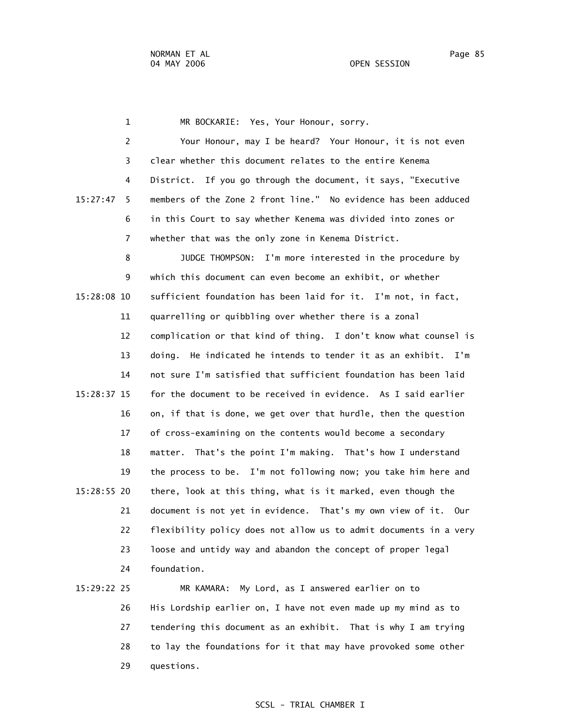MR BOCKARIE: Yes, Your Honour, sorry.

Your Honour, may I be heard? Your Honour, it is not even clear whether this document relates to the entire Kenema District. If you go through the document, it says, "Executive members of the Zone 2 front line." No evidence has been adduced in this Court to say whether Kenema was divided into zones or whether that was the only zone in Kenema District.

JUDGE THOMPSON: I'm more interested in the procedure by which this document can even become an exhibit, or whether sufficient foundation has been laid for it. I'm not, in fact, quarrelling or quibbling over whether there is a zonal complication or that kind of thing. I don't know what counsel is doing. He indicated he intends to tender it as an exhibit. I'm not sure I'm satisfied that sufficient foundation has been laid for the document to be received in evidence. As I said earlier on, if that is done, we get over that hurdle, then the question of cross-examining on the contents would become a secondary matter. That's the point I'm making. That's how I understand the process to be. I'm not following now; you take him here and there, look at this thing, what is it marked, even though the document is not yet in evidence. That's my own view of it. Our flexibility policy does not allow us to admit documents in a very loose and untidy way and abandon the concept of proper legal foundation.

MR KAMARA: My Lord, as I answered earlier on to His Lordship earlier on, I have not even made up my mind as to tendering this document as an exhibit. That is why I am trying to lay the foundations for it that may have provoked some other questions.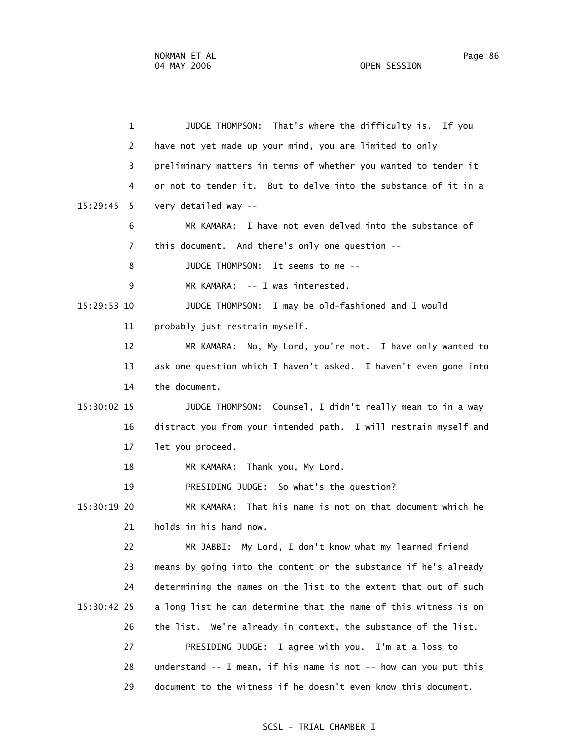JUDGE THOMPSON: That's where the difficulty is. If you have not yet made up your mind, you are limited to only preliminary matters in terms of whether you wanted to tender it or not to tender it. But to delve into the substance of it in a very detailed way --

MR KAMARA: I have not even delved into the substance of this document. And there's only one question --

JUDGE THOMPSON: It seems to me --

MR KAMARA: -- I was interested.

JUDGE THOMPSON: I may be old-fashioned and I would probably just restrain myself.

MR KAMARA: No, My Lord, you're not. I have only wanted to ask one question which I haven't asked. I haven't even gone into the document.

JUDGE THOMPSON: Counsel, I didn't really mean to in a way distract you from your intended path. I will restrain myself and let you proceed.

MR KAMARA: Thank you, My Lord.

PRESIDING JUDGE: So what's the question?

MR KAMARA: That his name is not on that document which he holds in his hand now.

MR JABBI: My Lord, I don't know what my learned friend means by going into the content or the substance if he's already determining the names on the list to the extent that out of such a long list he can determine that the name of this witness is on the list. We're already in context, the substance of the list.

PRESIDING JUDGE: I agree with you. I'm at a loss to understand -- I mean, if his name is not -- how can you put this document to the witness if he doesn't even know this document.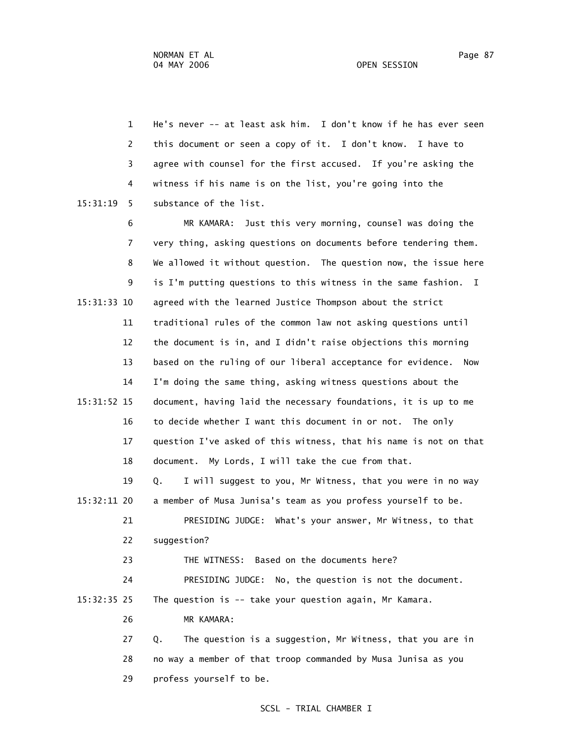He's never -- at least ask him. I don't know if he has ever seen this document or seen a copy of it. I don't know. I have to agree with counsel for the first accused. If you're asking the witness if his name is on the list, you're going into the substance of the list.

MR KAMARA: Just this very morning, counsel was doing the very thing, asking questions on documents before tendering them. We allowed it without question. The question now, the issue here is I'm putting questions to this witness in the same fashion. I agreed with the learned Justice Thompson about the strict traditional rules of the common law not asking questions until the document is in, and I didn't raise objections this morning based on the ruling of our liberal acceptance for evidence. Now I'm doing the same thing, asking witness questions about the document, having laid the necessary foundations, it is up to me to decide whether I want this document in or not. The only question I've asked of this witness, that his name is not on that document. My Lords, I will take the cue from that.

Q. I will suggest to you, Mr Witness, that you were in no way a member of Musa Junisa's team as you profess yourself to be.

PRESIDING JUDGE: What's your answer, Mr Witness, to that suggestion?

THE WITNESS: Based on the documents here?

PRESIDING JUDGE: No, the question is not the document. The question is -- take your question again, Mr Kamara.

MR KAMARA:

Q. The question is a suggestion, Mr Witness, that you are in no way a member of that troop commanded by Musa Junisa as you profess yourself to be.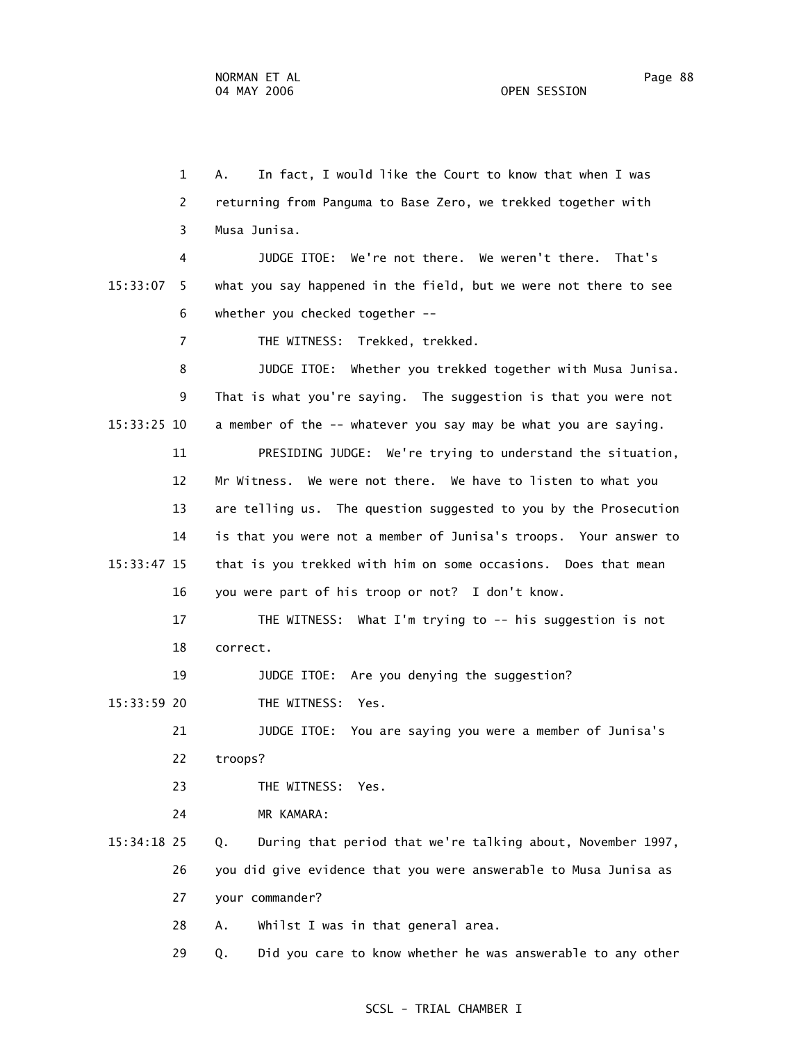A. In fact, I would like the Court to know that when I was returning from Panguma to Base Zero, we trekked together with Musa Junisa.

JUDGE ITOE: We're not there. We weren't there. That's what you say happened in the field, but we were not there to see whether you checked together --

THE WITNESS: Trekked, trekked.

JUDGE ITOE: Whether you trekked together with Musa Junisa. That is what you're saying. The suggestion is that you were not a member of the -- whatever you say may be what you are saying.

PRESIDING JUDGE: We're trying to understand the situation, Mr Witness. We were not there. We have to listen to what you are telling us. The question suggested to you by the Prosecution is that you were not a member of Junisa's troops. Your answer to that is you trekked with him on some occasions. Does that mean you were part of his troop or not? I don't know.

THE WITNESS: What I'm trying to -- his suggestion is not correct.

JUDGE ITOE: Are you denying the suggestion?

THE WITNESS: Yes.

JUDGE ITOE: You are saying you were a member of Junisa's troops?

THE WITNESS: Yes.

MR KAMARA:

Q. During that period that we're talking about, November 1997, you did give evidence that you were answerable to Musa Junisa as your commander?

A. Whilst I was in that general area.

Q. Did you care to know whether he was answerable to any other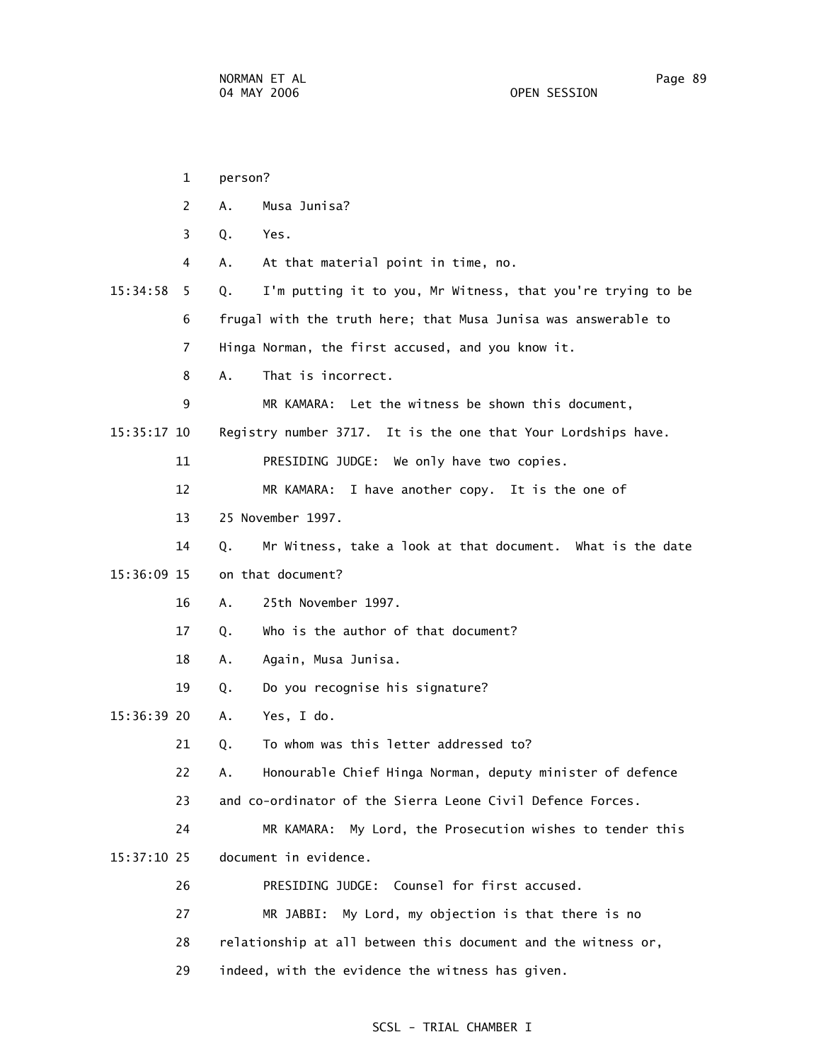person?

A. Musa Junisa?

Q. Yes.

A. At that material point in time, no.

Q. I'm putting it to you, Mr Witness, that you're trying to be frugal with the truth here; that Musa Junisa was answerable to Hinga Norman, the first accused, and you know it.

A. That is incorrect.

MR KAMARA: Let the witness be shown this document, Registry number 3717. It is the one that Your Lordships have.

PRESIDING JUDGE: We only have two copies.

MR KAMARA: I have another copy. It is the one of 25 November 1997.

Q. Mr Witness, take a look at that document. What is the date on that document?

A. 25th November 1997.

Q. Who is the author of that document?

A. Again, Musa Junisa.

Q. Do you recognise his signature?

A. Yes, I do.

Q. To whom was this letter addressed to?

A. Honourable Chief Hinga Norman, deputy minister of defence and co-ordinator of the Sierra Leone Civil Defence Forces.

MR KAMARA: My Lord, the Prosecution wishes to tender this document in evidence.

PRESIDING JUDGE: Counsel for first accused.

MR JABBI: My Lord, my objection is that there is no relationship at all between this document and the witness or, indeed, with the evidence the witness has given.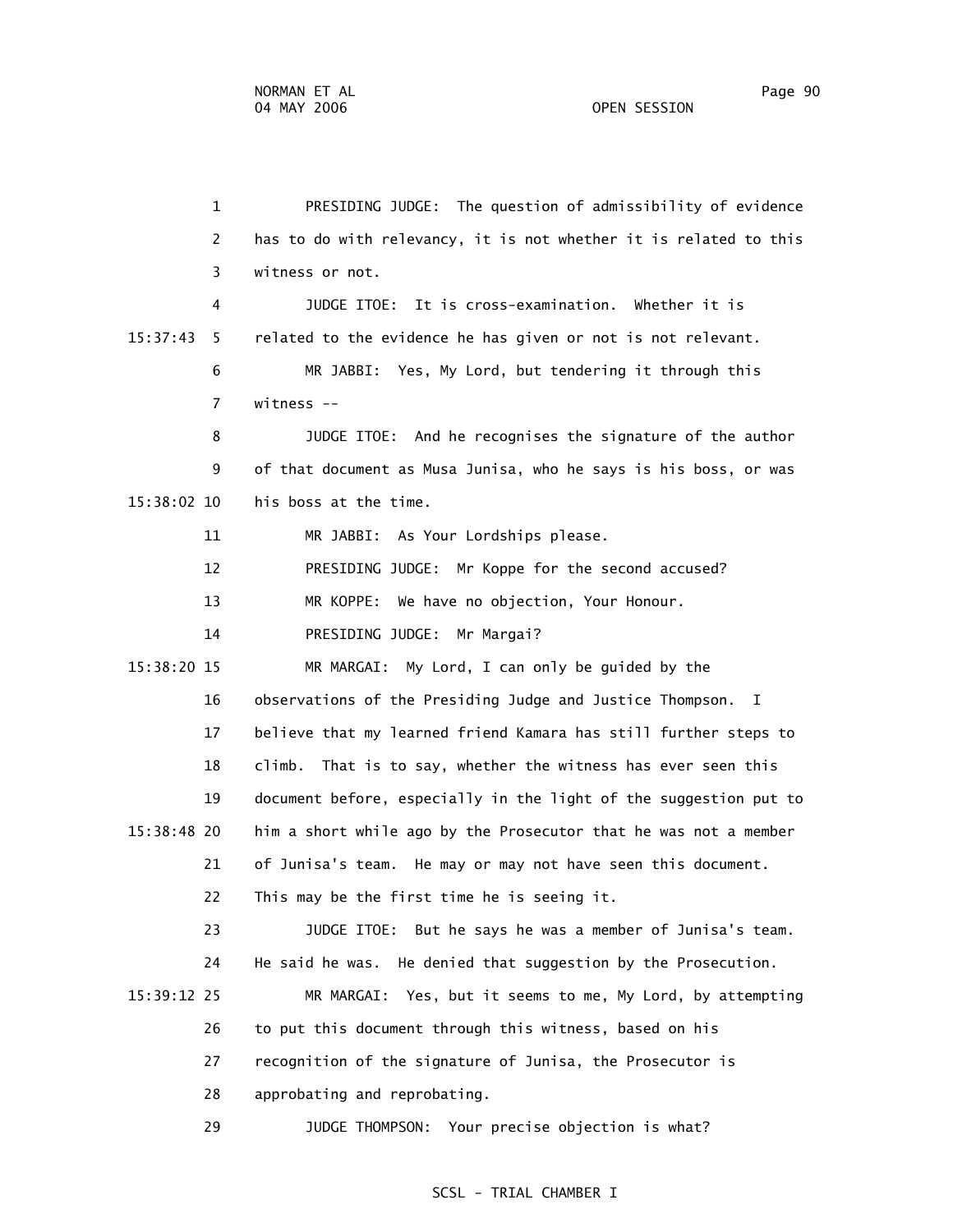PRESIDING JUDGE: The question of admissibility of evidence has to do with relevancy, it is not whether it is related to this witness or not.

JUDGE ITOE: It is cross-examination. Whether it is related to the evidence he has given or not is not relevant.

MR JABBI: Yes, My Lord, but tendering it through this witness --

JUDGE ITOE: And he recognises the signature of the author of that document as Musa Junisa, who he says is his boss, or was his boss at the time.

MR JABBI: As Your Lordships please.

PRESIDING JUDGE: Mr Koppe for the second accused?

MR KOPPE: We have no objection, Your Honour.

PRESIDING JUDGE: Mr Margai?

MR MARGAI: My Lord, I can only be guided by the observations of the Presiding Judge and Justice Thompson. I believe that my learned friend Kamara has still further steps to climb. That is to say, whether the witness has ever seen this document before, especially in the light of the suggestion put to him a short while ago by the Prosecutor that he was not a member of Junisa's team. He may or may not have seen this document. This may be the first time he is seeing it.

JUDGE ITOE: But he says he was a member of Junisa's team. He said he was. He denied that suggestion by the Prosecution.

MR MARGAI: Yes, but it seems to me, My Lord, by attempting to put this document through this witness, based on his recognition of the signature of Junisa, the Prosecutor is approbating and reprobating.

JUDGE THOMPSON: Your precise objection is what?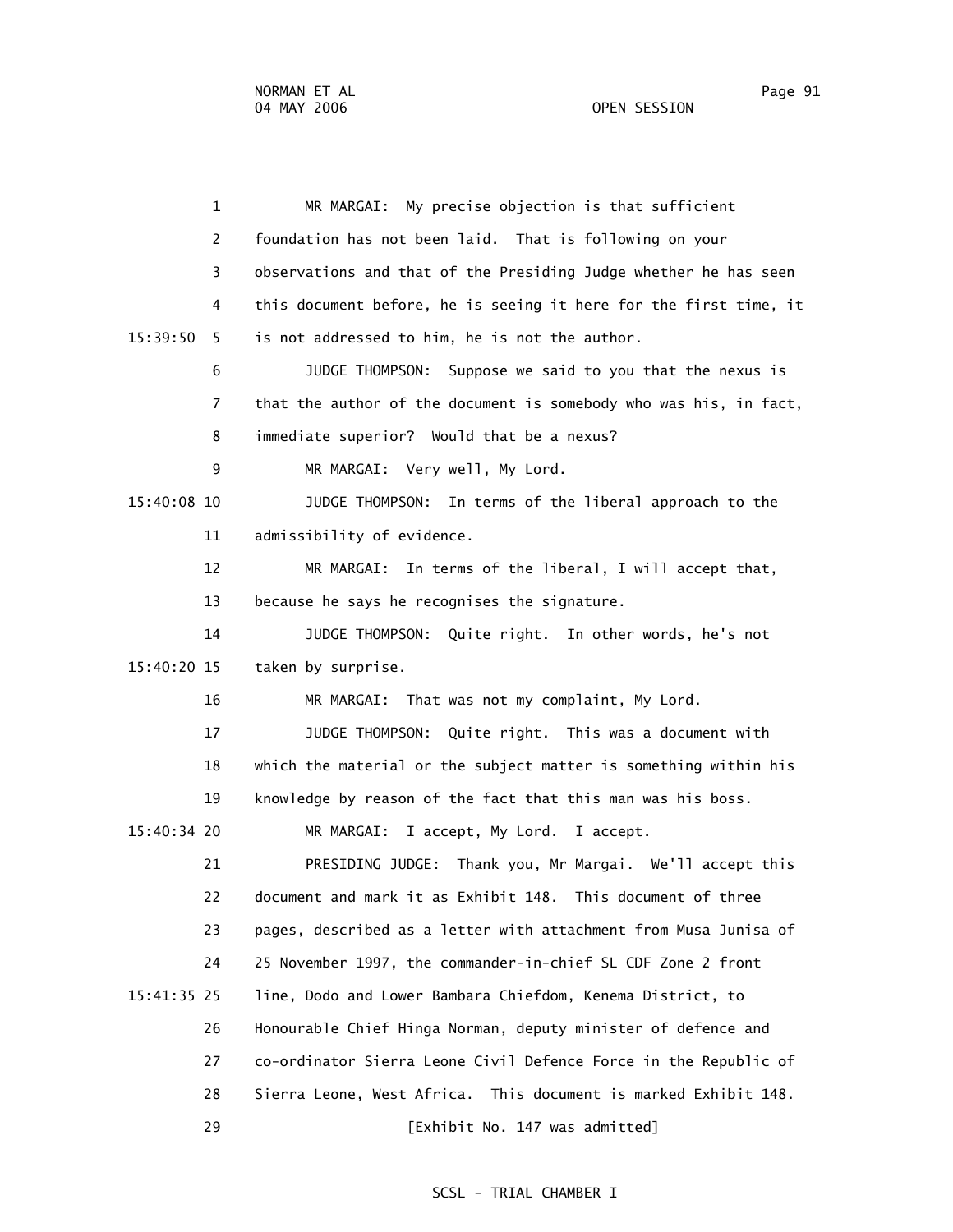1 MR MARGAI: My precise objection is that sufficient
2 foundation has not been laid. That is following on your
3 observations and that of the Presiding Judge whether he has seen
4 this document before, he is seeing it here for the first time, it
15:39:50 5 is not addressed to him, he is not the author.
6 JUDGE THOMPSON: Suppose we said to you that the nexus is
7 that the author of the document is somebody who was his, in fact,
8 immediate superior? Would that be a nexus?
9 MR MARGAI: Very well, My Lord.
15:40:08 10 JUDGE THOMPSON: In terms of the liberal approach to the
11 admissibility of evidence.
12 MR MARGAI: In terms of the liberal, I will accept that,
13 because he says he recognises the signature.
14 JUDGE THOMPSON: Quite right. In other words, he's not
15:40:20 15 taken by surprise.
16 MR MARGAI: That was not my complaint, My Lord.
17 JUDGE THOMPSON: Quite right. This was a document with
18 which the material or the subject matter is something within his
19 knowledge by reason of the fact that this man was his boss.
15:40:34 20 MR MARGAI: I accept, My Lord. I accept.
21 PRESIDING JUDGE: Thank you, Mr Margai. We'll accept this
22 document and mark it as Exhibit 148. This document of three
23 pages, described as a letter with attachment from Musa Junisa of
24 25 November 1997, the commander-in-chief SL CDF Zone 2 front
15:41:35 25 line, Dodo and Lower Bambara Chiefdom, Kenema District, to
26 Honourable Chief Hinga Norman, deputy minister of defence and
27 co-ordinator Sierra Leone Civil Defence Force in the Republic of
28 Sierra Leone, West Africa. This document is marked Exhibit 148.
29 [Exhibit No. 147 was admitted]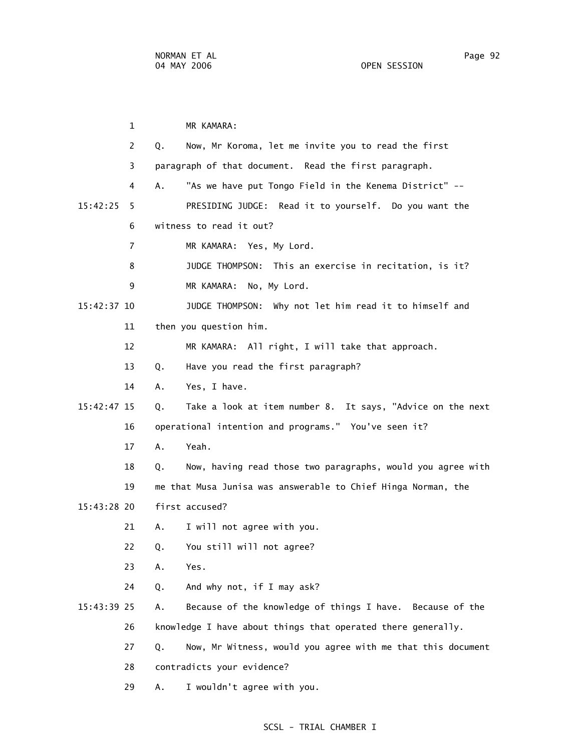MR KAMARA:

Q. Now, Mr Koroma, let me invite you to read the first paragraph of that document. Read the first paragraph.

A. "As we have put Tongo Field in the Kenema District" --

15:42:25 PRESIDING JUDGE: Read it to yourself. Do you want the witness to read it out?

MR KAMARA: Yes, My Lord.

JUDGE THOMPSON: This an exercise in recitation, is it?

MR KAMARA: No, My Lord.

15:42:37 JUDGE THOMPSON: Why not let him read it to himself and then you question him.

MR KAMARA: All right, I will take that approach.

Q. Have you read the first paragraph?

A. Yes, I have.

15:42:47 Q. Take a look at item number 8. It says, "Advice on the next operational intention and programs." You've seen it?

A. Yeah.

Q. Now, having read those two paragraphs, would you agree with me that Musa Junisa was answerable to Chief Hinga Norman, the

15:43:28 first accused?

A. I will not agree with you.

Q. You still will not agree?

A. Yes.

Q. And why not, if I may ask?

15:43:39 A. Because of the knowledge of things I have. Because of the knowledge I have about things that operated there generally.

Q. Now, Mr Witness, would you agree with me that this document contradicts your evidence?

A. I wouldn't agree with you.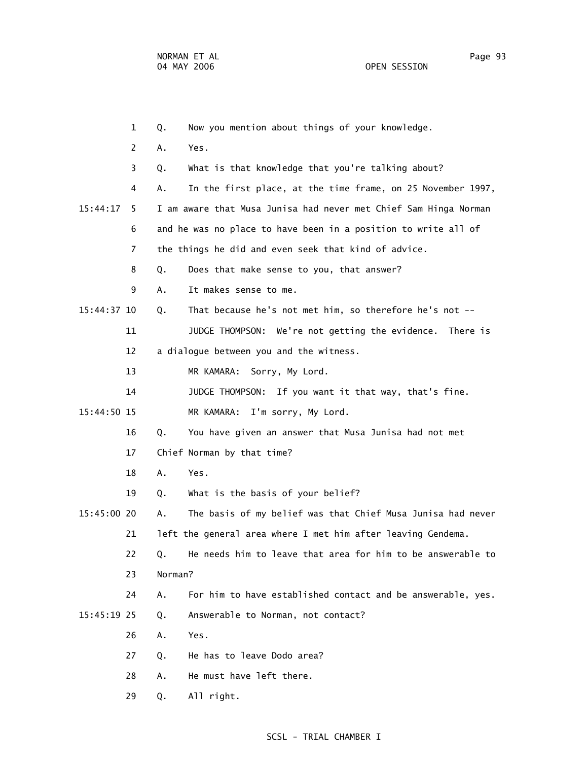1 Q. Now you mention about things of your knowledge.

2 A. Yes.

3 Q. What is that knowledge that you're talking about?

4 A. In the first place, at the time frame, on 25 November 1997,

15:44:17 5 I am aware that Musa Junisa had never met Chief Sam Hinga Norman

6 and he was no place to have been in a position to write all of

7 the things he did and even seek that kind of advice.

8 Q. Does that make sense to you, that answer?

9 A. It makes sense to me.

15:44:37 10 Q. That because he's not met him, so therefore he's not --

11 JUDGE THOMPSON: We're not getting the evidence. There is

12 a dialogue between you and the witness.

13 MR KAMARA: Sorry, My Lord.

14 JUDGE THOMPSON: If you want it that way, that's fine.

15:44:50 15 MR KAMARA: I'm sorry, My Lord.

16 Q. You have given an answer that Musa Junisa had not met

17 Chief Norman by that time?

18 A. Yes.

19 Q. What is the basis of your belief?

15:45:00 20 A. The basis of my belief was that Chief Musa Junisa had never

21 left the general area where I met him after leaving Gendema.

22 Q. He needs him to leave that area for him to be answerable to

23 Norman?

24 A. For him to have established contact and be answerable, yes.

15:45:19 25 Q. Answerable to Norman, not contact?

26 A. Yes.

27 Q. He has to leave Dodo area?

28 A. He must have left there.

29 Q. All right.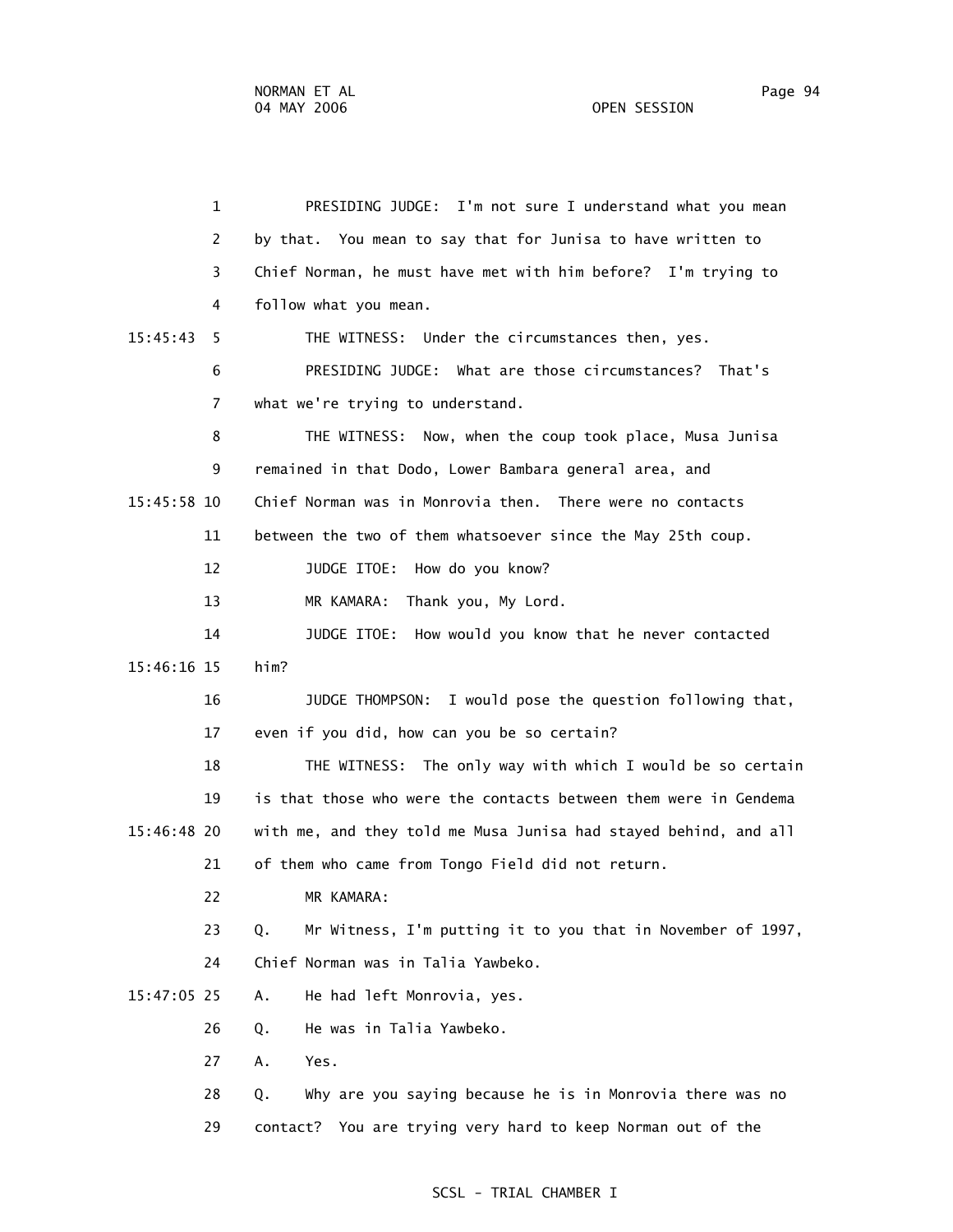PRESIDING JUDGE: I'm not sure I understand what you mean by that. You mean to say that for Junisa to have written to Chief Norman, he must have met with him before? I'm trying to follow what you mean.

THE WITNESS: Under the circumstances then, yes.

PRESIDING JUDGE: What are those circumstances? That's what we're trying to understand.

THE WITNESS: Now, when the coup took place, Musa Junisa remained in that Dodo, Lower Bambara general area, and Chief Norman was in Monrovia then. There were no contacts between the two of them whatsoever since the May 25th coup.

JUDGE ITOE: How do you know?

MR KAMARA: Thank you, My Lord.

JUDGE ITOE: How would you know that he never contacted him?

JUDGE THOMPSON: I would pose the question following that, even if you did, how can you be so certain?

THE WITNESS: The only way with which I would be so certain is that those who were the contacts between them were in Gendema with me, and they told me Musa Junisa had stayed behind, and all of them who came from Tongo Field did not return.

MR KAMARA:

Q. Mr Witness, I'm putting it to you that in November of 1997, Chief Norman was in Talia Yawbeko.

A. He had left Monrovia, yes.

Q. He was in Talia Yawbeko.

A. Yes.

Q. Why are you saying because he is in Monrovia there was no contact? You are trying very hard to keep Norman out of the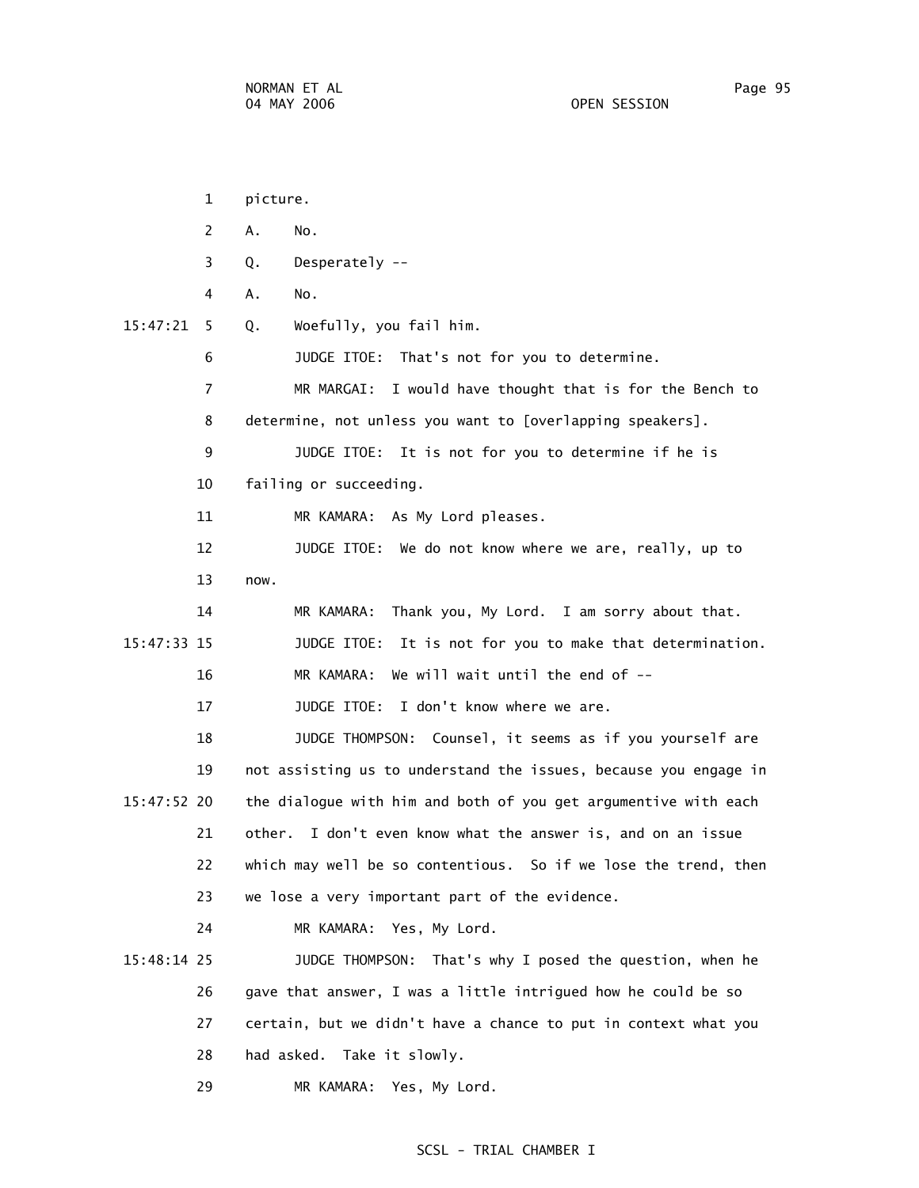1 picture.

2 A. No.

3 Q. Desperately --

4 A. No.

15:47:21 5 Q. Woefully, you fail him.

6 JUDGE ITOE: That's not for you to determine.

7 MR MARGAI: I would have thought that is for the Bench to

8 determine, not unless you want to [overlapping speakers].

9 JUDGE ITOE: It is not for you to determine if he is

10 failing or succeeding.

11 MR KAMARA: As My Lord pleases.

12 JUDGE ITOE: We do not know where we are, really, up to

13 now.

14 MR KAMARA: Thank you, My Lord. I am sorry about that.

15:47:33 15 JUDGE ITOE: It is not for you to make that determination.

16 MR KAMARA: We will wait until the end of --

17 JUDGE ITOE: I don't know where we are.

18 JUDGE THOMPSON: Counsel, it seems as if you yourself are

19 not assisting us to understand the issues, because you engage in

15:47:52 20 the dialogue with him and both of you get argumentive with each

21 other. I don't even know what the answer is, and on an issue

22 which may well be so contentious. So if we lose the trend, then

23 we lose a very important part of the evidence.

24 MR KAMARA: Yes, My Lord.

15:48:14 25 JUDGE THOMPSON: That's why I posed the question, when he

26 gave that answer, I was a little intrigued how he could be so

27 certain, but we didn't have a chance to put in context what you

28 had asked. Take it slowly.

29 MR KAMARA: Yes, My Lord.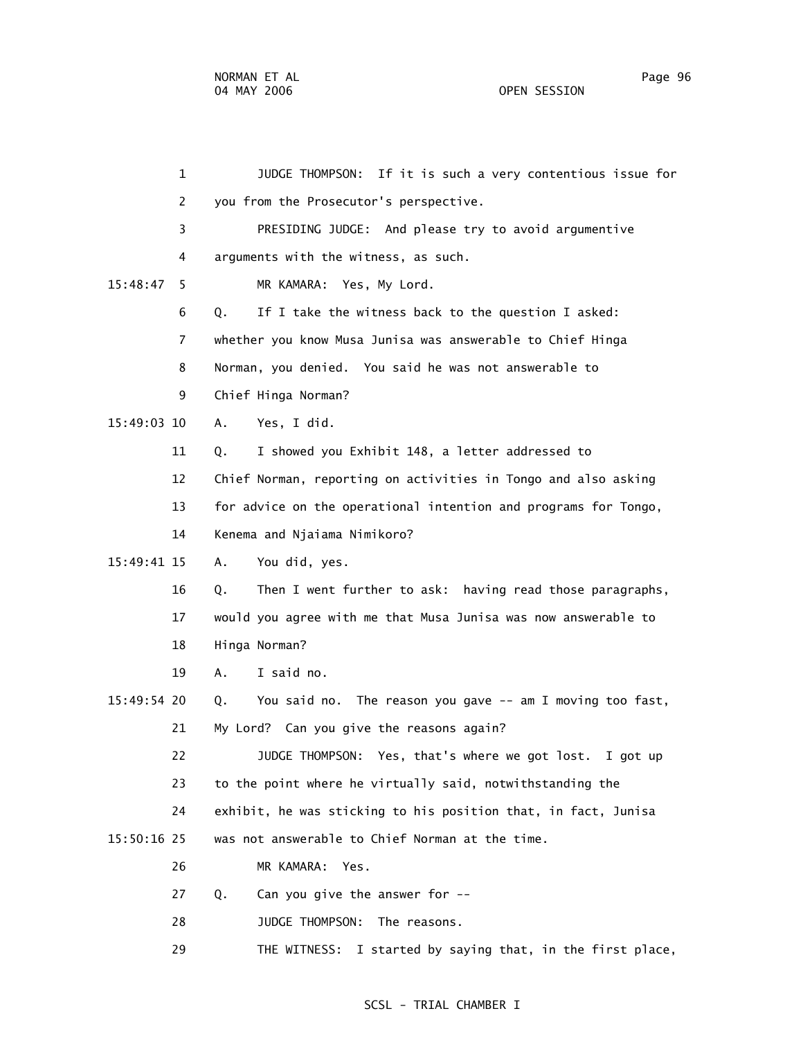1 JUDGE THOMPSON: If it is such a very contentious issue for
2 you from the Prosecutor's perspective.
3 PRESIDING JUDGE: And please try to avoid argumentive
4 arguments with the witness, as such.
15:48:47 5 MR KAMARA: Yes, My Lord.
6 Q. If I take the witness back to the question I asked:
7 whether you know Musa Junisa was answerable to Chief Hinga
8 Norman, you denied. You said he was not answerable to
9 Chief Hinga Norman?
15:49:03 10 A. Yes, I did.
11 Q. I showed you Exhibit 148, a letter addressed to
12 Chief Norman, reporting on activities in Tongo and also asking
13 for advice on the operational intention and programs for Tongo,
14 Kenema and Njaiama Nimikoro?
15:49:41 15 A. You did, yes.
16 Q. Then I went further to ask: having read those paragraphs,
17 would you agree with me that Musa Junisa was now answerable to
18 Hinga Norman?
19 A. I said no.
15:49:54 20 Q. You said no. The reason you gave -- am I moving too fast,
21 My Lord? Can you give the reasons again?
22 JUDGE THOMPSON: Yes, that's where we got lost. I got up
23 to the point where he virtually said, notwithstanding the
24 exhibit, he was sticking to his position that, in fact, Junisa
15:50:16 25 was not answerable to Chief Norman at the time.
26 MR KAMARA: Yes.
27 Q. Can you give the answer for --
28 JUDGE THOMPSON: The reasons.
29 THE WITNESS: I started by saying that, in the first place,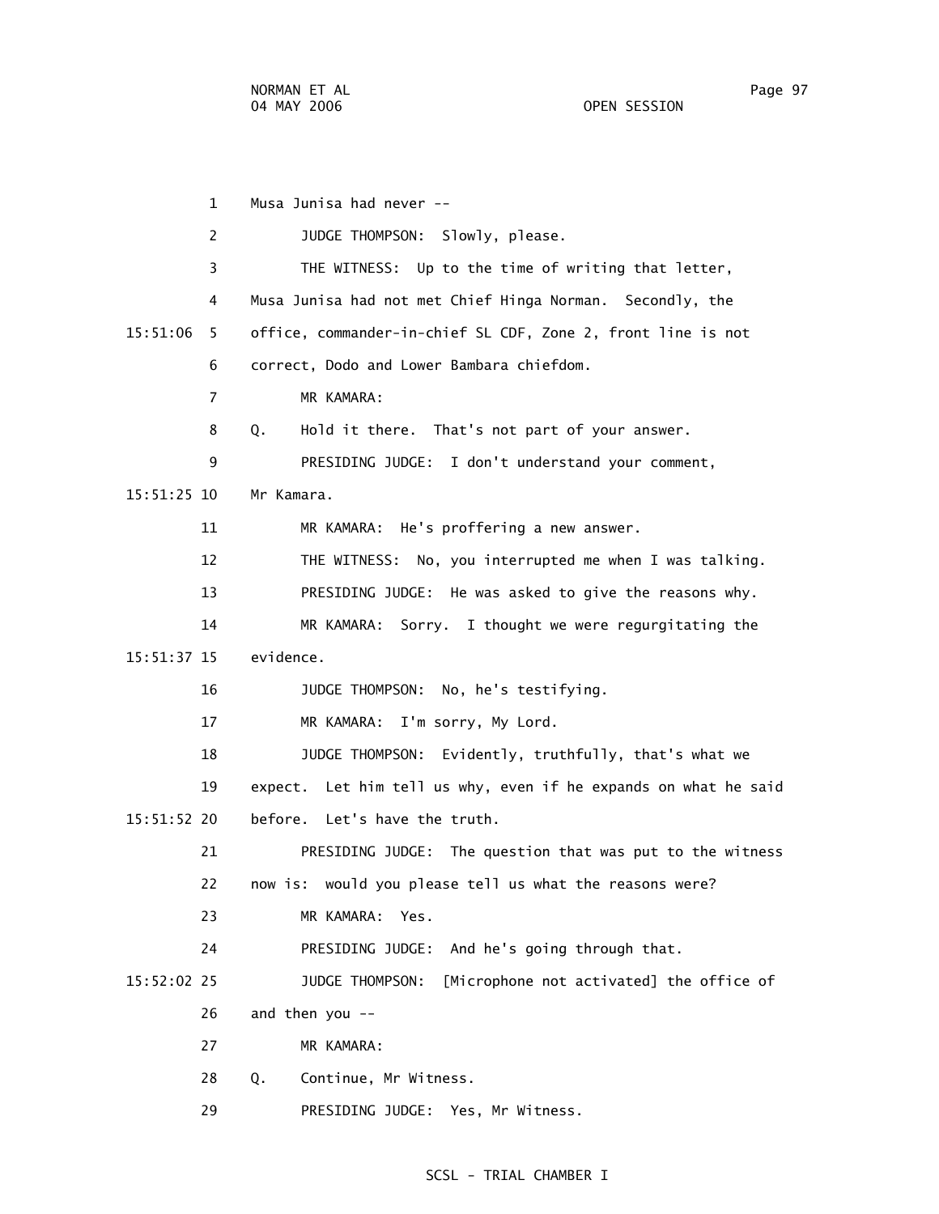1 Musa Junisa had never --

2 JUDGE THOMPSON: Slowly, please.

3 THE WITNESS: Up to the time of writing that letter,

4 Musa Junisa had not met Chief Hinga Norman. Secondly, the

15:51:06 5 office, commander-in-chief SL CDF, Zone 2, front line is not

6 correct, Dodo and Lower Bambara chiefdom.

7 MR KAMARA:

8 Q. Hold it there. That's not part of your answer.

9 PRESIDING JUDGE: I don't understand your comment,

15:51:25 10 Mr Kamara.

11 MR KAMARA: He's proffering a new answer.

12 THE WITNESS: No, you interrupted me when I was talking.

13 PRESIDING JUDGE: He was asked to give the reasons why.

14 MR KAMARA: Sorry. I thought we were regurgitating the

15:51:37 15 evidence.

16 JUDGE THOMPSON: No, he's testifying.

17 MR KAMARA: I'm sorry, My Lord.

18 JUDGE THOMPSON: Evidently, truthfully, that's what we

19 expect. Let him tell us why, even if he expands on what he said

15:51:52 20 before. Let's have the truth.

21 PRESIDING JUDGE: The question that was put to the witness

22 now is: would you please tell us what the reasons were?

23 MR KAMARA: Yes.

24 PRESIDING JUDGE: And he's going through that.

15:52:02 25 JUDGE THOMPSON: [Microphone not activated] the office of

26 and then you --

27 MR KAMARA:

28 Q. Continue, Mr Witness.

29 PRESIDING JUDGE: Yes, Mr Witness.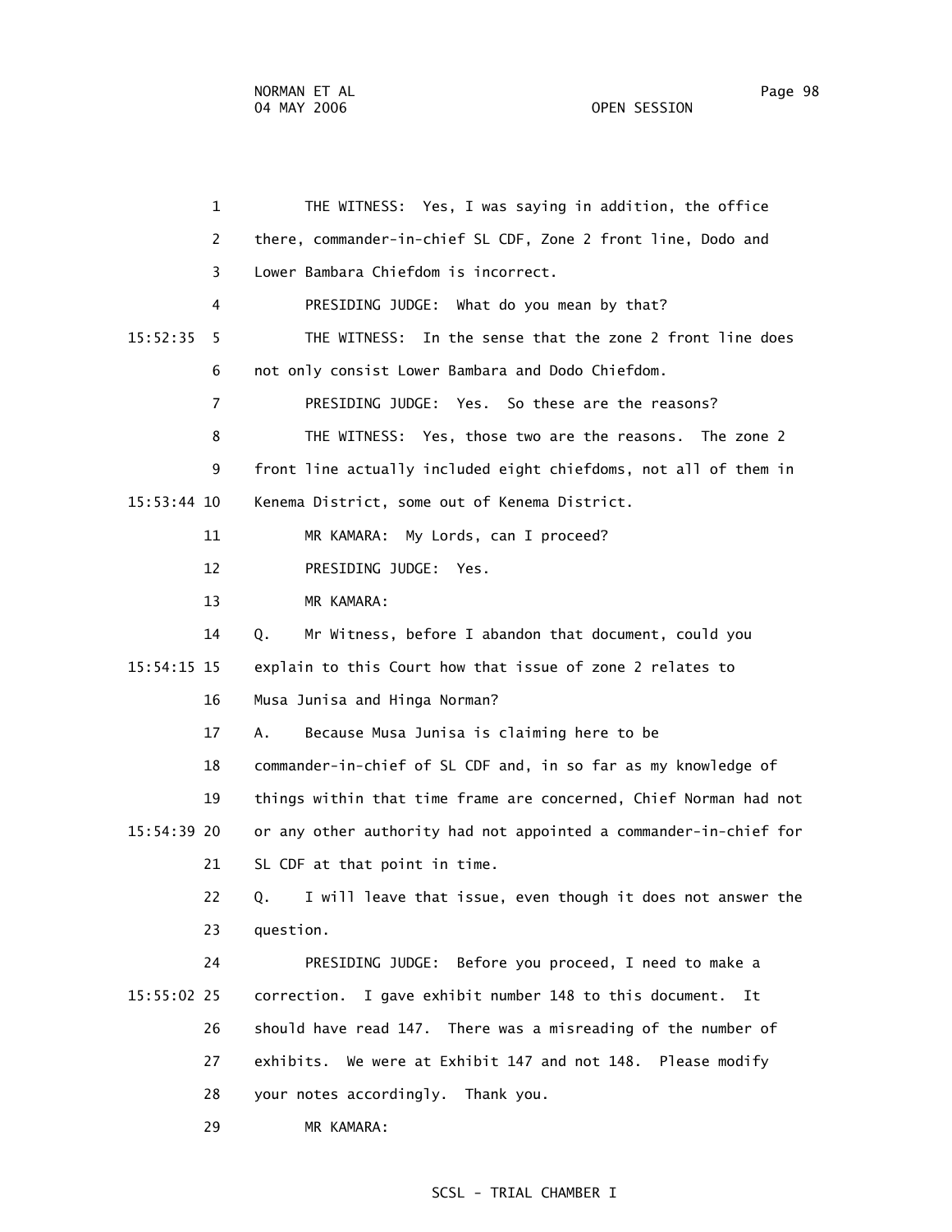1 THE WITNESS: Yes, I was saying in addition, the office
2 there, commander-in-chief SL CDF, Zone 2 front line, Dodo and
3 Lower Bambara Chiefdom is incorrect.
4 PRESIDING JUDGE: What do you mean by that?
15:52:35 5 THE WITNESS: In the sense that the zone 2 front line does
6 not only consist Lower Bambara and Dodo Chiefdom.
7 PRESIDING JUDGE: Yes. So these are the reasons?
8 THE WITNESS: Yes, those two are the reasons. The zone 2
9 front line actually included eight chiefdoms, not all of them in
15:53:44 10 Kenema District, some out of Kenema District.
11 MR KAMARA: My Lords, can I proceed?
12 PRESIDING JUDGE: Yes.
13 MR KAMARA:
14 Q. Mr Witness, before I abandon that document, could you
15:54:15 15 explain to this Court how that issue of zone 2 relates to
16 Musa Junisa and Hinga Norman?
17 A. Because Musa Junisa is claiming here to be
18 commander-in-chief of SL CDF and, in so far as my knowledge of
19 things within that time frame are concerned, Chief Norman had not
15:54:39 20 or any other authority had not appointed a commander-in-chief for
21 SL CDF at that point in time.
22 Q. I will leave that issue, even though it does not answer the
23 question.
24 PRESIDING JUDGE: Before you proceed, I need to make a
15:55:02 25 correction. I gave exhibit number 148 to this document. It
26 should have read 147. There was a misreading of the number of
27 exhibits. We were at Exhibit 147 and not 148. Please modify
28 your notes accordingly. Thank you.
29 MR KAMARA: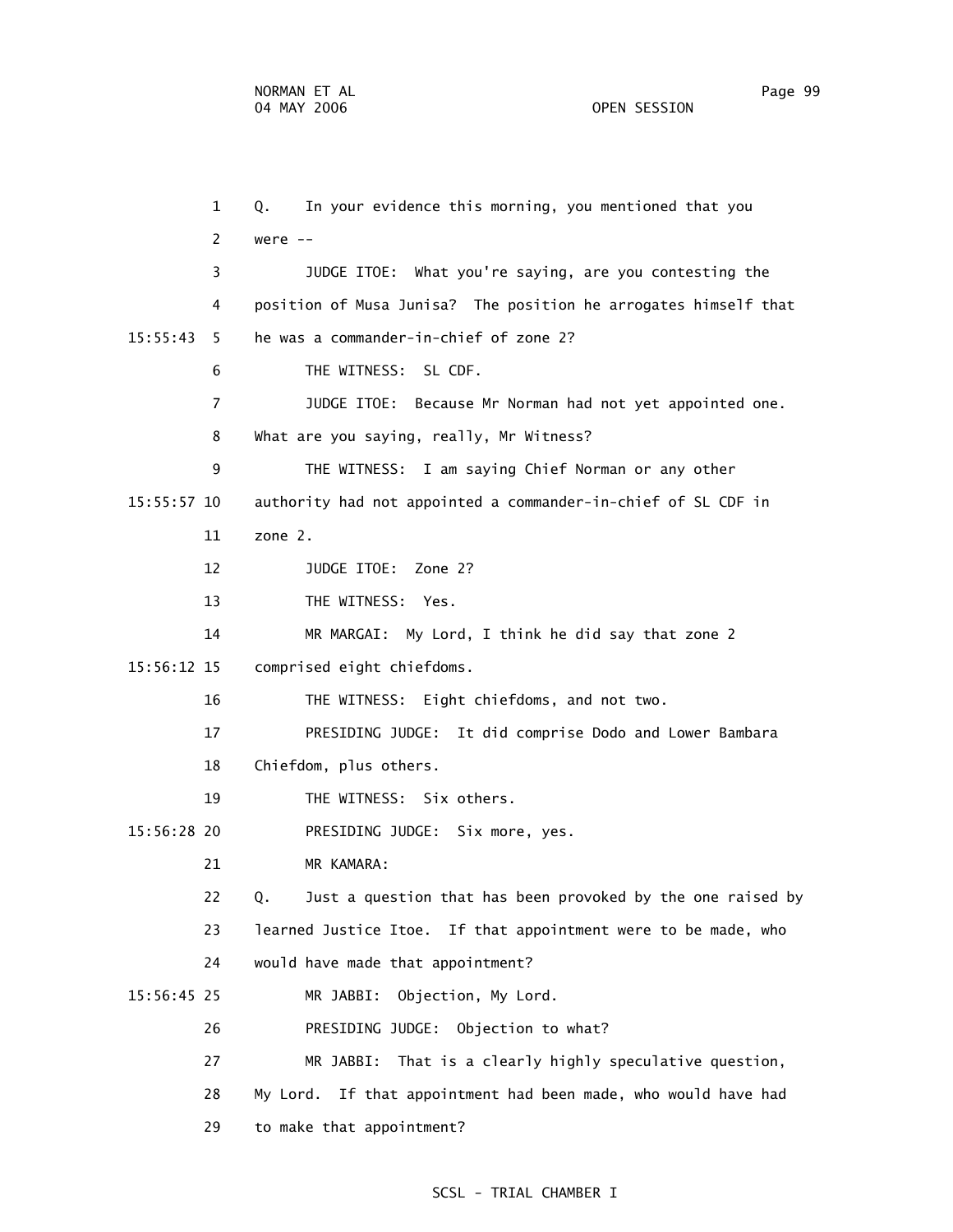Q. In your evidence this morning, you mentioned that you were --

JUDGE ITOE: What you're saying, are you contesting the position of Musa Junisa? The position he arrogates himself that he was a commander-in-chief of zone 2?

THE WITNESS: SL CDF.

JUDGE ITOE: Because Mr Norman had not yet appointed one. What are you saying, really, Mr Witness?

THE WITNESS: I am saying Chief Norman or any other authority had not appointed a commander-in-chief of SL CDF in zone 2.

JUDGE ITOE: Zone 2?

THE WITNESS: Yes.

MR MARGAI: My Lord, I think he did say that zone 2 comprised eight chiefdoms.

THE WITNESS: Eight chiefdoms, and not two.

PRESIDING JUDGE: It did comprise Dodo and Lower Bambara Chiefdom, plus others.

THE WITNESS: Six others.

PRESIDING JUDGE: Six more, yes.

MR KAMARA:

Q. Just a question that has been provoked by the one raised by learned Justice Itoe. If that appointment were to be made, who would have made that appointment?

MR JABBI: Objection, My Lord.

PRESIDING JUDGE: Objection to what?

MR JABBI: That is a clearly highly speculative question, My Lord. If that appointment had been made, who would have had to make that appointment?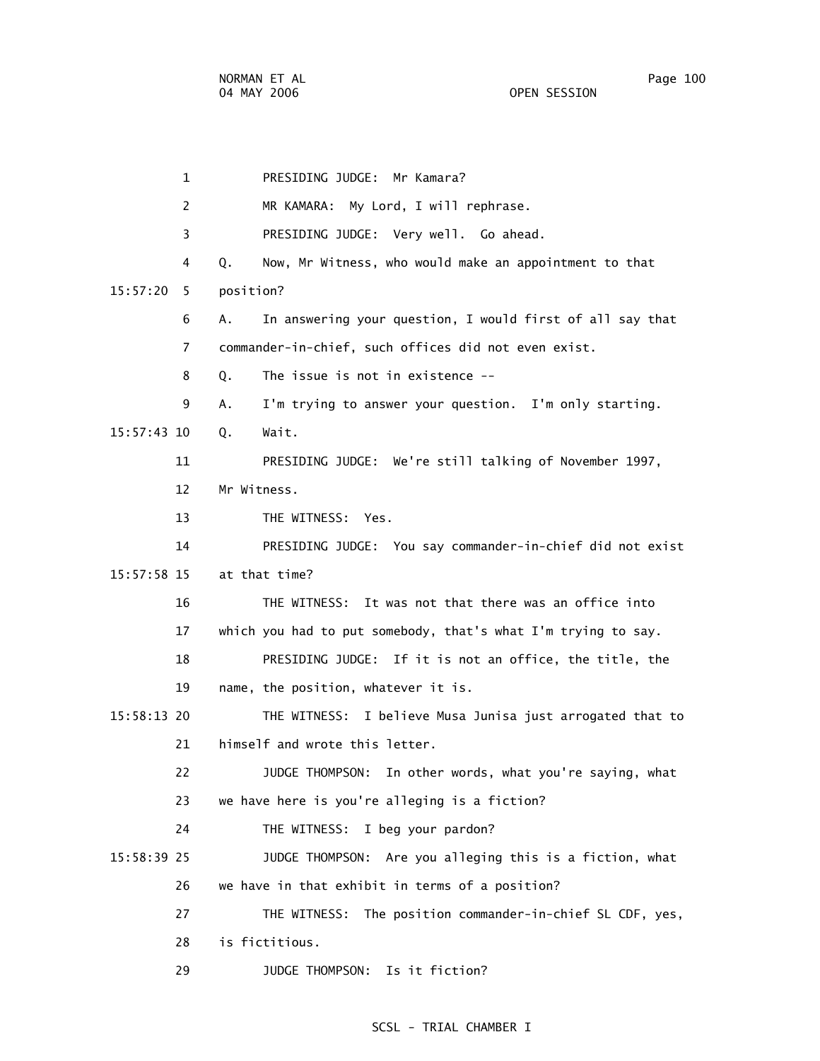1 PRESIDING JUDGE: Mr Kamara?

2 MR KAMARA: My Lord, I will rephrase.

3 PRESIDING JUDGE: Very well. Go ahead.

4 Q. Now, Mr Witness, who would make an appointment to that

15:57:20 5 position?

6 A. In answering your question, I would first of all say that

7 commander-in-chief, such offices did not even exist.

8 Q. The issue is not in existence --

9 A. I'm trying to answer your question. I'm only starting.

15:57:43 10 Q. Wait.

11 PRESIDING JUDGE: We're still talking of November 1997,

12 Mr Witness.

13 THE WITNESS: Yes.

14 PRESIDING JUDGE: You say commander-in-chief did not exist

15:57:58 15 at that time?

16 THE WITNESS: It was not that there was an office into

17 which you had to put somebody, that's what I'm trying to say.

18 PRESIDING JUDGE: If it is not an office, the title, the

19 name, the position, whatever it is.

15:58:13 20 THE WITNESS: I believe Musa Junisa just arrogated that to

21 himself and wrote this letter.

22 JUDGE THOMPSON: In other words, what you're saying, what

23 we have here is you're alleging is a fiction?

24 THE WITNESS: I beg your pardon?

15:58:39 25 JUDGE THOMPSON: Are you alleging this is a fiction, what

26 we have in that exhibit in terms of a position?

27 THE WITNESS: The position commander-in-chief SL CDF, yes,

28 is fictitious.

29 JUDGE THOMPSON: Is it fiction?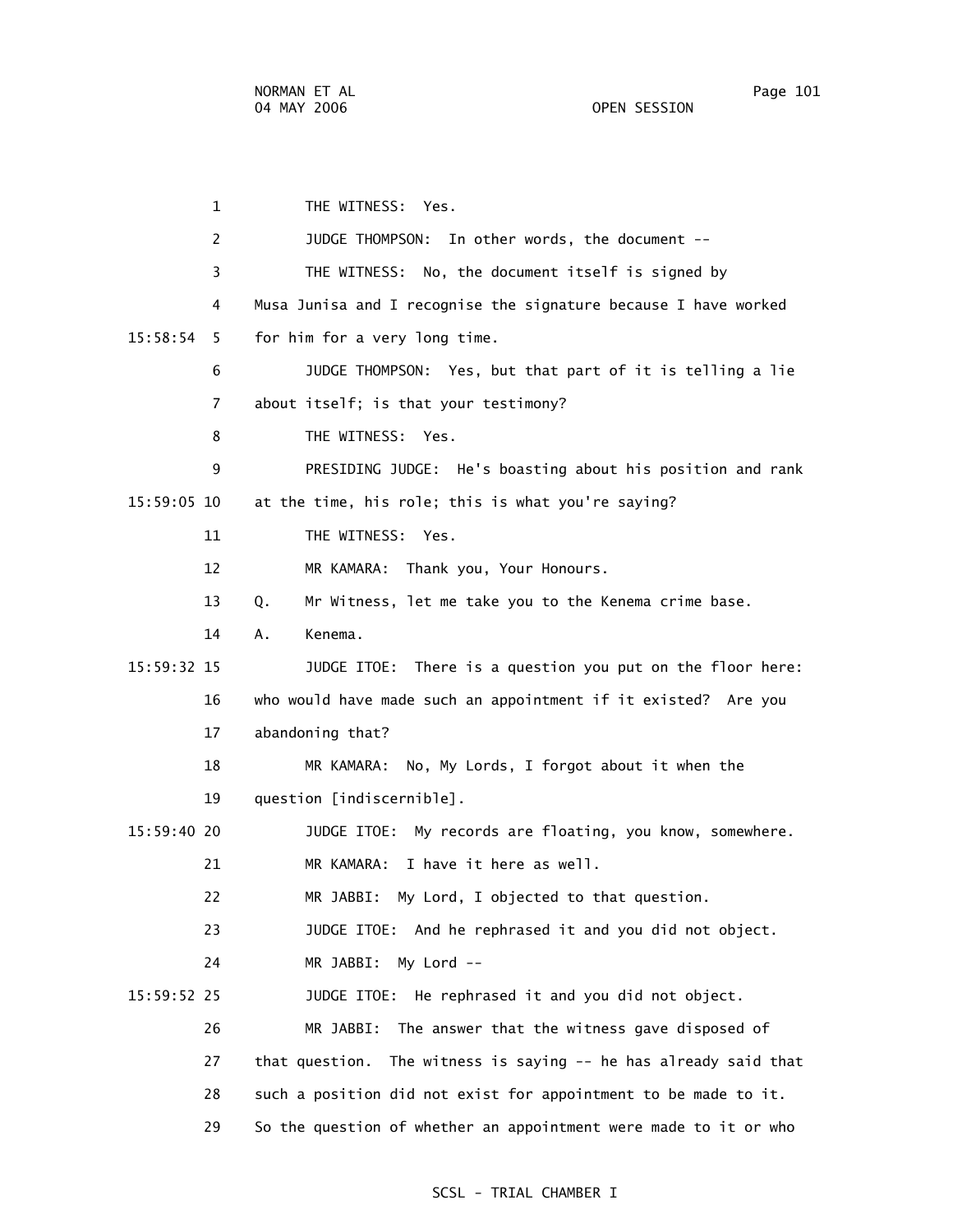1 THE WITNESS: Yes.

2 JUDGE THOMPSON: In other words, the document --

3 THE WITNESS: No, the document itself is signed by

4 Musa Junisa and I recognise the signature because I have worked

15:58:54 5 for him for a very long time.

6 JUDGE THOMPSON: Yes, but that part of it is telling a lie

7 about itself; is that your testimony?

8 THE WITNESS: Yes.

9 PRESIDING JUDGE: He's boasting about his position and rank

15:59:05 10 at the time, his role; this is what you're saying?

11 THE WITNESS: Yes.

12 MR KAMARA: Thank you, Your Honours.

13 Q. Mr Witness, let me take you to the Kenema crime base.

14 A. Kenema.

15:59:32 15 JUDGE ITOE: There is a question you put on the floor here:

16 who would have made such an appointment if it existed? Are you

17 abandoning that?

18 MR KAMARA: No, My Lords, I forgot about it when the

19 question [indiscernible].

15:59:40 20 JUDGE ITOE: My records are floating, you know, somewhere.

21 MR KAMARA: I have it here as well.

22 MR JABBI: My Lord, I objected to that question.

23 JUDGE ITOE: And he rephrased it and you did not object.

24 MR JABBI: My Lord --

15:59:52 25 JUDGE ITOE: He rephrased it and you did not object.

26 MR JABBI: The answer that the witness gave disposed of

27 that question. The witness is saying -- he has already said that

28 such a position did not exist for appointment to be made to it.

29 So the question of whether an appointment were made to it or who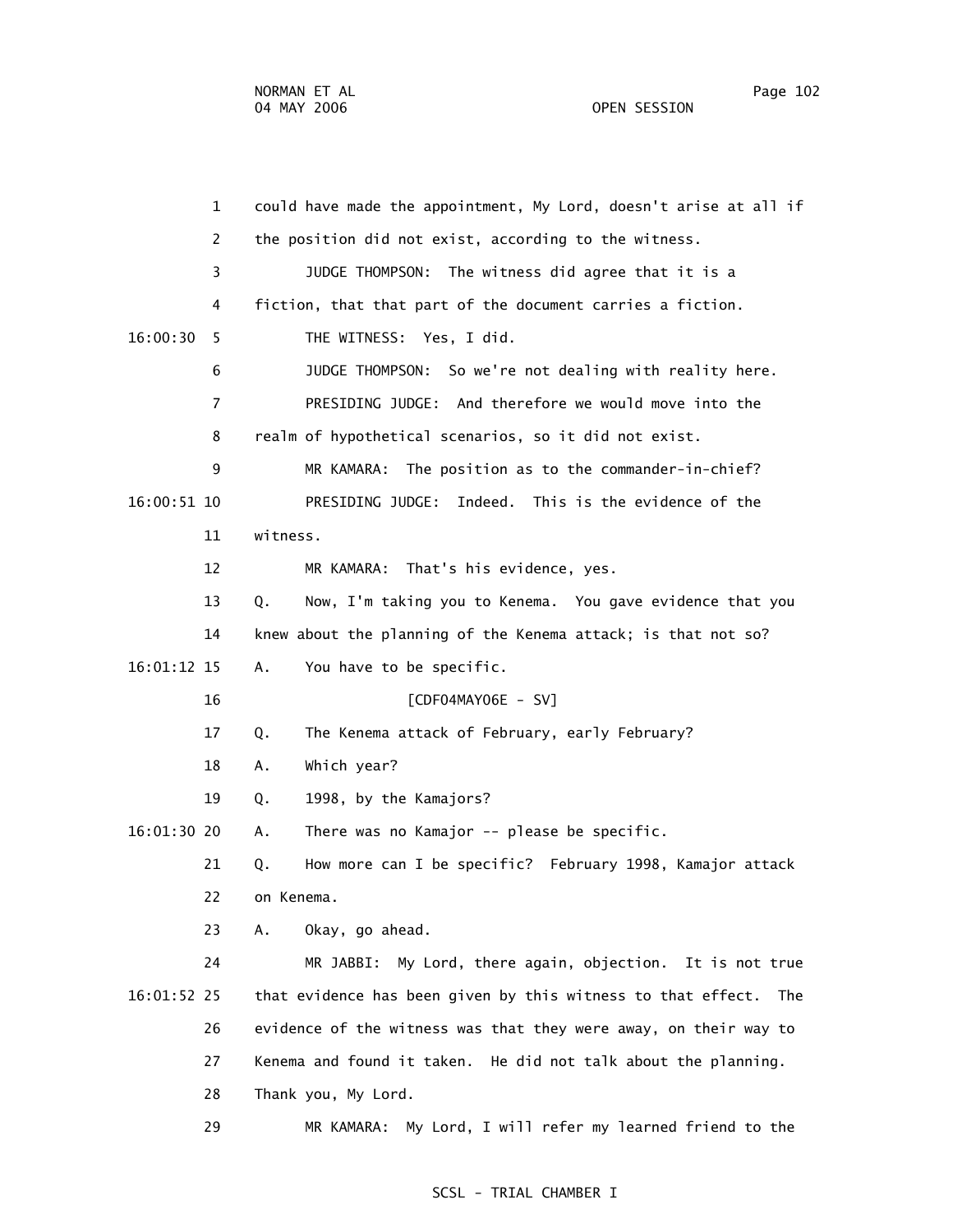1 could have made the appointment, My Lord, doesn't arise at all if

2 the position did not exist, according to the witness.

3 JUDGE THOMPSON: The witness did agree that it is a

4 fiction, that that part of the document carries a fiction.

16:00:30 5 THE WITNESS: Yes, I did.

6 JUDGE THOMPSON: So we're not dealing with reality here.

7 PRESIDING JUDGE: And therefore we would move into the

8 realm of hypothetical scenarios, so it did not exist.

9 MR KAMARA: The position as to the commander-in-chief?

16:00:51 10 PRESIDING JUDGE: Indeed. This is the evidence of the

11 witness.

12 MR KAMARA: That's his evidence, yes.

13 Q. Now, I'm taking you to Kenema. You gave evidence that you

14 knew about the planning of the Kenema attack; is that not so?

16:01:12 15 A. You have to be specific.

16 [CDF04MAY06E - SV]

17 Q. The Kenema attack of February, early February?

18 A. Which year?

19 Q. 1998, by the Kamajors?

16:01:30 20 A. There was no Kamajor -- please be specific.

21 Q. How more can I be specific? February 1998, Kamajor attack

22 on Kenema.

23 A. Okay, go ahead.

24 MR JABBI: My Lord, there again, objection. It is not true

16:01:52 25 that evidence has been given by this witness to that effect. The

26 evidence of the witness was that they were away, on their way to

27 Kenema and found it taken. He did not talk about the planning.

28 Thank you, My Lord.

29 MR KAMARA: My Lord, I will refer my learned friend to the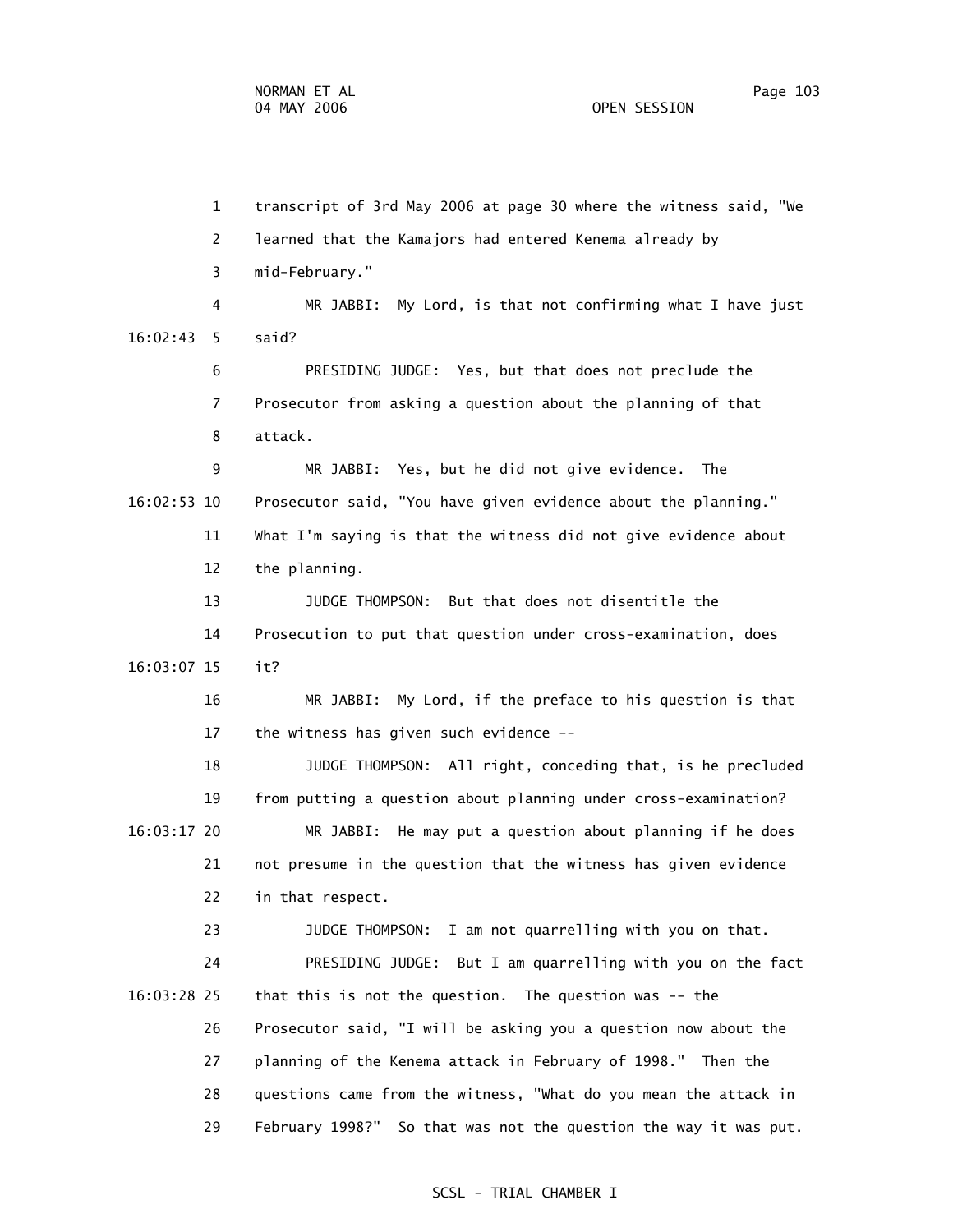transcript of 3rd May 2006 at page 30 where the witness said, "We learned that the Kamajors had entered Kenema already by mid-February."

MR JABBI: My Lord, is that not confirming what I have just said?

PRESIDING JUDGE: Yes, but that does not preclude the Prosecutor from asking a question about the planning of that attack.

MR JABBI: Yes, but he did not give evidence. The Prosecutor said, "You have given evidence about the planning." What I'm saying is that the witness did not give evidence about the planning.

JUDGE THOMPSON: But that does not disentitle the Prosecution to put that question under cross-examination, does it?

MR JABBI: My Lord, if the preface to his question is that the witness has given such evidence --

JUDGE THOMPSON: All right, conceding that, is he precluded from putting a question about planning under cross-examination?

MR JABBI: He may put a question about planning if he does not presume in the question that the witness has given evidence in that respect.

JUDGE THOMPSON: I am not quarrelling with you on that.

PRESIDING JUDGE: But I am quarrelling with you on the fact that this is not the question. The question was -- the Prosecutor said, "I will be asking you a question now about the planning of the Kenema attack in February of 1998." Then the questions came from the witness, "What do you mean the attack in February 1998?" So that was not the question the way it was put.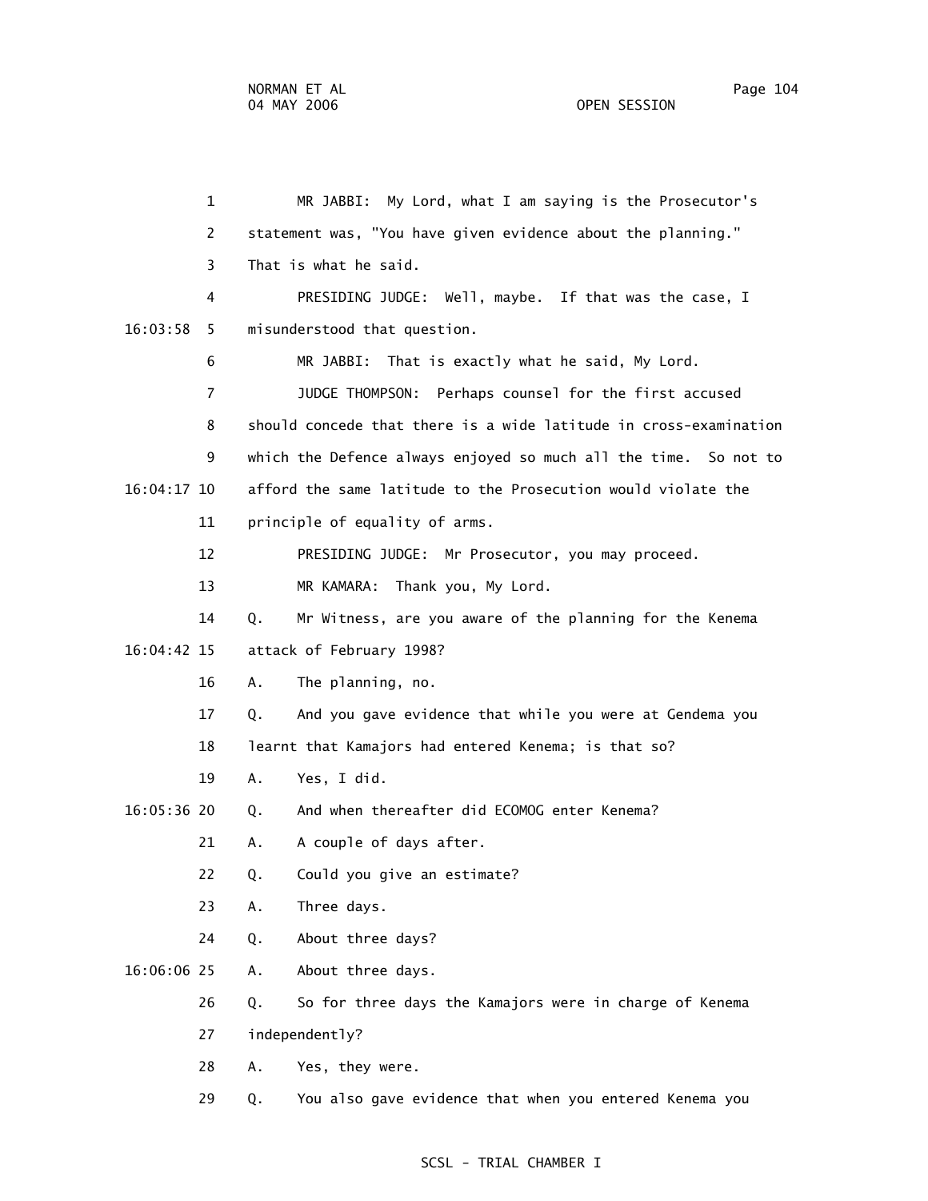1 MR JABBI: My Lord, what I am saying is the Prosecutor's
2 statement was, "You have given evidence about the planning."
3 That is what he said.
4 PRESIDING JUDGE: Well, maybe. If that was the case, I
16:03:58 5 misunderstood that question.
6 MR JABBI: That is exactly what he said, My Lord.
7 JUDGE THOMPSON: Perhaps counsel for the first accused
8 should concede that there is a wide latitude in cross-examination
9 which the Defence always enjoyed so much all the time. So not to
16:04:17 10 afford the same latitude to the Prosecution would violate the
11 principle of equality of arms.
12 PRESIDING JUDGE: Mr Prosecutor, you may proceed.
13 MR KAMARA: Thank you, My Lord.
14 Q. Mr Witness, are you aware of the planning for the Kenema
16:04:42 15 attack of February 1998?
16 A. The planning, no.
17 Q. And you gave evidence that while you were at Gendema you
18 learnt that Kamajors had entered Kenema; is that so?
19 A. Yes, I did.
16:05:36 20 Q. And when thereafter did ECOMOG enter Kenema?
21 A. A couple of days after.
22 Q. Could you give an estimate?
23 A. Three days.
24 Q. About three days?
16:06:06 25 A. About three days.
26 Q. So for three days the Kamajors were in charge of Kenema
27 independently?
28 A. Yes, they were.
29 Q. You also gave evidence that when you entered Kenema you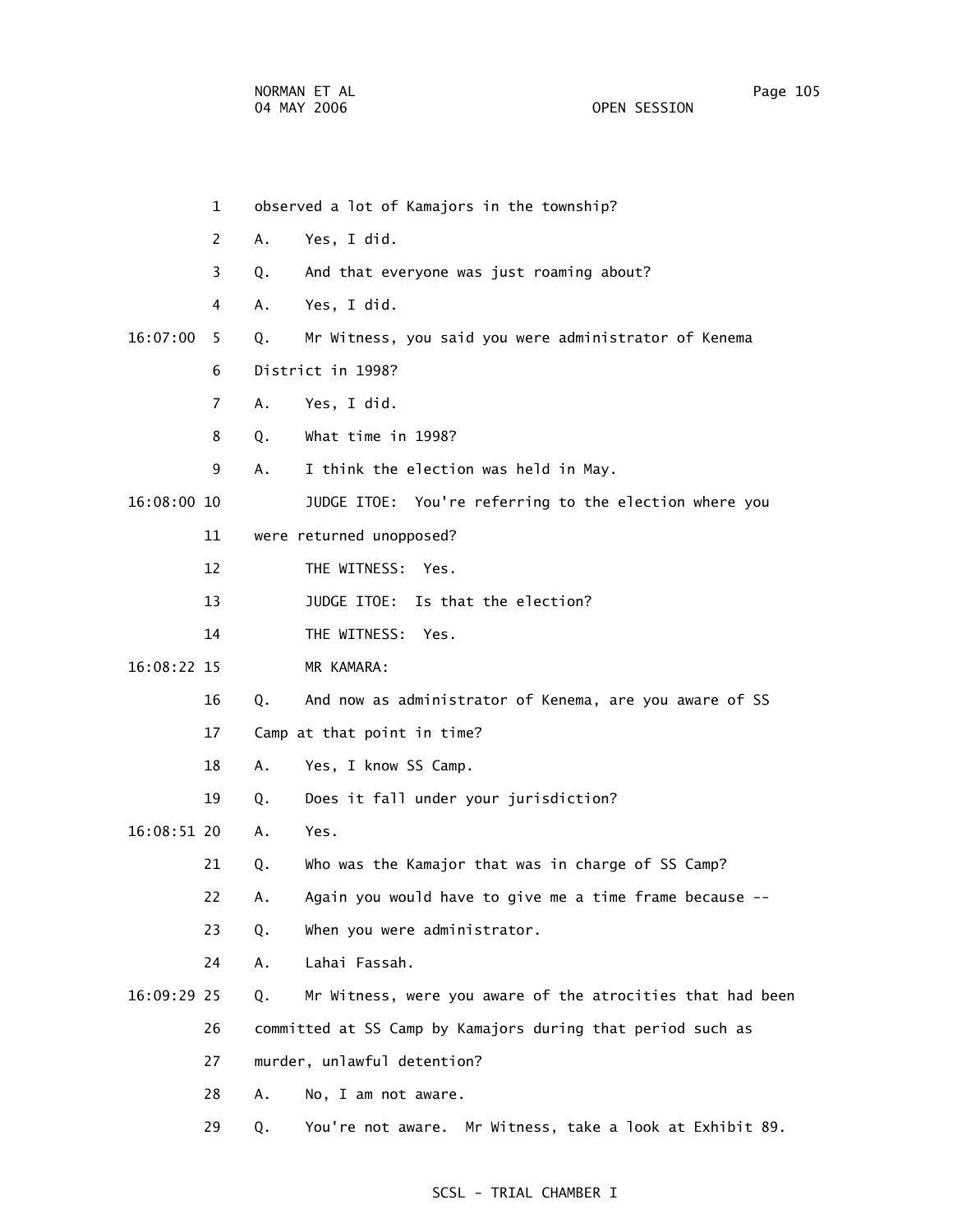1 observed a lot of Kamajors in the township?

2 A. Yes, I did.

3 Q. And that everyone was just roaming about?

4 A. Yes, I did.

16:07:00 5 Q. Mr Witness, you said you were administrator of Kenema

6 District in 1998?

7 A. Yes, I did.

8 Q. What time in 1998?

9 A. I think the election was held in May.

16:08:00 10 JUDGE ITOE: You're referring to the election where you

11 were returned unopposed?

12 THE WITNESS: Yes.

13 JUDGE ITOE: Is that the election?

14 THE WITNESS: Yes.

16:08:22 15 MR KAMARA:

16 Q. And now as administrator of Kenema, are you aware of SS

17 Camp at that point in time?

18 A. Yes, I know SS Camp.

19 Q. Does it fall under your jurisdiction?

16:08:51 20 A. Yes.

21 Q. Who was the Kamajor that was in charge of SS Camp?

22 A. Again you would have to give me a time frame because --

23 Q. When you were administrator.

24 A. Lahai Fassah.

16:09:29 25 Q. Mr Witness, were you aware of the atrocities that had been

26 committed at SS Camp by Kamajors during that period such as

27 murder, unlawful detention?

28 A. No, I am not aware.

29 Q. You're not aware. Mr Witness, take a look at Exhibit 89.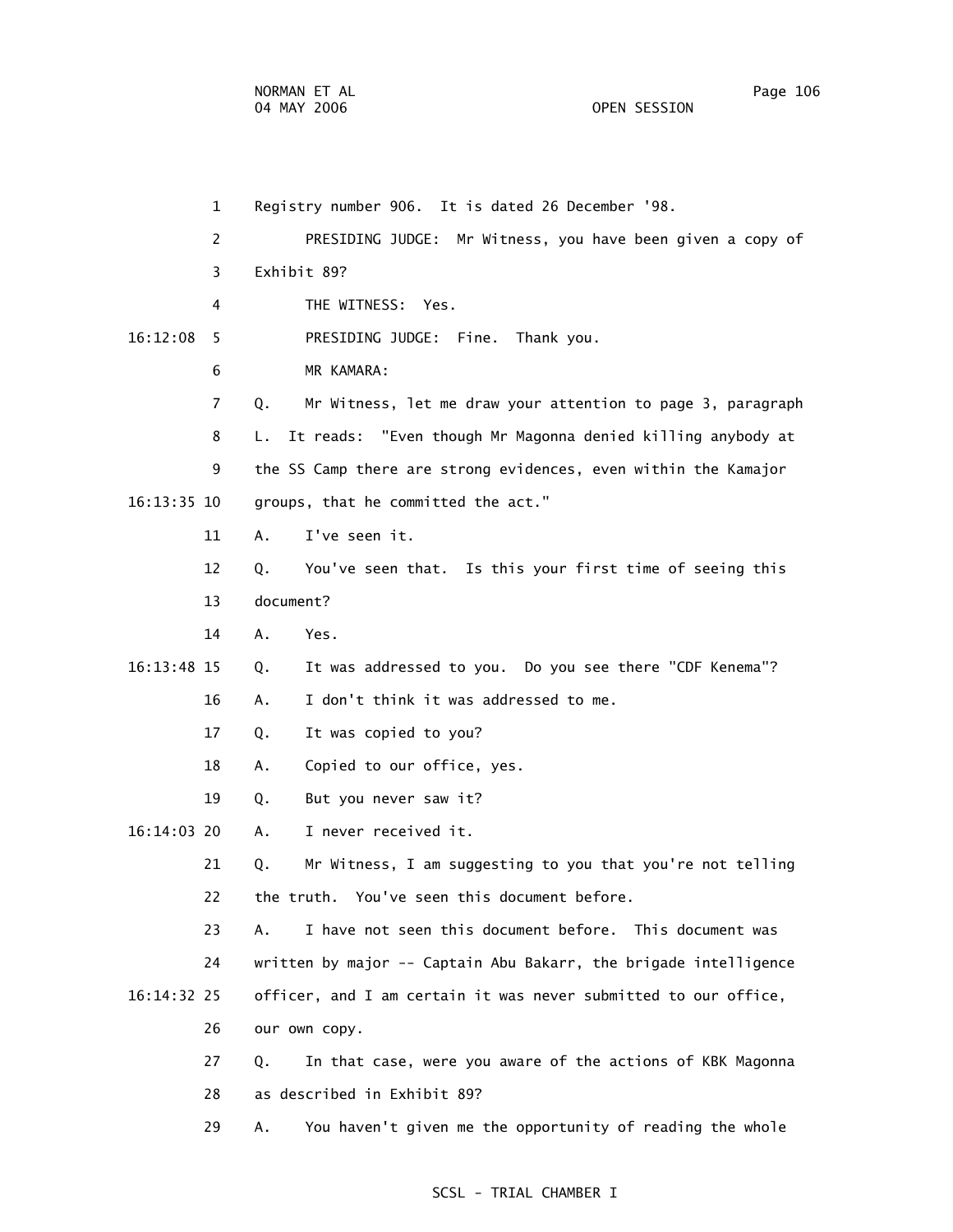Registry number 906. It is dated 26 December '98.

PRESIDING JUDGE: Mr Witness, you have been given a copy of Exhibit 89?

THE WITNESS: Yes.

PRESIDING JUDGE: Fine. Thank you.

MR KAMARA:

Q. Mr Witness, let me draw your attention to page 3, paragraph L. It reads: "Even though Mr Magonna denied killing anybody at the SS Camp there are strong evidences, even within the Kamajor groups, that he committed the act."

A. I've seen it.

Q. You've seen that. Is this your first time of seeing this document?

A. Yes.

Q. It was addressed to you. Do you see there "CDF Kenema"?

A. I don't think it was addressed to me.

Q. It was copied to you?

A. Copied to our office, yes.

Q. But you never saw it?

A. I never received it.

Q. Mr Witness, I am suggesting to you that you're not telling the truth. You've seen this document before.

A. I have not seen this document before. This document was written by major -- Captain Abu Bakarr, the brigade intelligence officer, and I am certain it was never submitted to our office, our own copy.

Q. In that case, were you aware of the actions of KBK Magonna as described in Exhibit 89?

A. You haven't given me the opportunity of reading the whole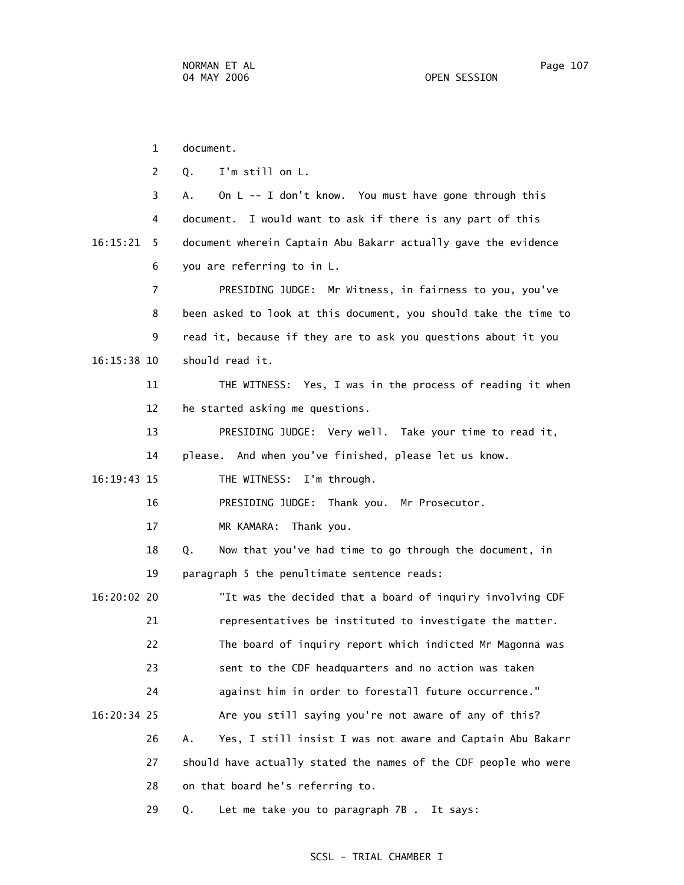1 document.

2 Q. I'm still on L.

3 A. On L -- I don't know. You must have gone through this

4 document. I would want to ask if there is any part of this

16:15:21 5 document wherein Captain Abu Bakarr actually gave the evidence

6 you are referring to in L.

7 PRESIDING JUDGE: Mr Witness, in fairness to you, you've

8 been asked to look at this document, you should take the time to

9 read it, because if they are to ask you questions about it you

16:15:38 10 should read it.

11 THE WITNESS: Yes, I was in the process of reading it when

12 he started asking me questions.

13 PRESIDING JUDGE: Very well. Take your time to read it,

14 please. And when you've finished, please let us know.

16:19:43 15 THE WITNESS: I'm through.

16 PRESIDING JUDGE: Thank you. Mr Prosecutor.

17 MR KAMARA: Thank you.

18 Q. Now that you've had time to go through the document, in

19 paragraph 5 the penultimate sentence reads:

16:20:02 20 "It was the decided that a board of inquiry involving CDF

21 representatives be instituted to investigate the matter.

22 The board of inquiry report which indicted Mr Magonna was

23 sent to the CDF headquarters and no action was taken

24 against him in order to forestall future occurrence."

16:20:34 25 Are you still saying you're not aware of any of this?

26 A. Yes, I still insist I was not aware and Captain Abu Bakarr

27 should have actually stated the names of the CDF people who were

28 on that board he's referring to.

29 Q. Let me take you to paragraph 7B . It says: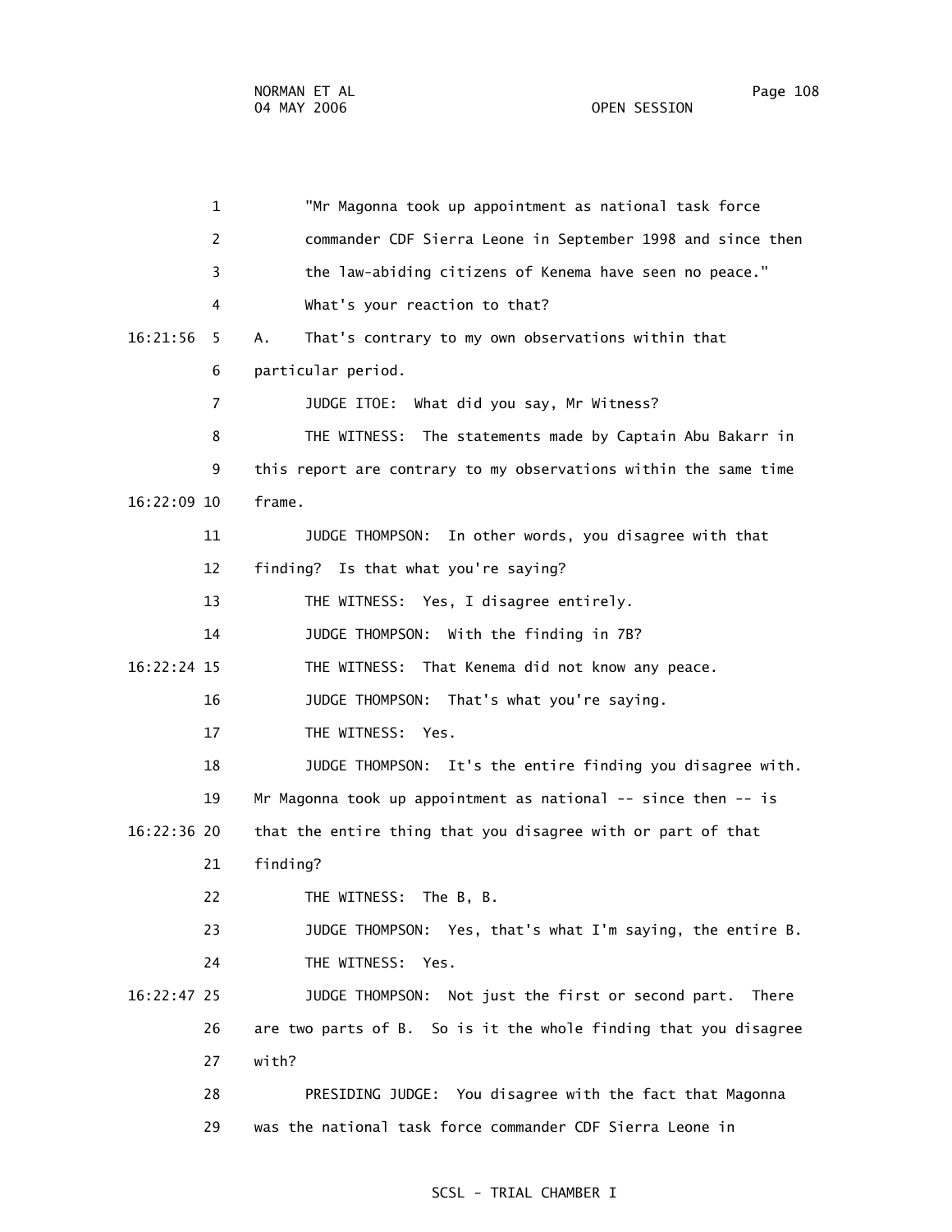"Mr Magonna took up appointment as national task force commander CDF Sierra Leone in September 1998 and since then the law-abiding citizens of Kenema have seen no peace."

What's your reaction to that?

A. That's contrary to my own observations within that particular period.

JUDGE ITOE: What did you say, Mr Witness?

THE WITNESS: The statements made by Captain Abu Bakarr in this report are contrary to my observations within the same time frame.

JUDGE THOMPSON: In other words, you disagree with that finding? Is that what you're saying?

THE WITNESS: Yes, I disagree entirely.

JUDGE THOMPSON: With the finding in 7B?

THE WITNESS: That Kenema did not know any peace.

JUDGE THOMPSON: That's what you're saying.

THE WITNESS: Yes.

JUDGE THOMPSON: It's the entire finding you disagree with. Mr Magonna took up appointment as national -- since then -- is that the entire thing that you disagree with or part of that finding?

THE WITNESS: The B, B.

JUDGE THOMPSON: Yes, that's what I'm saying, the entire B.

THE WITNESS: Yes.

JUDGE THOMPSON: Not just the first or second part. There are two parts of B. So is it the whole finding that you disagree with?

PRESIDING JUDGE: You disagree with the fact that Magonna was the national task force commander CDF Sierra Leone in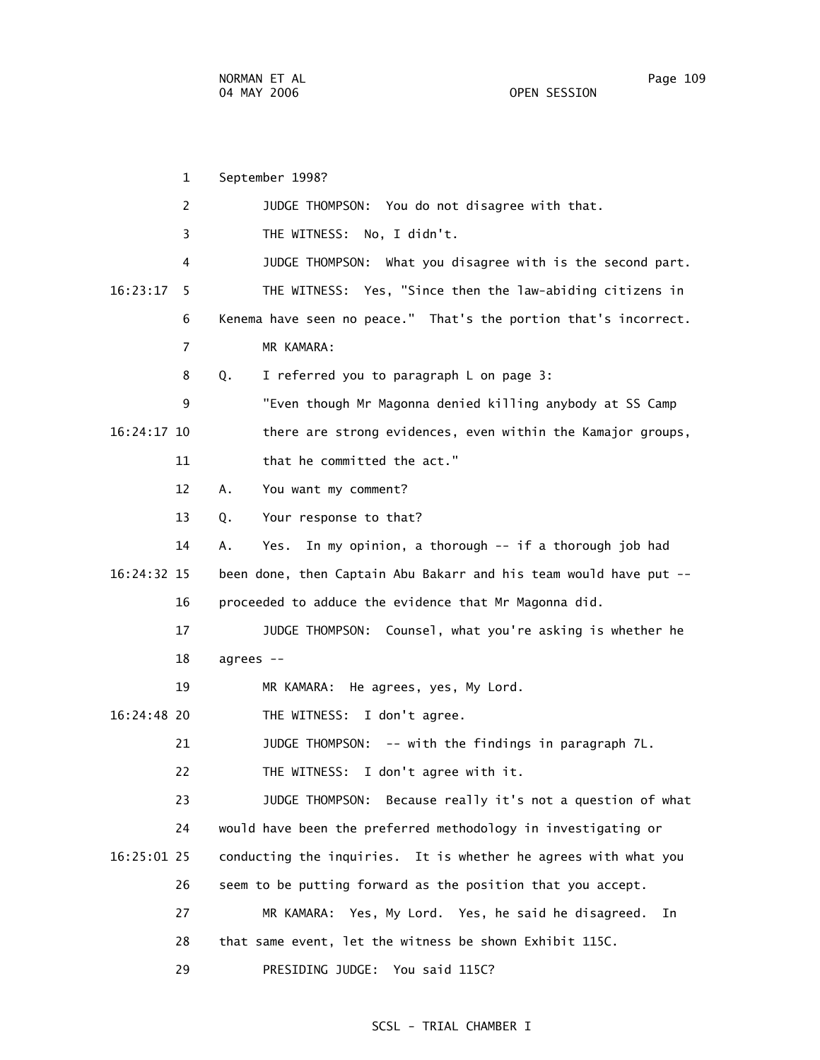1 September 1998?

2 JUDGE THOMPSON: You do not disagree with that.

3 THE WITNESS: No, I didn't.

4 JUDGE THOMPSON: What you disagree with is the second part.

16:23:17 5 THE WITNESS: Yes, "Since then the law-abiding citizens in

6 Kenema have seen no peace." That's the portion that's incorrect.

7 MR KAMARA:

8 Q. I referred you to paragraph L on page 3:

9 "Even though Mr Magonna denied killing anybody at SS Camp

16:24:17 10 there are strong evidences, even within the Kamajor groups,

11 that he committed the act."

12 A. You want my comment?

13 Q. Your response to that?

14 A. Yes. In my opinion, a thorough -- if a thorough job had

16:24:32 15 been done, then Captain Abu Bakarr and his team would have put --

16 proceeded to adduce the evidence that Mr Magonna did.

17 JUDGE THOMPSON: Counsel, what you're asking is whether he

18 agrees --

19 MR KAMARA: He agrees, yes, My Lord.

16:24:48 20 THE WITNESS: I don't agree.

21 JUDGE THOMPSON: -- with the findings in paragraph 7L.

22 THE WITNESS: I don't agree with it.

23 JUDGE THOMPSON: Because really it's not a question of what

24 would have been the preferred methodology in investigating or

16:25:01 25 conducting the inquiries. It is whether he agrees with what you

26 seem to be putting forward as the position that you accept.

27 MR KAMARA: Yes, My Lord. Yes, he said he disagreed. In

28 that same event, let the witness be shown Exhibit 115C.

29 PRESIDING JUDGE: You said 115C?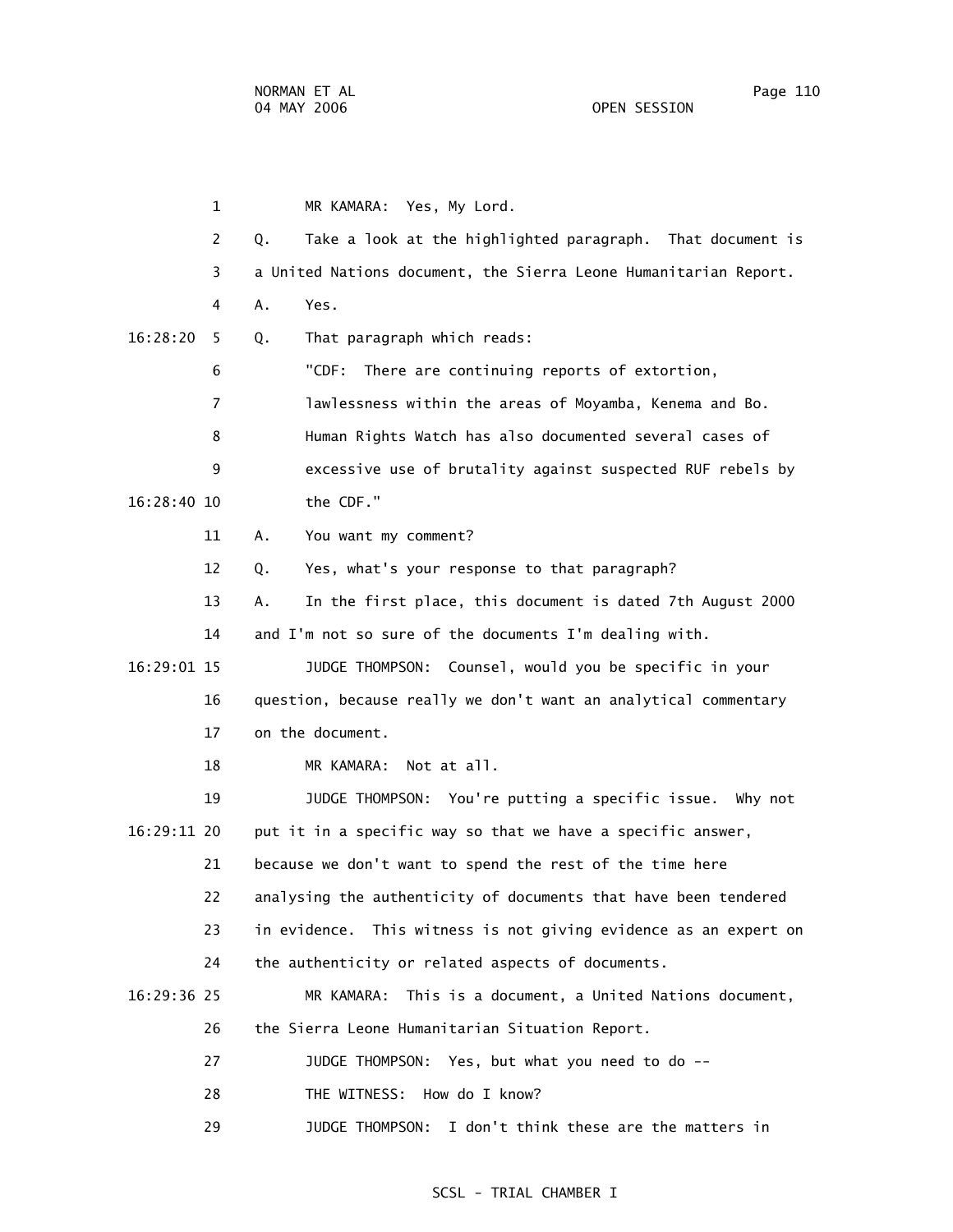1 MR KAMARA: Yes, My Lord.

2 Q. Take a look at the highlighted paragraph. That document is

3 a United Nations document, the Sierra Leone Humanitarian Report.

4 A. Yes.

16:28:20 5 Q. That paragraph which reads:

6 "CDF: There are continuing reports of extortion,

7 lawlessness within the areas of Moyamba, Kenema and Bo.

8 Human Rights Watch has also documented several cases of

9 excessive use of brutality against suspected RUF rebels by

16:28:40 10 the CDF."

11 A. You want my comment?

12 Q. Yes, what's your response to that paragraph?

13 A. In the first place, this document is dated 7th August 2000

14 and I'm not so sure of the documents I'm dealing with.

16:29:01 15 JUDGE THOMPSON: Counsel, would you be specific in your

16 question, because really we don't want an analytical commentary

17 on the document.

18 MR KAMARA: Not at all.

19 JUDGE THOMPSON: You're putting a specific issue. Why not

16:29:11 20 put it in a specific way so that we have a specific answer,

21 because we don't want to spend the rest of the time here

22 analysing the authenticity of documents that have been tendered

23 in evidence. This witness is not giving evidence as an expert on

24 the authenticity or related aspects of documents.

16:29:36 25 MR KAMARA: This is a document, a United Nations document,

26 the Sierra Leone Humanitarian Situation Report.

27 JUDGE THOMPSON: Yes, but what you need to do --

28 THE WITNESS: How do I know?

29 JUDGE THOMPSON: I don't think these are the matters in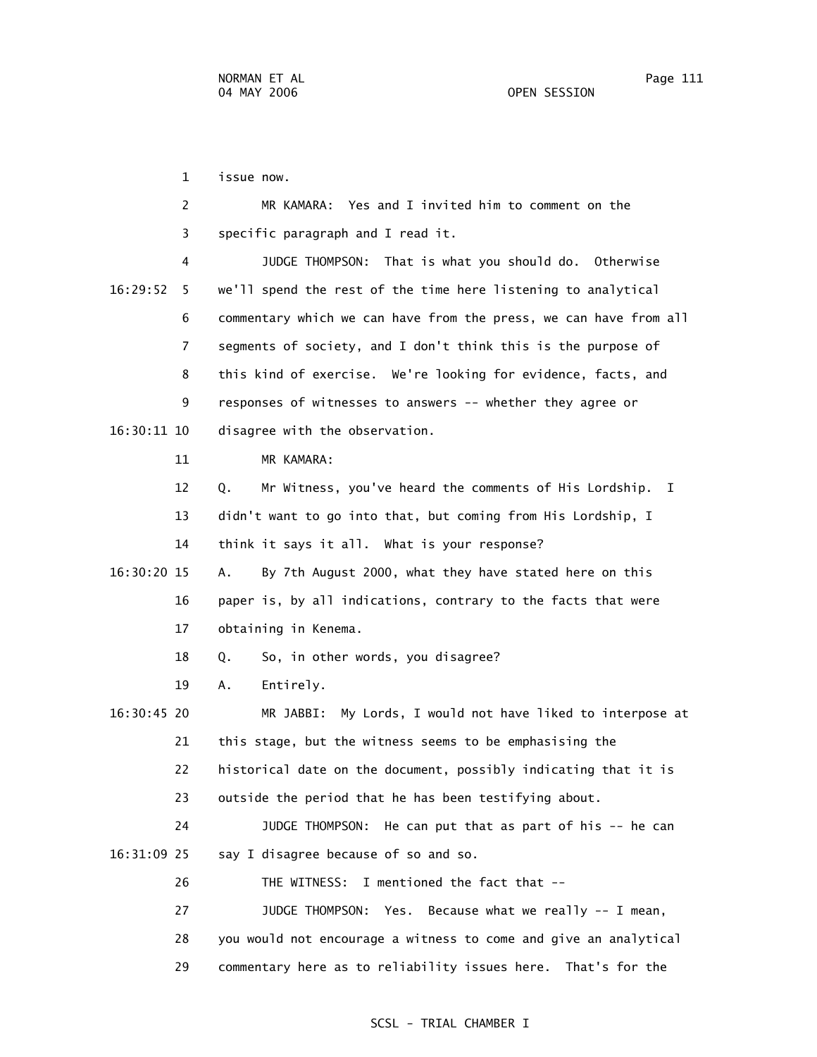issue now.

MR KAMARA: Yes and I invited him to comment on the specific paragraph and I read it.

JUDGE THOMPSON: That is what you should do. Otherwise we'll spend the rest of the time here listening to analytical commentary which we can have from the press, we can have from all segments of society, and I don't think this is the purpose of this kind of exercise. We're looking for evidence, facts, and responses of witnesses to answers -- whether they agree or disagree with the observation.

MR KAMARA:

Q. Mr Witness, you've heard the comments of His Lordship. I didn't want to go into that, but coming from His Lordship, I think it says it all. What is your response?

A. By 7th August 2000, what they have stated here on this paper is, by all indications, contrary to the facts that were obtaining in Kenema.

Q. So, in other words, you disagree?

A. Entirely.

MR JABBI: My Lords, I would not have liked to interpose at this stage, but the witness seems to be emphasising the historical date on the document, possibly indicating that it is outside the period that he has been testifying about.

JUDGE THOMPSON: He can put that as part of his -- he can say I disagree because of so and so.

THE WITNESS: I mentioned the fact that --

JUDGE THOMPSON: Yes. Because what we really -- I mean, you would not encourage a witness to come and give an analytical commentary here as to reliability issues here. That's for the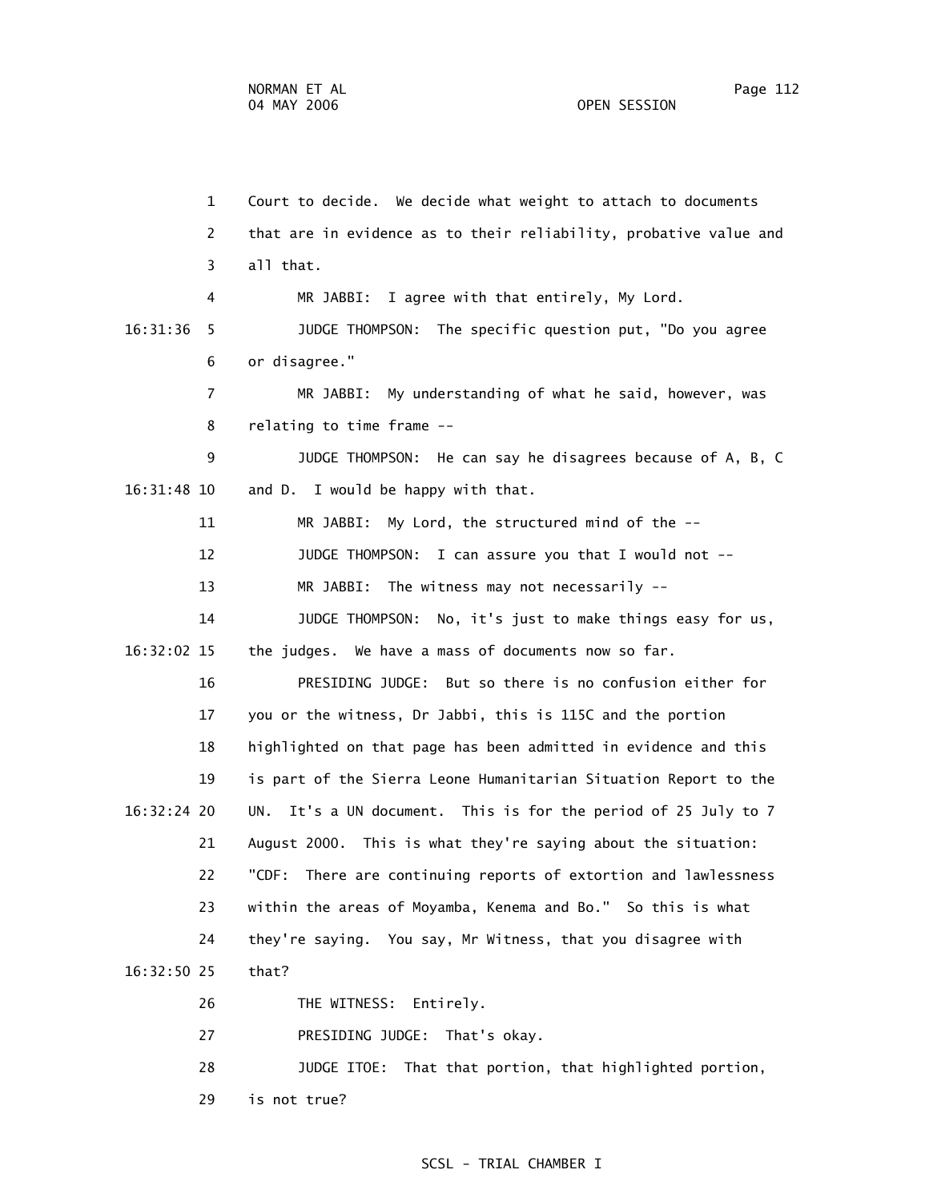1 Court to decide. We decide what weight to attach to documents
2 that are in evidence as to their reliability, probative value and
3 all that.
4 MR JABBI: I agree with that entirely, My Lord.
16:31:36 5 JUDGE THOMPSON: The specific question put, "Do you agree
6 or disagree."
7 MR JABBI: My understanding of what he said, however, was
8 relating to time frame --
9 JUDGE THOMPSON: He can say he disagrees because of A, B, C
16:31:48 10 and D. I would be happy with that.
11 MR JABBI: My Lord, the structured mind of the --
12 JUDGE THOMPSON: I can assure you that I would not --
13 MR JABBI: The witness may not necessarily --
14 JUDGE THOMPSON: No, it's just to make things easy for us,
16:32:02 15 the judges. We have a mass of documents now so far.
16 PRESIDING JUDGE: But so there is no confusion either for
17 you or the witness, Dr Jabbi, this is 115C and the portion
18 highlighted on that page has been admitted in evidence and this
19 is part of the Sierra Leone Humanitarian Situation Report to the
16:32:24 20 UN. It's a UN document. This is for the period of 25 July to 7
21 August 2000. This is what they're saying about the situation:
22 "CDF: There are continuing reports of extortion and lawlessness
23 within the areas of Moyamba, Kenema and Bo." So this is what
24 they're saying. You say, Mr Witness, that you disagree with
16:32:50 25 that?
26 THE WITNESS: Entirely.
27 PRESIDING JUDGE: That's okay.
28 JUDGE ITOE: That that portion, that highlighted portion,
29 is not true?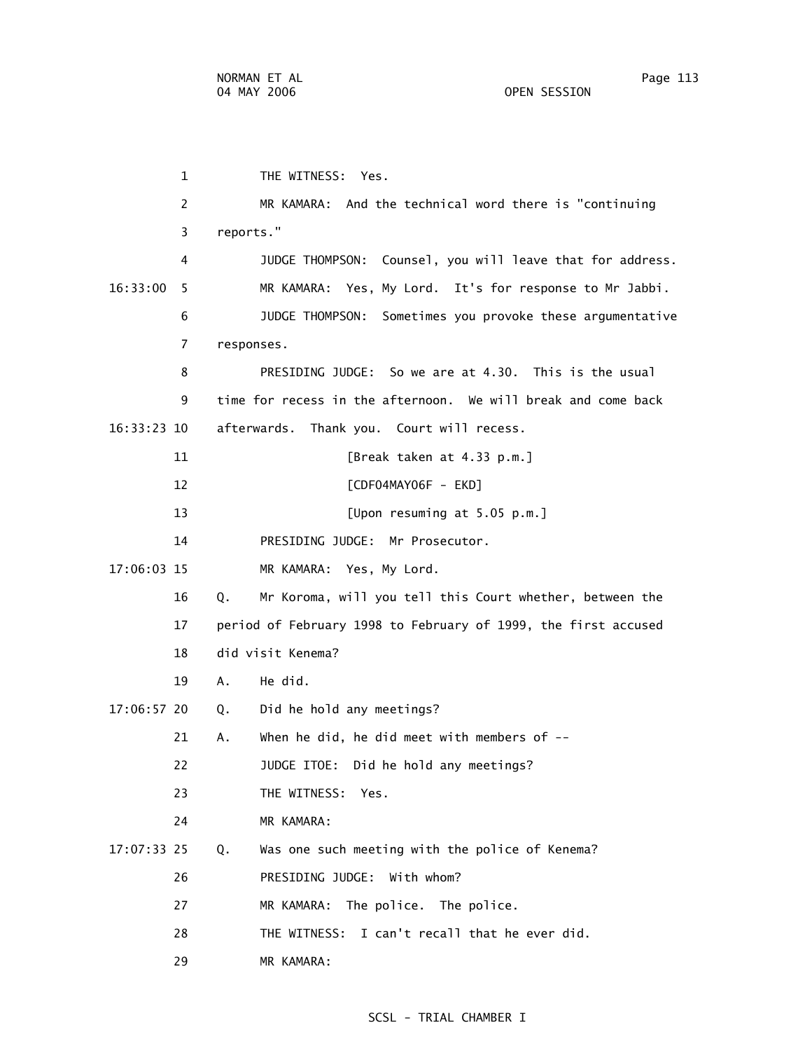1 THE WITNESS: Yes.

2 MR KAMARA: And the technical word there is "continuing

3 reports."

4 JUDGE THOMPSON: Counsel, you will leave that for address.

16:33:00 5 MR KAMARA: Yes, My Lord. It's for response to Mr Jabbi.

6 JUDGE THOMPSON: Sometimes you provoke these argumentative

7 responses.

8 PRESIDING JUDGE: So we are at 4.30. This is the usual

9 time for recess in the afternoon. We will break and come back

16:33:23 10 afterwards. Thank you. Court will recess.

11 [Break taken at 4.33 p.m.]

12 [CDF04MAY06F - EKD]

13 [Upon resuming at 5.05 p.m.]

14 PRESIDING JUDGE: Mr Prosecutor.

17:06:03 15 MR KAMARA: Yes, My Lord.

16 Q. Mr Koroma, will you tell this Court whether, between the

17 period of February 1998 to February of 1999, the first accused

18 did visit Kenema?

19 A. He did.

17:06:57 20 Q. Did he hold any meetings?

21 A. When he did, he did meet with members of --

22 JUDGE ITOE: Did he hold any meetings?

23 THE WITNESS: Yes.

24 MR KAMARA:

17:07:33 25 Q. Was one such meeting with the police of Kenema?

26 PRESIDING JUDGE: With whom?

27 MR KAMARA: The police. The police.

28 THE WITNESS: I can't recall that he ever did.

29 MR KAMARA: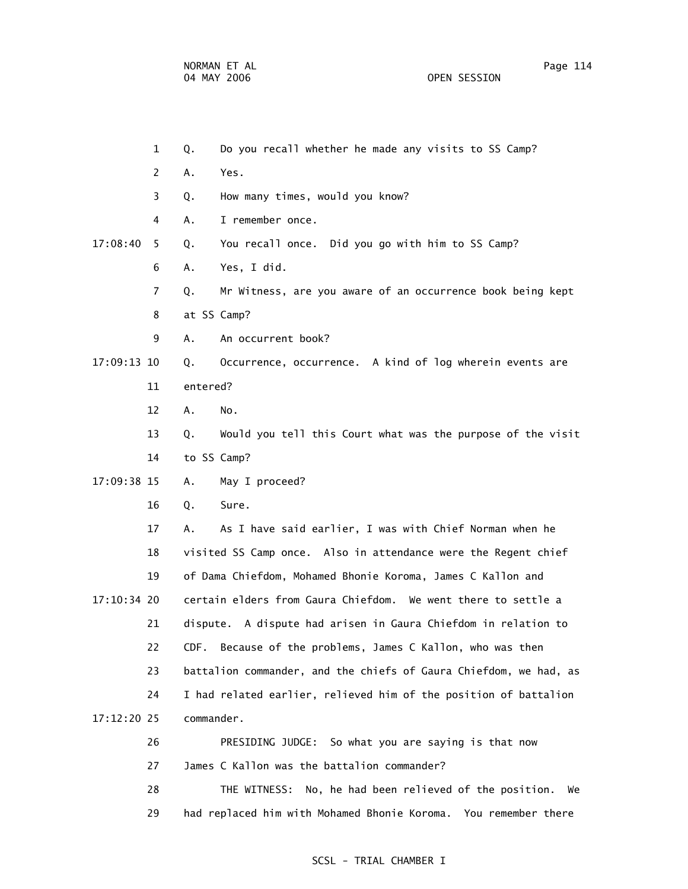1 Q. Do you recall whether he made any visits to SS Camp?

2 A. Yes.

3 Q. How many times, would you know?

4 A. I remember once.

17:08:40 5 Q. You recall once. Did you go with him to SS Camp?

6 A. Yes, I did.

7 Q. Mr Witness, are you aware of an occurrence book being kept

8 at SS Camp?

9 A. An occurrent book?

17:09:13 10 Q. Occurrence, occurrence. A kind of log wherein events are

11 entered?

12 A. No.

13 Q. Would you tell this Court what was the purpose of the visit

14 to SS Camp?

17:09:38 15 A. May I proceed?

16 Q. Sure.

17 A. As I have said earlier, I was with Chief Norman when he

18 visited SS Camp once. Also in attendance were the Regent chief

19 of Dama Chiefdom, Mohamed Bhonie Koroma, James C Kallon and

17:10:34 20 certain elders from Gaura Chiefdom. We went there to settle a

21 dispute. A dispute had arisen in Gaura Chiefdom in relation to

22 CDF. Because of the problems, James C Kallon, who was then

23 battalion commander, and the chiefs of Gaura Chiefdom, we had, as

24 I had related earlier, relieved him of the position of battalion

17:12:20 25 commander.

26 PRESIDING JUDGE: So what you are saying is that now

27 James C Kallon was the battalion commander?

28 THE WITNESS: No, he had been relieved of the position. We

29 had replaced him with Mohamed Bhonie Koroma. You remember there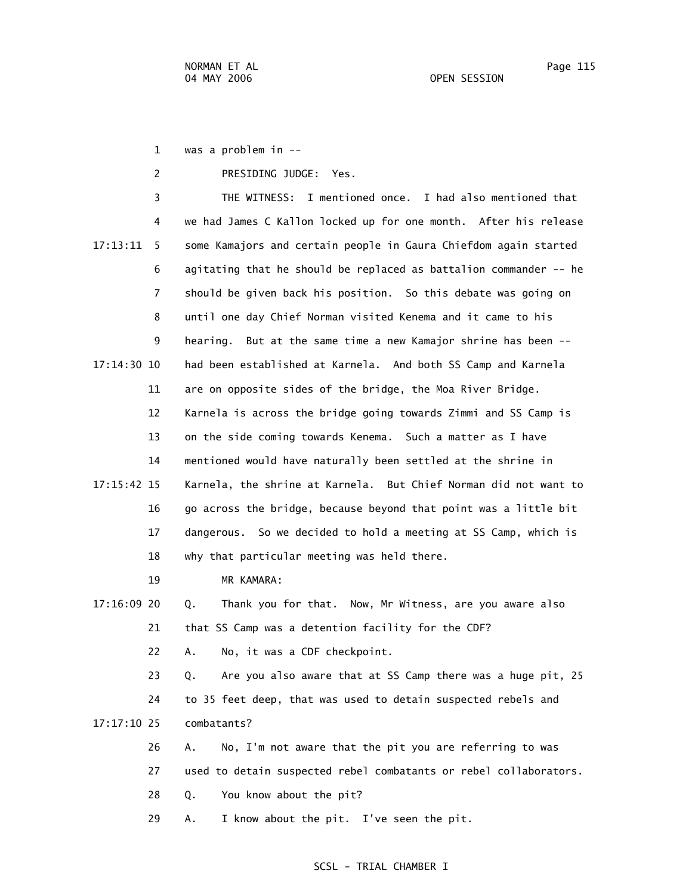was a problem in --

PRESIDING JUDGE: Yes.

THE WITNESS: I mentioned once. I had also mentioned that we had James C Kallon locked up for one month. After his release some Kamajors and certain people in Gaura Chiefdom again started agitating that he should be replaced as battalion commander -- he should be given back his position. So this debate was going on until one day Chief Norman visited Kenema and it came to his hearing. But at the same time a new Kamajor shrine has been -- had been established at Karnela. And both SS Camp and Karnela are on opposite sides of the bridge, the Moa River Bridge. Karnela is across the bridge going towards Zimmi and SS Camp is on the side coming towards Kenema. Such a matter as I have mentioned would have naturally been settled at the shrine in Karnela, the shrine at Karnela. But Chief Norman did not want to go across the bridge, because beyond that point was a little bit dangerous. So we decided to hold a meeting at SS Camp, which is why that particular meeting was held there.

MR KAMARA:

Q. Thank you for that. Now, Mr Witness, are you aware also that SS Camp was a detention facility for the CDF?

A. No, it was a CDF checkpoint.

Q. Are you also aware that at SS Camp there was a huge pit, 25 to 35 feet deep, that was used to detain suspected rebels and combatants?

A. No, I'm not aware that the pit you are referring to was used to detain suspected rebel combatants or rebel collaborators.

Q. You know about the pit?

A. I know about the pit. I've seen the pit.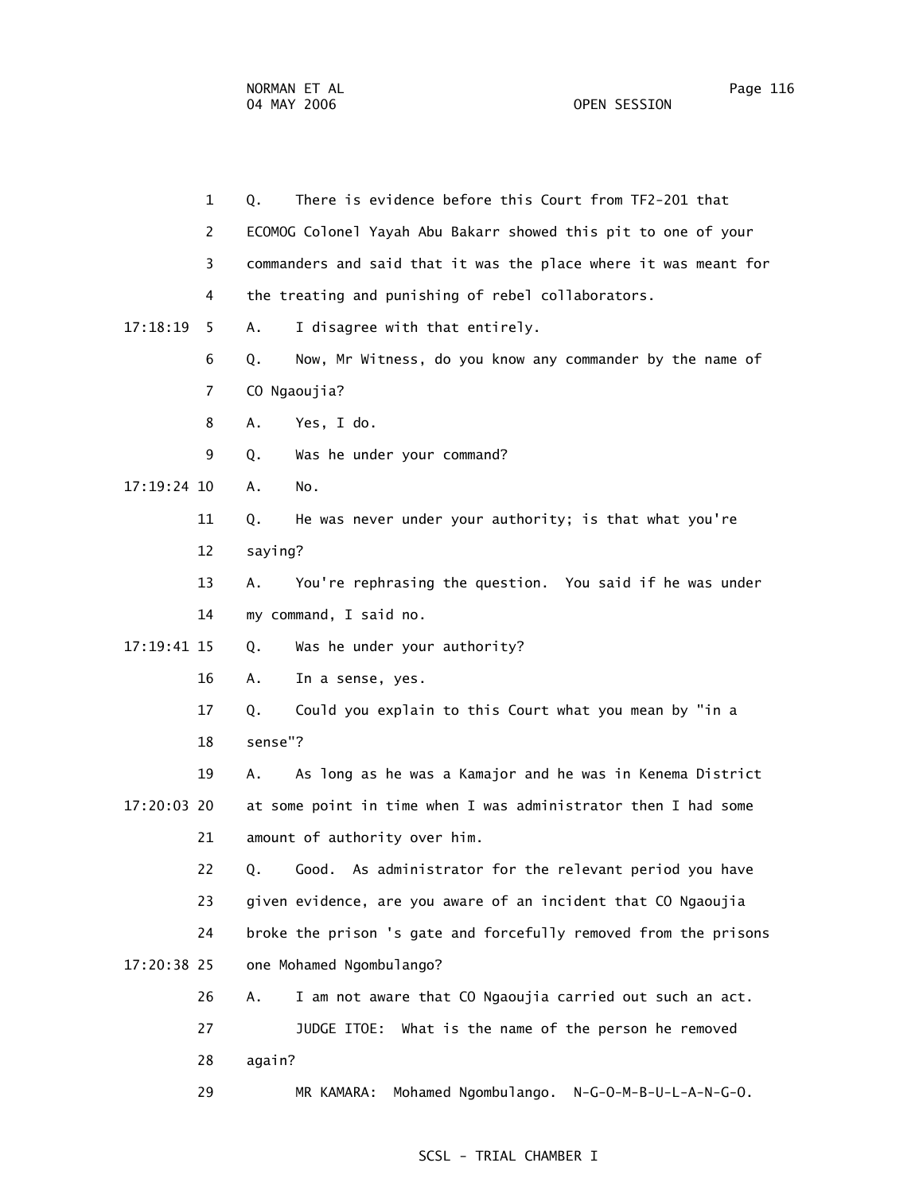Q. There is evidence before this Court from TF2-201 that ECOMOG Colonel Yayah Abu Bakarr showed this pit to one of your commanders and said that it was the place where it was meant for the treating and punishing of rebel collaborators.

A. I disagree with that entirely.

Q. Now, Mr Witness, do you know any commander by the name of CO Ngaoujia?

A. Yes, I do.

Q. Was he under your command?

A. No.

Q. He was never under your authority; is that what you're saying?

A. You're rephrasing the question. You said if he was under my command, I said no.

Q. Was he under your authority?

A. In a sense, yes.

Q. Could you explain to this Court what you mean by "in a sense"?

A. As long as he was a Kamajor and he was in Kenema District at some point in time when I was administrator then I had some amount of authority over him.

Q. Good. As administrator for the relevant period you have given evidence, are you aware of an incident that CO Ngaoujia broke the prison 's gate and forcefully removed from the prisons one Mohamed Ngombulango?

A. I am not aware that CO Ngaoujia carried out such an act.

JUDGE ITOE: What is the name of the person he removed again?

MR KAMARA: Mohamed Ngombulango. N-G-O-M-B-U-L-A-N-G-O.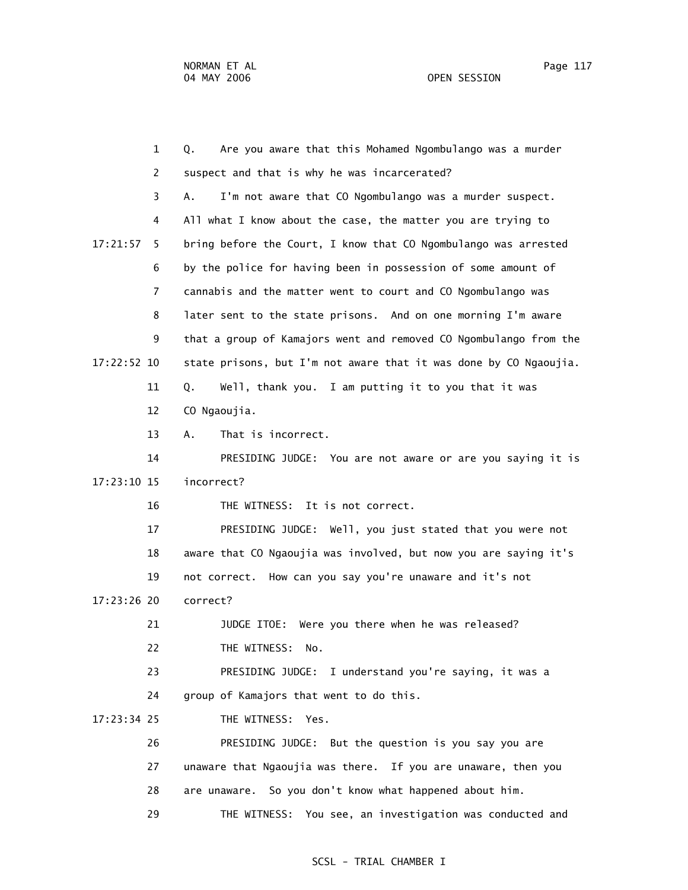1 Q. Are you aware that this Mohamed Ngombulango was a murder

2 suspect and that is why he was incarcerated?

3 A. I'm not aware that CO Ngombulango was a murder suspect.

4 All what I know about the case, the matter you are trying to

17:21:57 5 bring before the Court, I know that CO Ngombulango was arrested

6 by the police for having been in possession of some amount of

7 cannabis and the matter went to court and CO Ngombulango was

8 later sent to the state prisons. And on one morning I'm aware

9 that a group of Kamajors went and removed CO Ngombulango from the

17:22:52 10 state prisons, but I'm not aware that it was done by CO Ngaoujia.

11 Q. Well, thank you. I am putting it to you that it was

12 CO Ngaoujia.

13 A. That is incorrect.

14 PRESIDING JUDGE: You are not aware or are you saying it is

17:23:10 15 incorrect?

16 THE WITNESS: It is not correct.

17 PRESIDING JUDGE: Well, you just stated that you were not

18 aware that CO Ngaoujia was involved, but now you are saying it's

19 not correct. How can you say you're unaware and it's not

17:23:26 20 correct?

21 JUDGE ITOE: Were you there when he was released?

22 THE WITNESS: No.

23 PRESIDING JUDGE: I understand you're saying, it was a

24 group of Kamajors that went to do this.

17:23:34 25 THE WITNESS: Yes.

26 PRESIDING JUDGE: But the question is you say you are

27 unaware that Ngaoujia was there. If you are unaware, then you

28 are unaware. So you don't know what happened about him.

29 THE WITNESS: You see, an investigation was conducted and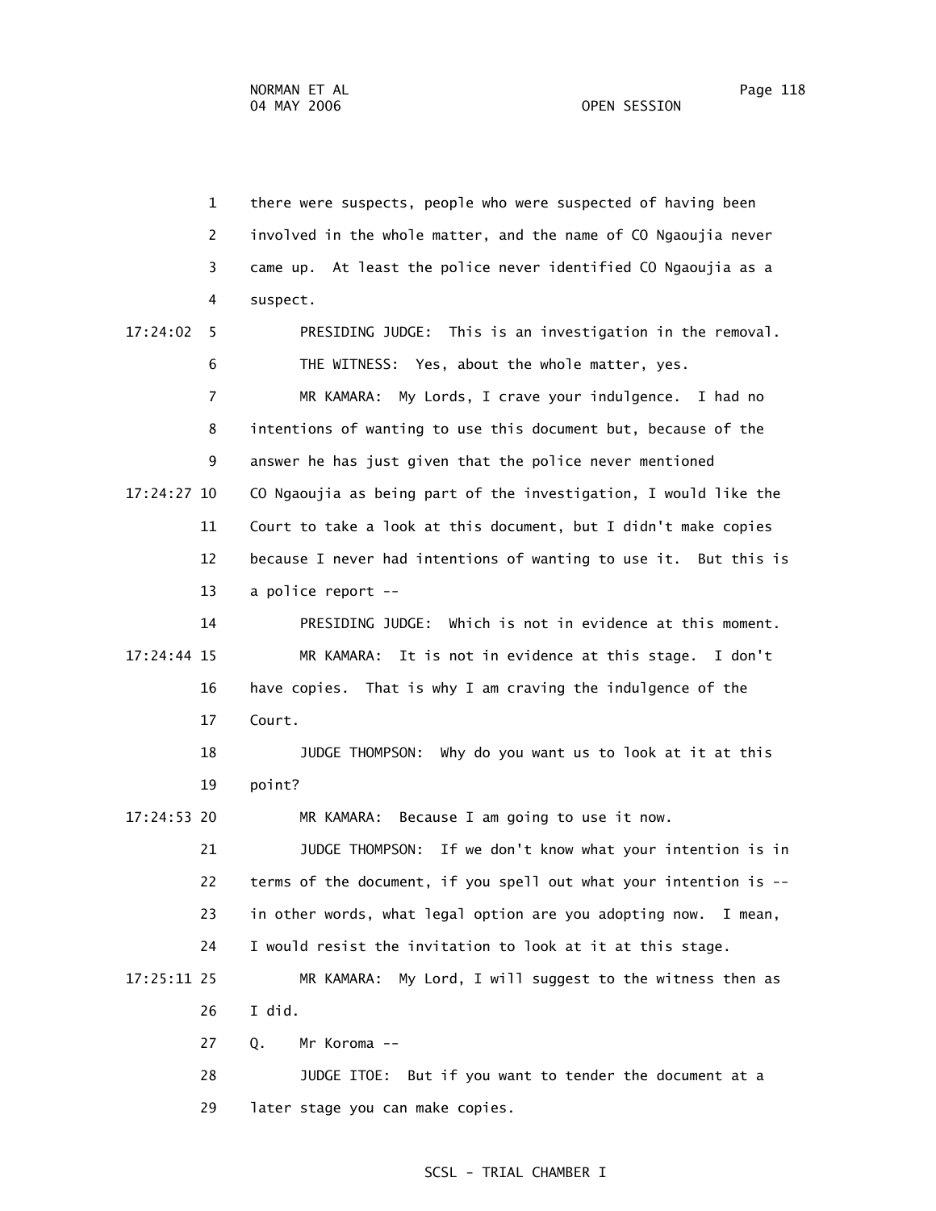1 there were suspects, people who were suspected of having been
2 involved in the whole matter, and the name of CO Ngaoujia never
3 came up. At least the police never identified CO Ngaoujia as a
4 suspect.

17:24:02 5 PRESIDING JUDGE: This is an investigation in the removal.
6 THE WITNESS: Yes, about the whole matter, yes.
7 MR KAMARA: My Lords, I crave your indulgence. I had no
8 intentions of wanting to use this document but, because of the
9 answer he has just given that the police never mentioned

17:24:27 10 CO Ngaoujia as being part of the investigation, I would like the
11 Court to take a look at this document, but I didn't make copies
12 because I never had intentions of wanting to use it. But this is
13 a police report --
14 PRESIDING JUDGE: Which is not in evidence at this moment.

17:24:44 15 MR KAMARA: It is not in evidence at this stage. I don't
16 have copies. That is why I am craving the indulgence of the
17 Court.
18 JUDGE THOMPSON: Why do you want us to look at it at this
19 point?

17:24:53 20 MR KAMARA: Because I am going to use it now.
21 JUDGE THOMPSON: If we don't know what your intention is in
22 terms of the document, if you spell out what your intention is --
23 in other words, what legal option are you adopting now. I mean,
24 I would resist the invitation to look at it at this stage.

17:25:11 25 MR KAMARA: My Lord, I will suggest to the witness then as
26 I did.
27 Q. Mr Koroma --
28 JUDGE ITOE: But if you want to tender the document at a
29 later stage you can make copies.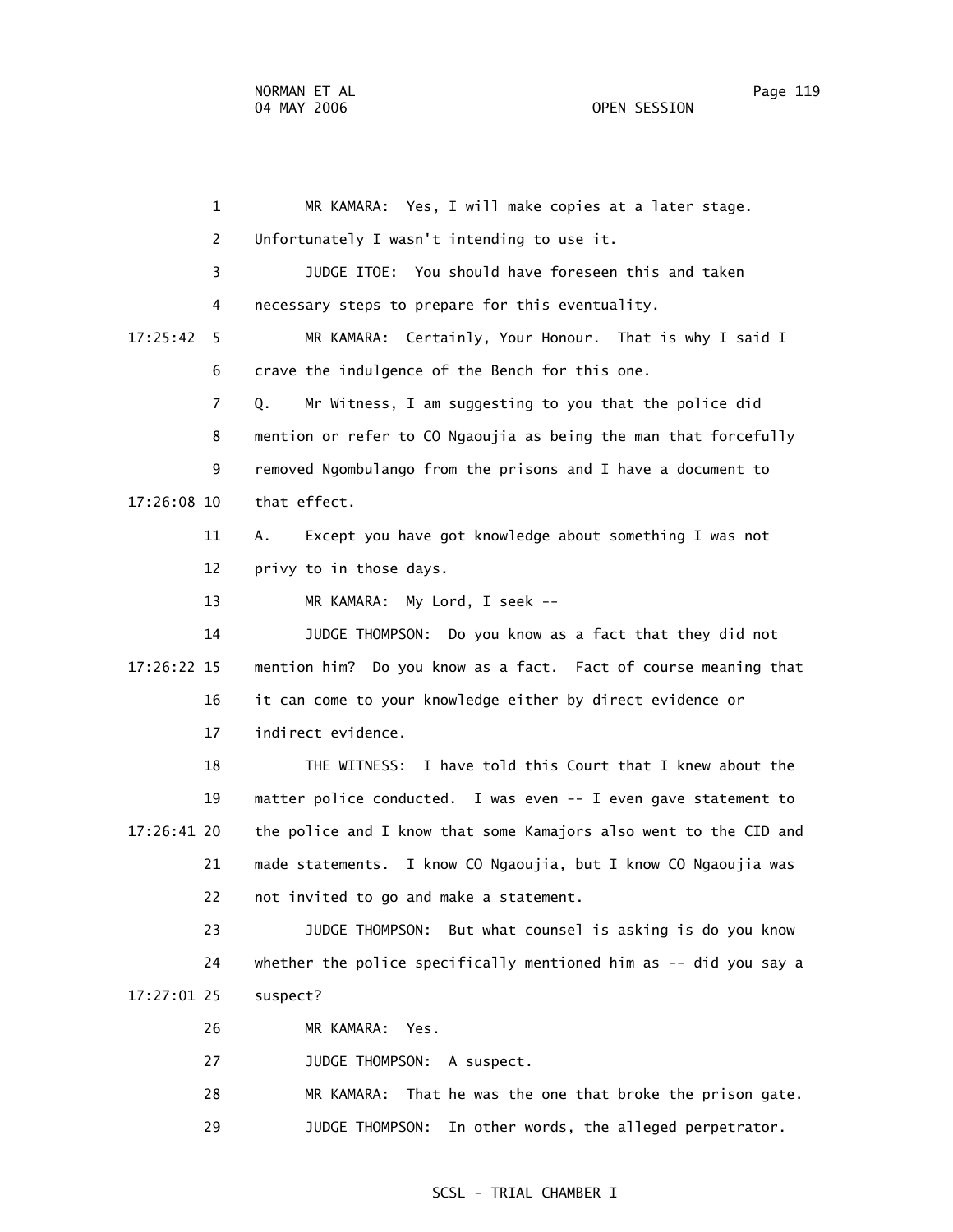MR KAMARA: Yes, I will make copies at a later stage. Unfortunately I wasn't intending to use it.

JUDGE ITOE: You should have foreseen this and taken necessary steps to prepare for this eventuality.

MR KAMARA: Certainly, Your Honour. That is why I said I crave the indulgence of the Bench for this one.

Q. Mr Witness, I am suggesting to you that the police did mention or refer to CO Ngaoujia as being the man that forcefully removed Ngombulango from the prisons and I have a document to that effect.

A. Except you have got knowledge about something I was not privy to in those days.

MR KAMARA: My Lord, I seek --

JUDGE THOMPSON: Do you know as a fact that they did not mention him? Do you know as a fact. Fact of course meaning that it can come to your knowledge either by direct evidence or indirect evidence.

THE WITNESS: I have told this Court that I knew about the matter police conducted. I was even -- I even gave statement to the police and I know that some Kamajors also went to the CID and made statements. I know CO Ngaoujia, but I know CO Ngaoujia was not invited to go and make a statement.

JUDGE THOMPSON: But what counsel is asking is do you know whether the police specifically mentioned him as -- did you say a suspect?

MR KAMARA: Yes.

JUDGE THOMPSON: A suspect.

MR KAMARA: That he was the one that broke the prison gate.

JUDGE THOMPSON: In other words, the alleged perpetrator.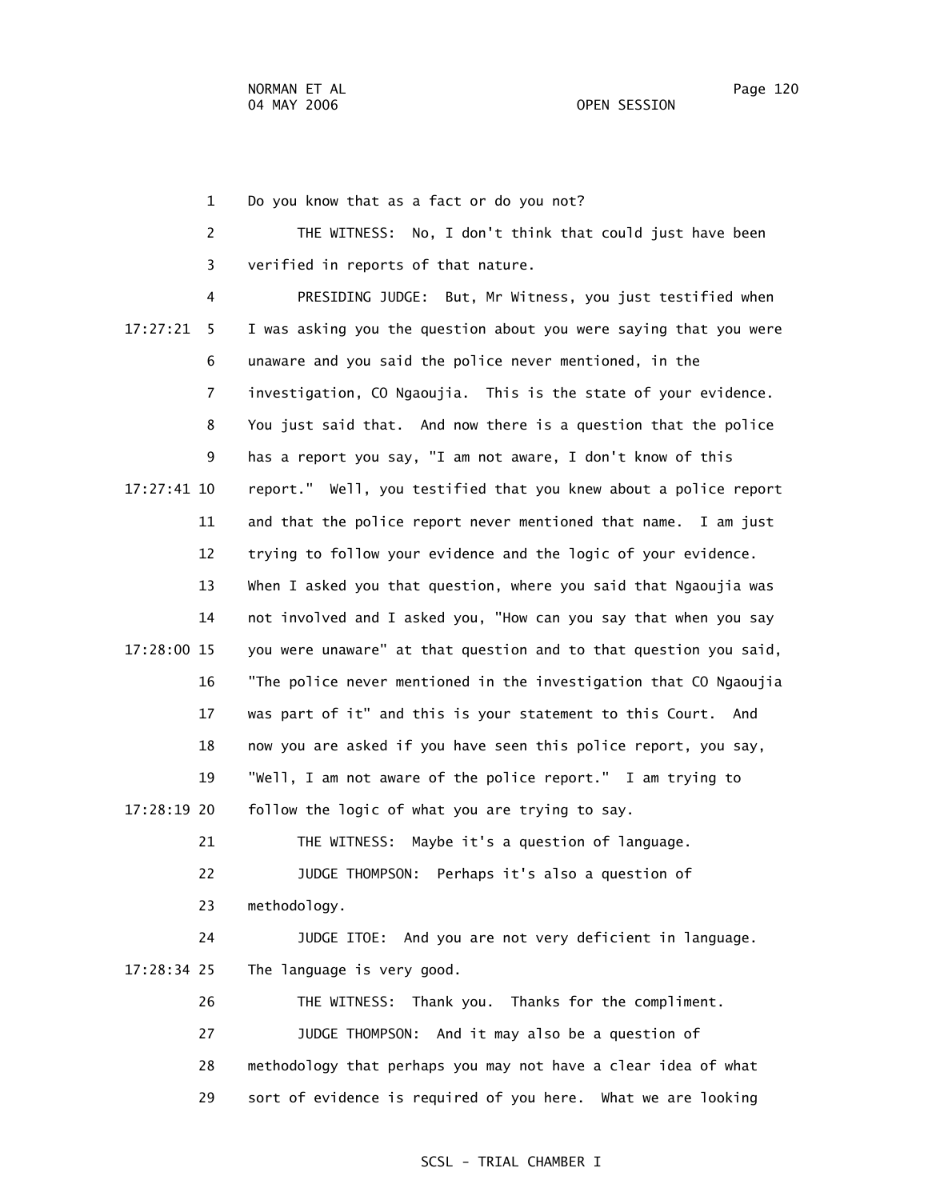1 Do you know that as a fact or do you not?

2 THE WITNESS: No, I don't think that could just have been

3 verified in reports of that nature.

4 PRESIDING JUDGE: But, Mr Witness, you just testified when

17:27:21 5 I was asking you the question about you were saying that you were

6 unaware and you said the police never mentioned, in the

7 investigation, CO Ngaoujia. This is the state of your evidence.

8 You just said that. And now there is a question that the police

9 has a report you say, "I am not aware, I don't know of this

17:27:41 10 report." Well, you testified that you knew about a police report

11 and that the police report never mentioned that name. I am just

12 trying to follow your evidence and the logic of your evidence.

13 When I asked you that question, where you said that Ngaoujia was

14 not involved and I asked you, "How can you say that when you say

17:28:00 15 you were unaware" at that question and to that question you said,

16 "The police never mentioned in the investigation that CO Ngaoujia

17 was part of it" and this is your statement to this Court. And

18 now you are asked if you have seen this police report, you say,

19 "Well, I am not aware of the police report." I am trying to

17:28:19 20 follow the logic of what you are trying to say.

21 THE WITNESS: Maybe it's a question of language.

22 JUDGE THOMPSON: Perhaps it's also a question of

23 methodology.

24 JUDGE ITOE: And you are not very deficient in language.

17:28:34 25 The language is very good.

26 THE WITNESS: Thank you. Thanks for the compliment.

27 JUDGE THOMPSON: And it may also be a question of

28 methodology that perhaps you may not have a clear idea of what

29 sort of evidence is required of you here. What we are looking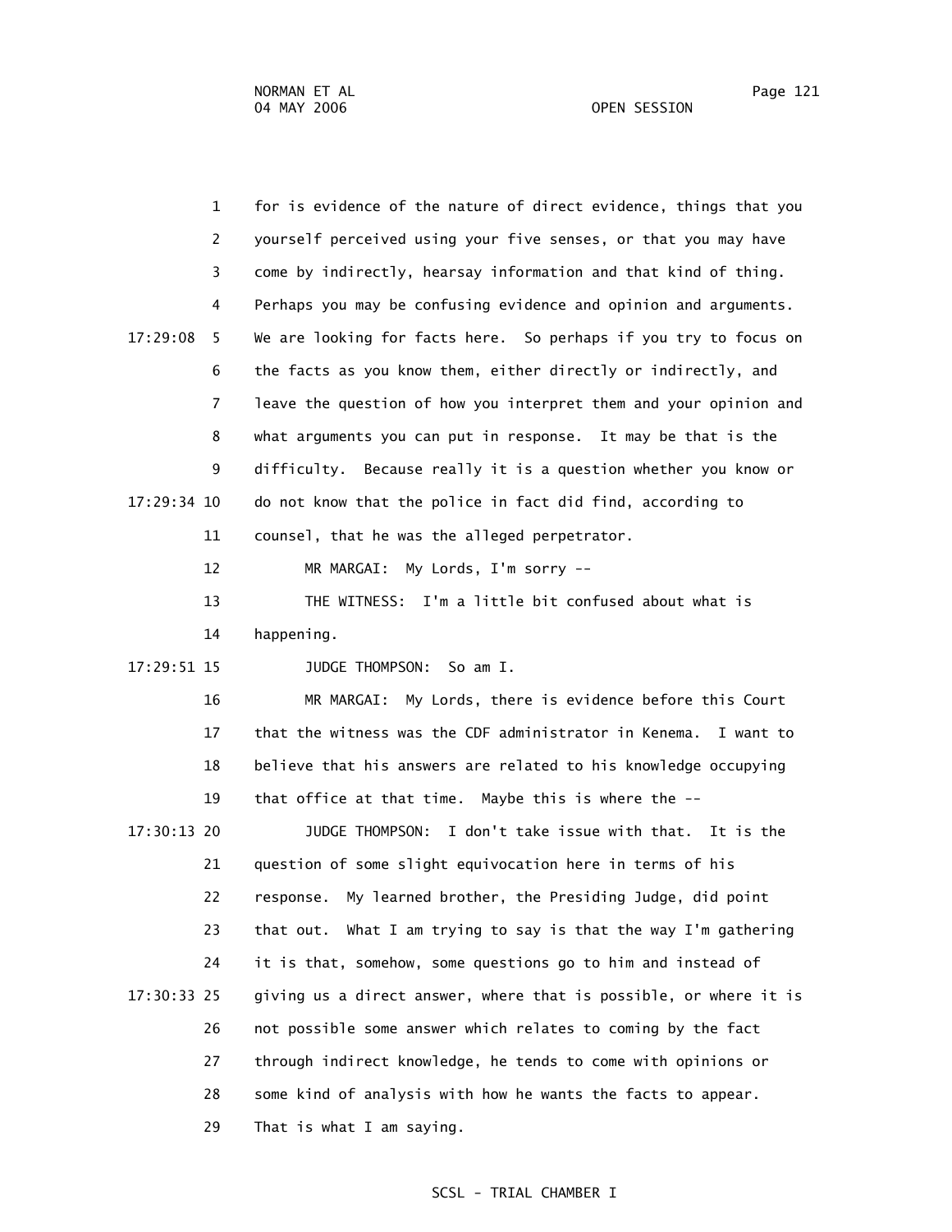for is evidence of the nature of direct evidence, things that you yourself perceived using your five senses, or that you may have come by indirectly, hearsay information and that kind of thing. Perhaps you may be confusing evidence and opinion and arguments. We are looking for facts here. So perhaps if you try to focus on the facts as you know them, either directly or indirectly, and leave the question of how you interpret them and your opinion and what arguments you can put in response. It may be that is the difficulty. Because really it is a question whether you know or do not know that the police in fact did find, according to counsel, that he was the alleged perpetrator.

MR MARGAI: My Lords, I'm sorry --

THE WITNESS: I'm a little bit confused about what is happening.

JUDGE THOMPSON: So am I.

MR MARGAI: My Lords, there is evidence before this Court that the witness was the CDF administrator in Kenema. I want to believe that his answers are related to his knowledge occupying that office at that time. Maybe this is where the --

JUDGE THOMPSON: I don't take issue with that. It is the question of some slight equivocation here in terms of his response. My learned brother, the Presiding Judge, did point that out. What I am trying to say is that the way I'm gathering it is that, somehow, some questions go to him and instead of giving us a direct answer, where that is possible, or where it is not possible some answer which relates to coming by the fact through indirect knowledge, he tends to come with opinions or some kind of analysis with how he wants the facts to appear. That is what I am saying.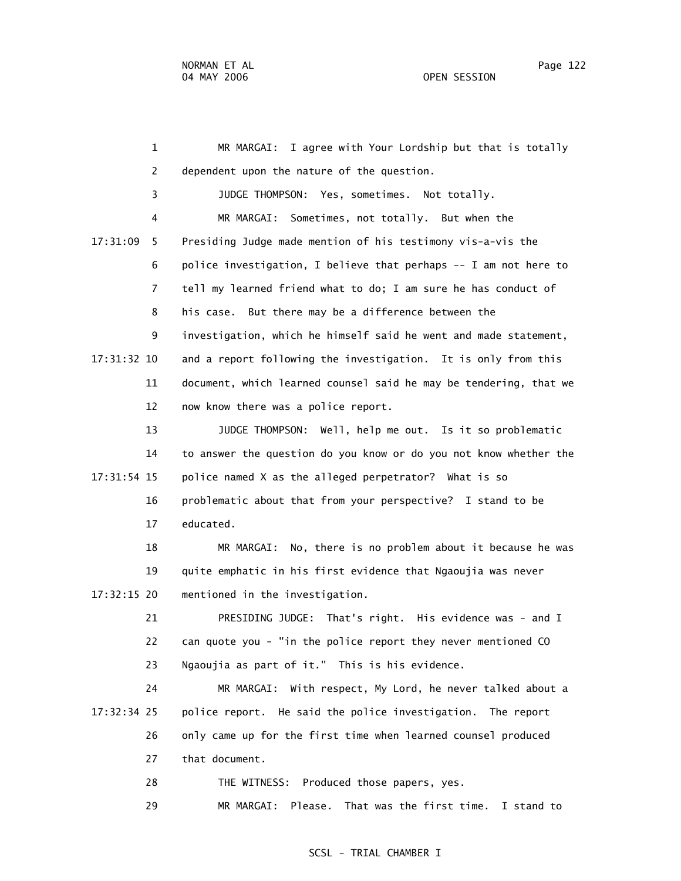1 MR MARGAI: I agree with Your Lordship but that is totally
2 dependent upon the nature of the question.
3 JUDGE THOMPSON: Yes, sometimes. Not totally.
4 MR MARGAI: Sometimes, not totally. But when the
17:31:09 5 Presiding Judge made mention of his testimony vis-a-vis the
6 police investigation, I believe that perhaps -- I am not here to
7 tell my learned friend what to do; I am sure he has conduct of
8 his case. But there may be a difference between the
9 investigation, which he himself said he went and made statement,
17:31:32 10 and a report following the investigation. It is only from this
11 document, which learned counsel said he may be tendering, that we
12 now know there was a police report.
13 JUDGE THOMPSON: Well, help me out. Is it so problematic
14 to answer the question do you know or do you not know whether the
17:31:54 15 police named X as the alleged perpetrator? What is so
16 problematic about that from your perspective? I stand to be
17 educated.
18 MR MARGAI: No, there is no problem about it because he was
19 quite emphatic in his first evidence that Ngaoujia was never
17:32:15 20 mentioned in the investigation.
21 PRESIDING JUDGE: That's right. His evidence was - and I
22 can quote you - "in the police report they never mentioned CO
23 Ngaoujia as part of it." This is his evidence.
24 MR MARGAI: With respect, My Lord, he never talked about a
17:32:34 25 police report. He said the police investigation. The report
26 only came up for the first time when learned counsel produced
27 that document.
28 THE WITNESS: Produced those papers, yes.
29 MR MARGAI: Please. That was the first time. I stand to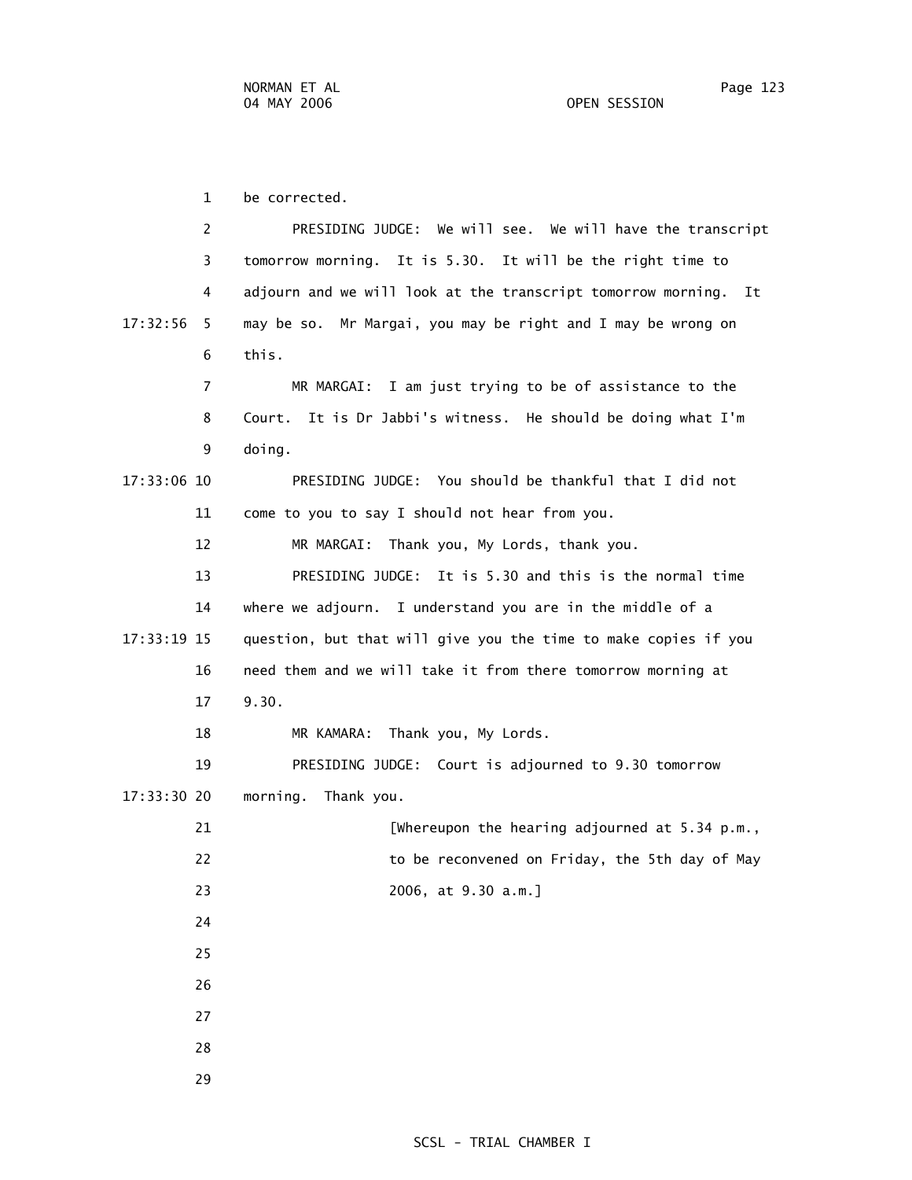be corrected.

PRESIDING JUDGE: We will see. We will have the transcript tomorrow morning. It is 5.30. It will be the right time to adjourn and we will look at the transcript tomorrow morning. It may be so. Mr Margai, you may be right and I may be wrong on this.

MR MARGAI: I am just trying to be of assistance to the Court. It is Dr Jabbi's witness. He should be doing what I'm doing.

PRESIDING JUDGE: You should be thankful that I did not come to you to say I should not hear from you.

MR MARGAI: Thank you, My Lords, thank you.

PRESIDING JUDGE: It is 5.30 and this is the normal time where we adjourn. I understand you are in the middle of a question, but that will give you the time to make copies if you need them and we will take it from there tomorrow morning at 9.30.

MR KAMARA: Thank you, My Lords.

PRESIDING JUDGE: Court is adjourned to 9.30 tomorrow morning. Thank you.

[Whereupon the hearing adjourned at 5.34 p.m., to be reconvened on Friday, the 5th day of May 2006, at 9.30 a.m.]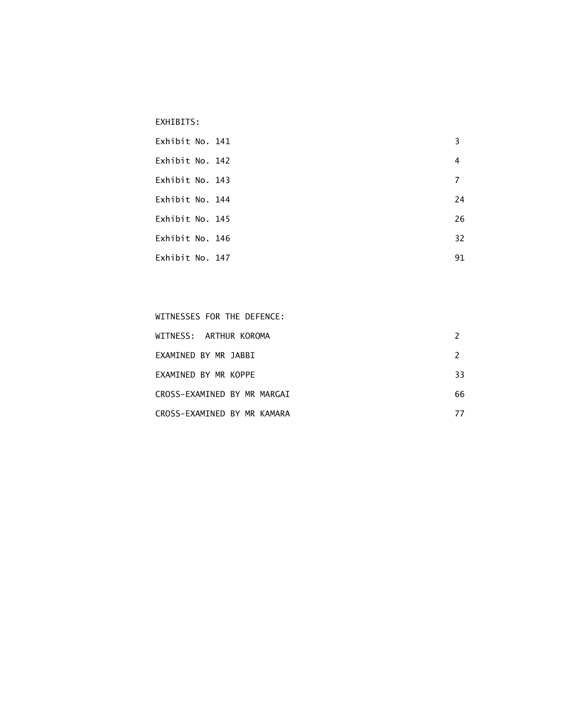EXHIBITS:

| | |
|---|---|
| Exhibit No. 141 | 3 |
| Exhibit No. 142 | 4 |
| Exhibit No. 143 | 7 |
| Exhibit No. 144 | 24 |
| Exhibit No. 145 | 26 |
| Exhibit No. 146 | 32 |
| Exhibit No. 147 | 91 |

WITNESSES FOR THE DEFENCE:

| | |
|---|---|
| WITNESS: ARTHUR KOROMA | 2 |
| EXAMINED BY MR JABBI | 2 |
| EXAMINED BY MR KOPPE | 33 |
| CROSS-EXAMINED BY MR MARGAI | 66 |
| CROSS-EXAMINED BY MR KAMARA | 77 |